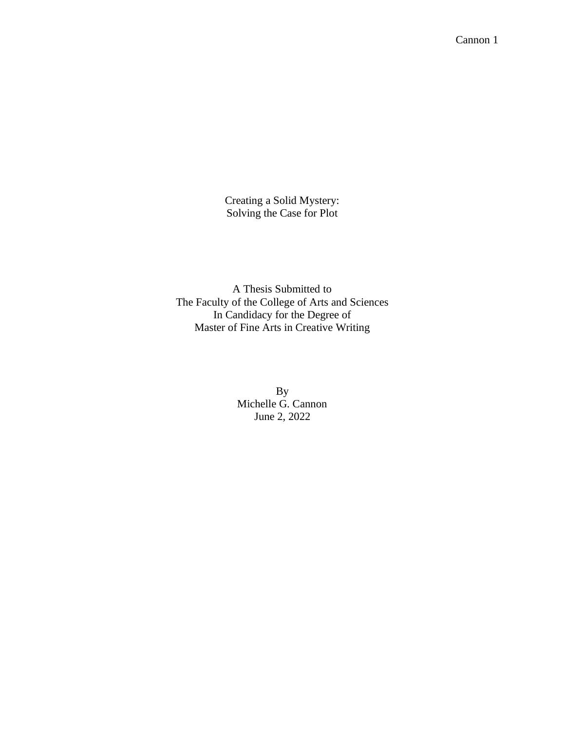# Creating a Solid Mystery:
# Solving the Case for Plot

A Thesis Submitted to
The Faculty of the College of Arts and Sciences
In Candidacy for the Degree of
Master of Fine Arts in Creative Writing

By
Michelle G. Cannon
June 2, 2022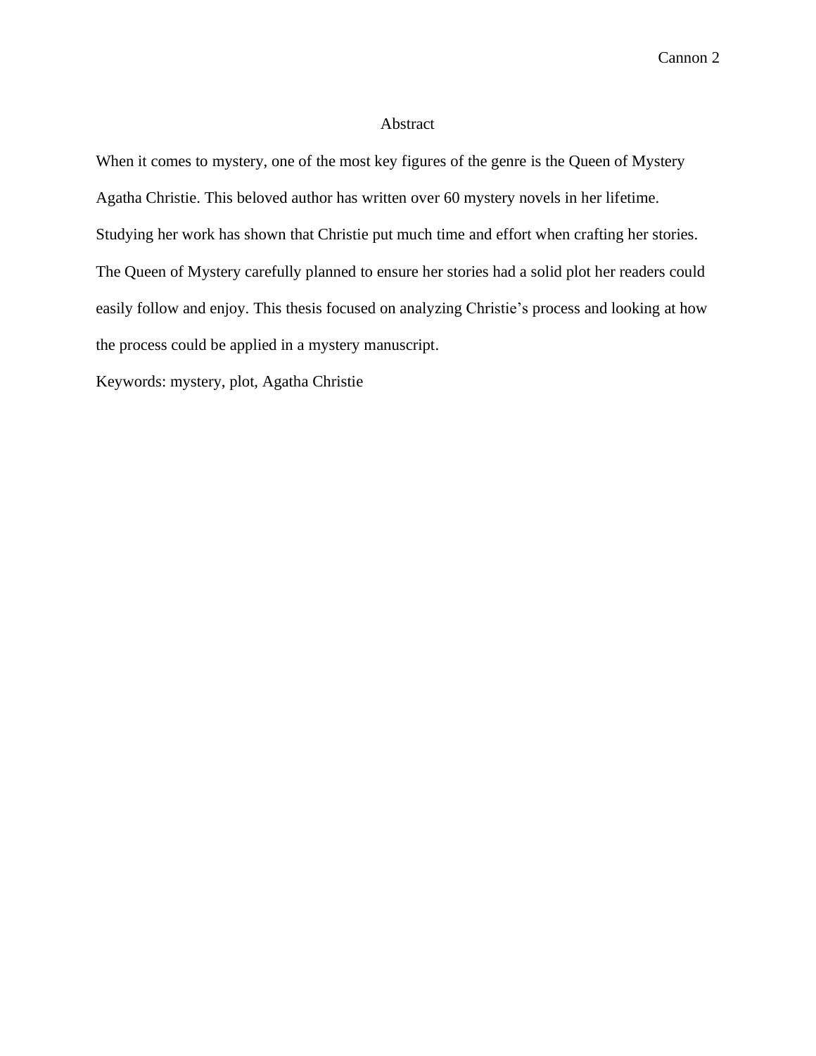# Abstract

When it comes to mystery, one of the most key figures of the genre is the Queen of Mystery Agatha Christie. This beloved author has written over 60 mystery novels in her lifetime. Studying her work has shown that Christie put much time and effort when crafting her stories. The Queen of Mystery carefully planned to ensure her stories had a solid plot her readers could easily follow and enjoy. This thesis focused on analyzing Christie's process and looking at how the process could be applied in a mystery manuscript.

Keywords: mystery, plot, Agatha Christie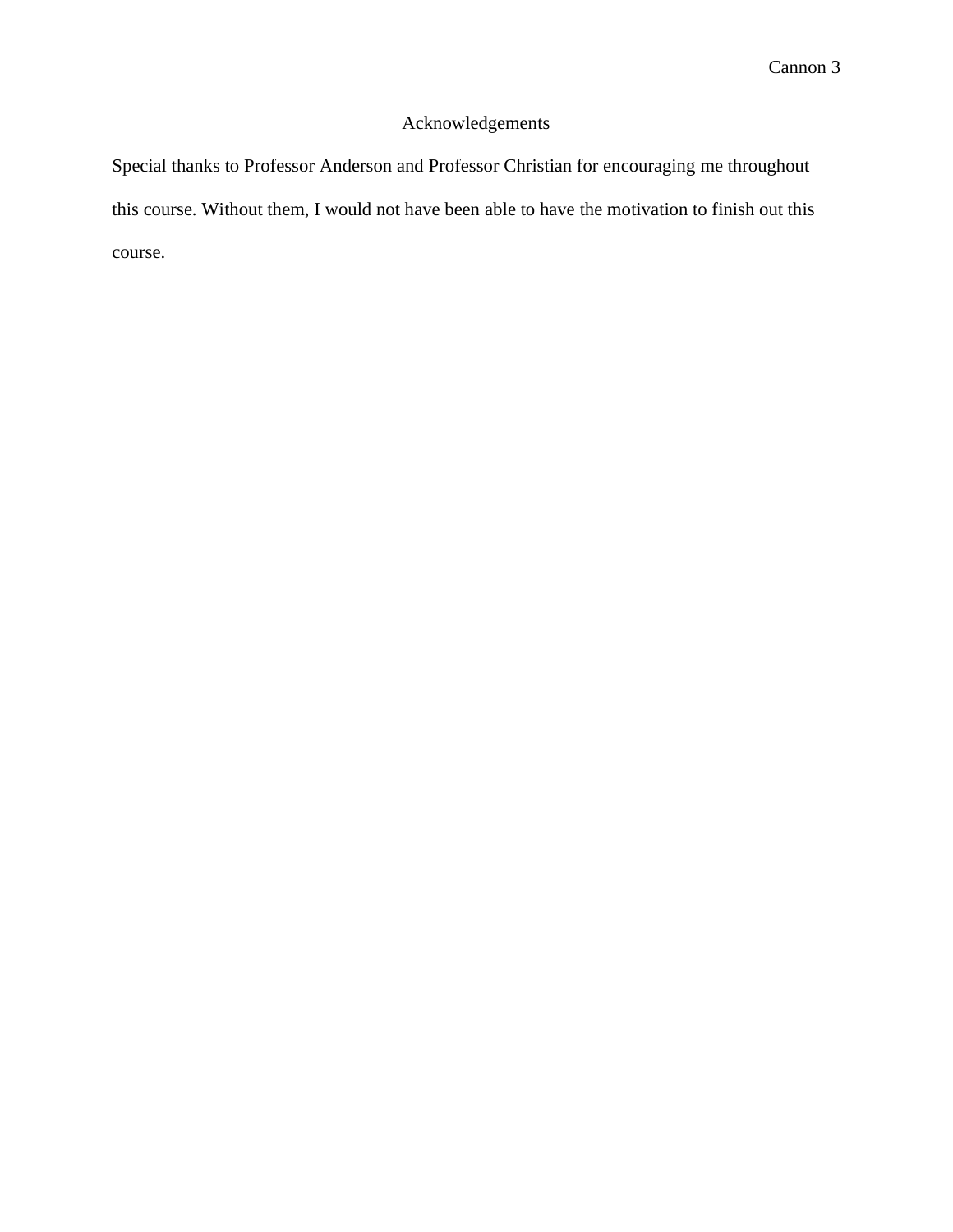# Acknowledgements

Special thanks to Professor Anderson and Professor Christian for encouraging me throughout this course. Without them, I would not have been able to have the motivation to finish out this course.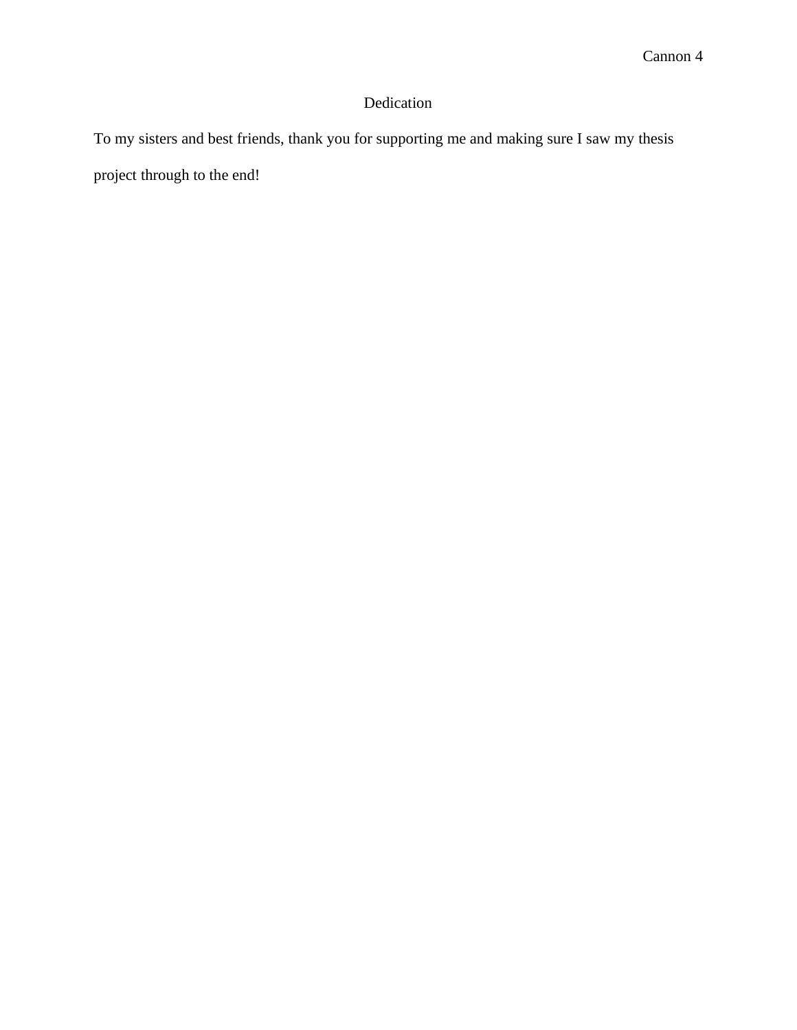# Dedication

To my sisters and best friends, thank you for supporting me and making sure I saw my thesis project through to the end!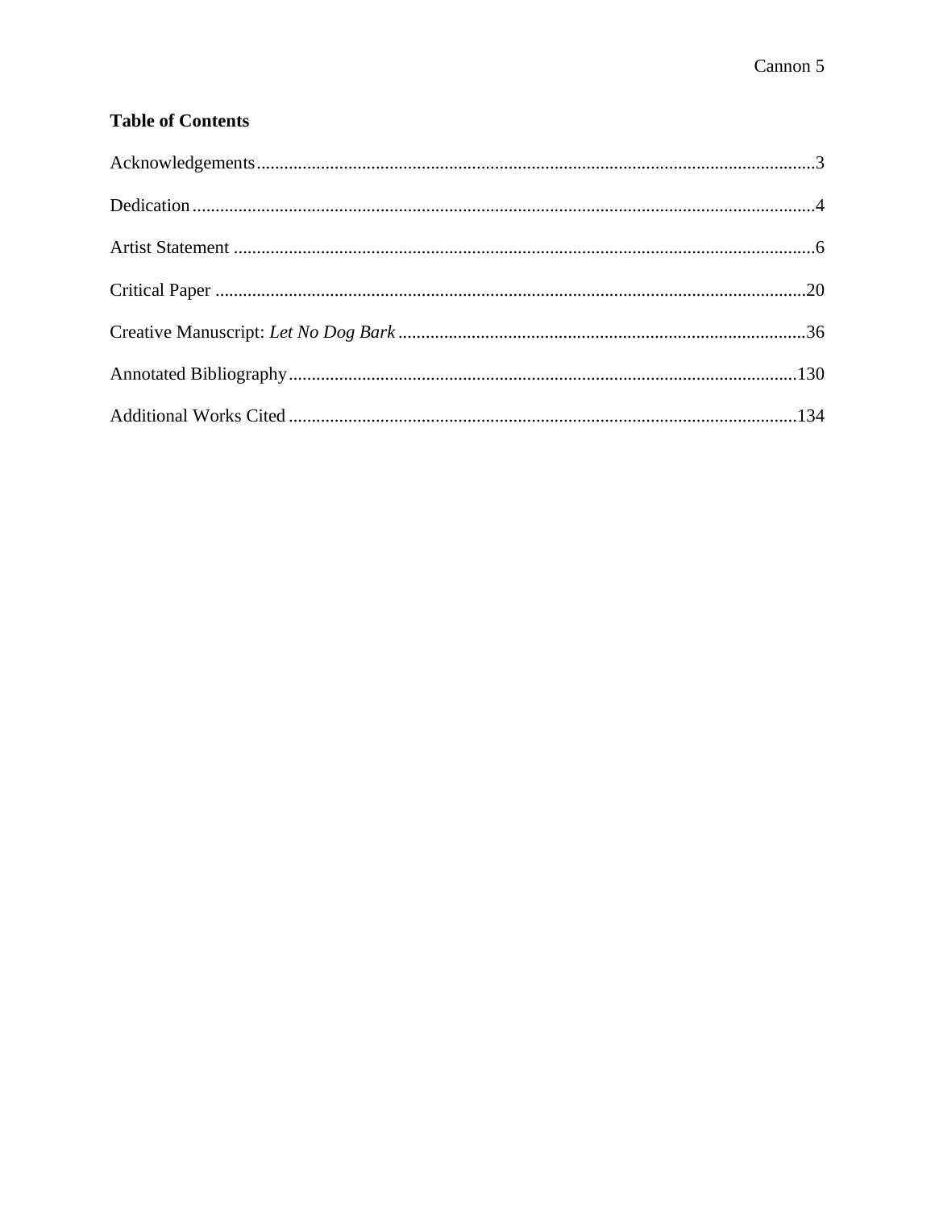**Table of Contents**

Acknowledgements........................................................................................................................3

Dedication......................................................................................................................................4

Artist Statement ............................................................................................................................6

Critical Paper ...............................................................................................................................20

Creative Manuscript: *Let No Dog Bark* .......................................................................................36

Annotated Bibliography.............................................................................................................130

Additional Works Cited .............................................................................................................134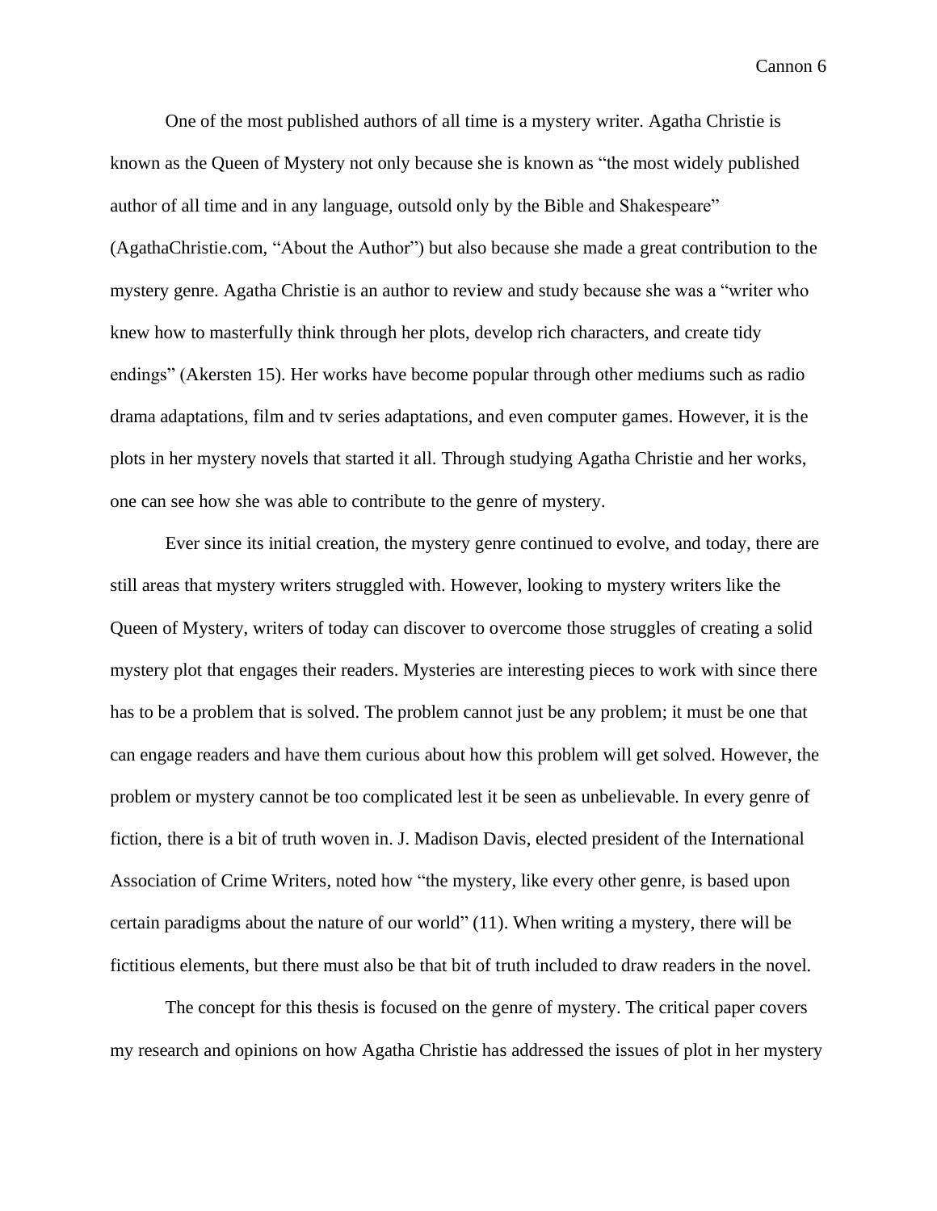One of the most published authors of all time is a mystery writer. Agatha Christie is known as the Queen of Mystery not only because she is known as "the most widely published author of all time and in any language, outsold only by the Bible and Shakespeare" (AgathaChristie.com, "About the Author") but also because she made a great contribution to the mystery genre. Agatha Christie is an author to review and study because she was a "writer who knew how to masterfully think through her plots, develop rich characters, and create tidy endings" (Akersten 15). Her works have become popular through other mediums such as radio drama adaptations, film and tv series adaptations, and even computer games. However, it is the plots in her mystery novels that started it all. Through studying Agatha Christie and her works, one can see how she was able to contribute to the genre of mystery.

Ever since its initial creation, the mystery genre continued to evolve, and today, there are still areas that mystery writers struggled with. However, looking to mystery writers like the Queen of Mystery, writers of today can discover to overcome those struggles of creating a solid mystery plot that engages their readers. Mysteries are interesting pieces to work with since there has to be a problem that is solved. The problem cannot just be any problem; it must be one that can engage readers and have them curious about how this problem will get solved. However, the problem or mystery cannot be too complicated lest it be seen as unbelievable. In every genre of fiction, there is a bit of truth woven in. J. Madison Davis, elected president of the International Association of Crime Writers, noted how "the mystery, like every other genre, is based upon certain paradigms about the nature of our world" (11). When writing a mystery, there will be fictitious elements, but there must also be that bit of truth included to draw readers in the novel.

The concept for this thesis is focused on the genre of mystery. The critical paper covers my research and opinions on how Agatha Christie has addressed the issues of plot in her mystery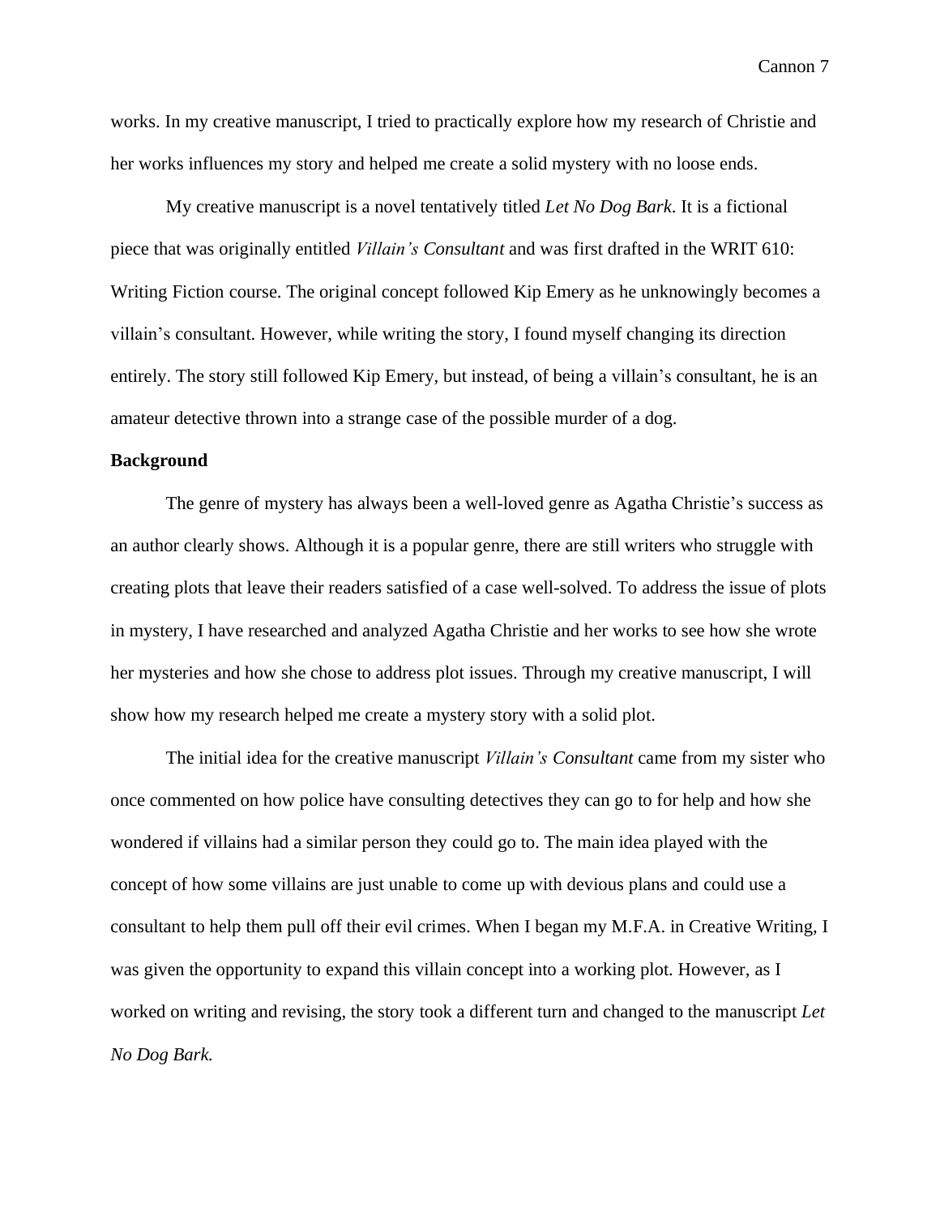works. In my creative manuscript, I tried to practically explore how my research of Christie and her works influences my story and helped me create a solid mystery with no loose ends.

My creative manuscript is a novel tentatively titled *Let No Dog Bark*. It is a fictional piece that was originally entitled *Villain's Consultant* and was first drafted in the WRIT 610: Writing Fiction course. The original concept followed Kip Emery as he unknowingly becomes a villain's consultant. However, while writing the story, I found myself changing its direction entirely. The story still followed Kip Emery, but instead, of being a villain's consultant, he is an amateur detective thrown into a strange case of the possible murder of a dog.

**Background**

The genre of mystery has always been a well-loved genre as Agatha Christie's success as an author clearly shows. Although it is a popular genre, there are still writers who struggle with creating plots that leave their readers satisfied of a case well-solved. To address the issue of plots in mystery, I have researched and analyzed Agatha Christie and her works to see how she wrote her mysteries and how she chose to address plot issues. Through my creative manuscript, I will show how my research helped me create a mystery story with a solid plot.

The initial idea for the creative manuscript *Villain's Consultant* came from my sister who once commented on how police have consulting detectives they can go to for help and how she wondered if villains had a similar person they could go to. The main idea played with the concept of how some villains are just unable to come up with devious plans and could use a consultant to help them pull off their evil crimes. When I began my M.F.A. in Creative Writing, I was given the opportunity to expand this villain concept into a working plot. However, as I worked on writing and revising, the story took a different turn and changed to the manuscript *Let No Dog Bark.*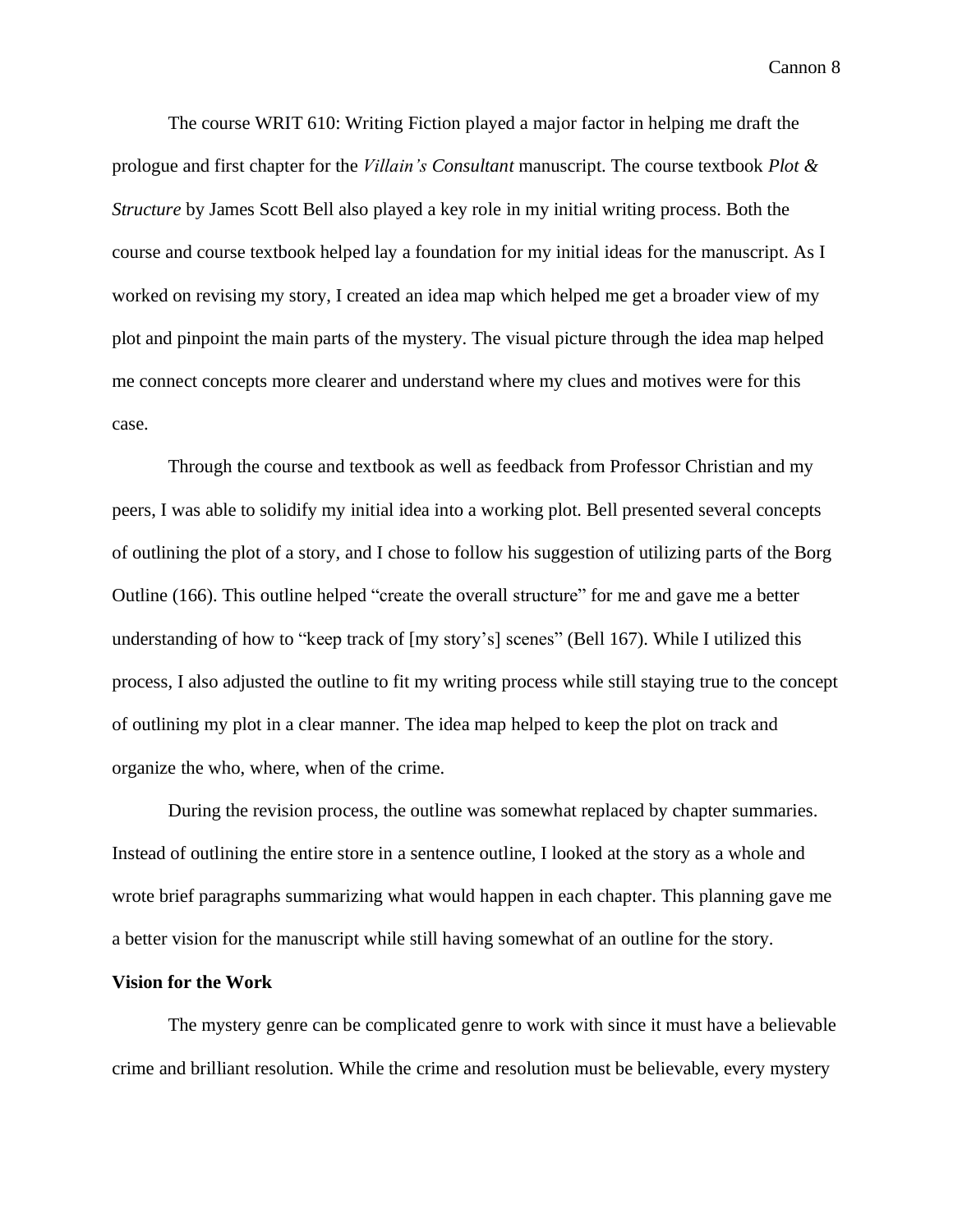The course WRIT 610: Writing Fiction played a major factor in helping me draft the prologue and first chapter for the *Villain's Consultant* manuscript. The course textbook *Plot & Structure* by James Scott Bell also played a key role in my initial writing process. Both the course and course textbook helped lay a foundation for my initial ideas for the manuscript. As I worked on revising my story, I created an idea map which helped me get a broader view of my plot and pinpoint the main parts of the mystery. The visual picture through the idea map helped me connect concepts more clearer and understand where my clues and motives were for this case.

Through the course and textbook as well as feedback from Professor Christian and my peers, I was able to solidify my initial idea into a working plot. Bell presented several concepts of outlining the plot of a story, and I chose to follow his suggestion of utilizing parts of the Borg Outline (166). This outline helped "create the overall structure" for me and gave me a better understanding of how to "keep track of [my story's] scenes" (Bell 167). While I utilized this process, I also adjusted the outline to fit my writing process while still staying true to the concept of outlining my plot in a clear manner. The idea map helped to keep the plot on track and organize the who, where, when of the crime.

During the revision process, the outline was somewhat replaced by chapter summaries. Instead of outlining the entire store in a sentence outline, I looked at the story as a whole and wrote brief paragraphs summarizing what would happen in each chapter. This planning gave me a better vision for the manuscript while still having somewhat of an outline for the story.

**Vision for the Work**

The mystery genre can be complicated genre to work with since it must have a believable crime and brilliant resolution. While the crime and resolution must be believable, every mystery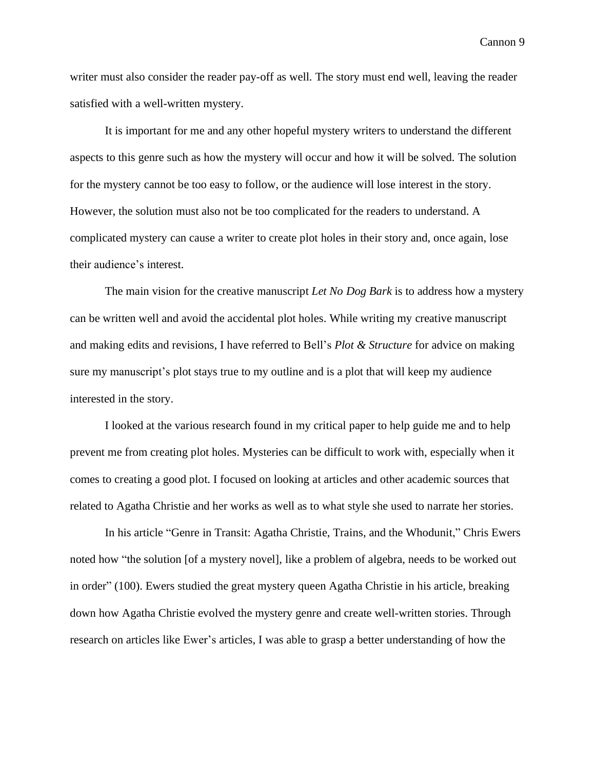writer must also consider the reader pay-off as well. The story must end well, leaving the reader satisfied with a well-written mystery.

It is important for me and any other hopeful mystery writers to understand the different aspects to this genre such as how the mystery will occur and how it will be solved. The solution for the mystery cannot be too easy to follow, or the audience will lose interest in the story. However, the solution must also not be too complicated for the readers to understand. A complicated mystery can cause a writer to create plot holes in their story and, once again, lose their audience's interest.

The main vision for the creative manuscript *Let No Dog Bark* is to address how a mystery can be written well and avoid the accidental plot holes. While writing my creative manuscript and making edits and revisions, I have referred to Bell's *Plot & Structure* for advice on making sure my manuscript's plot stays true to my outline and is a plot that will keep my audience interested in the story.

I looked at the various research found in my critical paper to help guide me and to help prevent me from creating plot holes. Mysteries can be difficult to work with, especially when it comes to creating a good plot. I focused on looking at articles and other academic sources that related to Agatha Christie and her works as well as to what style she used to narrate her stories.

In his article "Genre in Transit: Agatha Christie, Trains, and the Whodunit," Chris Ewers noted how "the solution [of a mystery novel], like a problem of algebra, needs to be worked out in order" (100). Ewers studied the great mystery queen Agatha Christie in his article, breaking down how Agatha Christie evolved the mystery genre and create well-written stories. Through research on articles like Ewer's articles, I was able to grasp a better understanding of how the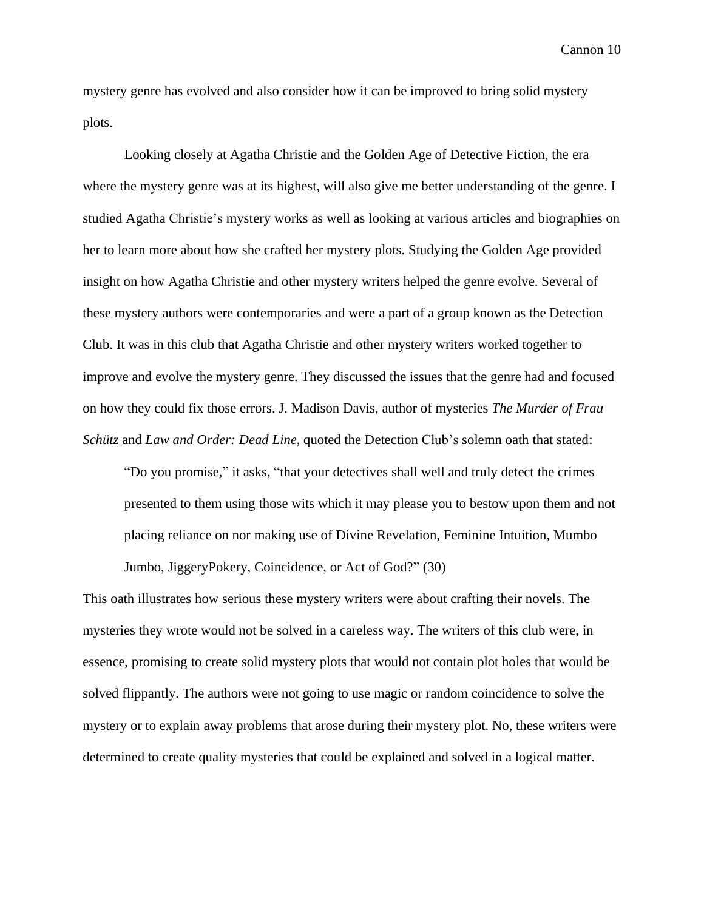mystery genre has evolved and also consider how it can be improved to bring solid mystery plots.

Looking closely at Agatha Christie and the Golden Age of Detective Fiction, the era where the mystery genre was at its highest, will also give me better understanding of the genre. I studied Agatha Christie's mystery works as well as looking at various articles and biographies on her to learn more about how she crafted her mystery plots. Studying the Golden Age provided insight on how Agatha Christie and other mystery writers helped the genre evolve. Several of these mystery authors were contemporaries and were a part of a group known as the Detection Club. It was in this club that Agatha Christie and other mystery writers worked together to improve and evolve the mystery genre. They discussed the issues that the genre had and focused on how they could fix those errors. J. Madison Davis, author of mysteries *The Murder of Frau Schütz* and *Law and Order: Dead Line*, quoted the Detection Club's solemn oath that stated:

> "Do you promise," it asks, "that your detectives shall well and truly detect the crimes presented to them using those wits which it may please you to bestow upon them and not placing reliance on nor making use of Divine Revelation, Feminine Intuition, Mumbo Jumbo, JiggeryPokery, Coincidence, or Act of God?" (30)

This oath illustrates how serious these mystery writers were about crafting their novels. The mysteries they wrote would not be solved in a careless way. The writers of this club were, in essence, promising to create solid mystery plots that would not contain plot holes that would be solved flippantly. The authors were not going to use magic or random coincidence to solve the mystery or to explain away problems that arose during their mystery plot. No, these writers were determined to create quality mysteries that could be explained and solved in a logical matter.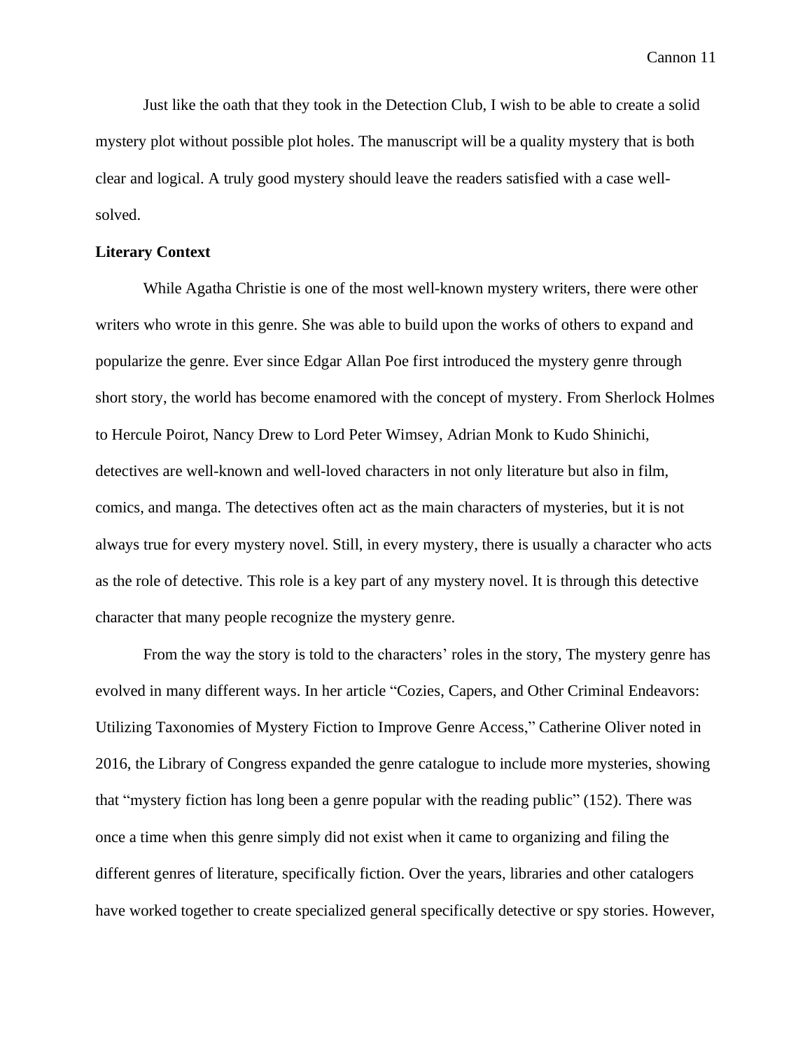Just like the oath that they took in the Detection Club, I wish to be able to create a solid mystery plot without possible plot holes. The manuscript will be a quality mystery that is both clear and logical. A truly good mystery should leave the readers satisfied with a case well-solved.

**Literary Context**

While Agatha Christie is one of the most well-known mystery writers, there were other writers who wrote in this genre. She was able to build upon the works of others to expand and popularize the genre. Ever since Edgar Allan Poe first introduced the mystery genre through short story, the world has become enamored with the concept of mystery. From Sherlock Holmes to Hercule Poirot, Nancy Drew to Lord Peter Wimsey, Adrian Monk to Kudo Shinichi, detectives are well-known and well-loved characters in not only literature but also in film, comics, and manga. The detectives often act as the main characters of mysteries, but it is not always true for every mystery novel. Still, in every mystery, there is usually a character who acts as the role of detective. This role is a key part of any mystery novel. It is through this detective character that many people recognize the mystery genre.

From the way the story is told to the characters' roles in the story, The mystery genre has evolved in many different ways. In her article "Cozies, Capers, and Other Criminal Endeavors: Utilizing Taxonomies of Mystery Fiction to Improve Genre Access," Catherine Oliver noted in 2016, the Library of Congress expanded the genre catalogue to include more mysteries, showing that "mystery fiction has long been a genre popular with the reading public" (152). There was once a time when this genre simply did not exist when it came to organizing and filing the different genres of literature, specifically fiction. Over the years, libraries and other catalogers have worked together to create specialized general specifically detective or spy stories. However,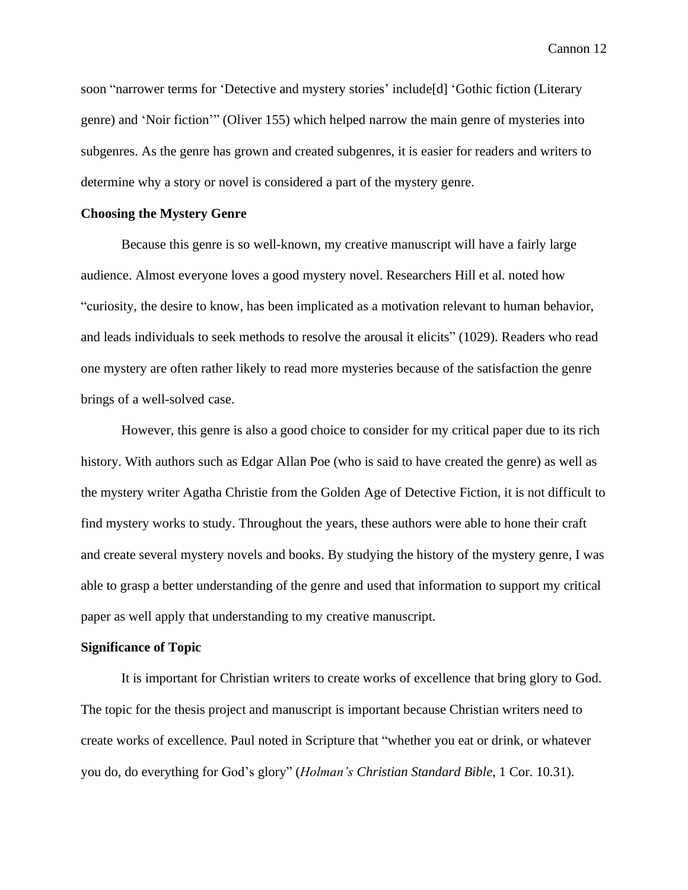soon "narrower terms for 'Detective and mystery stories' include[d] 'Gothic fiction (Literary genre) and 'Noir fiction'" (Oliver 155) which helped narrow the main genre of mysteries into subgenres. As the genre has grown and created subgenres, it is easier for readers and writers to determine why a story or novel is considered a part of the mystery genre.

**Choosing the Mystery Genre**

Because this genre is so well-known, my creative manuscript will have a fairly large audience. Almost everyone loves a good mystery novel. Researchers Hill et al. noted how "curiosity, the desire to know, has been implicated as a motivation relevant to human behavior, and leads individuals to seek methods to resolve the arousal it elicits" (1029). Readers who read one mystery are often rather likely to read more mysteries because of the satisfaction the genre brings of a well-solved case.

However, this genre is also a good choice to consider for my critical paper due to its rich history. With authors such as Edgar Allan Poe (who is said to have created the genre) as well as the mystery writer Agatha Christie from the Golden Age of Detective Fiction, it is not difficult to find mystery works to study. Throughout the years, these authors were able to hone their craft and create several mystery novels and books. By studying the history of the mystery genre, I was able to grasp a better understanding of the genre and used that information to support my critical paper as well apply that understanding to my creative manuscript.

**Significance of Topic**

It is important for Christian writers to create works of excellence that bring glory to God. The topic for the thesis project and manuscript is important because Christian writers need to create works of excellence. Paul noted in Scripture that "whether you eat or drink, or whatever you do, do everything for God's glory" (*Holman's Christian Standard Bible*, 1 Cor. 10.31).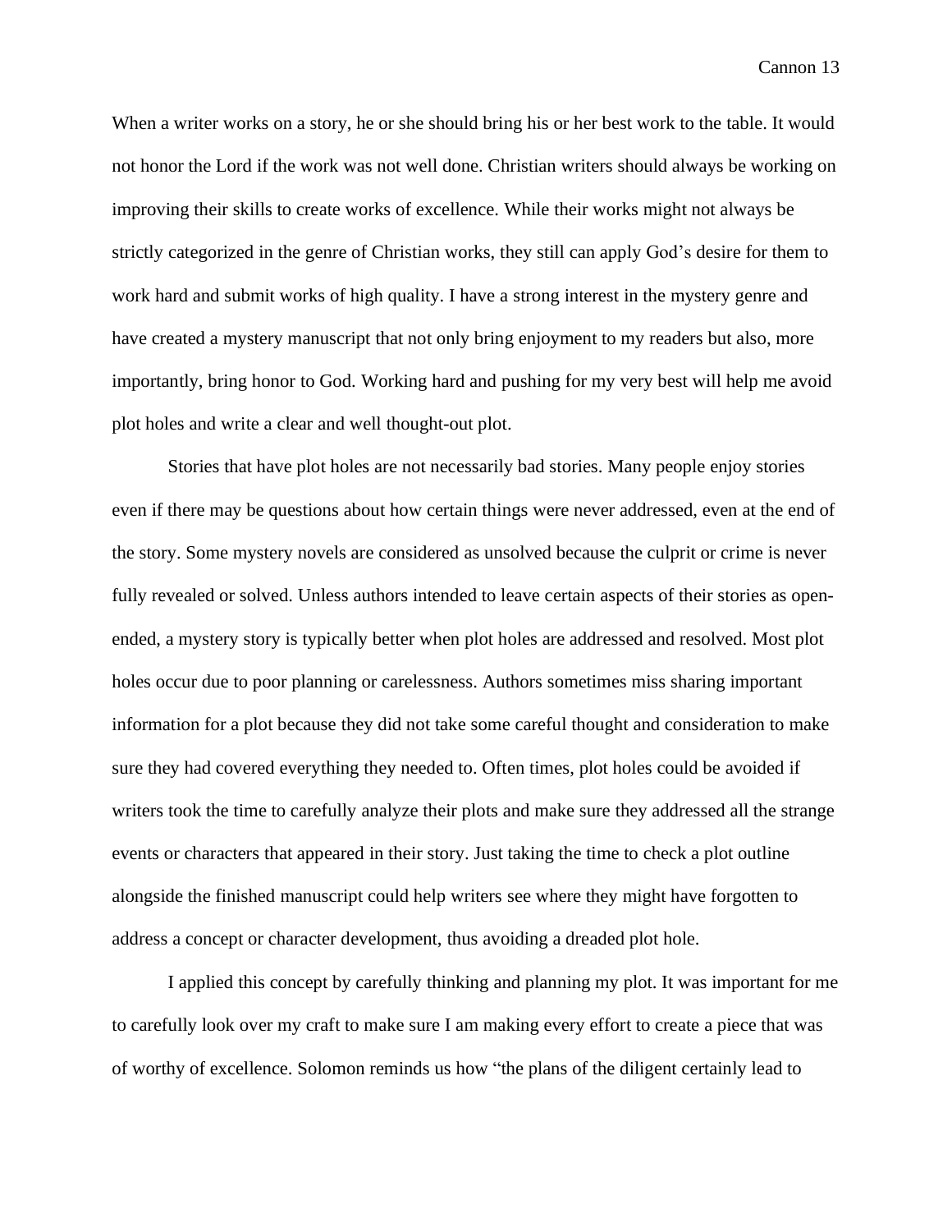When a writer works on a story, he or she should bring his or her best work to the table. It would not honor the Lord if the work was not well done. Christian writers should always be working on improving their skills to create works of excellence. While their works might not always be strictly categorized in the genre of Christian works, they still can apply God's desire for them to work hard and submit works of high quality. I have a strong interest in the mystery genre and have created a mystery manuscript that not only bring enjoyment to my readers but also, more importantly, bring honor to God. Working hard and pushing for my very best will help me avoid plot holes and write a clear and well thought-out plot.

Stories that have plot holes are not necessarily bad stories. Many people enjoy stories even if there may be questions about how certain things were never addressed, even at the end of the story. Some mystery novels are considered as unsolved because the culprit or crime is never fully revealed or solved. Unless authors intended to leave certain aspects of their stories as open-ended, a mystery story is typically better when plot holes are addressed and resolved. Most plot holes occur due to poor planning or carelessness. Authors sometimes miss sharing important information for a plot because they did not take some careful thought and consideration to make sure they had covered everything they needed to. Often times, plot holes could be avoided if writers took the time to carefully analyze their plots and make sure they addressed all the strange events or characters that appeared in their story. Just taking the time to check a plot outline alongside the finished manuscript could help writers see where they might have forgotten to address a concept or character development, thus avoiding a dreaded plot hole.

I applied this concept by carefully thinking and planning my plot. It was important for me to carefully look over my craft to make sure I am making every effort to create a piece that was of worthy of excellence. Solomon reminds us how "the plans of the diligent certainly lead to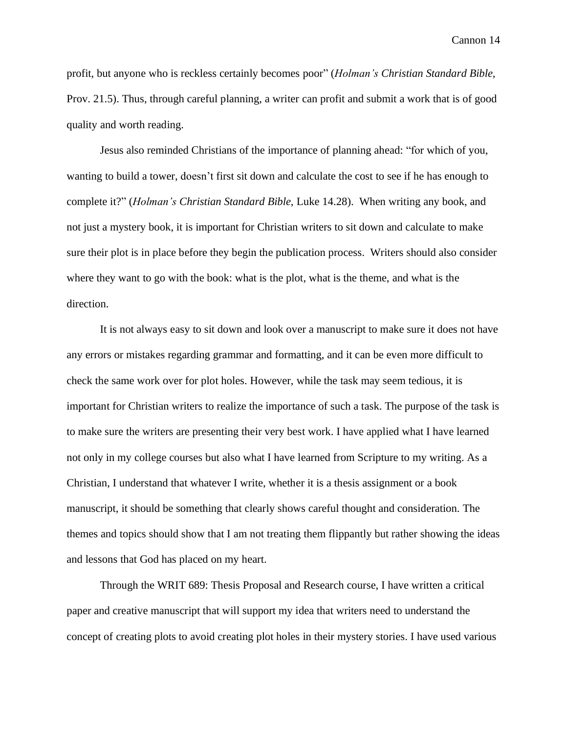profit, but anyone who is reckless certainly becomes poor" (*Holman's Christian Standard Bible,* Prov. 21.5). Thus, through careful planning, a writer can profit and submit a work that is of good quality and worth reading.

Jesus also reminded Christians of the importance of planning ahead: "for which of you, wanting to build a tower, doesn't first sit down and calculate the cost to see if he has enough to complete it?" (*Holman's Christian Standard Bible,* Luke 14.28). When writing any book, and not just a mystery book, it is important for Christian writers to sit down and calculate to make sure their plot is in place before they begin the publication process. Writers should also consider where they want to go with the book: what is the plot, what is the theme, and what is the direction.

It is not always easy to sit down and look over a manuscript to make sure it does not have any errors or mistakes regarding grammar and formatting, and it can be even more difficult to check the same work over for plot holes. However, while the task may seem tedious, it is important for Christian writers to realize the importance of such a task. The purpose of the task is to make sure the writers are presenting their very best work. I have applied what I have learned not only in my college courses but also what I have learned from Scripture to my writing. As a Christian, I understand that whatever I write, whether it is a thesis assignment or a book manuscript, it should be something that clearly shows careful thought and consideration. The themes and topics should show that I am not treating them flippantly but rather showing the ideas and lessons that God has placed on my heart.

Through the WRIT 689: Thesis Proposal and Research course, I have written a critical paper and creative manuscript that will support my idea that writers need to understand the concept of creating plots to avoid creating plot holes in their mystery stories. I have used various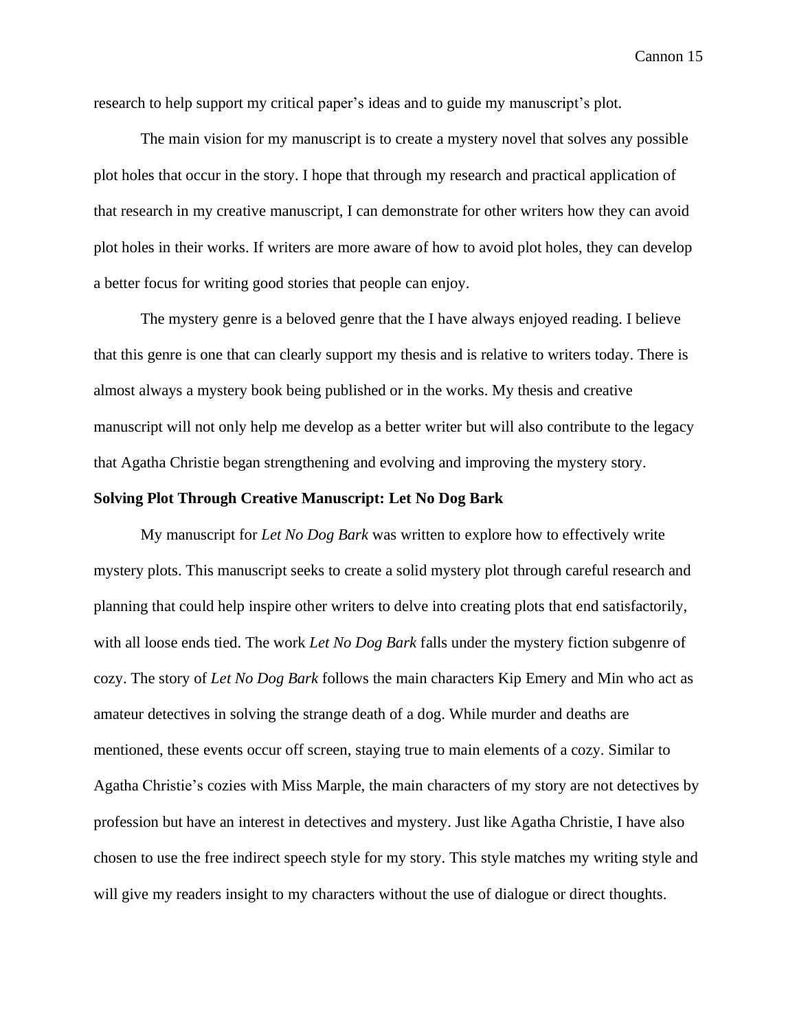research to help support my critical paper's ideas and to guide my manuscript's plot.

The main vision for my manuscript is to create a mystery novel that solves any possible plot holes that occur in the story. I hope that through my research and practical application of that research in my creative manuscript, I can demonstrate for other writers how they can avoid plot holes in their works. If writers are more aware of how to avoid plot holes, they can develop a better focus for writing good stories that people can enjoy.

The mystery genre is a beloved genre that the I have always enjoyed reading. I believe that this genre is one that can clearly support my thesis and is relative to writers today. There is almost always a mystery book being published or in the works. My thesis and creative manuscript will not only help me develop as a better writer but will also contribute to the legacy that Agatha Christie began strengthening and evolving and improving the mystery story.

**Solving Plot Through Creative Manuscript: Let No Dog Bark**

My manuscript for *Let No Dog Bark* was written to explore how to effectively write mystery plots. This manuscript seeks to create a solid mystery plot through careful research and planning that could help inspire other writers to delve into creating plots that end satisfactorily, with all loose ends tied. The work *Let No Dog Bark* falls under the mystery fiction subgenre of cozy. The story of *Let No Dog Bark* follows the main characters Kip Emery and Min who act as amateur detectives in solving the strange death of a dog. While murder and deaths are mentioned, these events occur off screen, staying true to main elements of a cozy. Similar to Agatha Christie's cozies with Miss Marple, the main characters of my story are not detectives by profession but have an interest in detectives and mystery. Just like Agatha Christie, I have also chosen to use the free indirect speech style for my story. This style matches my writing style and will give my readers insight to my characters without the use of dialogue or direct thoughts.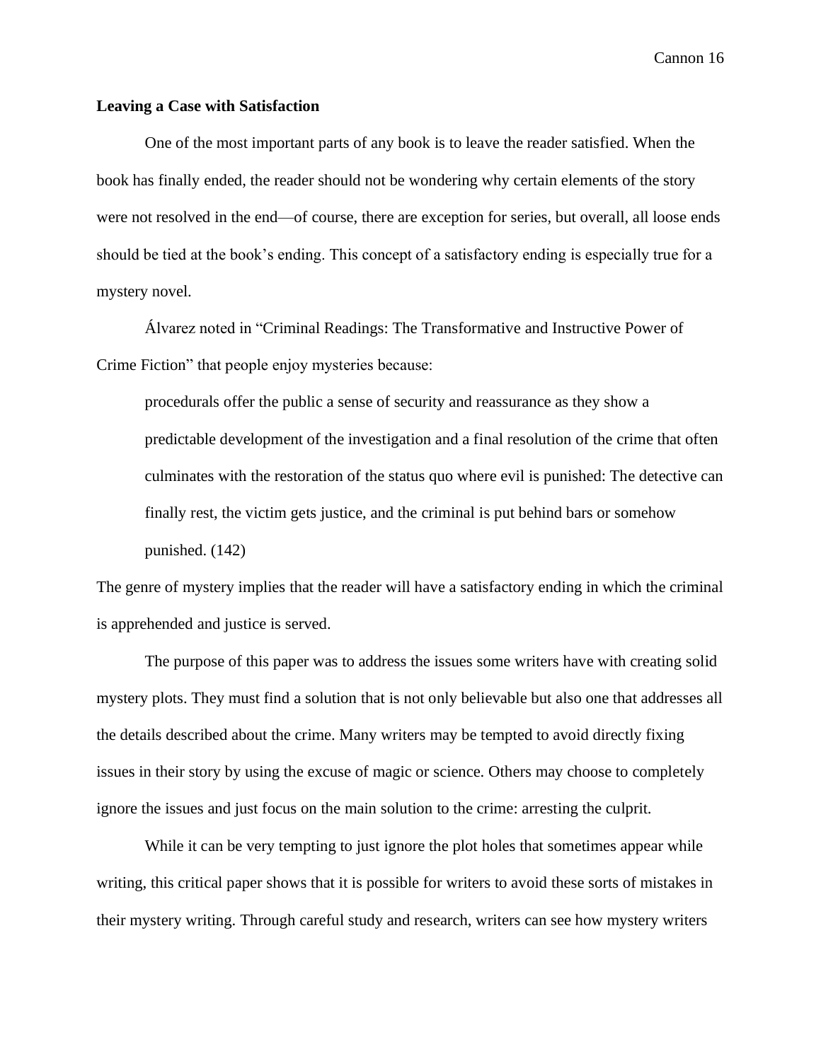**Leaving a Case with Satisfaction**

One of the most important parts of any book is to leave the reader satisfied. When the book has finally ended, the reader should not be wondering why certain elements of the story were not resolved in the end—of course, there are exception for series, but overall, all loose ends should be tied at the book's ending. This concept of a satisfactory ending is especially true for a mystery novel.

Álvarez noted in "Criminal Readings: The Transformative and Instructive Power of Crime Fiction" that people enjoy mysteries because:

> procedurals offer the public a sense of security and reassurance as they show a predictable development of the investigation and a final resolution of the crime that often culminates with the restoration of the status quo where evil is punished: The detective can finally rest, the victim gets justice, and the criminal is put behind bars or somehow punished. (142)

The genre of mystery implies that the reader will have a satisfactory ending in which the criminal is apprehended and justice is served.

The purpose of this paper was to address the issues some writers have with creating solid mystery plots. They must find a solution that is not only believable but also one that addresses all the details described about the crime. Many writers may be tempted to avoid directly fixing issues in their story by using the excuse of magic or science. Others may choose to completely ignore the issues and just focus on the main solution to the crime: arresting the culprit.

While it can be very tempting to just ignore the plot holes that sometimes appear while writing, this critical paper shows that it is possible for writers to avoid these sorts of mistakes in their mystery writing. Through careful study and research, writers can see how mystery writers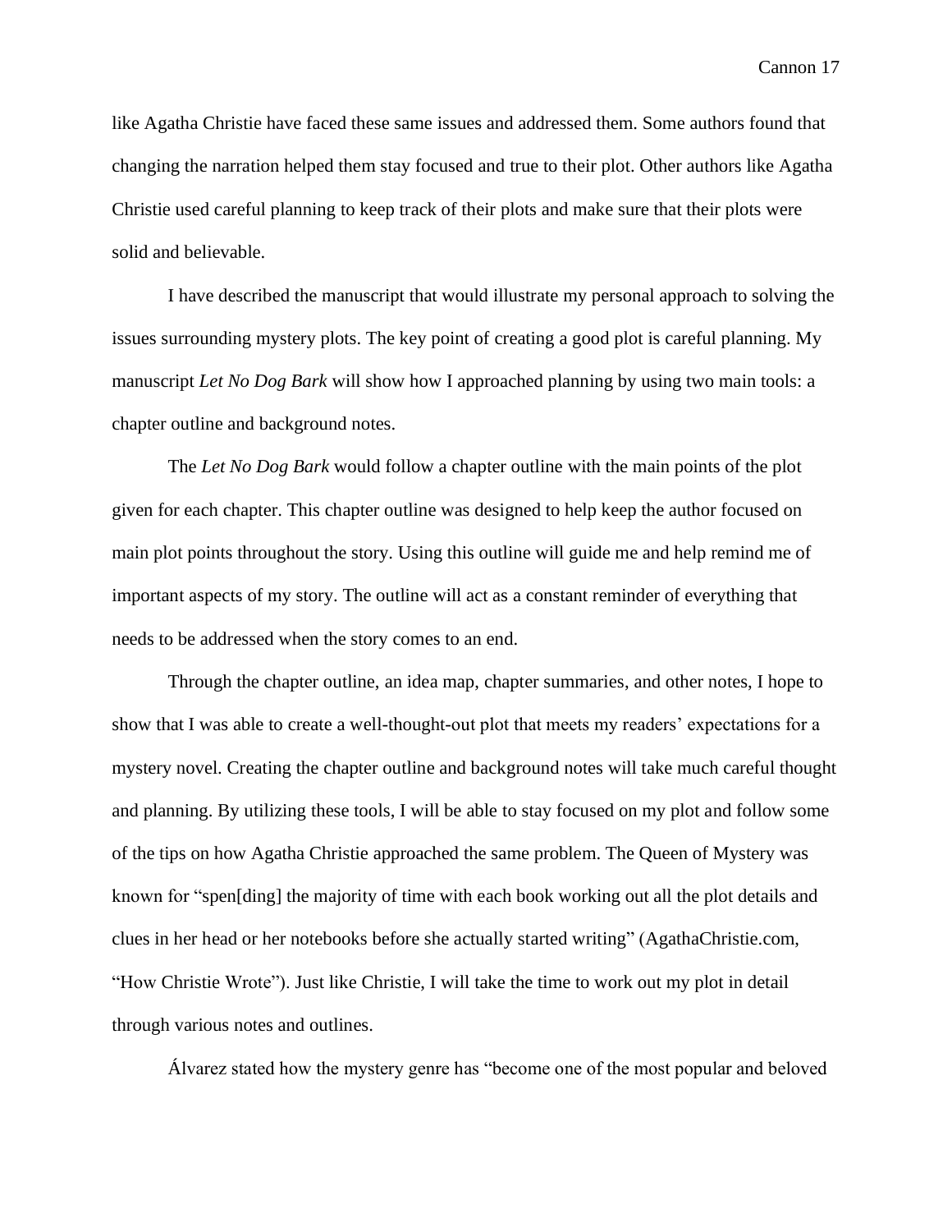like Agatha Christie have faced these same issues and addressed them. Some authors found that changing the narration helped them stay focused and true to their plot. Other authors like Agatha Christie used careful planning to keep track of their plots and make sure that their plots were solid and believable.

I have described the manuscript that would illustrate my personal approach to solving the issues surrounding mystery plots. The key point of creating a good plot is careful planning. My manuscript *Let No Dog Bark* will show how I approached planning by using two main tools: a chapter outline and background notes.

The *Let No Dog Bark* would follow a chapter outline with the main points of the plot given for each chapter. This chapter outline was designed to help keep the author focused on main plot points throughout the story. Using this outline will guide me and help remind me of important aspects of my story. The outline will act as a constant reminder of everything that needs to be addressed when the story comes to an end.

Through the chapter outline, an idea map, chapter summaries, and other notes, I hope to show that I was able to create a well-thought-out plot that meets my readers' expectations for a mystery novel. Creating the chapter outline and background notes will take much careful thought and planning. By utilizing these tools, I will be able to stay focused on my plot and follow some of the tips on how Agatha Christie approached the same problem. The Queen of Mystery was known for "spen[ding] the majority of time with each book working out all the plot details and clues in her head or her notebooks before she actually started writing" (AgathaChristie.com, "How Christie Wrote"). Just like Christie, I will take the time to work out my plot in detail through various notes and outlines.

Álvarez stated how the mystery genre has "become one of the most popular and beloved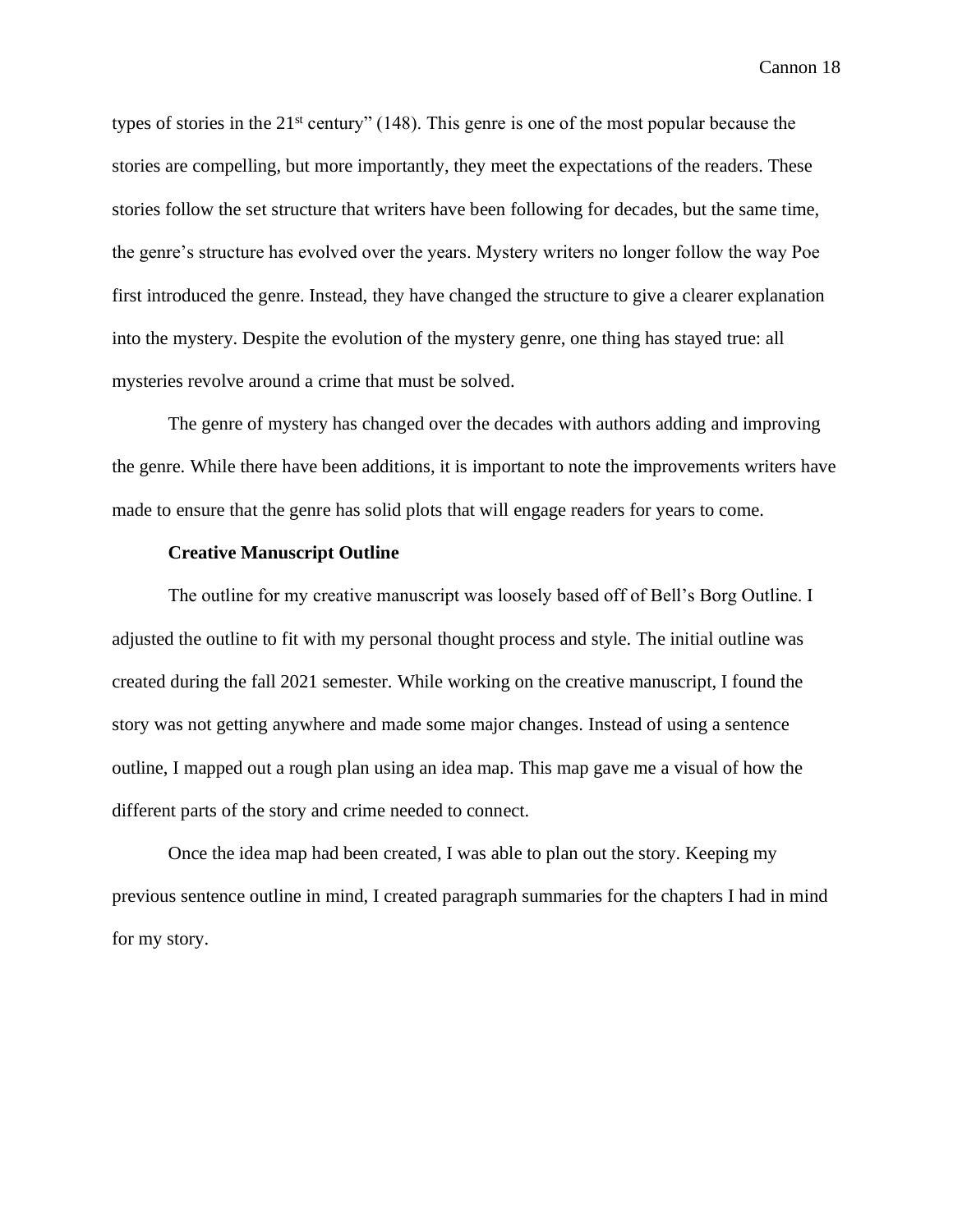types of stories in the 21st century" (148). This genre is one of the most popular because the stories are compelling, but more importantly, they meet the expectations of the readers. These stories follow the set structure that writers have been following for decades, but the same time, the genre's structure has evolved over the years. Mystery writers no longer follow the way Poe first introduced the genre. Instead, they have changed the structure to give a clearer explanation into the mystery. Despite the evolution of the mystery genre, one thing has stayed true: all mysteries revolve around a crime that must be solved.

The genre of mystery has changed over the decades with authors adding and improving the genre. While there have been additions, it is important to note the improvements writers have made to ensure that the genre has solid plots that will engage readers for years to come.

**Creative Manuscript Outline**

The outline for my creative manuscript was loosely based off of Bell's Borg Outline. I adjusted the outline to fit with my personal thought process and style. The initial outline was created during the fall 2021 semester. While working on the creative manuscript, I found the story was not getting anywhere and made some major changes. Instead of using a sentence outline, I mapped out a rough plan using an idea map. This map gave me a visual of how the different parts of the story and crime needed to connect.

Once the idea map had been created, I was able to plan out the story. Keeping my previous sentence outline in mind, I created paragraph summaries for the chapters I had in mind for my story.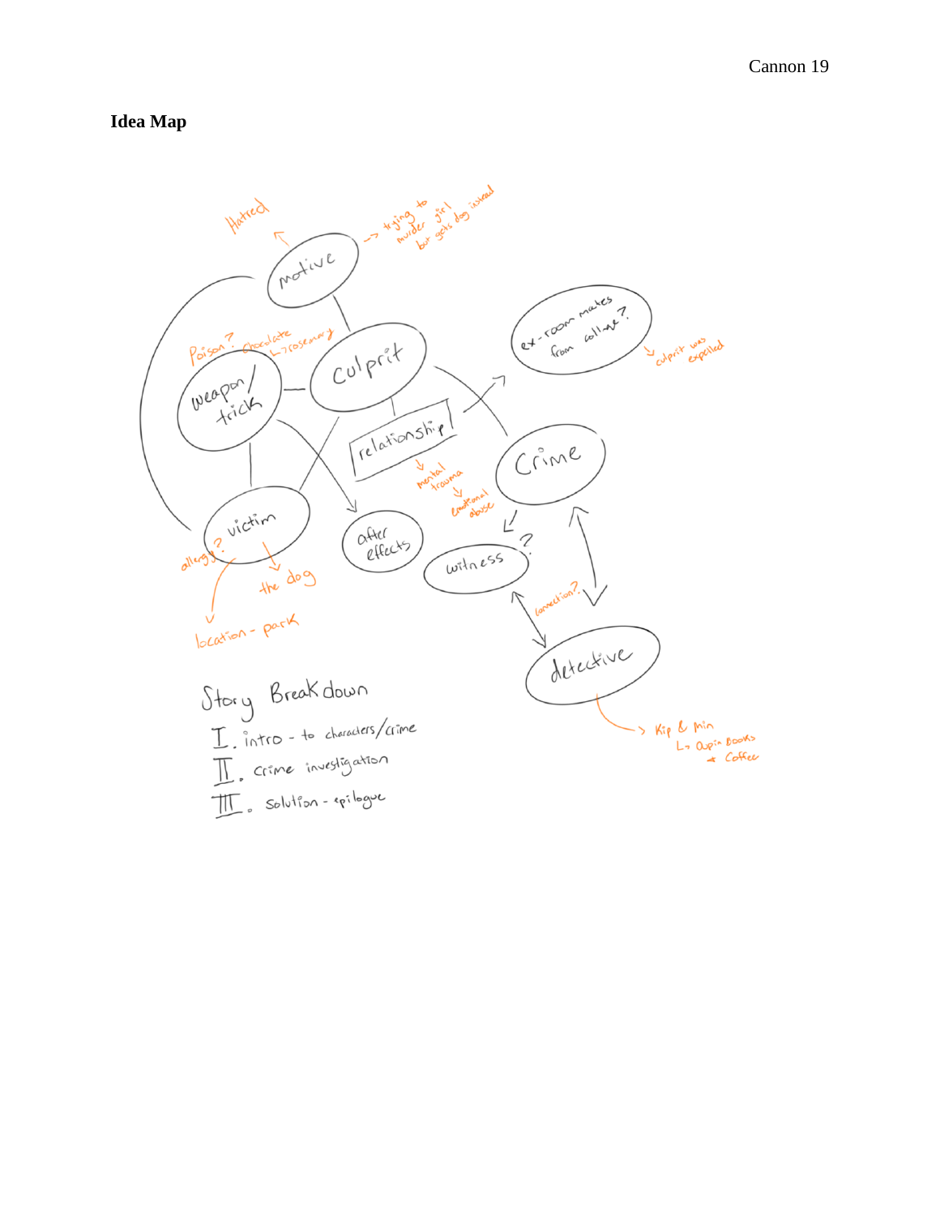**Idea Map**

Hatred

motive → trying to murder girl but gets dog instead

Poison? Chocolate → rosemary

weapon/trick

culprit

relationship → mental trauma → emotional abuse

ex-roommates from college? → culprit was expelled

Crime

victim

allergy?

the dog

location - park

after effects

witness ?

connection?

detective → Kip & Min → Aupin Books + Coffee

Story Breakdown

I. intro - to characters/crime

II. crime investigation

III. solution - epilogue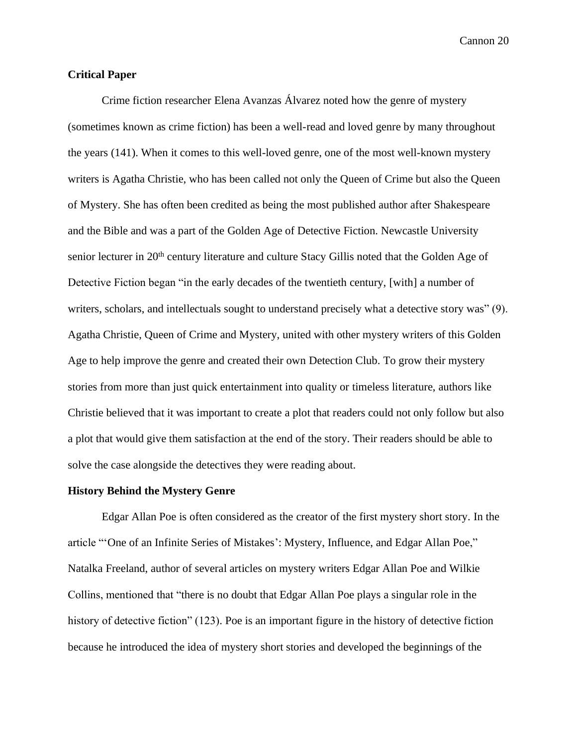## Critical Paper

Crime fiction researcher Elena Avanzas Álvarez noted how the genre of mystery (sometimes known as crime fiction) has been a well-read and loved genre by many throughout the years (141). When it comes to this well-loved genre, one of the most well-known mystery writers is Agatha Christie, who has been called not only the Queen of Crime but also the Queen of Mystery. She has often been credited as being the most published author after Shakespeare and the Bible and was a part of the Golden Age of Detective Fiction. Newcastle University senior lecturer in 20th century literature and culture Stacy Gillis noted that the Golden Age of Detective Fiction began "in the early decades of the twentieth century, [with] a number of writers, scholars, and intellectuals sought to understand precisely what a detective story was" (9). Agatha Christie, Queen of Crime and Mystery, united with other mystery writers of this Golden Age to help improve the genre and created their own Detection Club. To grow their mystery stories from more than just quick entertainment into quality or timeless literature, authors like Christie believed that it was important to create a plot that readers could not only follow but also a plot that would give them satisfaction at the end of the story. Their readers should be able to solve the case alongside the detectives they were reading about.

## History Behind the Mystery Genre

Edgar Allan Poe is often considered as the creator of the first mystery short story. In the article "'One of an Infinite Series of Mistakes': Mystery, Influence, and Edgar Allan Poe," Natalka Freeland, author of several articles on mystery writers Edgar Allan Poe and Wilkie Collins, mentioned that "there is no doubt that Edgar Allan Poe plays a singular role in the history of detective fiction" (123). Poe is an important figure in the history of detective fiction because he introduced the idea of mystery short stories and developed the beginnings of the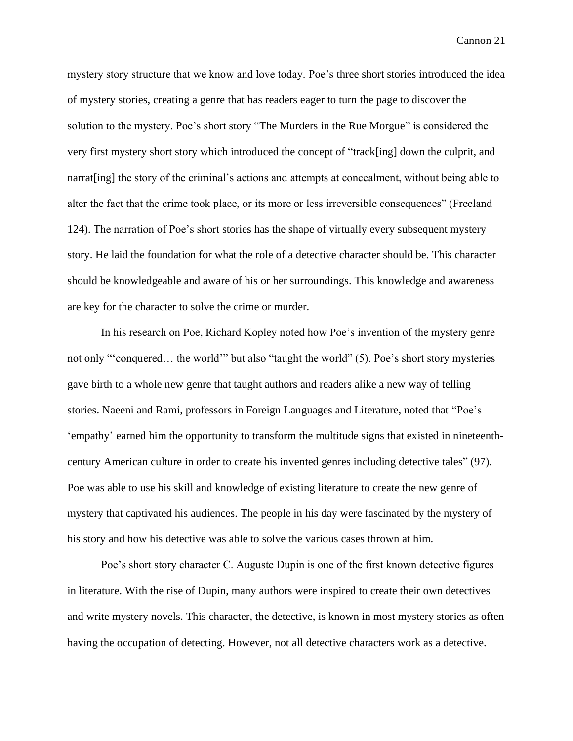mystery story structure that we know and love today. Poe's three short stories introduced the idea of mystery stories, creating a genre that has readers eager to turn the page to discover the solution to the mystery. Poe's short story "The Murders in the Rue Morgue" is considered the very first mystery short story which introduced the concept of "track[ing] down the culprit, and narrat[ing] the story of the criminal's actions and attempts at concealment, without being able to alter the fact that the crime took place, or its more or less irreversible consequences" (Freeland 124). The narration of Poe's short stories has the shape of virtually every subsequent mystery story. He laid the foundation for what the role of a detective character should be. This character should be knowledgeable and aware of his or her surroundings. This knowledge and awareness are key for the character to solve the crime or murder.

In his research on Poe, Richard Kopley noted how Poe's invention of the mystery genre not only "'conquered… the world'" but also "taught the world" (5). Poe's short story mysteries gave birth to a whole new genre that taught authors and readers alike a new way of telling stories. Naeeni and Rami, professors in Foreign Languages and Literature, noted that "Poe's 'empathy' earned him the opportunity to transform the multitude signs that existed in nineteenth-century American culture in order to create his invented genres including detective tales" (97). Poe was able to use his skill and knowledge of existing literature to create the new genre of mystery that captivated his audiences. The people in his day were fascinated by the mystery of his story and how his detective was able to solve the various cases thrown at him.

Poe's short story character C. Auguste Dupin is one of the first known detective figures in literature. With the rise of Dupin, many authors were inspired to create their own detectives and write mystery novels. This character, the detective, is known in most mystery stories as often having the occupation of detecting. However, not all detective characters work as a detective.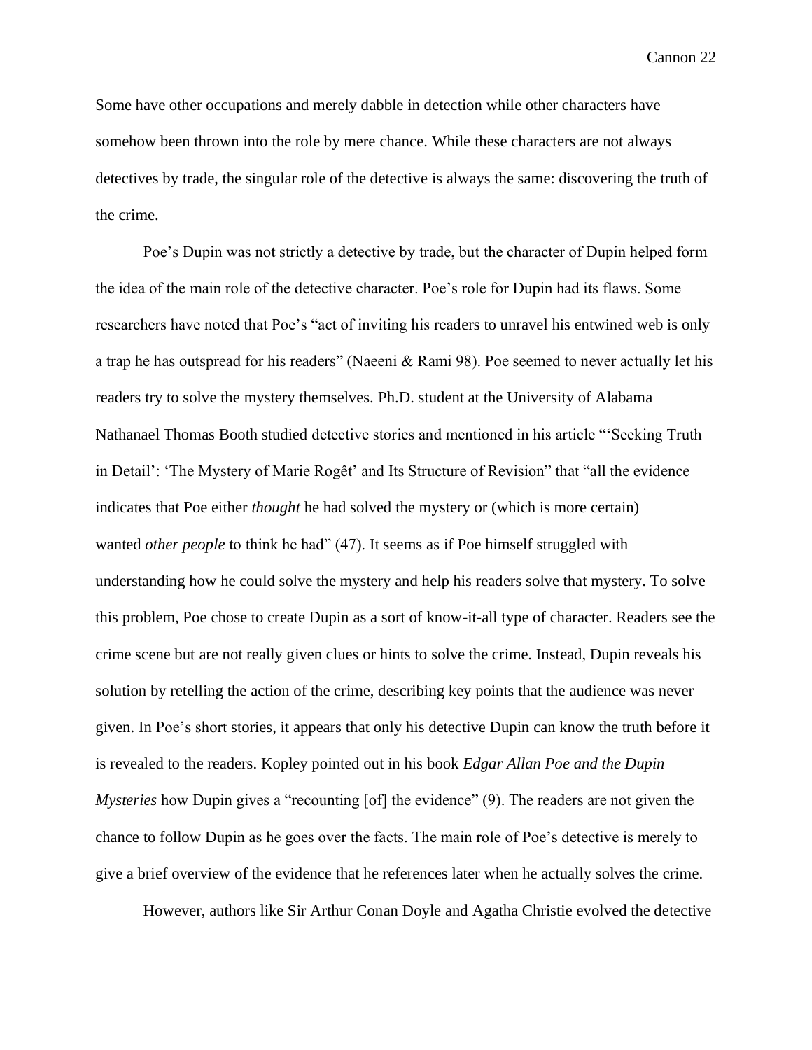Some have other occupations and merely dabble in detection while other characters have somehow been thrown into the role by mere chance. While these characters are not always detectives by trade, the singular role of the detective is always the same: discovering the truth of the crime.

Poe's Dupin was not strictly a detective by trade, but the character of Dupin helped form the idea of the main role of the detective character. Poe's role for Dupin had its flaws. Some researchers have noted that Poe's "act of inviting his readers to unravel his entwined web is only a trap he has outspread for his readers" (Naeeni & Rami 98). Poe seemed to never actually let his readers try to solve the mystery themselves. Ph.D. student at the University of Alabama Nathanael Thomas Booth studied detective stories and mentioned in his article "'Seeking Truth in Detail': 'The Mystery of Marie Rogêt' and Its Structure of Revision" that "all the evidence indicates that Poe either *thought* he had solved the mystery or (which is more certain) wanted *other people* to think he had" (47). It seems as if Poe himself struggled with understanding how he could solve the mystery and help his readers solve that mystery. To solve this problem, Poe chose to create Dupin as a sort of know-it-all type of character. Readers see the crime scene but are not really given clues or hints to solve the crime. Instead, Dupin reveals his solution by retelling the action of the crime, describing key points that the audience was never given. In Poe's short stories, it appears that only his detective Dupin can know the truth before it is revealed to the readers. Kopley pointed out in his book *Edgar Allan Poe and the Dupin Mysteries* how Dupin gives a "recounting [of] the evidence" (9). The readers are not given the chance to follow Dupin as he goes over the facts. The main role of Poe's detective is merely to give a brief overview of the evidence that he references later when he actually solves the crime.

However, authors like Sir Arthur Conan Doyle and Agatha Christie evolved the detective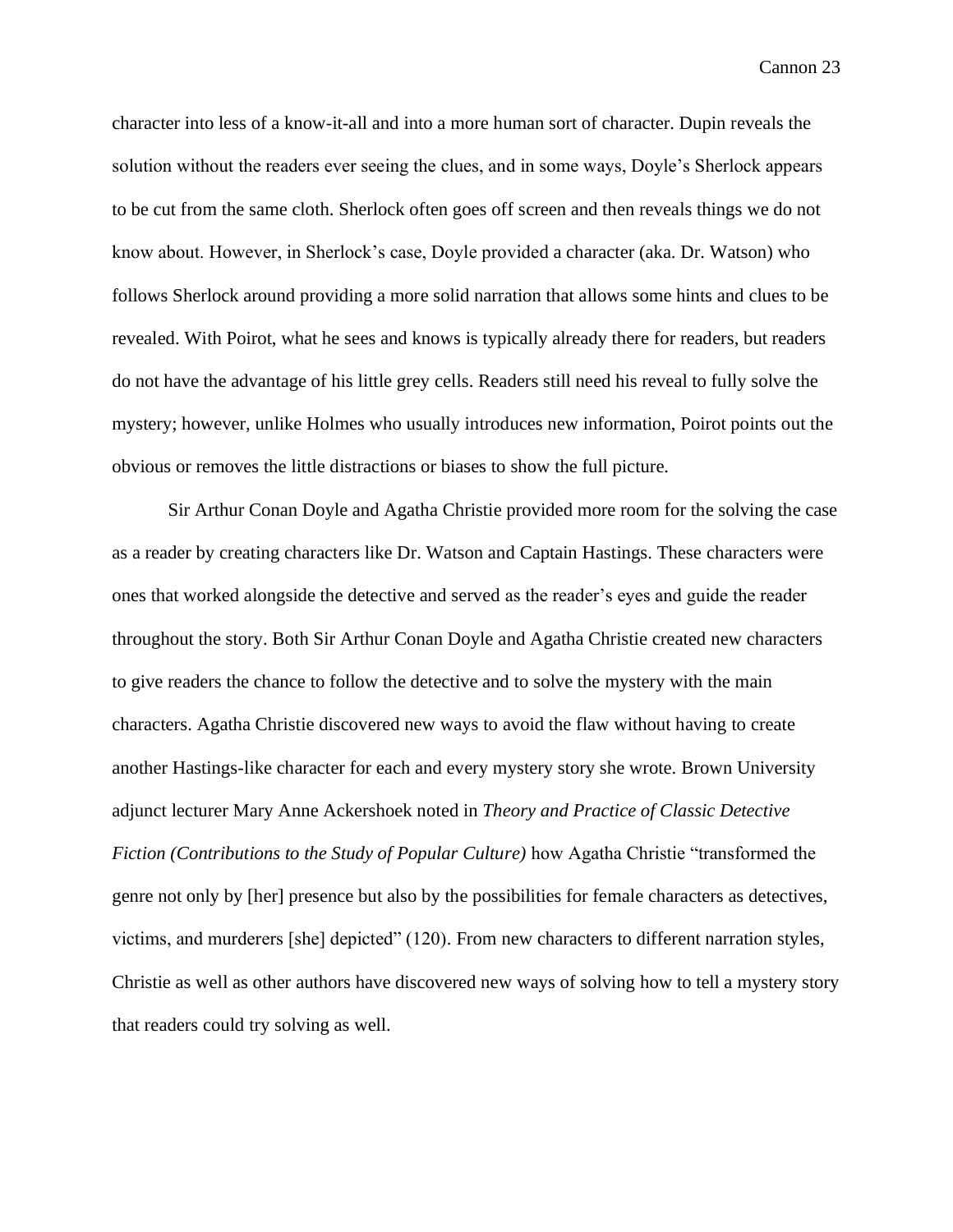character into less of a know-it-all and into a more human sort of character. Dupin reveals the solution without the readers ever seeing the clues, and in some ways, Doyle's Sherlock appears to be cut from the same cloth. Sherlock often goes off screen and then reveals things we do not know about. However, in Sherlock's case, Doyle provided a character (aka. Dr. Watson) who follows Sherlock around providing a more solid narration that allows some hints and clues to be revealed. With Poirot, what he sees and knows is typically already there for readers, but readers do not have the advantage of his little grey cells. Readers still need his reveal to fully solve the mystery; however, unlike Holmes who usually introduces new information, Poirot points out the obvious or removes the little distractions or biases to show the full picture.

Sir Arthur Conan Doyle and Agatha Christie provided more room for the solving the case as a reader by creating characters like Dr. Watson and Captain Hastings. These characters were ones that worked alongside the detective and served as the reader's eyes and guide the reader throughout the story. Both Sir Arthur Conan Doyle and Agatha Christie created new characters to give readers the chance to follow the detective and to solve the mystery with the main characters. Agatha Christie discovered new ways to avoid the flaw without having to create another Hastings-like character for each and every mystery story she wrote. Brown University adjunct lecturer Mary Anne Ackershoek noted in *Theory and Practice of Classic Detective Fiction (Contributions to the Study of Popular Culture)* how Agatha Christie "transformed the genre not only by [her] presence but also by the possibilities for female characters as detectives, victims, and murderers [she] depicted" (120). From new characters to different narration styles, Christie as well as other authors have discovered new ways of solving how to tell a mystery story that readers could try solving as well.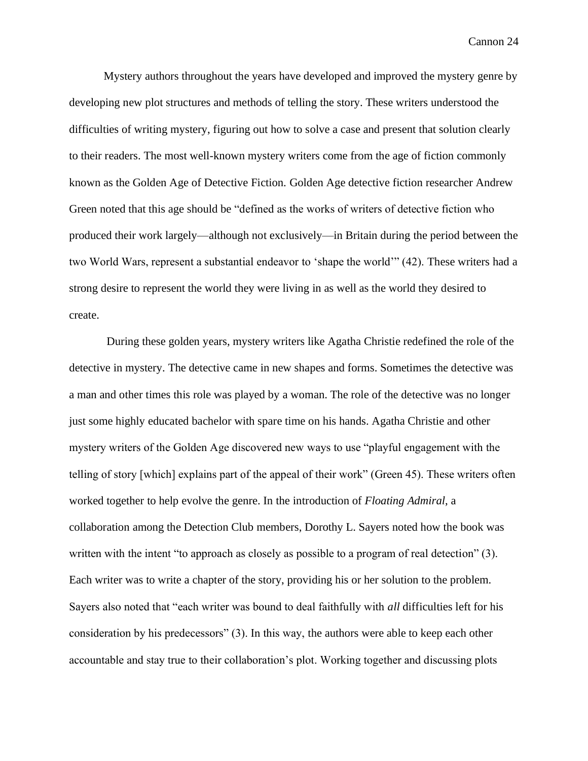Mystery authors throughout the years have developed and improved the mystery genre by developing new plot structures and methods of telling the story. These writers understood the difficulties of writing mystery, figuring out how to solve a case and present that solution clearly to their readers. The most well-known mystery writers come from the age of fiction commonly known as the Golden Age of Detective Fiction. Golden Age detective fiction researcher Andrew Green noted that this age should be "defined as the works of writers of detective fiction who produced their work largely—although not exclusively—in Britain during the period between the two World Wars, represent a substantial endeavor to 'shape the world'" (42). These writers had a strong desire to represent the world they were living in as well as the world they desired to create.

During these golden years, mystery writers like Agatha Christie redefined the role of the detective in mystery. The detective came in new shapes and forms. Sometimes the detective was a man and other times this role was played by a woman. The role of the detective was no longer just some highly educated bachelor with spare time on his hands. Agatha Christie and other mystery writers of the Golden Age discovered new ways to use "playful engagement with the telling of story [which] explains part of the appeal of their work" (Green 45). These writers often worked together to help evolve the genre. In the introduction of *Floating Admiral*, a collaboration among the Detection Club members, Dorothy L. Sayers noted how the book was written with the intent "to approach as closely as possible to a program of real detection" (3). Each writer was to write a chapter of the story, providing his or her solution to the problem. Sayers also noted that "each writer was bound to deal faithfully with *all* difficulties left for his consideration by his predecessors" (3). In this way, the authors were able to keep each other accountable and stay true to their collaboration's plot. Working together and discussing plots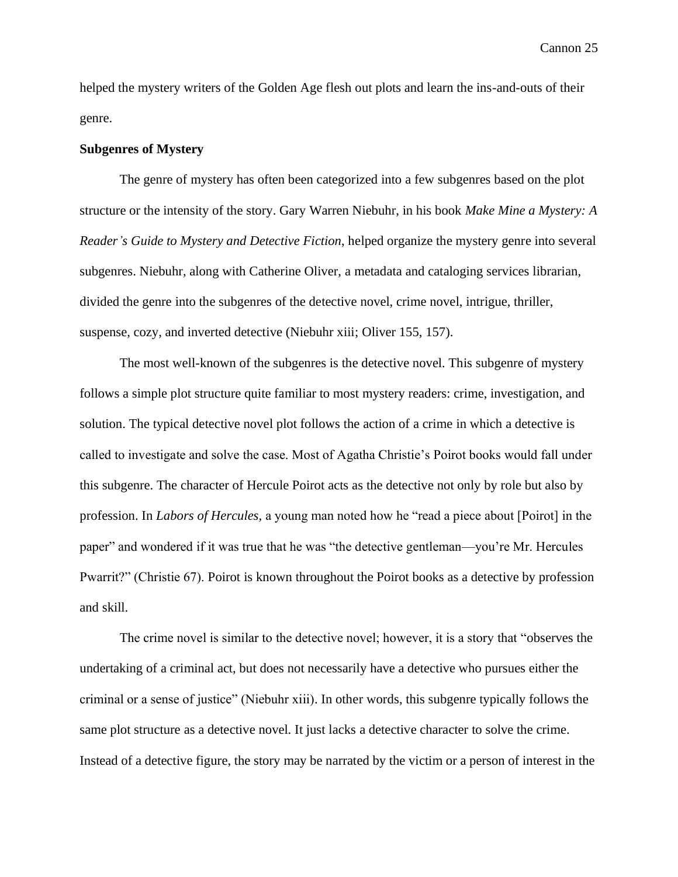helped the mystery writers of the Golden Age flesh out plots and learn the ins-and-outs of their genre.

**Subgenres of Mystery**

The genre of mystery has often been categorized into a few subgenres based on the plot structure or the intensity of the story. Gary Warren Niebuhr, in his book *Make Mine a Mystery: A Reader's Guide to Mystery and Detective Fiction*, helped organize the mystery genre into several subgenres. Niebuhr, along with Catherine Oliver, a metadata and cataloging services librarian, divided the genre into the subgenres of the detective novel, crime novel, intrigue, thriller, suspense, cozy, and inverted detective (Niebuhr xiii; Oliver 155, 157).

The most well-known of the subgenres is the detective novel. This subgenre of mystery follows a simple plot structure quite familiar to most mystery readers: crime, investigation, and solution. The typical detective novel plot follows the action of a crime in which a detective is called to investigate and solve the case. Most of Agatha Christie's Poirot books would fall under this subgenre. The character of Hercule Poirot acts as the detective not only by role but also by profession. In *Labors of Hercules,* a young man noted how he "read a piece about [Poirot] in the paper" and wondered if it was true that he was "the detective gentleman—you're Mr. Hercules Pwarrit?" (Christie 67). Poirot is known throughout the Poirot books as a detective by profession and skill.

The crime novel is similar to the detective novel; however, it is a story that "observes the undertaking of a criminal act, but does not necessarily have a detective who pursues either the criminal or a sense of justice" (Niebuhr xiii). In other words, this subgenre typically follows the same plot structure as a detective novel. It just lacks a detective character to solve the crime. Instead of a detective figure, the story may be narrated by the victim or a person of interest in the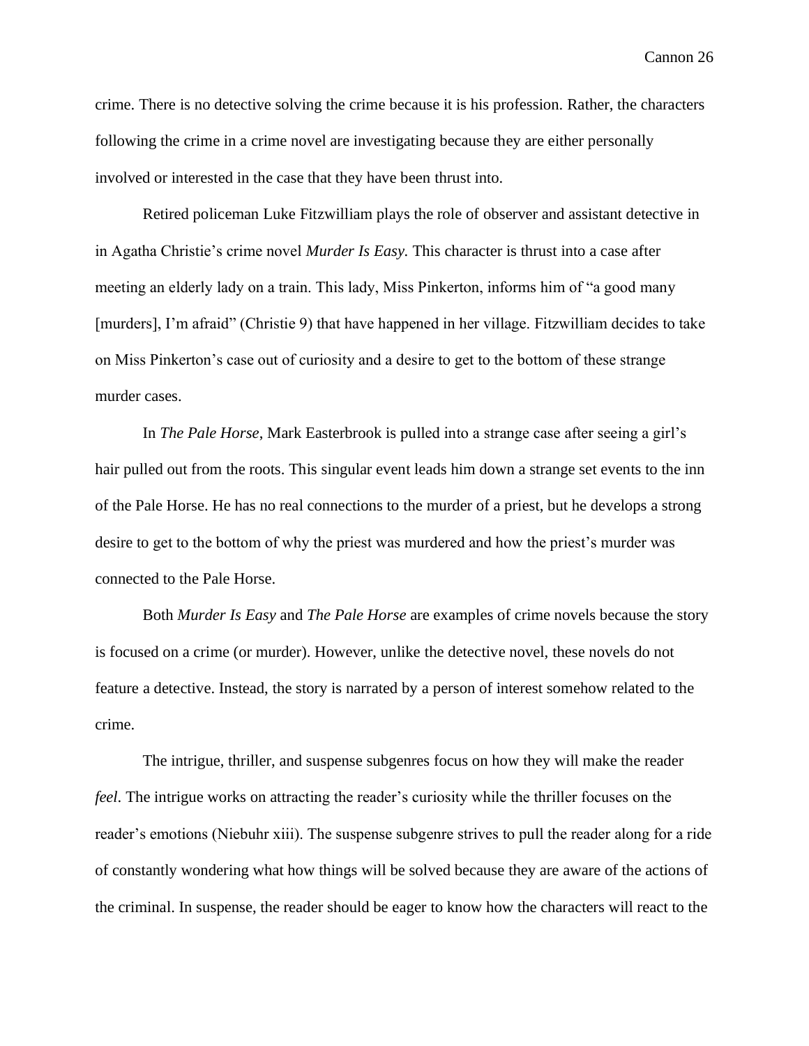crime. There is no detective solving the crime because it is his profession. Rather, the characters following the crime in a crime novel are investigating because they are either personally involved or interested in the case that they have been thrust into.

Retired policeman Luke Fitzwilliam plays the role of observer and assistant detective in in Agatha Christie's crime novel *Murder Is Easy.* This character is thrust into a case after meeting an elderly lady on a train. This lady, Miss Pinkerton, informs him of "a good many [murders], I'm afraid" (Christie 9) that have happened in her village. Fitzwilliam decides to take on Miss Pinkerton's case out of curiosity and a desire to get to the bottom of these strange murder cases.

In *The Pale Horse*, Mark Easterbrook is pulled into a strange case after seeing a girl's hair pulled out from the roots. This singular event leads him down a strange set events to the inn of the Pale Horse. He has no real connections to the murder of a priest, but he develops a strong desire to get to the bottom of why the priest was murdered and how the priest's murder was connected to the Pale Horse.

Both *Murder Is Easy* and *The Pale Horse* are examples of crime novels because the story is focused on a crime (or murder). However, unlike the detective novel, these novels do not feature a detective. Instead, the story is narrated by a person of interest somehow related to the crime.

The intrigue, thriller, and suspense subgenres focus on how they will make the reader *feel*. The intrigue works on attracting the reader's curiosity while the thriller focuses on the reader's emotions (Niebuhr xiii). The suspense subgenre strives to pull the reader along for a ride of constantly wondering what how things will be solved because they are aware of the actions of the criminal. In suspense, the reader should be eager to know how the characters will react to the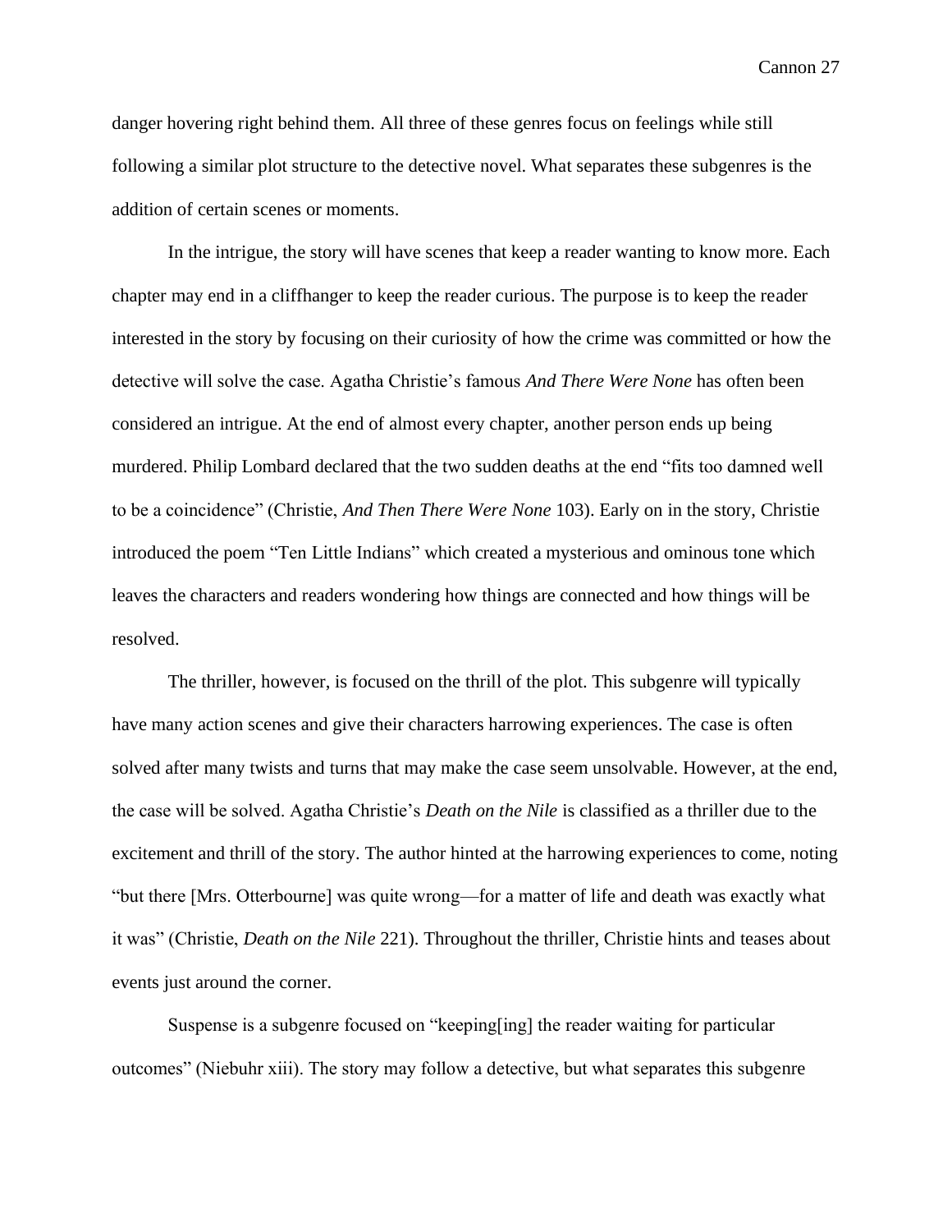danger hovering right behind them. All three of these genres focus on feelings while still following a similar plot structure to the detective novel. What separates these subgenres is the addition of certain scenes or moments.

In the intrigue, the story will have scenes that keep a reader wanting to know more. Each chapter may end in a cliffhanger to keep the reader curious. The purpose is to keep the reader interested in the story by focusing on their curiosity of how the crime was committed or how the detective will solve the case. Agatha Christie's famous *And There Were None* has often been considered an intrigue. At the end of almost every chapter, another person ends up being murdered. Philip Lombard declared that the two sudden deaths at the end "fits too damned well to be a coincidence" (Christie, *And Then There Were None* 103). Early on in the story, Christie introduced the poem "Ten Little Indians" which created a mysterious and ominous tone which leaves the characters and readers wondering how things are connected and how things will be resolved.

The thriller, however, is focused on the thrill of the plot. This subgenre will typically have many action scenes and give their characters harrowing experiences. The case is often solved after many twists and turns that may make the case seem unsolvable. However, at the end, the case will be solved. Agatha Christie's *Death on the Nile* is classified as a thriller due to the excitement and thrill of the story. The author hinted at the harrowing experiences to come, noting "but there [Mrs. Otterbourne] was quite wrong—for a matter of life and death was exactly what it was" (Christie, *Death on the Nile* 221). Throughout the thriller, Christie hints and teases about events just around the corner.

Suspense is a subgenre focused on "keeping[ing] the reader waiting for particular outcomes" (Niebuhr xiii). The story may follow a detective, but what separates this subgenre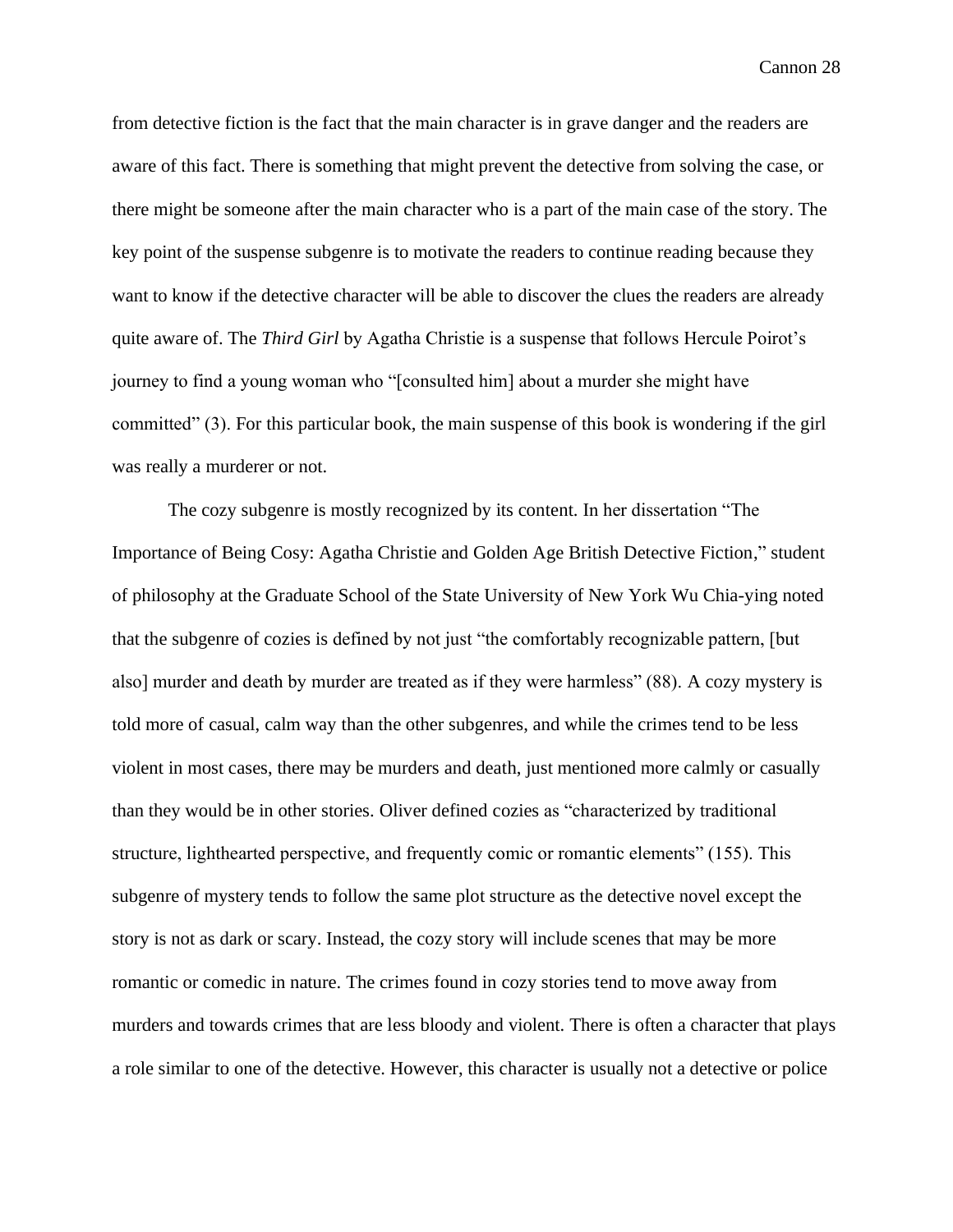from detective fiction is the fact that the main character is in grave danger and the readers are aware of this fact. There is something that might prevent the detective from solving the case, or there might be someone after the main character who is a part of the main case of the story. The key point of the suspense subgenre is to motivate the readers to continue reading because they want to know if the detective character will be able to discover the clues the readers are already quite aware of. The *Third Girl* by Agatha Christie is a suspense that follows Hercule Poirot's journey to find a young woman who "[consulted him] about a murder she might have committed" (3). For this particular book, the main suspense of this book is wondering if the girl was really a murderer or not.

The cozy subgenre is mostly recognized by its content. In her dissertation "The Importance of Being Cosy: Agatha Christie and Golden Age British Detective Fiction," student of philosophy at the Graduate School of the State University of New York Wu Chia-ying noted that the subgenre of cozies is defined by not just "the comfortably recognizable pattern, [but also] murder and death by murder are treated as if they were harmless" (88). A cozy mystery is told more of casual, calm way than the other subgenres, and while the crimes tend to be less violent in most cases, there may be murders and death, just mentioned more calmly or casually than they would be in other stories. Oliver defined cozies as "characterized by traditional structure, lighthearted perspective, and frequently comic or romantic elements" (155). This subgenre of mystery tends to follow the same plot structure as the detective novel except the story is not as dark or scary. Instead, the cozy story will include scenes that may be more romantic or comedic in nature. The crimes found in cozy stories tend to move away from murders and towards crimes that are less bloody and violent. There is often a character that plays a role similar to one of the detective. However, this character is usually not a detective or police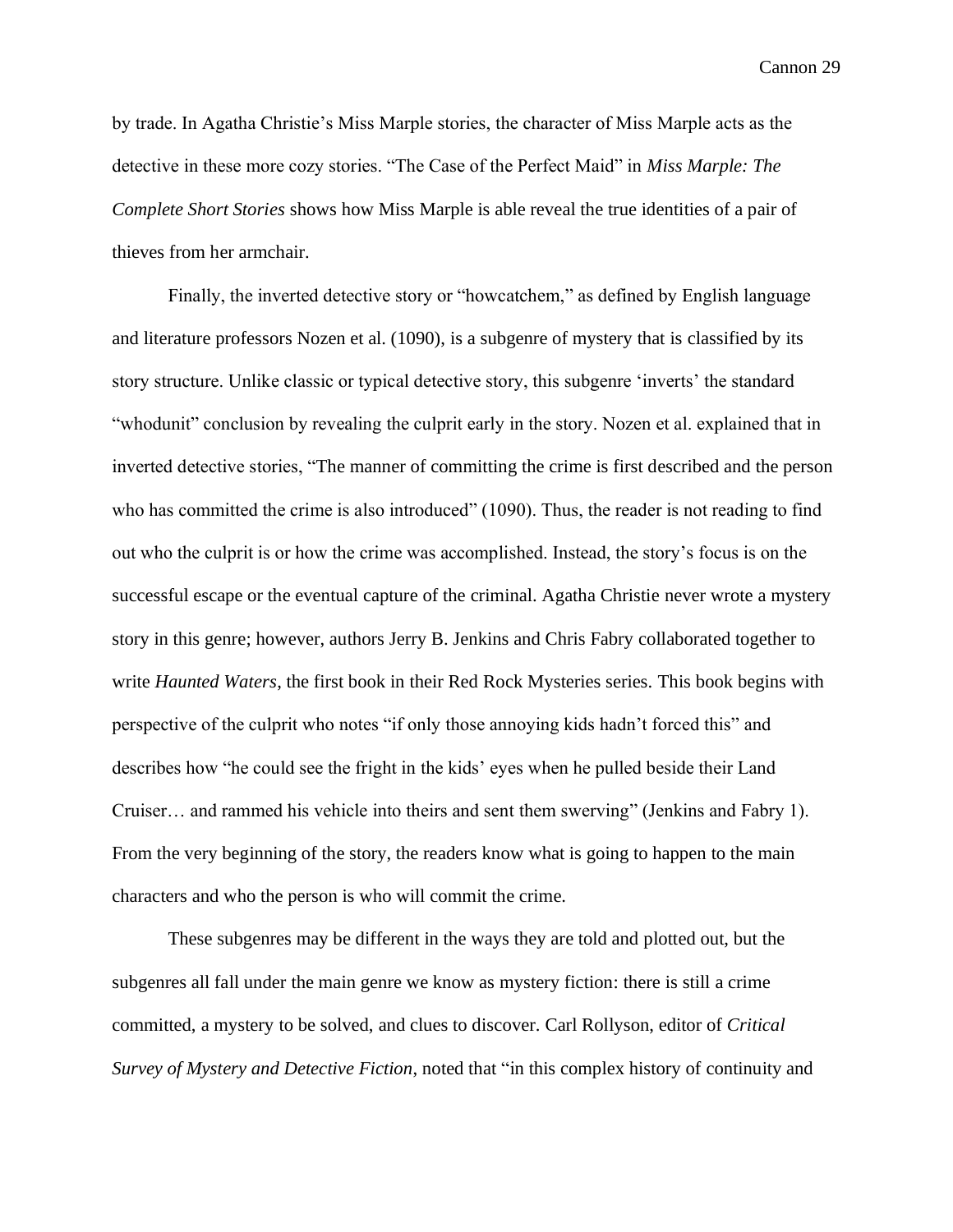by trade. In Agatha Christie's Miss Marple stories, the character of Miss Marple acts as the detective in these more cozy stories. "The Case of the Perfect Maid" in *Miss Marple: The Complete Short Stories* shows how Miss Marple is able reveal the true identities of a pair of thieves from her armchair.

Finally, the inverted detective story or "howcatchem," as defined by English language and literature professors Nozen et al. (1090), is a subgenre of mystery that is classified by its story structure. Unlike classic or typical detective story, this subgenre 'inverts' the standard "whodunit" conclusion by revealing the culprit early in the story. Nozen et al. explained that in inverted detective stories, "The manner of committing the crime is first described and the person who has committed the crime is also introduced" (1090). Thus, the reader is not reading to find out who the culprit is or how the crime was accomplished. Instead, the story's focus is on the successful escape or the eventual capture of the criminal. Agatha Christie never wrote a mystery story in this genre; however, authors Jerry B. Jenkins and Chris Fabry collaborated together to write *Haunted Waters*, the first book in their Red Rock Mysteries series. This book begins with perspective of the culprit who notes "if only those annoying kids hadn't forced this" and describes how "he could see the fright in the kids' eyes when he pulled beside their Land Cruiser… and rammed his vehicle into theirs and sent them swerving" (Jenkins and Fabry 1). From the very beginning of the story, the readers know what is going to happen to the main characters and who the person is who will commit the crime.

These subgenres may be different in the ways they are told and plotted out, but the subgenres all fall under the main genre we know as mystery fiction: there is still a crime committed, a mystery to be solved, and clues to discover. Carl Rollyson, editor of *Critical Survey of Mystery and Detective Fiction*, noted that "in this complex history of continuity and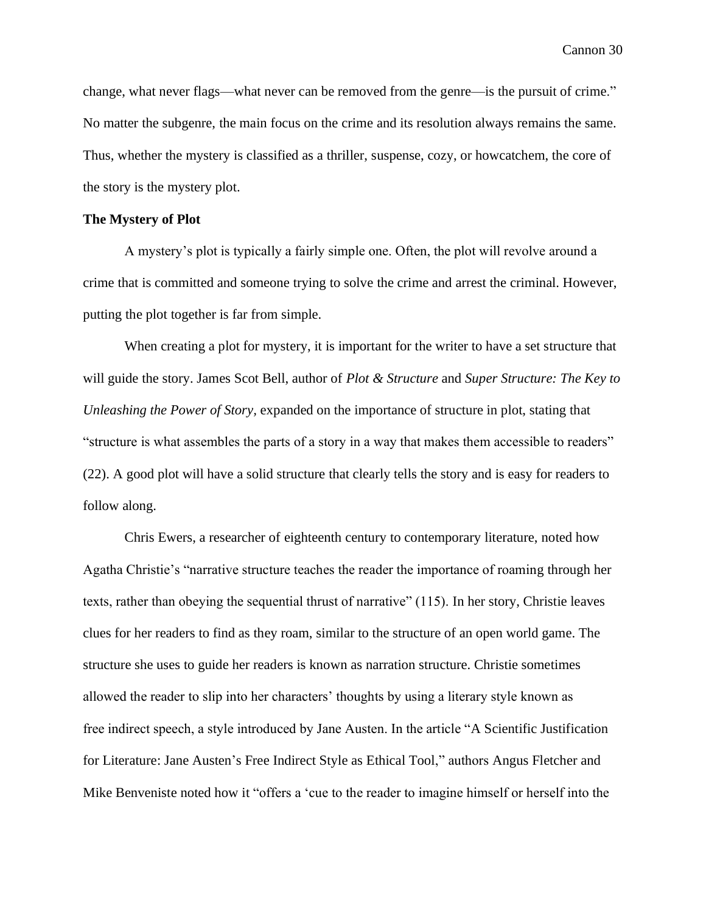change, what never flags—what never can be removed from the genre—is the pursuit of crime." No matter the subgenre, the main focus on the crime and its resolution always remains the same. Thus, whether the mystery is classified as a thriller, suspense, cozy, or howcatchem, the core of the story is the mystery plot.

**The Mystery of Plot**

A mystery's plot is typically a fairly simple one. Often, the plot will revolve around a crime that is committed and someone trying to solve the crime and arrest the criminal. However, putting the plot together is far from simple.

When creating a plot for mystery, it is important for the writer to have a set structure that will guide the story. James Scot Bell, author of *Plot & Structure* and *Super Structure: The Key to Unleashing the Power of Story,* expanded on the importance of structure in plot, stating that "structure is what assembles the parts of a story in a way that makes them accessible to readers" (22). A good plot will have a solid structure that clearly tells the story and is easy for readers to follow along.

Chris Ewers, a researcher of eighteenth century to contemporary literature, noted how Agatha Christie's "narrative structure teaches the reader the importance of roaming through her texts, rather than obeying the sequential thrust of narrative" (115). In her story, Christie leaves clues for her readers to find as they roam, similar to the structure of an open world game. The structure she uses to guide her readers is known as narration structure. Christie sometimes allowed the reader to slip into her characters' thoughts by using a literary style known as free indirect speech, a style introduced by Jane Austen. In the article "A Scientific Justification for Literature: Jane Austen's Free Indirect Style as Ethical Tool," authors Angus Fletcher and Mike Benveniste noted how it "offers a 'cue to the reader to imagine himself or herself into the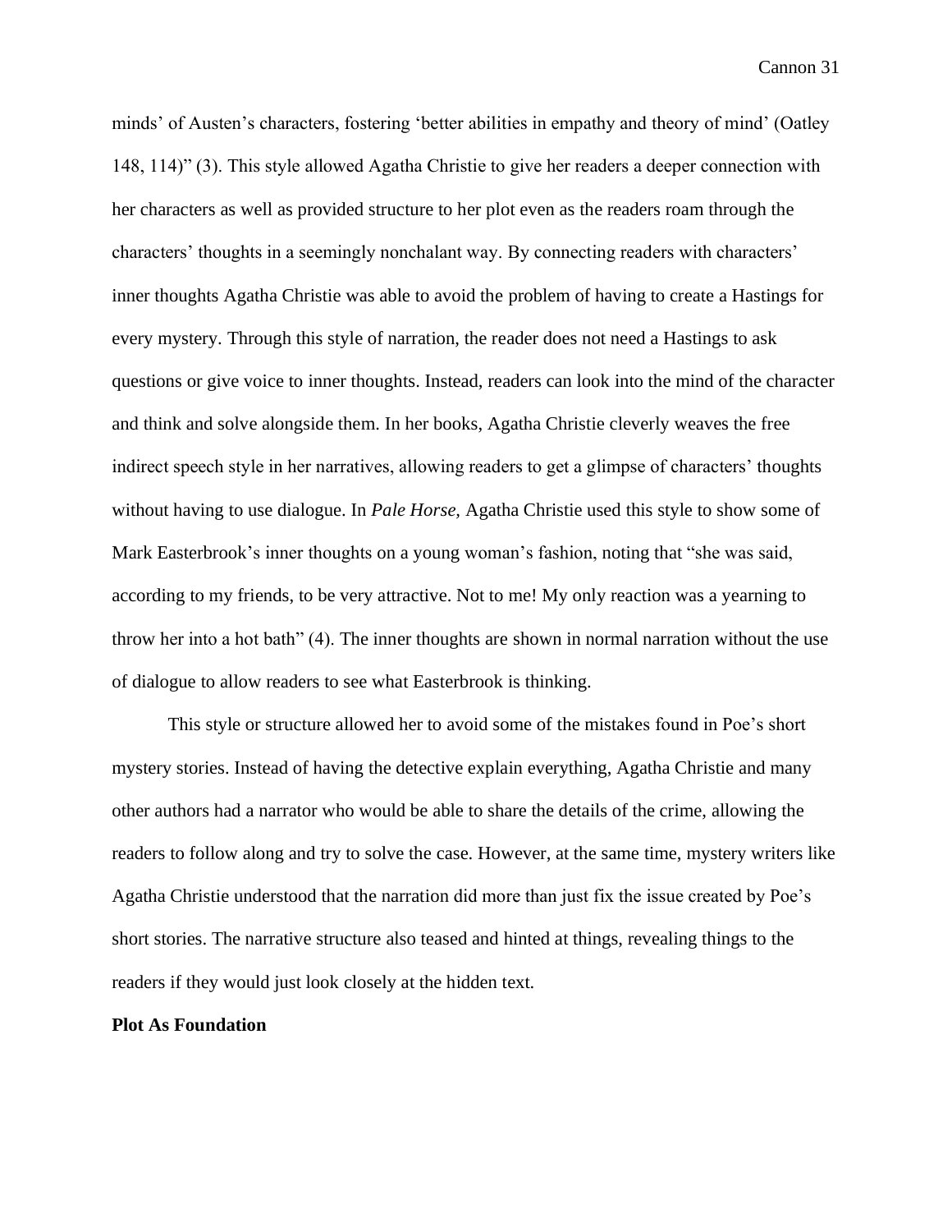minds' of Austen's characters, fostering 'better abilities in empathy and theory of mind' (Oatley 148, 114)" (3). This style allowed Agatha Christie to give her readers a deeper connection with her characters as well as provided structure to her plot even as the readers roam through the characters' thoughts in a seemingly nonchalant way. By connecting readers with characters' inner thoughts Agatha Christie was able to avoid the problem of having to create a Hastings for every mystery. Through this style of narration, the reader does not need a Hastings to ask questions or give voice to inner thoughts. Instead, readers can look into the mind of the character and think and solve alongside them. In her books, Agatha Christie cleverly weaves the free indirect speech style in her narratives, allowing readers to get a glimpse of characters' thoughts without having to use dialogue. In *Pale Horse*, Agatha Christie used this style to show some of Mark Easterbrook's inner thoughts on a young woman's fashion, noting that "she was said, according to my friends, to be very attractive. Not to me! My only reaction was a yearning to throw her into a hot bath" (4). The inner thoughts are shown in normal narration without the use of dialogue to allow readers to see what Easterbrook is thinking.

This style or structure allowed her to avoid some of the mistakes found in Poe's short mystery stories. Instead of having the detective explain everything, Agatha Christie and many other authors had a narrator who would be able to share the details of the crime, allowing the readers to follow along and try to solve the case. However, at the same time, mystery writers like Agatha Christie understood that the narration did more than just fix the issue created by Poe's short stories. The narrative structure also teased and hinted at things, revealing things to the readers if they would just look closely at the hidden text.

**Plot As Foundation**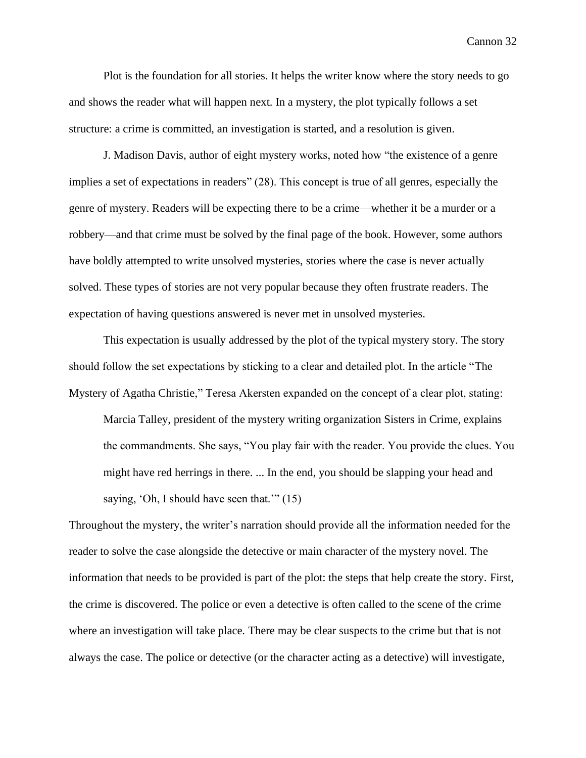Plot is the foundation for all stories. It helps the writer know where the story needs to go and shows the reader what will happen next. In a mystery, the plot typically follows a set structure: a crime is committed, an investigation is started, and a resolution is given.

J. Madison Davis, author of eight mystery works, noted how "the existence of a genre implies a set of expectations in readers" (28). This concept is true of all genres, especially the genre of mystery. Readers will be expecting there to be a crime—whether it be a murder or a robbery—and that crime must be solved by the final page of the book. However, some authors have boldly attempted to write unsolved mysteries, stories where the case is never actually solved. These types of stories are not very popular because they often frustrate readers. The expectation of having questions answered is never met in unsolved mysteries.

This expectation is usually addressed by the plot of the typical mystery story. The story should follow the set expectations by sticking to a clear and detailed plot. In the article "The Mystery of Agatha Christie," Teresa Akersten expanded on the concept of a clear plot, stating:

> Marcia Talley, president of the mystery writing organization Sisters in Crime, explains the commandments. She says, "You play fair with the reader. You provide the clues. You might have red herrings in there. ... In the end, you should be slapping your head and saying, 'Oh, I should have seen that.'" (15)

Throughout the mystery, the writer's narration should provide all the information needed for the reader to solve the case alongside the detective or main character of the mystery novel. The information that needs to be provided is part of the plot: the steps that help create the story. First, the crime is discovered. The police or even a detective is often called to the scene of the crime where an investigation will take place. There may be clear suspects to the crime but that is not always the case. The police or detective (or the character acting as a detective) will investigate,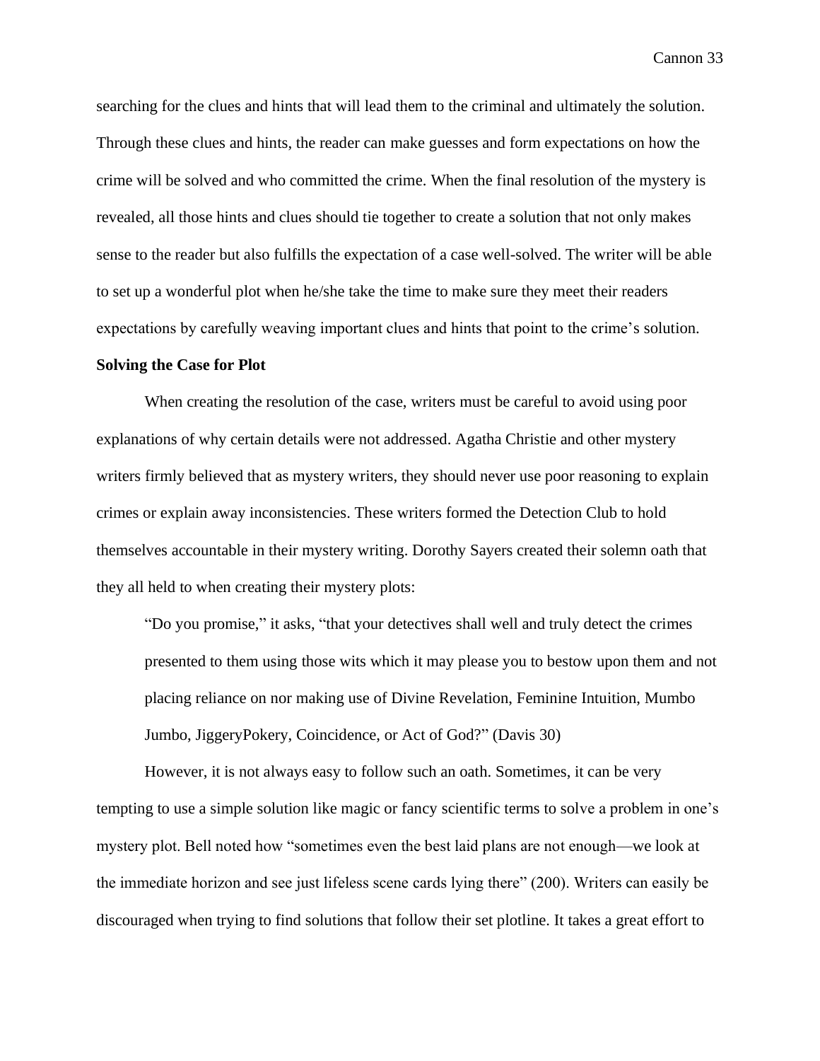searching for the clues and hints that will lead them to the criminal and ultimately the solution. Through these clues and hints, the reader can make guesses and form expectations on how the crime will be solved and who committed the crime. When the final resolution of the mystery is revealed, all those hints and clues should tie together to create a solution that not only makes sense to the reader but also fulfills the expectation of a case well-solved. The writer will be able to set up a wonderful plot when he/she take the time to make sure they meet their readers expectations by carefully weaving important clues and hints that point to the crime's solution.

**Solving the Case for Plot**

When creating the resolution of the case, writers must be careful to avoid using poor explanations of why certain details were not addressed. Agatha Christie and other mystery writers firmly believed that as mystery writers, they should never use poor reasoning to explain crimes or explain away inconsistencies. These writers formed the Detection Club to hold themselves accountable in their mystery writing. Dorothy Sayers created their solemn oath that they all held to when creating their mystery plots:

> "Do you promise," it asks, "that your detectives shall well and truly detect the crimes presented to them using those wits which it may please you to bestow upon them and not placing reliance on nor making use of Divine Revelation, Feminine Intuition, Mumbo Jumbo, JiggeryPokery, Coincidence, or Act of God?" (Davis 30)

However, it is not always easy to follow such an oath. Sometimes, it can be very tempting to use a simple solution like magic or fancy scientific terms to solve a problem in one's mystery plot. Bell noted how "sometimes even the best laid plans are not enough—we look at the immediate horizon and see just lifeless scene cards lying there" (200). Writers can easily be discouraged when trying to find solutions that follow their set plotline. It takes a great effort to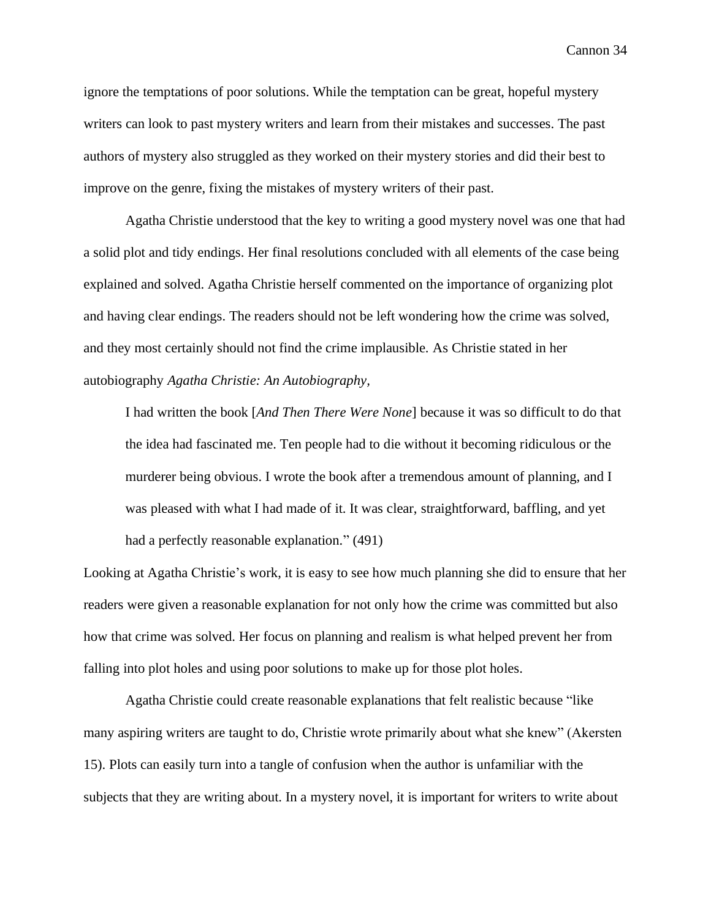ignore the temptations of poor solutions. While the temptation can be great, hopeful mystery writers can look to past mystery writers and learn from their mistakes and successes. The past authors of mystery also struggled as they worked on their mystery stories and did their best to improve on the genre, fixing the mistakes of mystery writers of their past.

Agatha Christie understood that the key to writing a good mystery novel was one that had a solid plot and tidy endings. Her final resolutions concluded with all elements of the case being explained and solved. Agatha Christie herself commented on the importance of organizing plot and having clear endings. The readers should not be left wondering how the crime was solved, and they most certainly should not find the crime implausible. As Christie stated in her autobiography *Agatha Christie: An Autobiography*,

> I had written the book [*And Then There Were None*] because it was so difficult to do that the idea had fascinated me. Ten people had to die without it becoming ridiculous or the murderer being obvious. I wrote the book after a tremendous amount of planning, and I was pleased with what I had made of it. It was clear, straightforward, baffling, and yet had a perfectly reasonable explanation." (491)

Looking at Agatha Christie's work, it is easy to see how much planning she did to ensure that her readers were given a reasonable explanation for not only how the crime was committed but also how that crime was solved. Her focus on planning and realism is what helped prevent her from falling into plot holes and using poor solutions to make up for those plot holes.

Agatha Christie could create reasonable explanations that felt realistic because "like many aspiring writers are taught to do, Christie wrote primarily about what she knew" (Akersten 15). Plots can easily turn into a tangle of confusion when the author is unfamiliar with the subjects that they are writing about. In a mystery novel, it is important for writers to write about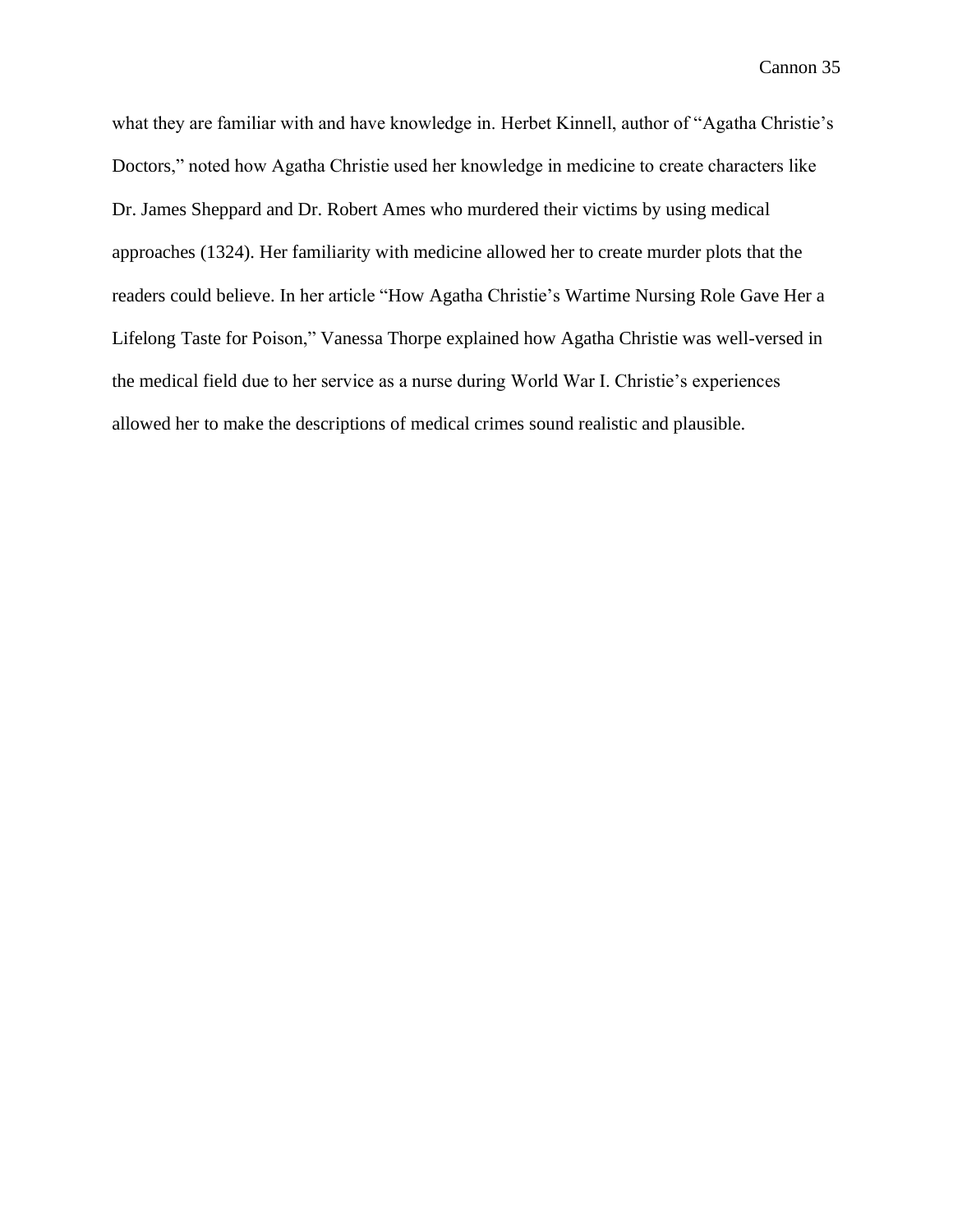what they are familiar with and have knowledge in. Herbet Kinnell, author of "Agatha Christie's Doctors," noted how Agatha Christie used her knowledge in medicine to create characters like Dr. James Sheppard and Dr. Robert Ames who murdered their victims by using medical approaches (1324). Her familiarity with medicine allowed her to create murder plots that the readers could believe. In her article "How Agatha Christie's Wartime Nursing Role Gave Her a Lifelong Taste for Poison," Vanessa Thorpe explained how Agatha Christie was well-versed in the medical field due to her service as a nurse during World War I. Christie's experiences allowed her to make the descriptions of medical crimes sound realistic and plausible.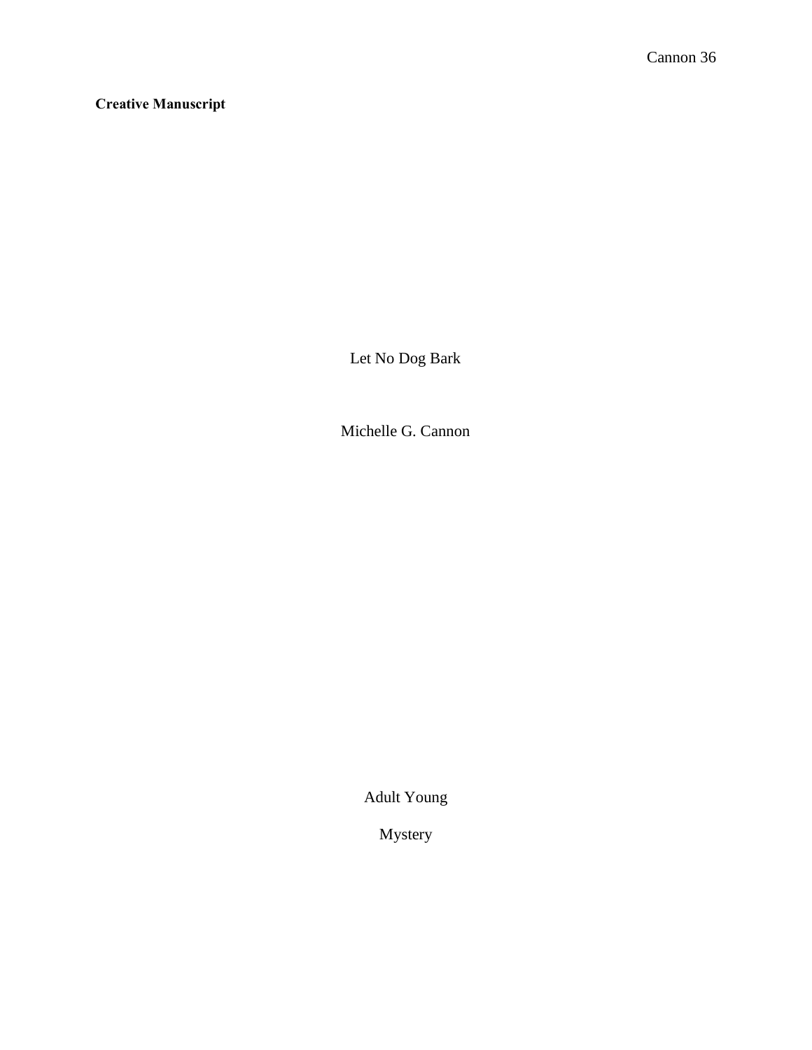**Creative Manuscript**

Let No Dog Bark

Michelle G. Cannon

Adult Young

Mystery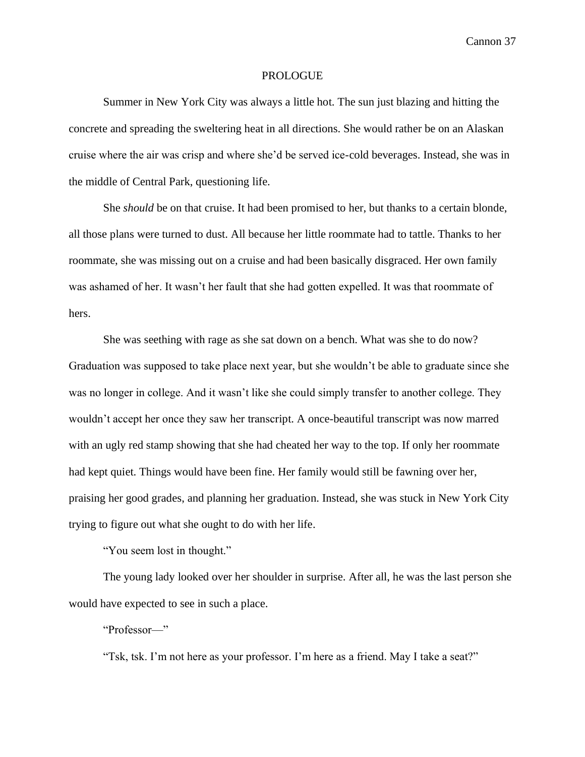# PROLOGUE

Summer in New York City was always a little hot. The sun just blazing and hitting the concrete and spreading the sweltering heat in all directions. She would rather be on an Alaskan cruise where the air was crisp and where she'd be served ice-cold beverages. Instead, she was in the middle of Central Park, questioning life.

She *should* be on that cruise. It had been promised to her, but thanks to a certain blonde, all those plans were turned to dust. All because her little roommate had to tattle. Thanks to her roommate, she was missing out on a cruise and had been basically disgraced. Her own family was ashamed of her. It wasn't her fault that she had gotten expelled. It was that roommate of hers.

She was seething with rage as she sat down on a bench. What was she to do now? Graduation was supposed to take place next year, but she wouldn't be able to graduate since she was no longer in college. And it wasn't like she could simply transfer to another college. They wouldn't accept her once they saw her transcript. A once-beautiful transcript was now marred with an ugly red stamp showing that she had cheated her way to the top. If only her roommate had kept quiet. Things would have been fine. Her family would still be fawning over her, praising her good grades, and planning her graduation. Instead, she was stuck in New York City trying to figure out what she ought to do with her life.

"You seem lost in thought."

The young lady looked over her shoulder in surprise. After all, he was the last person she would have expected to see in such a place.

"Professor—"

"Tsk, tsk. I'm not here as your professor. I'm here as a friend. May I take a seat?"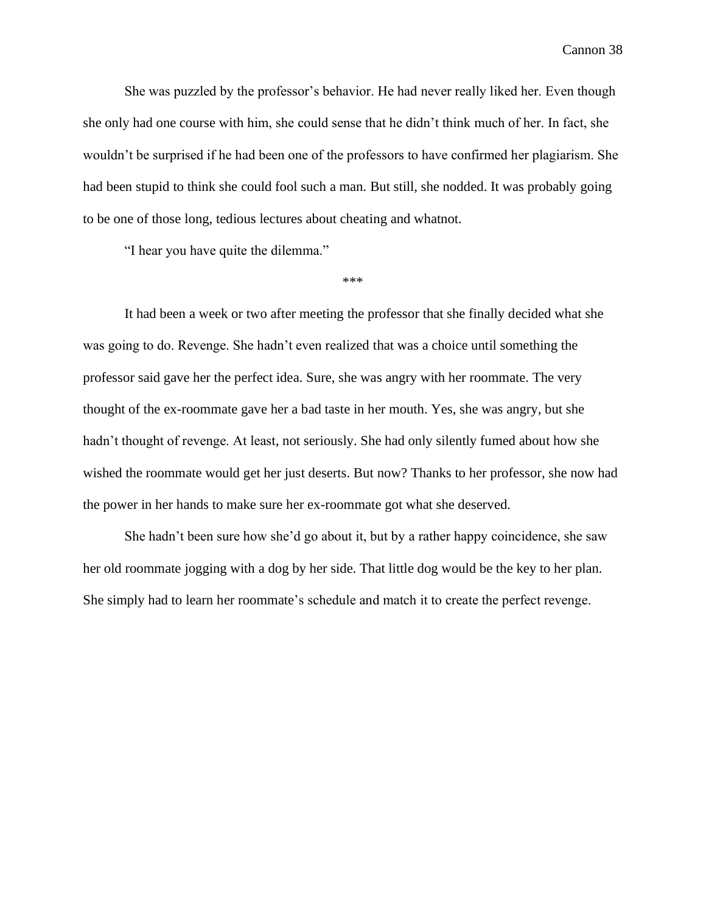She was puzzled by the professor's behavior. He had never really liked her. Even though she only had one course with him, she could sense that he didn't think much of her. In fact, she wouldn't be surprised if he had been one of the professors to have confirmed her plagiarism. She had been stupid to think she could fool such a man. But still, she nodded. It was probably going to be one of those long, tedious lectures about cheating and whatnot.

"I hear you have quite the dilemma."

***

It had been a week or two after meeting the professor that she finally decided what she was going to do. Revenge. She hadn't even realized that was a choice until something the professor said gave her the perfect idea. Sure, she was angry with her roommate. The very thought of the ex-roommate gave her a bad taste in her mouth. Yes, she was angry, but she hadn't thought of revenge. At least, not seriously. She had only silently fumed about how she wished the roommate would get her just deserts. But now? Thanks to her professor, she now had the power in her hands to make sure her ex-roommate got what she deserved.

She hadn't been sure how she'd go about it, but by a rather happy coincidence, she saw her old roommate jogging with a dog by her side. That little dog would be the key to her plan. She simply had to learn her roommate's schedule and match it to create the perfect revenge.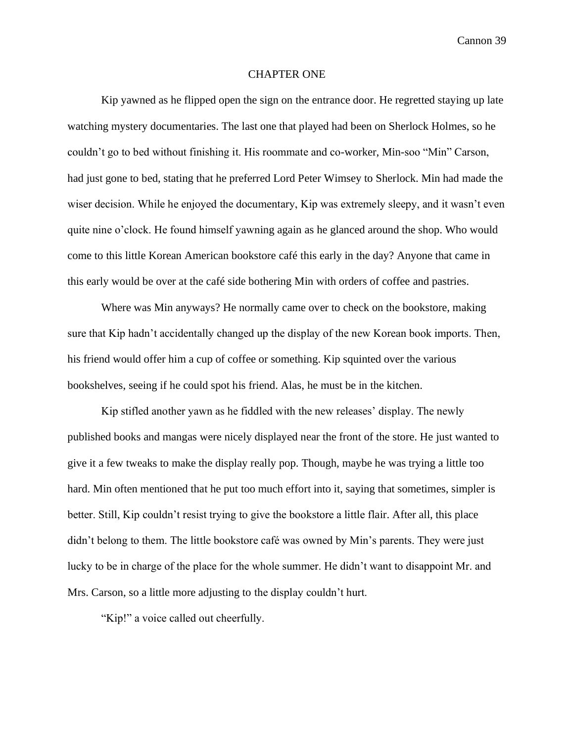# CHAPTER ONE

Kip yawned as he flipped open the sign on the entrance door. He regretted staying up late watching mystery documentaries. The last one that played had been on Sherlock Holmes, so he couldn't go to bed without finishing it. His roommate and co-worker, Min-soo "Min" Carson, had just gone to bed, stating that he preferred Lord Peter Wimsey to Sherlock. Min had made the wiser decision. While he enjoyed the documentary, Kip was extremely sleepy, and it wasn't even quite nine o'clock. He found himself yawning again as he glanced around the shop. Who would come to this little Korean American bookstore café this early in the day? Anyone that came in this early would be over at the café side bothering Min with orders of coffee and pastries.

Where was Min anyways? He normally came over to check on the bookstore, making sure that Kip hadn't accidentally changed up the display of the new Korean book imports. Then, his friend would offer him a cup of coffee or something. Kip squinted over the various bookshelves, seeing if he could spot his friend. Alas, he must be in the kitchen.

Kip stifled another yawn as he fiddled with the new releases' display. The newly published books and mangas were nicely displayed near the front of the store. He just wanted to give it a few tweaks to make the display really pop. Though, maybe he was trying a little too hard. Min often mentioned that he put too much effort into it, saying that sometimes, simpler is better. Still, Kip couldn't resist trying to give the bookstore a little flair. After all, this place didn't belong to them. The little bookstore café was owned by Min's parents. They were just lucky to be in charge of the place for the whole summer. He didn't want to disappoint Mr. and Mrs. Carson, so a little more adjusting to the display couldn't hurt.

"Kip!" a voice called out cheerfully.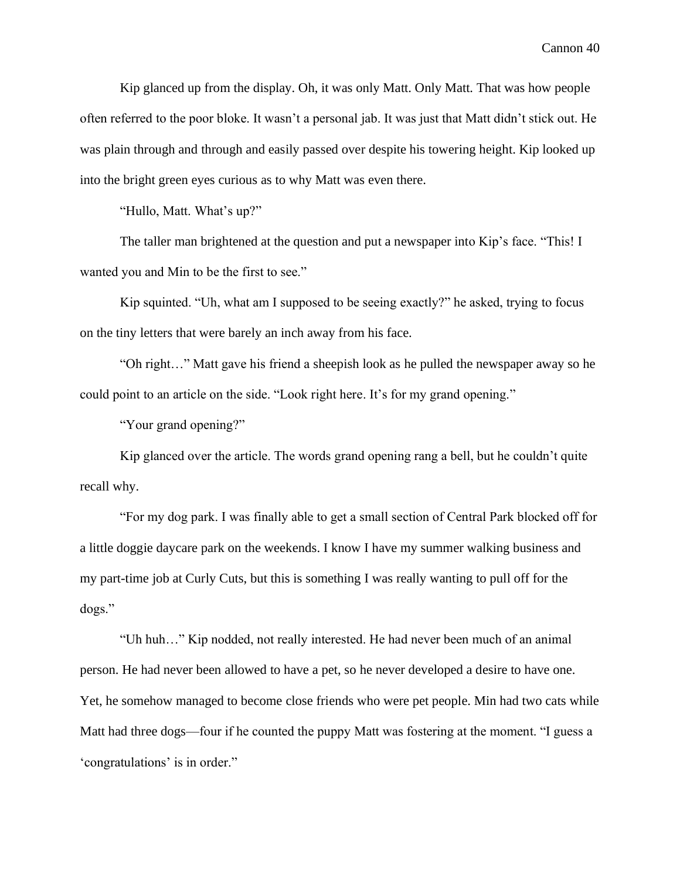Kip glanced up from the display. Oh, it was only Matt. Only Matt. That was how people often referred to the poor bloke. It wasn't a personal jab. It was just that Matt didn't stick out. He was plain through and through and easily passed over despite his towering height. Kip looked up into the bright green eyes curious as to why Matt was even there.

"Hullo, Matt. What's up?"

The taller man brightened at the question and put a newspaper into Kip's face. "This! I wanted you and Min to be the first to see."

Kip squinted. "Uh, what am I supposed to be seeing exactly?" he asked, trying to focus on the tiny letters that were barely an inch away from his face.

"Oh right…" Matt gave his friend a sheepish look as he pulled the newspaper away so he could point to an article on the side. "Look right here. It's for my grand opening."

"Your grand opening?"

Kip glanced over the article. The words grand opening rang a bell, but he couldn't quite recall why.

"For my dog park. I was finally able to get a small section of Central Park blocked off for a little doggie daycare park on the weekends. I know I have my summer walking business and my part-time job at Curly Cuts, but this is something I was really wanting to pull off for the dogs."

"Uh huh…" Kip nodded, not really interested. He had never been much of an animal person. He had never been allowed to have a pet, so he never developed a desire to have one. Yet, he somehow managed to become close friends who were pet people. Min had two cats while Matt had three dogs—four if he counted the puppy Matt was fostering at the moment. "I guess a 'congratulations' is in order."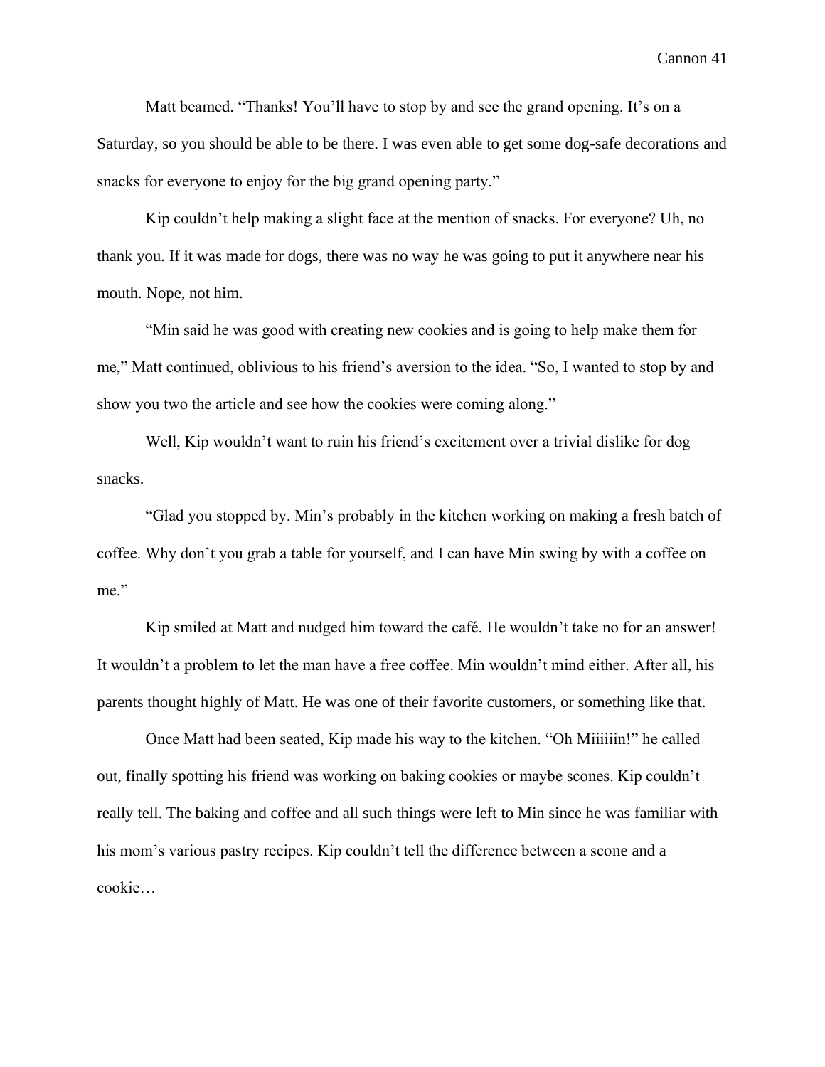Matt beamed. “Thanks! You’ll have to stop by and see the grand opening. It’s on a Saturday, so you should be able to be there. I was even able to get some dog-safe decorations and snacks for everyone to enjoy for the big grand opening party.”

Kip couldn’t help making a slight face at the mention of snacks. For everyone? Uh, no thank you. If it was made for dogs, there was no way he was going to put it anywhere near his mouth. Nope, not him.

“Min said he was good with creating new cookies and is going to help make them for me,” Matt continued, oblivious to his friend’s aversion to the idea. “So, I wanted to stop by and show you two the article and see how the cookies were coming along.”

Well, Kip wouldn’t want to ruin his friend’s excitement over a trivial dislike for dog snacks.

“Glad you stopped by. Min’s probably in the kitchen working on making a fresh batch of coffee. Why don’t you grab a table for yourself, and I can have Min swing by with a coffee on me.”

Kip smiled at Matt and nudged him toward the café. He wouldn’t take no for an answer! It wouldn’t a problem to let the man have a free coffee. Min wouldn’t mind either. After all, his parents thought highly of Matt. He was one of their favorite customers, or something like that.

Once Matt had been seated, Kip made his way to the kitchen. “Oh Miiiiiin!” he called out, finally spotting his friend was working on baking cookies or maybe scones. Kip couldn’t really tell. The baking and coffee and all such things were left to Min since he was familiar with his mom’s various pastry recipes. Kip couldn’t tell the difference between a scone and a cookie…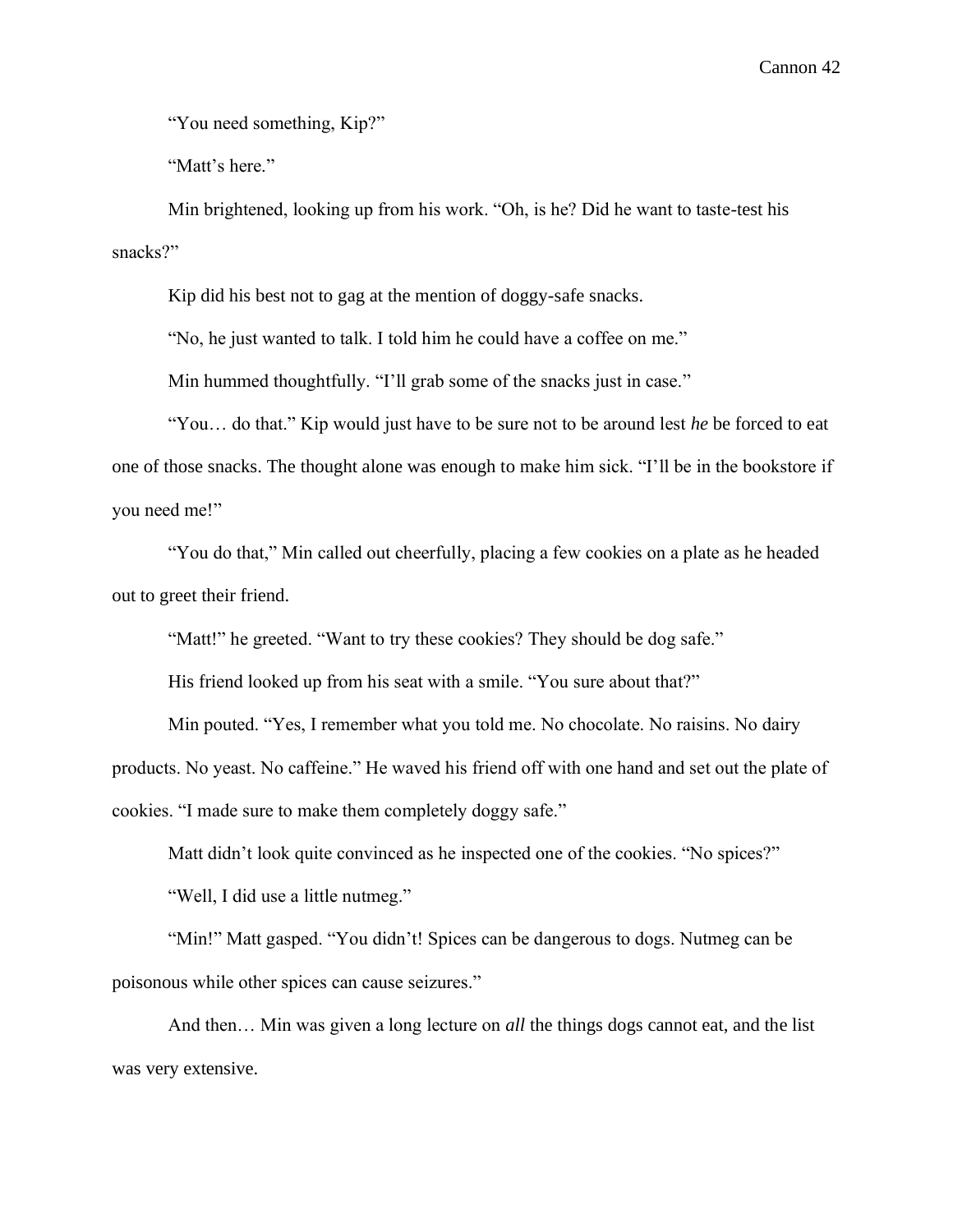"You need something, Kip?"

"Matt's here."

Min brightened, looking up from his work. "Oh, is he? Did he want to taste-test his snacks?"

Kip did his best not to gag at the mention of doggy-safe snacks.

"No, he just wanted to talk. I told him he could have a coffee on me."

Min hummed thoughtfully. "I'll grab some of the snacks just in case."

"You… do that." Kip would just have to be sure not to be around lest *he* be forced to eat one of those snacks. The thought alone was enough to make him sick. "I'll be in the bookstore if you need me!"

"You do that," Min called out cheerfully, placing a few cookies on a plate as he headed out to greet their friend.

"Matt!" he greeted. "Want to try these cookies? They should be dog safe."

His friend looked up from his seat with a smile. "You sure about that?"

Min pouted. "Yes, I remember what you told me. No chocolate. No raisins. No dairy products. No yeast. No caffeine." He waved his friend off with one hand and set out the plate of cookies. "I made sure to make them completely doggy safe."

Matt didn't look quite convinced as he inspected one of the cookies. "No spices?"

"Well, I did use a little nutmeg."

"Min!" Matt gasped. "You didn't! Spices can be dangerous to dogs. Nutmeg can be poisonous while other spices can cause seizures."

And then… Min was given a long lecture on *all* the things dogs cannot eat, and the list was very extensive.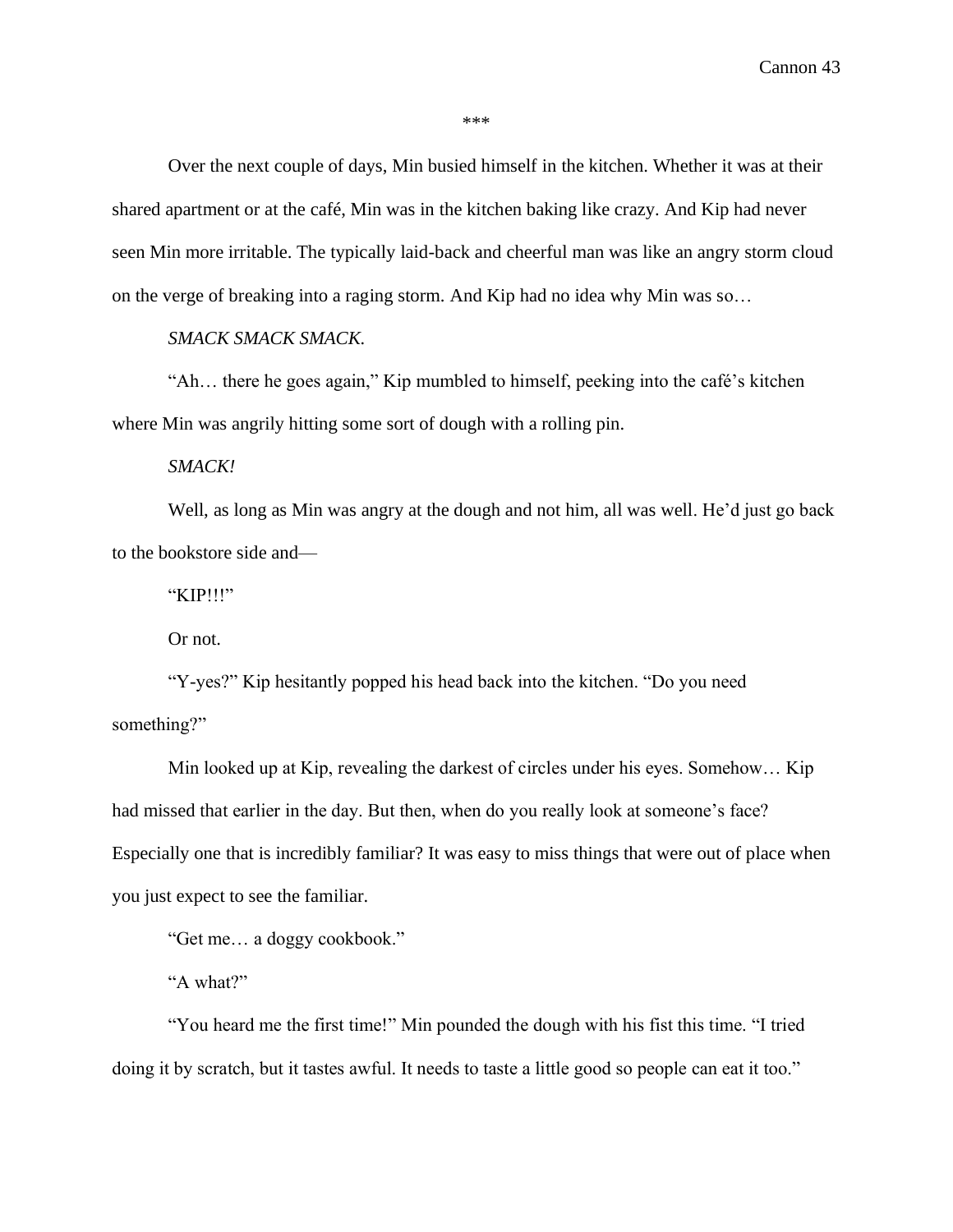***

Over the next couple of days, Min busied himself in the kitchen. Whether it was at their shared apartment or at the café, Min was in the kitchen baking like crazy. And Kip had never seen Min more irritable. The typically laid-back and cheerful man was like an angry storm cloud on the verge of breaking into a raging storm. And Kip had no idea why Min was so…

*SMACK SMACK SMACK.*

"Ah… there he goes again," Kip mumbled to himself, peeking into the café's kitchen where Min was angrily hitting some sort of dough with a rolling pin.

*SMACK!*

Well, as long as Min was angry at the dough and not him, all was well. He'd just go back to the bookstore side and—

"KIP!!!"

Or not.

"Y-yes?" Kip hesitantly popped his head back into the kitchen. "Do you need something?"

Min looked up at Kip, revealing the darkest of circles under his eyes. Somehow… Kip had missed that earlier in the day. But then, when do you really look at someone's face? Especially one that is incredibly familiar? It was easy to miss things that were out of place when you just expect to see the familiar.

"Get me… a doggy cookbook."

"A what?"

"You heard me the first time!" Min pounded the dough with his fist this time. "I tried doing it by scratch, but it tastes awful. It needs to taste a little good so people can eat it too."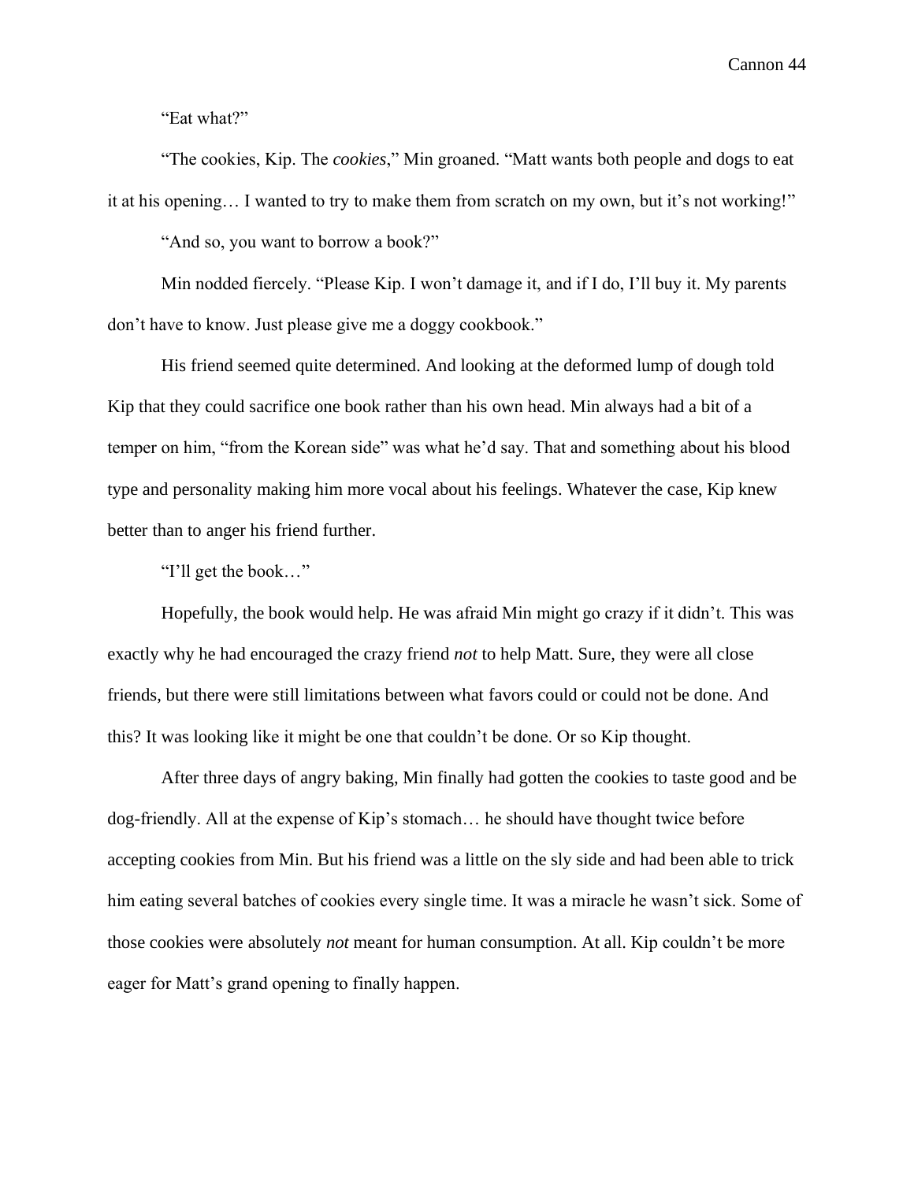"Eat what?"

"The cookies, Kip. The *cookies*," Min groaned. "Matt wants both people and dogs to eat it at his opening… I wanted to try to make them from scratch on my own, but it's not working!"

"And so, you want to borrow a book?"

Min nodded fiercely. "Please Kip. I won't damage it, and if I do, I'll buy it. My parents don't have to know. Just please give me a doggy cookbook."

His friend seemed quite determined. And looking at the deformed lump of dough told Kip that they could sacrifice one book rather than his own head. Min always had a bit of a temper on him, "from the Korean side" was what he'd say. That and something about his blood type and personality making him more vocal about his feelings. Whatever the case, Kip knew better than to anger his friend further.

"I'll get the book…"

Hopefully, the book would help. He was afraid Min might go crazy if it didn't. This was exactly why he had encouraged the crazy friend *not* to help Matt. Sure, they were all close friends, but there were still limitations between what favors could or could not be done. And this? It was looking like it might be one that couldn't be done. Or so Kip thought.

After three days of angry baking, Min finally had gotten the cookies to taste good and be dog-friendly. All at the expense of Kip's stomach… he should have thought twice before accepting cookies from Min. But his friend was a little on the sly side and had been able to trick him eating several batches of cookies every single time. It was a miracle he wasn't sick. Some of those cookies were absolutely *not* meant for human consumption. At all. Kip couldn't be more eager for Matt's grand opening to finally happen.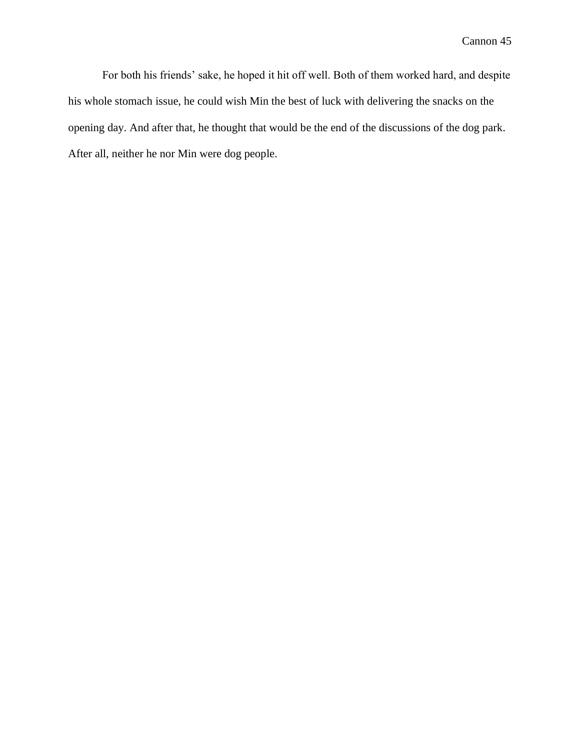For both his friends' sake, he hoped it hit off well. Both of them worked hard, and despite his whole stomach issue, he could wish Min the best of luck with delivering the snacks on the opening day. And after that, he thought that would be the end of the discussions of the dog park. After all, neither he nor Min were dog people.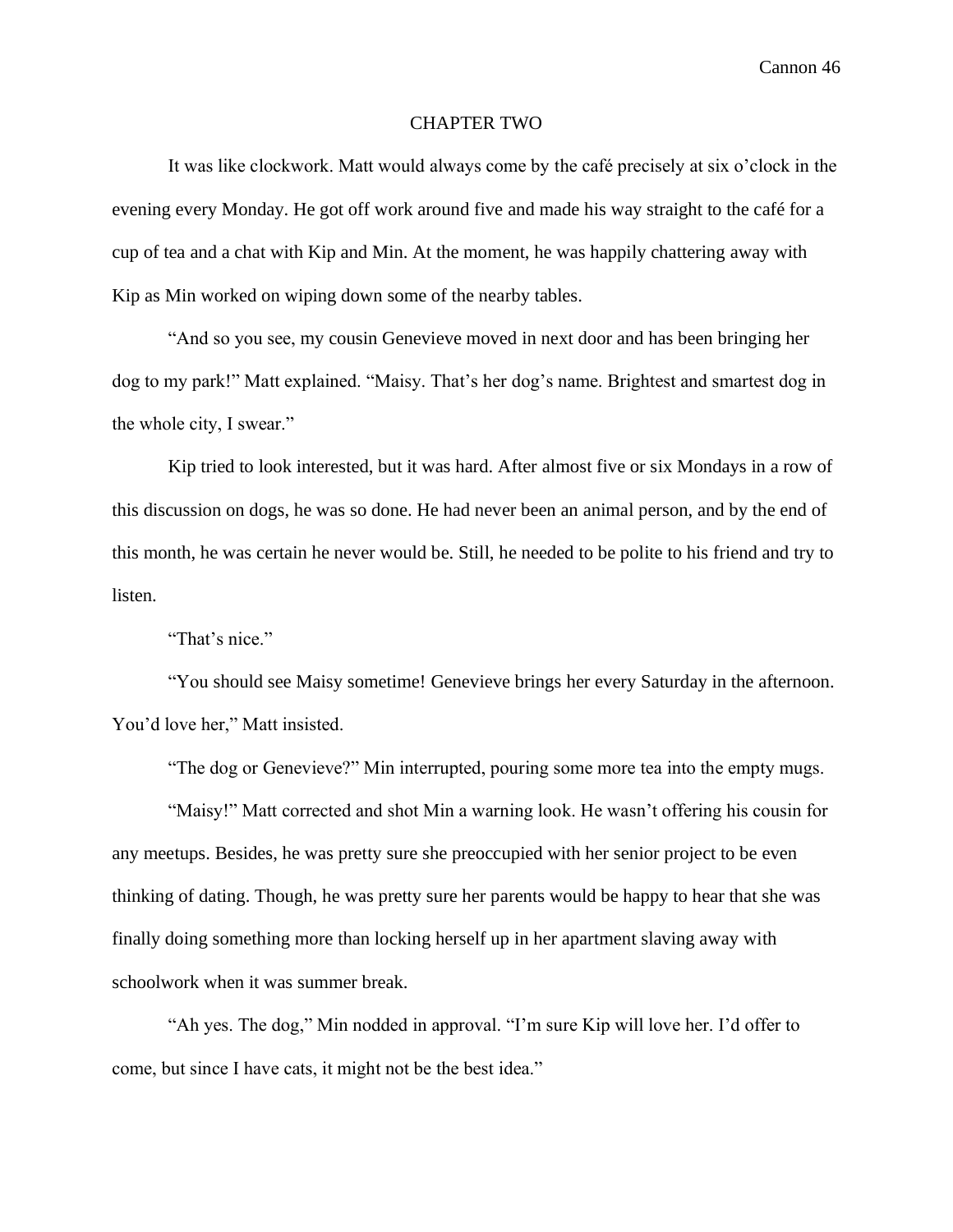# CHAPTER TWO

It was like clockwork. Matt would always come by the café precisely at six o'clock in the evening every Monday. He got off work around five and made his way straight to the café for a cup of tea and a chat with Kip and Min. At the moment, he was happily chattering away with Kip as Min worked on wiping down some of the nearby tables.

"And so you see, my cousin Genevieve moved in next door and has been bringing her dog to my park!" Matt explained. "Maisy. That's her dog's name. Brightest and smartest dog in the whole city, I swear."

Kip tried to look interested, but it was hard. After almost five or six Mondays in a row of this discussion on dogs, he was so done. He had never been an animal person, and by the end of this month, he was certain he never would be. Still, he needed to be polite to his friend and try to listen.

"That's nice."

"You should see Maisy sometime! Genevieve brings her every Saturday in the afternoon. You'd love her," Matt insisted.

"The dog or Genevieve?" Min interrupted, pouring some more tea into the empty mugs.

"Maisy!" Matt corrected and shot Min a warning look. He wasn't offering his cousin for any meetups. Besides, he was pretty sure she preoccupied with her senior project to be even thinking of dating. Though, he was pretty sure her parents would be happy to hear that she was finally doing something more than locking herself up in her apartment slaving away with schoolwork when it was summer break.

"Ah yes. The dog," Min nodded in approval. "I'm sure Kip will love her. I'd offer to come, but since I have cats, it might not be the best idea."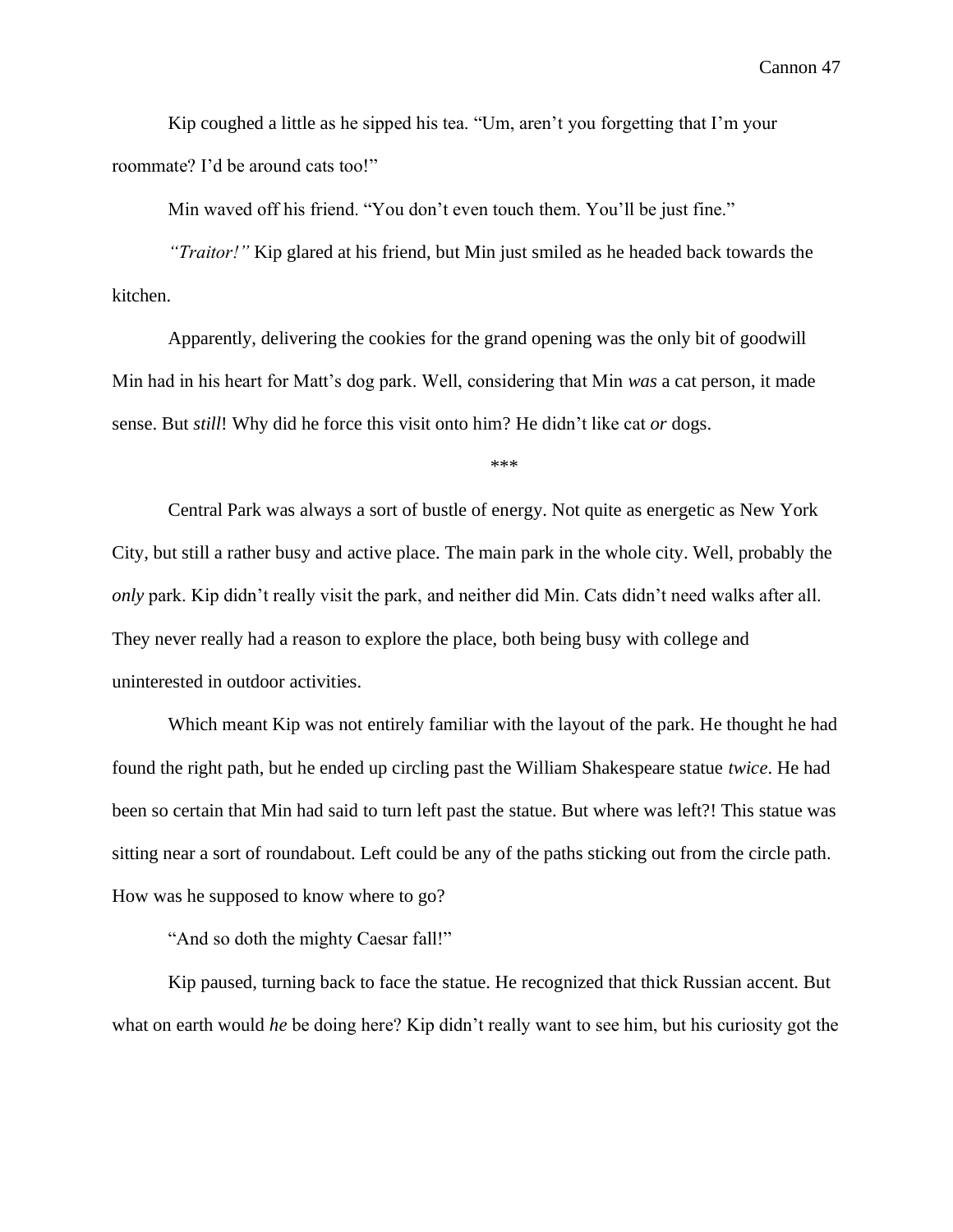Kip coughed a little as he sipped his tea. "Um, aren't you forgetting that I'm your roommate? I'd be around cats too!"

Min waved off his friend. "You don't even touch them. You'll be just fine."

*"Traitor!"* Kip glared at his friend, but Min just smiled as he headed back towards the kitchen.

Apparently, delivering the cookies for the grand opening was the only bit of goodwill Min had in his heart for Matt's dog park. Well, considering that Min *was* a cat person, it made sense. But *still*! Why did he force this visit onto him? He didn't like cat *or* dogs.

\*\*\*

Central Park was always a sort of bustle of energy. Not quite as energetic as New York City, but still a rather busy and active place. The main park in the whole city. Well, probably the *only* park. Kip didn't really visit the park, and neither did Min. Cats didn't need walks after all. They never really had a reason to explore the place, both being busy with college and uninterested in outdoor activities.

Which meant Kip was not entirely familiar with the layout of the park. He thought he had found the right path, but he ended up circling past the William Shakespeare statue *twice*. He had been so certain that Min had said to turn left past the statue. But where was left?! This statue was sitting near a sort of roundabout. Left could be any of the paths sticking out from the circle path. How was he supposed to know where to go?

"And so doth the mighty Caesar fall!"

Kip paused, turning back to face the statue. He recognized that thick Russian accent. But what on earth would *he* be doing here? Kip didn't really want to see him, but his curiosity got the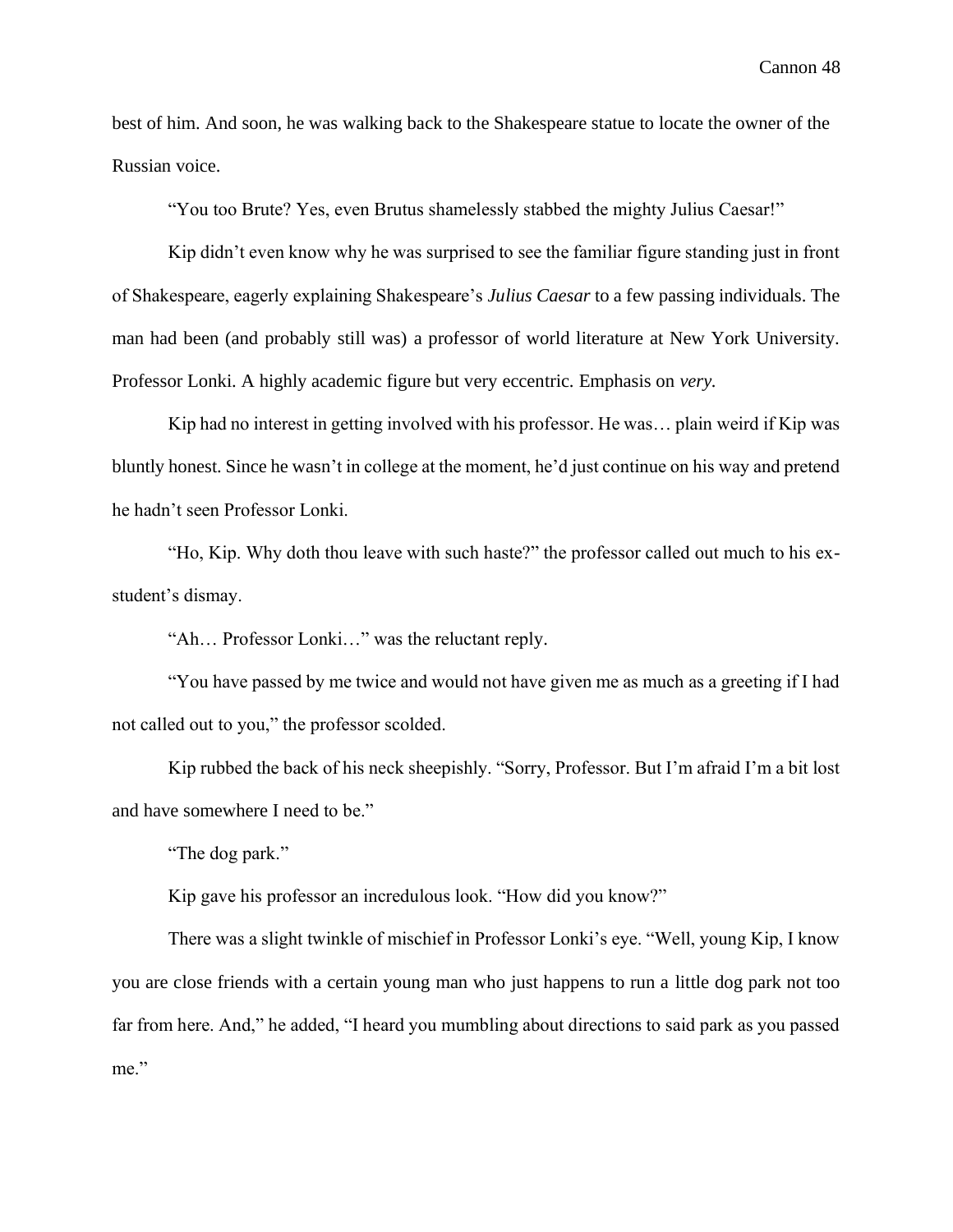best of him. And soon, he was walking back to the Shakespeare statue to locate the owner of the Russian voice.

"You too Brute? Yes, even Brutus shamelessly stabbed the mighty Julius Caesar!"

Kip didn't even know why he was surprised to see the familiar figure standing just in front of Shakespeare, eagerly explaining Shakespeare's *Julius Caesar* to a few passing individuals. The man had been (and probably still was) a professor of world literature at New York University. Professor Lonki. A highly academic figure but very eccentric. Emphasis on *very.*

Kip had no interest in getting involved with his professor. He was… plain weird if Kip was bluntly honest. Since he wasn't in college at the moment, he'd just continue on his way and pretend he hadn't seen Professor Lonki.

"Ho, Kip. Why doth thou leave with such haste?" the professor called out much to his ex-student's dismay.

"Ah… Professor Lonki…" was the reluctant reply.

"You have passed by me twice and would not have given me as much as a greeting if I had not called out to you," the professor scolded.

Kip rubbed the back of his neck sheepishly. "Sorry, Professor. But I'm afraid I'm a bit lost and have somewhere I need to be."

"The dog park."

Kip gave his professor an incredulous look. "How did you know?"

There was a slight twinkle of mischief in Professor Lonki's eye. "Well, young Kip, I know you are close friends with a certain young man who just happens to run a little dog park not too far from here. And," he added, "I heard you mumbling about directions to said park as you passed me."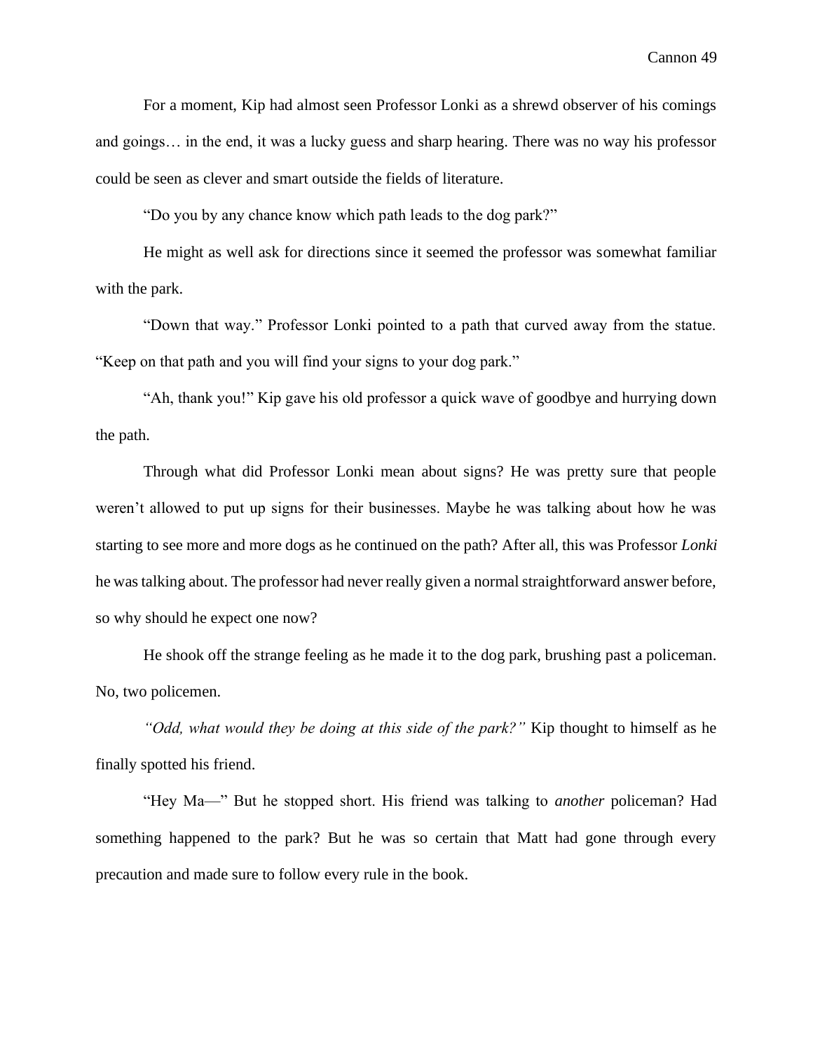For a moment, Kip had almost seen Professor Lonki as a shrewd observer of his comings and goings… in the end, it was a lucky guess and sharp hearing. There was no way his professor could be seen as clever and smart outside the fields of literature.

"Do you by any chance know which path leads to the dog park?"

He might as well ask for directions since it seemed the professor was somewhat familiar with the park.

"Down that way." Professor Lonki pointed to a path that curved away from the statue. "Keep on that path and you will find your signs to your dog park."

"Ah, thank you!" Kip gave his old professor a quick wave of goodbye and hurrying down the path.

Through what did Professor Lonki mean about signs? He was pretty sure that people weren't allowed to put up signs for their businesses. Maybe he was talking about how he was starting to see more and more dogs as he continued on the path? After all, this was Professor *Lonki* he was talking about. The professor had never really given a normal straightforward answer before, so why should he expect one now?

He shook off the strange feeling as he made it to the dog park, brushing past a policeman. No, two policemen.

*"Odd, what would they be doing at this side of the park?"* Kip thought to himself as he finally spotted his friend.

"Hey Ma—" But he stopped short. His friend was talking to *another* policeman? Had something happened to the park? But he was so certain that Matt had gone through every precaution and made sure to follow every rule in the book.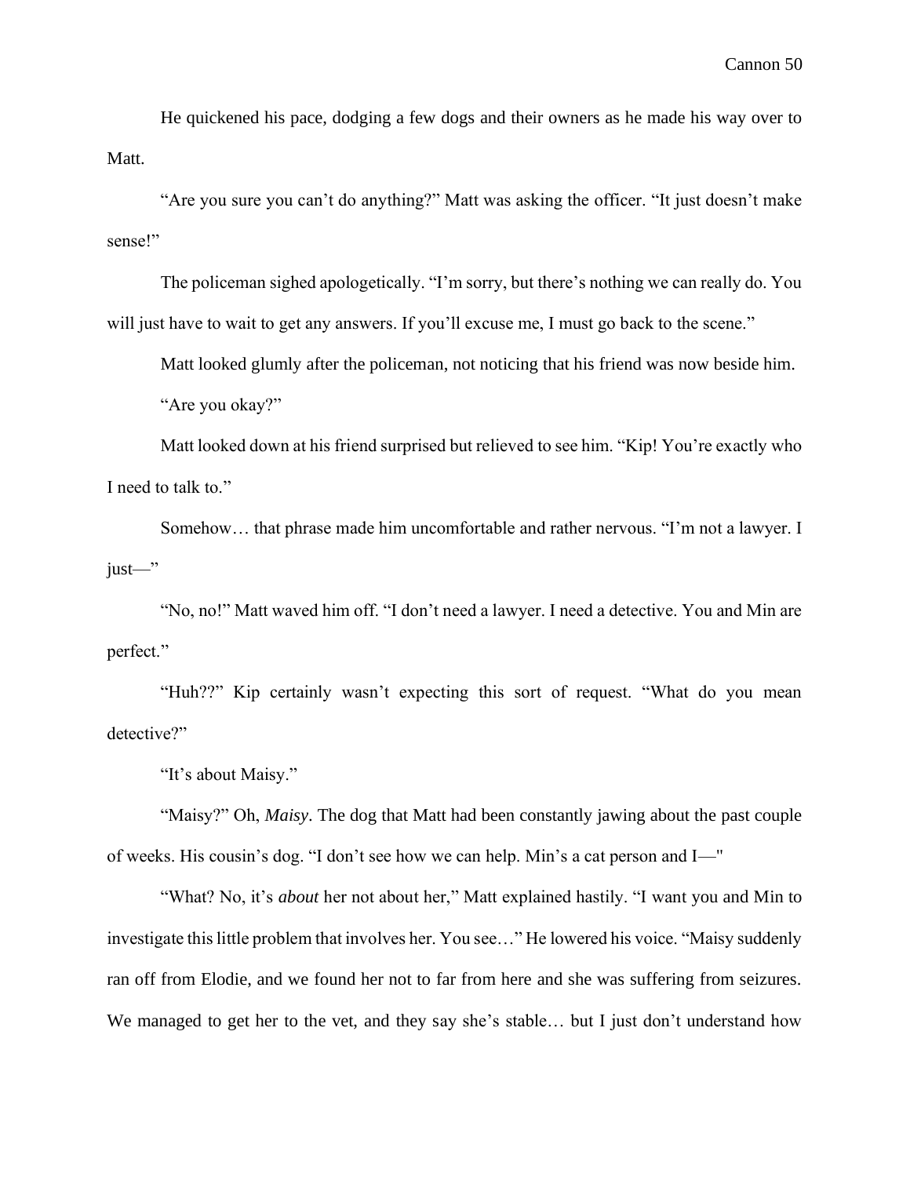He quickened his pace, dodging a few dogs and their owners as he made his way over to Matt.

"Are you sure you can't do anything?" Matt was asking the officer. "It just doesn't make sense!"

The policeman sighed apologetically. "I'm sorry, but there's nothing we can really do. You will just have to wait to get any answers. If you'll excuse me, I must go back to the scene."

Matt looked glumly after the policeman, not noticing that his friend was now beside him.

"Are you okay?"

Matt looked down at his friend surprised but relieved to see him. "Kip! You're exactly who I need to talk to."

Somehow… that phrase made him uncomfortable and rather nervous. "I'm not a lawyer. I just—"

"No, no!" Matt waved him off. "I don't need a lawyer. I need a detective. You and Min are perfect."

"Huh??" Kip certainly wasn't expecting this sort of request. "What do you mean detective?"

"It's about Maisy."

"Maisy?" Oh, *Maisy*. The dog that Matt had been constantly jawing about the past couple of weeks. His cousin's dog. "I don't see how we can help. Min's a cat person and I—"

"What? No, it's *about* her not about her," Matt explained hastily. "I want you and Min to investigate this little problem that involves her. You see…" He lowered his voice. "Maisy suddenly ran off from Elodie, and we found her not to far from here and she was suffering from seizures. We managed to get her to the vet, and they say she's stable… but I just don't understand how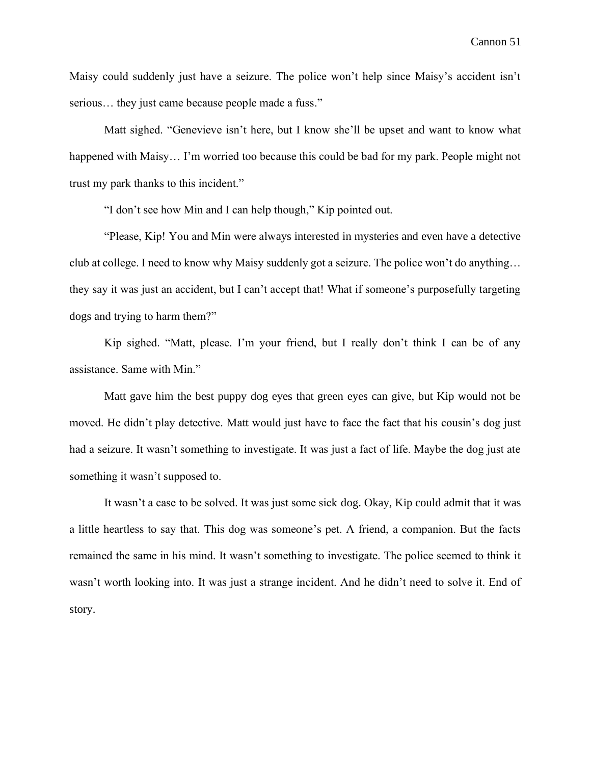Maisy could suddenly just have a seizure. The police won't help since Maisy's accident isn't serious… they just came because people made a fuss."

Matt sighed. "Genevieve isn't here, but I know she'll be upset and want to know what happened with Maisy… I'm worried too because this could be bad for my park. People might not trust my park thanks to this incident."

"I don't see how Min and I can help though," Kip pointed out.

"Please, Kip! You and Min were always interested in mysteries and even have a detective club at college. I need to know why Maisy suddenly got a seizure. The police won't do anything… they say it was just an accident, but I can't accept that! What if someone's purposefully targeting dogs and trying to harm them?"

Kip sighed. "Matt, please. I'm your friend, but I really don't think I can be of any assistance. Same with Min."

Matt gave him the best puppy dog eyes that green eyes can give, but Kip would not be moved. He didn't play detective. Matt would just have to face the fact that his cousin's dog just had a seizure. It wasn't something to investigate. It was just a fact of life. Maybe the dog just ate something it wasn't supposed to.

It wasn't a case to be solved. It was just some sick dog. Okay, Kip could admit that it was a little heartless to say that. This dog was someone's pet. A friend, a companion. But the facts remained the same in his mind. It wasn't something to investigate. The police seemed to think it wasn't worth looking into. It was just a strange incident. And he didn't need to solve it. End of story.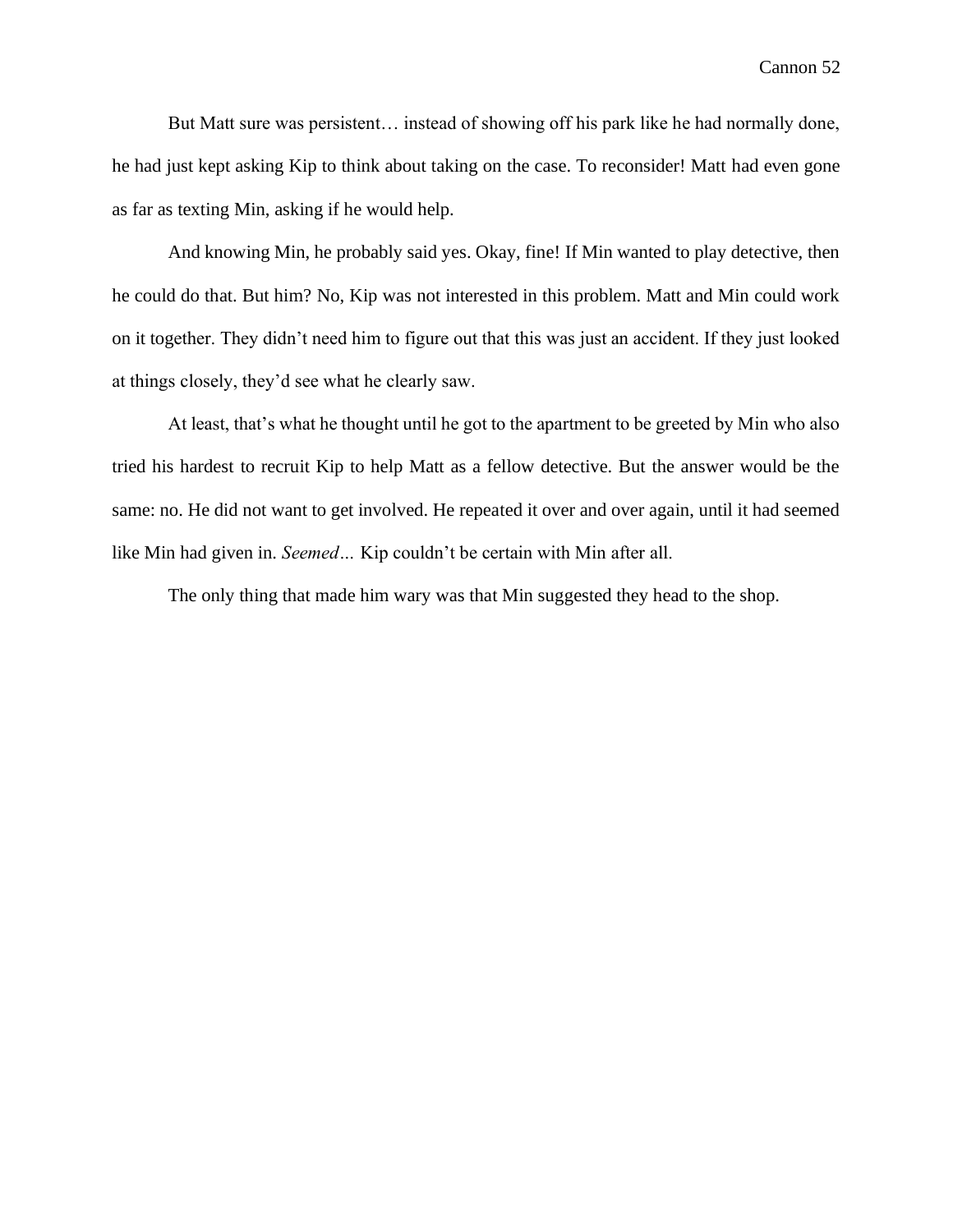But Matt sure was persistent… instead of showing off his park like he had normally done, he had just kept asking Kip to think about taking on the case. To reconsider! Matt had even gone as far as texting Min, asking if he would help.

And knowing Min, he probably said yes. Okay, fine! If Min wanted to play detective, then he could do that. But him? No, Kip was not interested in this problem. Matt and Min could work on it together. They didn't need him to figure out that this was just an accident. If they just looked at things closely, they'd see what he clearly saw.

At least, that's what he thought until he got to the apartment to be greeted by Min who also tried his hardest to recruit Kip to help Matt as a fellow detective. But the answer would be the same: no. He did not want to get involved. He repeated it over and over again, until it had seemed like Min had given in. *Seemed…* Kip couldn't be certain with Min after all.

The only thing that made him wary was that Min suggested they head to the shop.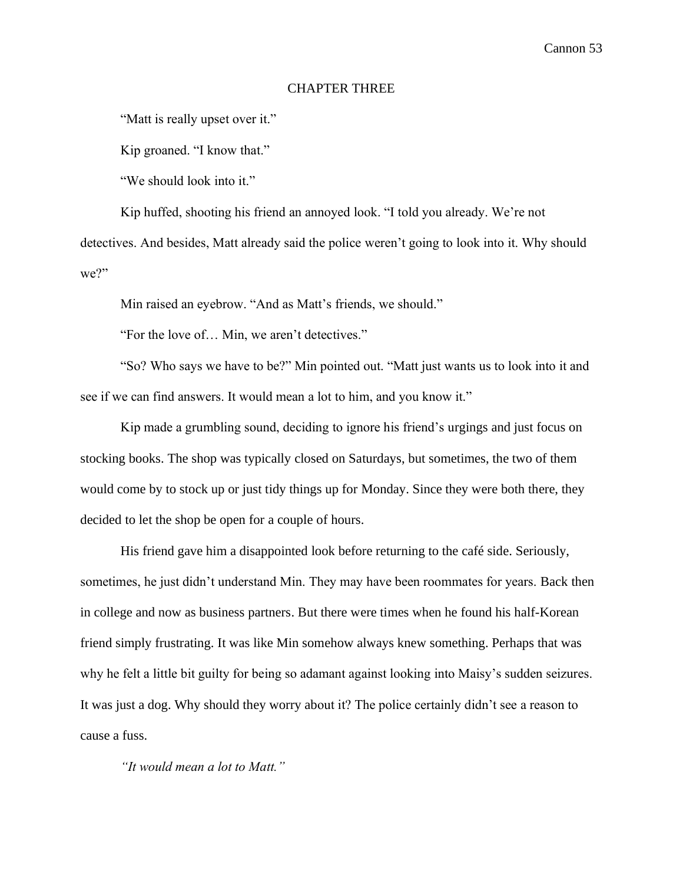# CHAPTER THREE

"Matt is really upset over it."

Kip groaned. "I know that."

"We should look into it."

Kip huffed, shooting his friend an annoyed look. "I told you already. We're not detectives. And besides, Matt already said the police weren't going to look into it. Why should we?"

Min raised an eyebrow. "And as Matt's friends, we should."

"For the love of… Min, we aren't detectives."

"So? Who says we have to be?" Min pointed out. "Matt just wants us to look into it and see if we can find answers. It would mean a lot to him, and you know it."

Kip made a grumbling sound, deciding to ignore his friend's urgings and just focus on stocking books. The shop was typically closed on Saturdays, but sometimes, the two of them would come by to stock up or just tidy things up for Monday. Since they were both there, they decided to let the shop be open for a couple of hours.

His friend gave him a disappointed look before returning to the café side. Seriously, sometimes, he just didn't understand Min. They may have been roommates for years. Back then in college and now as business partners. But there were times when he found his half-Korean friend simply frustrating. It was like Min somehow always knew something. Perhaps that was why he felt a little bit guilty for being so adamant against looking into Maisy's sudden seizures. It was just a dog. Why should they worry about it? The police certainly didn't see a reason to cause a fuss.

*"It would mean a lot to Matt."*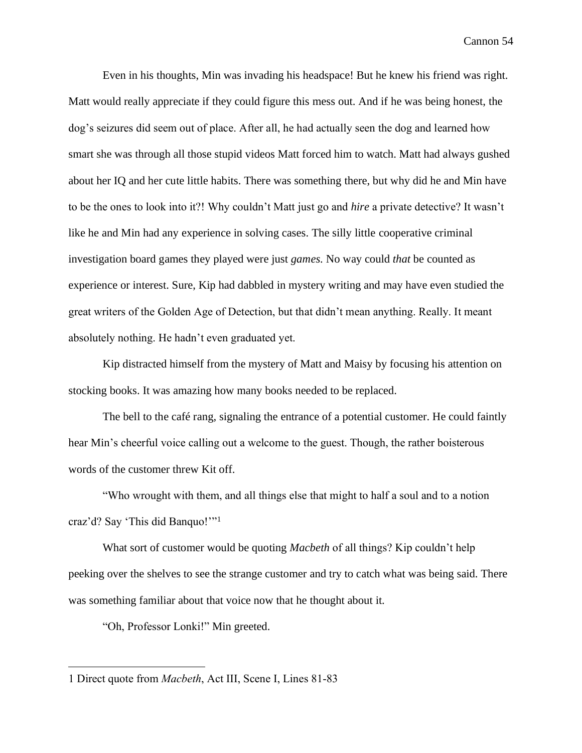Even in his thoughts, Min was invading his headspace! But he knew his friend was right. Matt would really appreciate if they could figure this mess out. And if he was being honest, the dog's seizures did seem out of place. After all, he had actually seen the dog and learned how smart she was through all those stupid videos Matt forced him to watch. Matt had always gushed about her IQ and her cute little habits. There was something there, but why did he and Min have to be the ones to look into it?! Why couldn't Matt just go and *hire* a private detective? It wasn't like he and Min had any experience in solving cases. The silly little cooperative criminal investigation board games they played were just *games.* No way could *that* be counted as experience or interest. Sure, Kip had dabbled in mystery writing and may have even studied the great writers of the Golden Age of Detection, but that didn't mean anything. Really. It meant absolutely nothing. He hadn't even graduated yet.

Kip distracted himself from the mystery of Matt and Maisy by focusing his attention on stocking books. It was amazing how many books needed to be replaced.

The bell to the café rang, signaling the entrance of a potential customer. He could faintly hear Min's cheerful voice calling out a welcome to the guest. Though, the rather boisterous words of the customer threw Kit off.

"Who wrought with them, and all things else that might to half a soul and to a notion craz'd? Say 'This did Banquo!'"[1]

What sort of customer would be quoting *Macbeth* of all things? Kip couldn't help peeking over the shelves to see the strange customer and try to catch what was being said. There was something familiar about that voice now that he thought about it.

"Oh, Professor Lonki!" Min greeted.

---

1 Direct quote from *Macbeth*, Act III, Scene I, Lines 81-83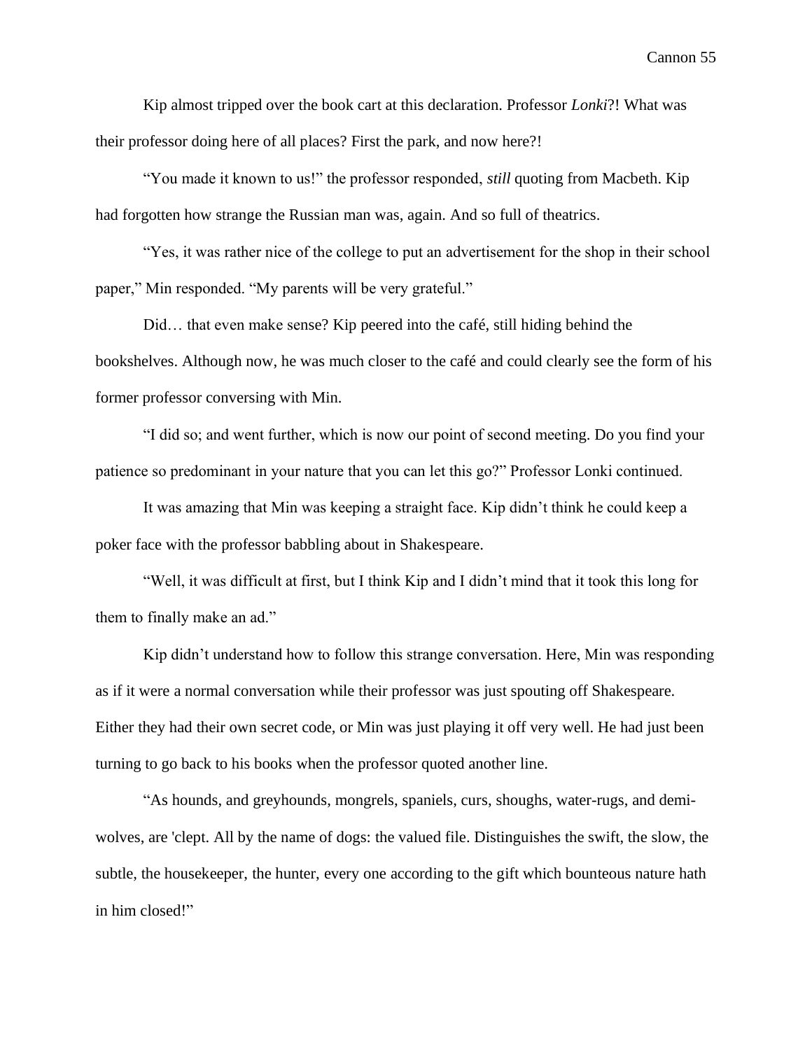Kip almost tripped over the book cart at this declaration. Professor *Lonki*?! What was their professor doing here of all places? First the park, and now here?!

"You made it known to us!" the professor responded, *still* quoting from Macbeth. Kip had forgotten how strange the Russian man was, again. And so full of theatrics.

"Yes, it was rather nice of the college to put an advertisement for the shop in their school paper," Min responded. "My parents will be very grateful."

Did… that even make sense? Kip peered into the café, still hiding behind the bookshelves. Although now, he was much closer to the café and could clearly see the form of his former professor conversing with Min.

"I did so; and went further, which is now our point of second meeting. Do you find your patience so predominant in your nature that you can let this go?" Professor Lonki continued.

It was amazing that Min was keeping a straight face. Kip didn't think he could keep a poker face with the professor babbling about in Shakespeare.

"Well, it was difficult at first, but I think Kip and I didn't mind that it took this long for them to finally make an ad."

Kip didn't understand how to follow this strange conversation. Here, Min was responding as if it were a normal conversation while their professor was just spouting off Shakespeare. Either they had their own secret code, or Min was just playing it off very well. He had just been turning to go back to his books when the professor quoted another line.

"As hounds, and greyhounds, mongrels, spaniels, curs, shoughs, water-rugs, and demi-wolves, are 'clept. All by the name of dogs: the valued file. Distinguishes the swift, the slow, the subtle, the housekeeper, the hunter, every one according to the gift which bounteous nature hath in him closed!"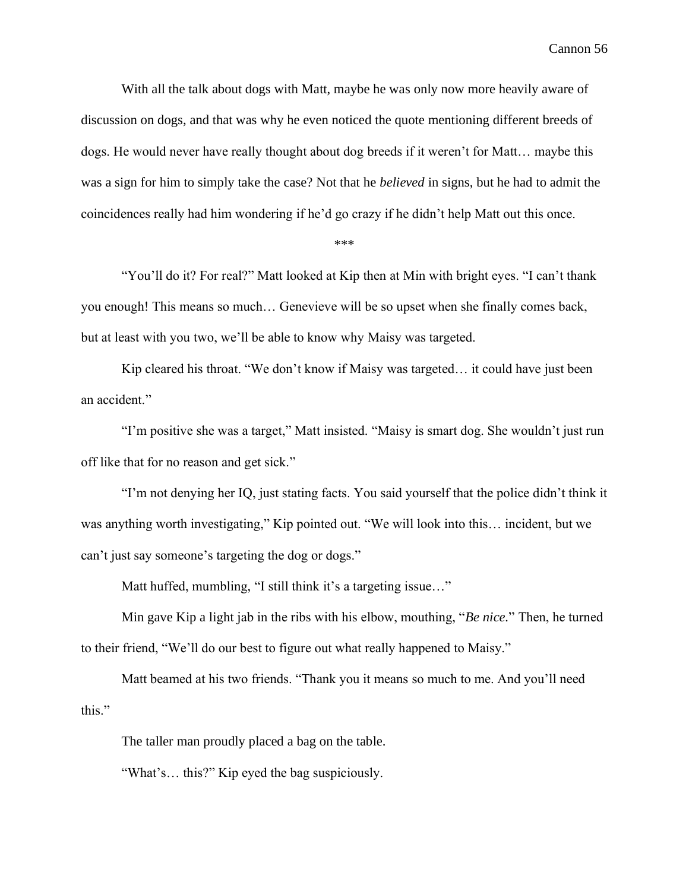With all the talk about dogs with Matt, maybe he was only now more heavily aware of discussion on dogs, and that was why he even noticed the quote mentioning different breeds of dogs. He would never have really thought about dog breeds if it weren't for Matt… maybe this was a sign for him to simply take the case? Not that he *believed* in signs, but he had to admit the coincidences really had him wondering if he'd go crazy if he didn't help Matt out this once.

\*\*\*

"You'll do it? For real?" Matt looked at Kip then at Min with bright eyes. "I can't thank you enough! This means so much… Genevieve will be so upset when she finally comes back, but at least with you two, we'll be able to know why Maisy was targeted.

Kip cleared his throat. "We don't know if Maisy was targeted… it could have just been an accident."

"I'm positive she was a target," Matt insisted. "Maisy is smart dog. She wouldn't just run off like that for no reason and get sick."

"I'm not denying her IQ, just stating facts. You said yourself that the police didn't think it was anything worth investigating," Kip pointed out. "We will look into this… incident, but we can't just say someone's targeting the dog or dogs."

Matt huffed, mumbling, "I still think it's a targeting issue…"

Min gave Kip a light jab in the ribs with his elbow, mouthing, "*Be nice.*" Then, he turned to their friend, "We'll do our best to figure out what really happened to Maisy."

Matt beamed at his two friends. "Thank you it means so much to me. And you'll need this."

The taller man proudly placed a bag on the table.

"What's… this?" Kip eyed the bag suspiciously.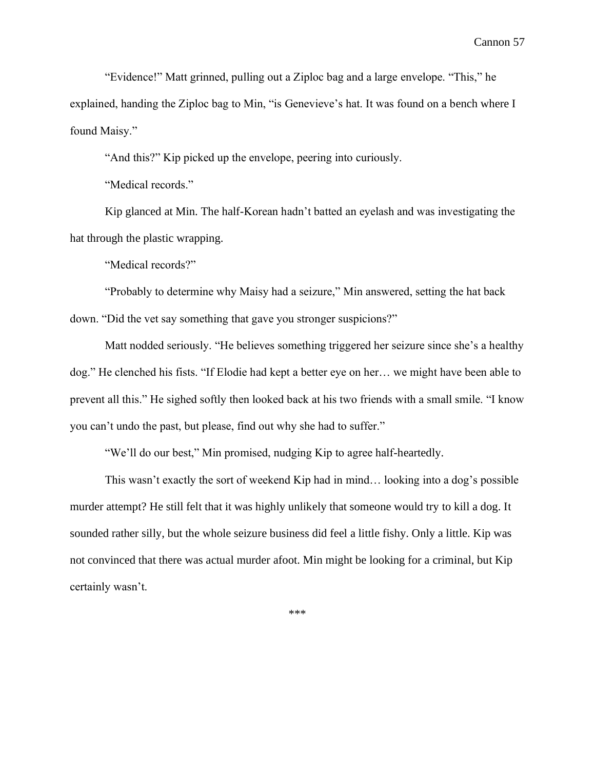"Evidence!" Matt grinned, pulling out a Ziploc bag and a large envelope. "This," he explained, handing the Ziploc bag to Min, "is Genevieve's hat. It was found on a bench where I found Maisy."

"And this?" Kip picked up the envelope, peering into curiously.

"Medical records."

Kip glanced at Min. The half-Korean hadn't batted an eyelash and was investigating the hat through the plastic wrapping.

"Medical records?"

"Probably to determine why Maisy had a seizure," Min answered, setting the hat back down. "Did the vet say something that gave you stronger suspicions?"

Matt nodded seriously. "He believes something triggered her seizure since she's a healthy dog." He clenched his fists. "If Elodie had kept a better eye on her… we might have been able to prevent all this." He sighed softly then looked back at his two friends with a small smile. "I know you can't undo the past, but please, find out why she had to suffer."

"We'll do our best," Min promised, nudging Kip to agree half-heartedly.

This wasn't exactly the sort of weekend Kip had in mind… looking into a dog's possible murder attempt? He still felt that it was highly unlikely that someone would try to kill a dog. It sounded rather silly, but the whole seizure business did feel a little fishy. Only a little. Kip was not convinced that there was actual murder afoot. Min might be looking for a criminal, but Kip certainly wasn't.

***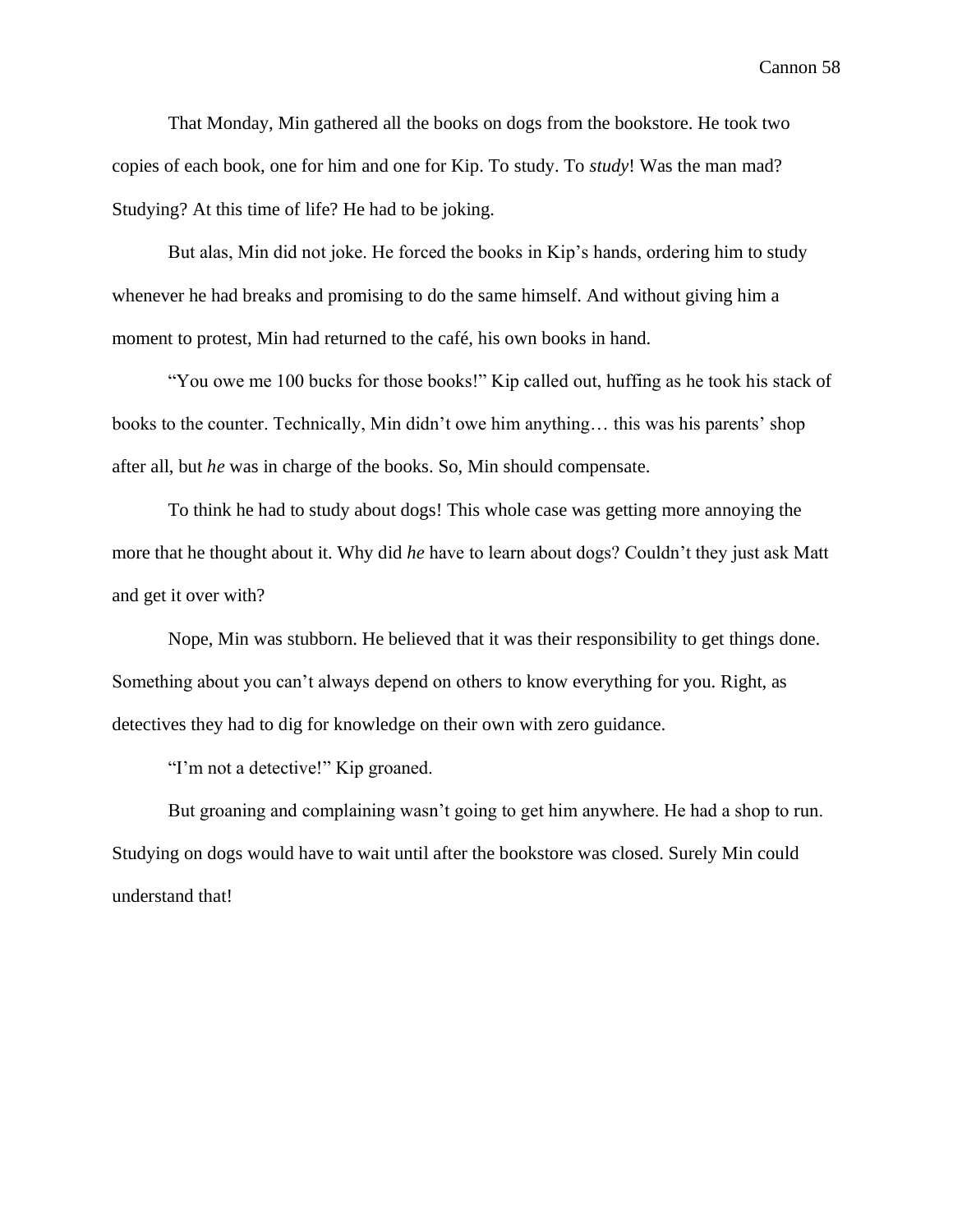That Monday, Min gathered all the books on dogs from the bookstore. He took two copies of each book, one for him and one for Kip. To study. To *study*! Was the man mad? Studying? At this time of life? He had to be joking.

But alas, Min did not joke. He forced the books in Kip's hands, ordering him to study whenever he had breaks and promising to do the same himself. And without giving him a moment to protest, Min had returned to the café, his own books in hand.

"You owe me 100 bucks for those books!" Kip called out, huffing as he took his stack of books to the counter. Technically, Min didn't owe him anything… this was his parents' shop after all, but *he* was in charge of the books. So, Min should compensate.

To think he had to study about dogs! This whole case was getting more annoying the more that he thought about it. Why did *he* have to learn about dogs? Couldn't they just ask Matt and get it over with?

Nope, Min was stubborn. He believed that it was their responsibility to get things done. Something about you can't always depend on others to know everything for you. Right, as detectives they had to dig for knowledge on their own with zero guidance.

"I'm not a detective!" Kip groaned.

But groaning and complaining wasn't going to get him anywhere. He had a shop to run. Studying on dogs would have to wait until after the bookstore was closed. Surely Min could understand that!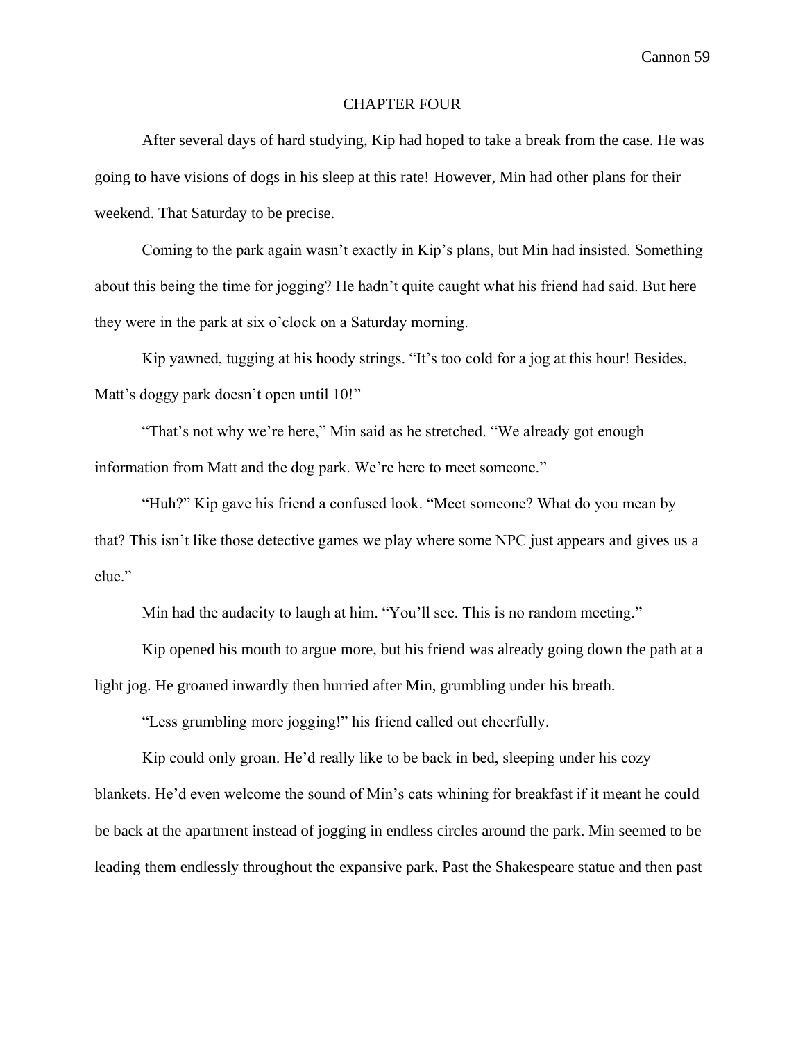# CHAPTER FOUR

After several days of hard studying, Kip had hoped to take a break from the case. He was going to have visions of dogs in his sleep at this rate! However, Min had other plans for their weekend. That Saturday to be precise.

Coming to the park again wasn't exactly in Kip's plans, but Min had insisted. Something about this being the time for jogging? He hadn't quite caught what his friend had said. But here they were in the park at six o'clock on a Saturday morning.

Kip yawned, tugging at his hoody strings. "It's too cold for a jog at this hour! Besides, Matt's doggy park doesn't open until 10!"

"That's not why we're here," Min said as he stretched. "We already got enough information from Matt and the dog park. We're here to meet someone."

"Huh?" Kip gave his friend a confused look. "Meet someone? What do you mean by that? This isn't like those detective games we play where some NPC just appears and gives us a clue."

Min had the audacity to laugh at him. "You'll see. This is no random meeting."

Kip opened his mouth to argue more, but his friend was already going down the path at a light jog. He groaned inwardly then hurried after Min, grumbling under his breath.

"Less grumbling more jogging!" his friend called out cheerfully.

Kip could only groan. He'd really like to be back in bed, sleeping under his cozy blankets. He'd even welcome the sound of Min's cats whining for breakfast if it meant he could be back at the apartment instead of jogging in endless circles around the park. Min seemed to be leading them endlessly throughout the expansive park. Past the Shakespeare statue and then past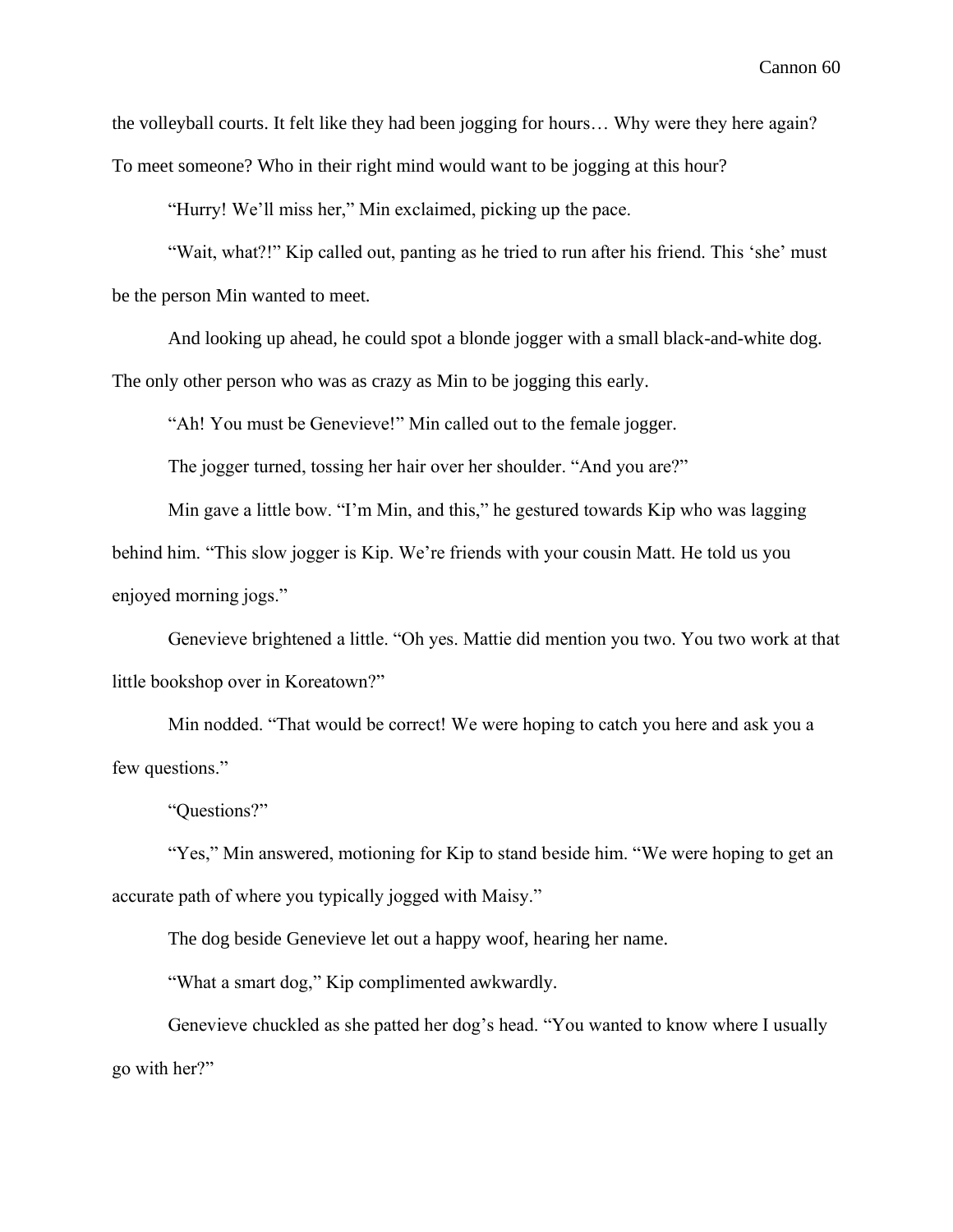the volleyball courts. It felt like they had been jogging for hours… Why were they here again? To meet someone? Who in their right mind would want to be jogging at this hour?

"Hurry! We'll miss her," Min exclaimed, picking up the pace.

"Wait, what?!" Kip called out, panting as he tried to run after his friend. This 'she' must be the person Min wanted to meet.

And looking up ahead, he could spot a blonde jogger with a small black-and-white dog. The only other person who was as crazy as Min to be jogging this early.

"Ah! You must be Genevieve!" Min called out to the female jogger.

The jogger turned, tossing her hair over her shoulder. "And you are?"

Min gave a little bow. "I'm Min, and this," he gestured towards Kip who was lagging behind him. "This slow jogger is Kip. We're friends with your cousin Matt. He told us you enjoyed morning jogs."

Genevieve brightened a little. "Oh yes. Mattie did mention you two. You two work at that little bookshop over in Koreatown?"

Min nodded. "That would be correct! We were hoping to catch you here and ask you a few questions."

"Questions?"

"Yes," Min answered, motioning for Kip to stand beside him. "We were hoping to get an accurate path of where you typically jogged with Maisy."

The dog beside Genevieve let out a happy woof, hearing her name.

"What a smart dog," Kip complimented awkwardly.

Genevieve chuckled as she patted her dog's head. "You wanted to know where I usually go with her?"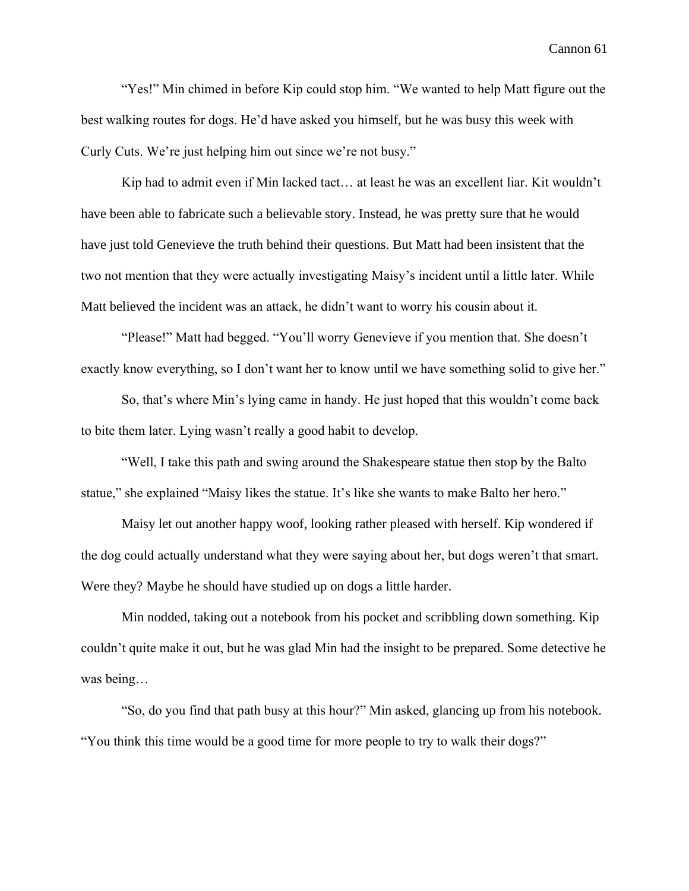"Yes!" Min chimed in before Kip could stop him. "We wanted to help Matt figure out the best walking routes for dogs. He'd have asked you himself, but he was busy this week with Curly Cuts. We're just helping him out since we're not busy."

Kip had to admit even if Min lacked tact… at least he was an excellent liar. Kit wouldn't have been able to fabricate such a believable story. Instead, he was pretty sure that he would have just told Genevieve the truth behind their questions. But Matt had been insistent that the two not mention that they were actually investigating Maisy's incident until a little later. While Matt believed the incident was an attack, he didn't want to worry his cousin about it.

"Please!" Matt had begged. "You'll worry Genevieve if you mention that. She doesn't exactly know everything, so I don't want her to know until we have something solid to give her."

So, that's where Min's lying came in handy. He just hoped that this wouldn't come back to bite them later. Lying wasn't really a good habit to develop.

"Well, I take this path and swing around the Shakespeare statue then stop by the Balto statue," she explained "Maisy likes the statue. It's like she wants to make Balto her hero."

Maisy let out another happy woof, looking rather pleased with herself. Kip wondered if the dog could actually understand what they were saying about her, but dogs weren't that smart. Were they? Maybe he should have studied up on dogs a little harder.

Min nodded, taking out a notebook from his pocket and scribbling down something. Kip couldn't quite make it out, but he was glad Min had the insight to be prepared. Some detective he was being…

"So, do you find that path busy at this hour?" Min asked, glancing up from his notebook. "You think this time would be a good time for more people to try to walk their dogs?"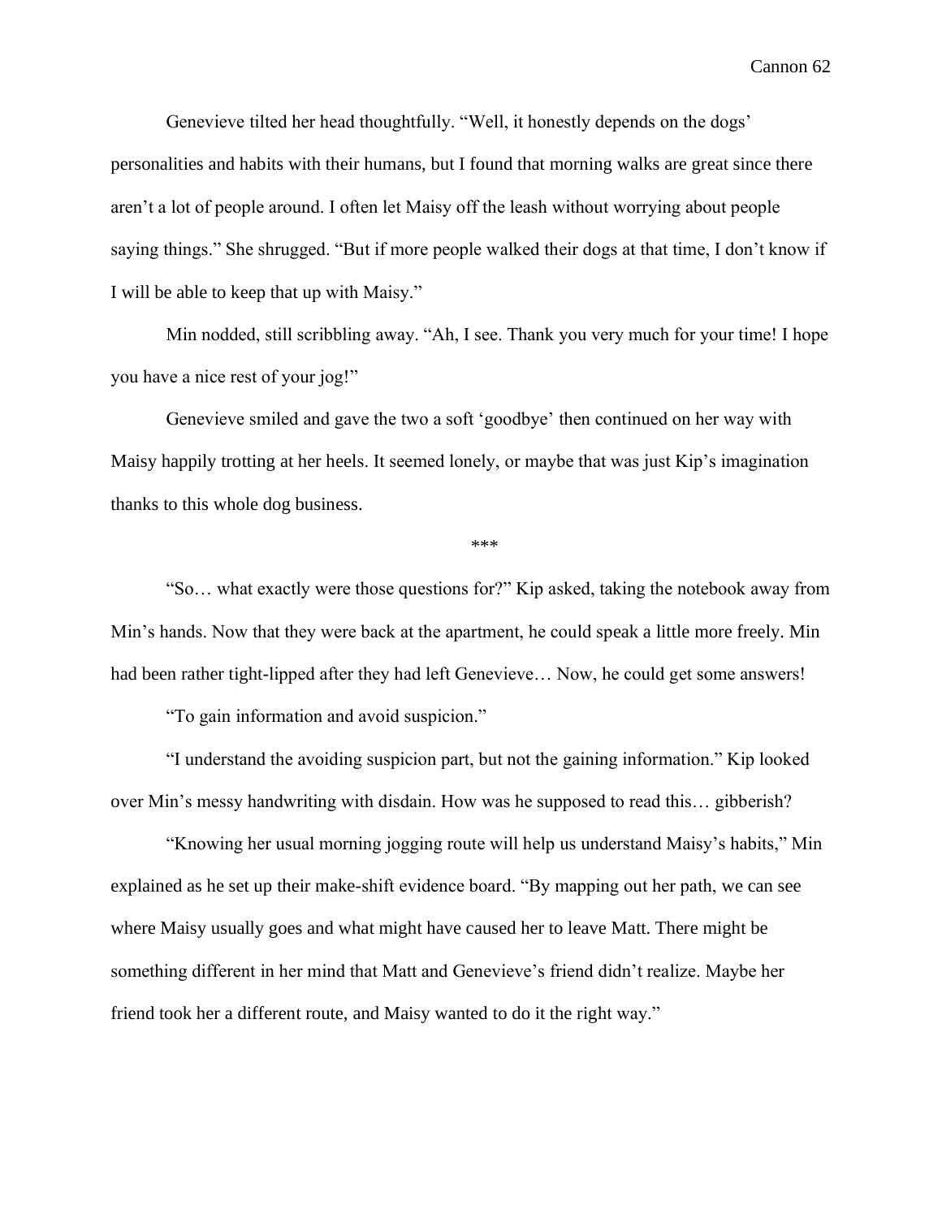Genevieve tilted her head thoughtfully. "Well, it honestly depends on the dogs' personalities and habits with their humans, but I found that morning walks are great since there aren't a lot of people around. I often let Maisy off the leash without worrying about people saying things." She shrugged. "But if more people walked their dogs at that time, I don't know if I will be able to keep that up with Maisy."

Min nodded, still scribbling away. "Ah, I see. Thank you very much for your time! I hope you have a nice rest of your jog!"

Genevieve smiled and gave the two a soft 'goodbye' then continued on her way with Maisy happily trotting at her heels. It seemed lonely, or maybe that was just Kip's imagination thanks to this whole dog business.

***

"So… what exactly were those questions for?" Kip asked, taking the notebook away from Min's hands. Now that they were back at the apartment, he could speak a little more freely. Min had been rather tight-lipped after they had left Genevieve… Now, he could get some answers!

"To gain information and avoid suspicion."

"I understand the avoiding suspicion part, but not the gaining information." Kip looked over Min's messy handwriting with disdain. How was he supposed to read this… gibberish?

"Knowing her usual morning jogging route will help us understand Maisy's habits," Min explained as he set up their make-shift evidence board. "By mapping out her path, we can see where Maisy usually goes and what might have caused her to leave Matt. There might be something different in her mind that Matt and Genevieve's friend didn't realize. Maybe her friend took her a different route, and Maisy wanted to do it the right way."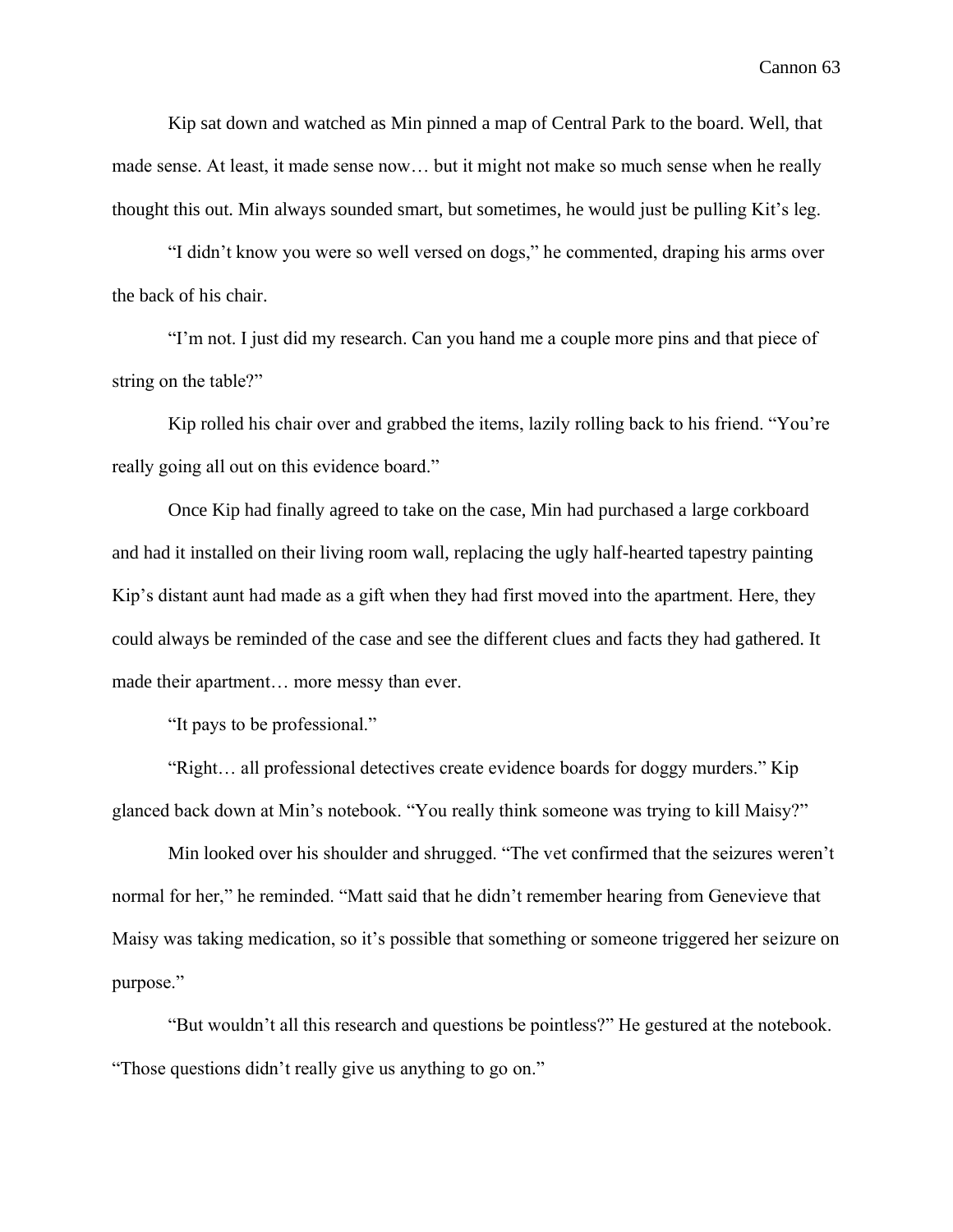Kip sat down and watched as Min pinned a map of Central Park to the board. Well, that made sense. At least, it made sense now… but it might not make so much sense when he really thought this out. Min always sounded smart, but sometimes, he would just be pulling Kit's leg.

"I didn't know you were so well versed on dogs," he commented, draping his arms over the back of his chair.

"I'm not. I just did my research. Can you hand me a couple more pins and that piece of string on the table?"

Kip rolled his chair over and grabbed the items, lazily rolling back to his friend. "You're really going all out on this evidence board."

Once Kip had finally agreed to take on the case, Min had purchased a large corkboard and had it installed on their living room wall, replacing the ugly half-hearted tapestry painting Kip's distant aunt had made as a gift when they had first moved into the apartment. Here, they could always be reminded of the case and see the different clues and facts they had gathered. It made their apartment… more messy than ever.

"It pays to be professional."

"Right… all professional detectives create evidence boards for doggy murders." Kip glanced back down at Min's notebook. "You really think someone was trying to kill Maisy?"

Min looked over his shoulder and shrugged. "The vet confirmed that the seizures weren't normal for her," he reminded. "Matt said that he didn't remember hearing from Genevieve that Maisy was taking medication, so it's possible that something or someone triggered her seizure on purpose."

"But wouldn't all this research and questions be pointless?" He gestured at the notebook. "Those questions didn't really give us anything to go on."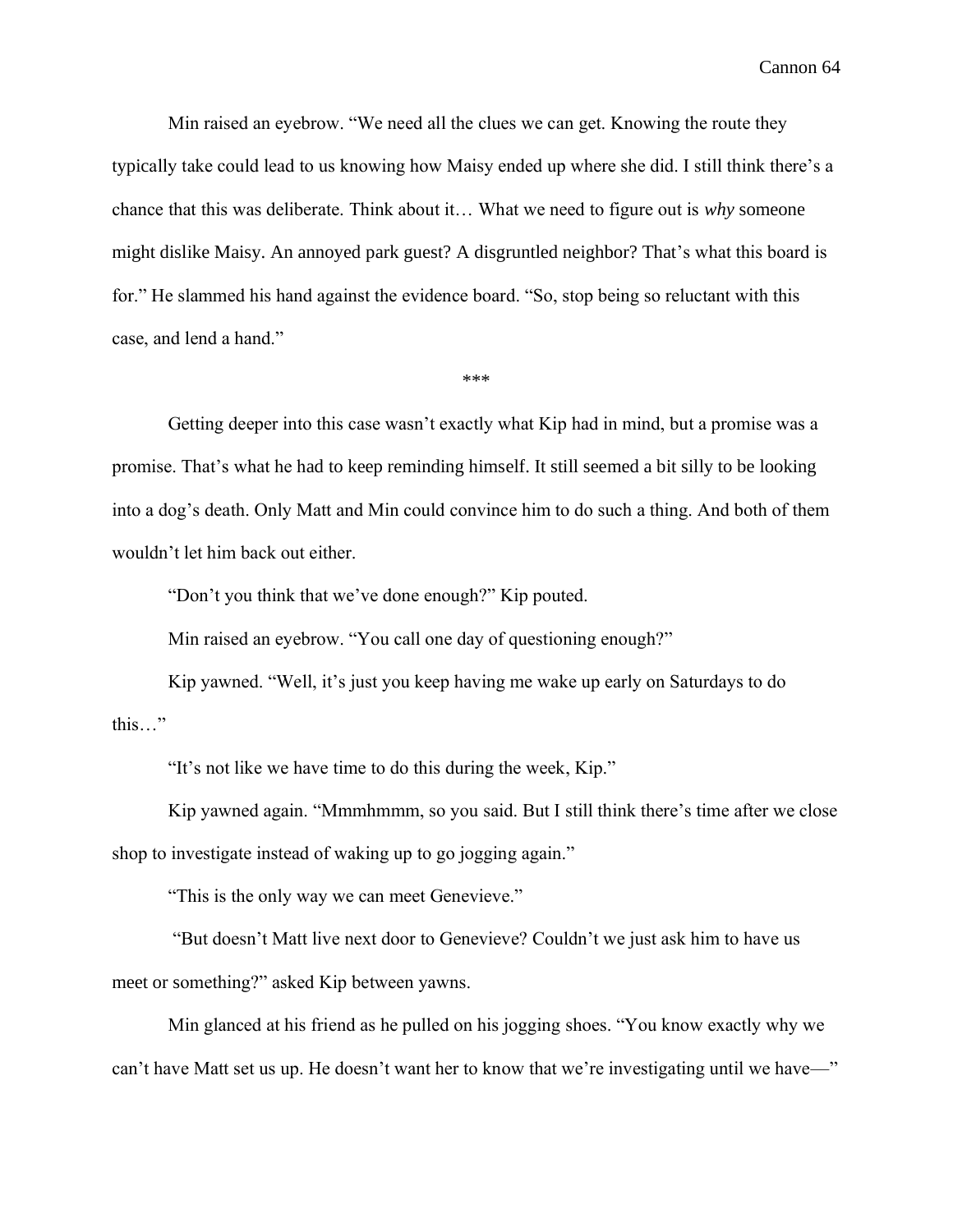Min raised an eyebrow. “We need all the clues we can get. Knowing the route they typically take could lead to us knowing how Maisy ended up where she did. I still think there’s a chance that this was deliberate. Think about it… What we need to figure out is *why* someone might dislike Maisy. An annoyed park guest? A disgruntled neighbor? That’s what this board is for.” He slammed his hand against the evidence board. “So, stop being so reluctant with this case, and lend a hand.”

***

Getting deeper into this case wasn’t exactly what Kip had in mind, but a promise was a promise. That’s what he had to keep reminding himself. It still seemed a bit silly to be looking into a dog’s death. Only Matt and Min could convince him to do such a thing. And both of them wouldn’t let him back out either.

“Don’t you think that we’ve done enough?” Kip pouted.

Min raised an eyebrow. “You call one day of questioning enough?”

Kip yawned. “Well, it’s just you keep having me wake up early on Saturdays to do this…”

“It’s not like we have time to do this during the week, Kip.”

Kip yawned again. “Mmmhmmm, so you said. But I still think there’s time after we close shop to investigate instead of waking up to go jogging again.”

“This is the only way we can meet Genevieve.”

“But doesn’t Matt live next door to Genevieve? Couldn’t we just ask him to have us meet or something?” asked Kip between yawns.

Min glanced at his friend as he pulled on his jogging shoes. “You know exactly why we can’t have Matt set us up. He doesn’t want her to know that we’re investigating until we have—”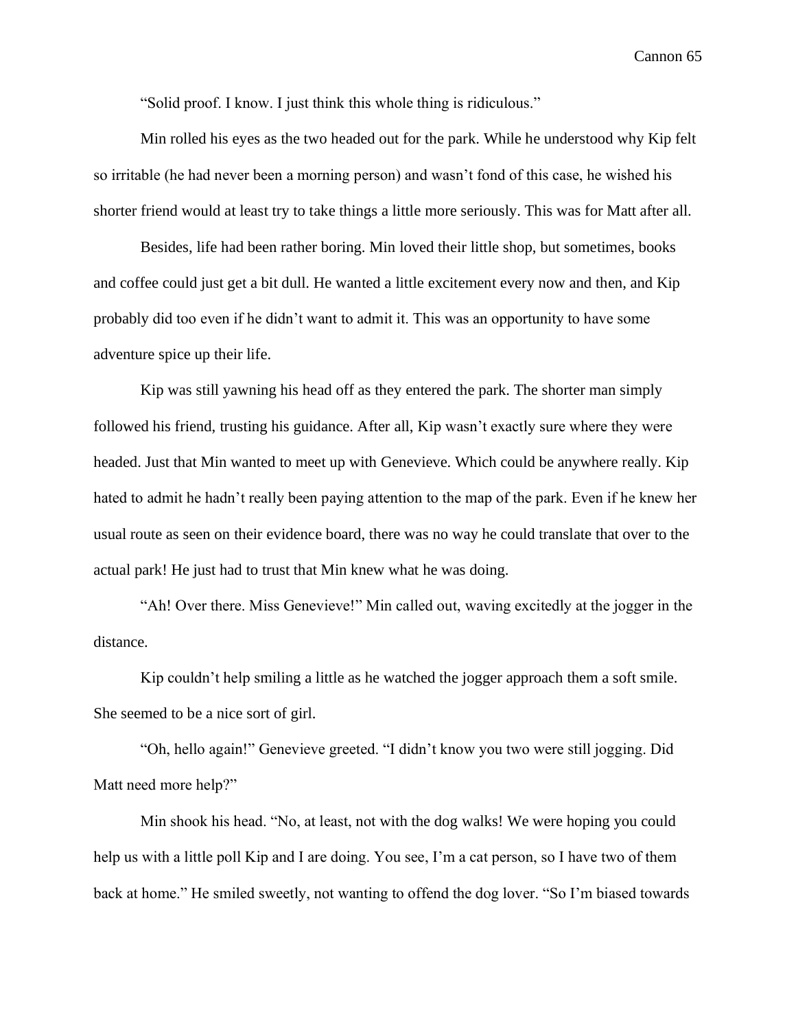"Solid proof. I know. I just think this whole thing is ridiculous."

Min rolled his eyes as the two headed out for the park. While he understood why Kip felt so irritable (he had never been a morning person) and wasn't fond of this case, he wished his shorter friend would at least try to take things a little more seriously. This was for Matt after all.

Besides, life had been rather boring. Min loved their little shop, but sometimes, books and coffee could just get a bit dull. He wanted a little excitement every now and then, and Kip probably did too even if he didn't want to admit it. This was an opportunity to have some adventure spice up their life.

Kip was still yawning his head off as they entered the park. The shorter man simply followed his friend, trusting his guidance. After all, Kip wasn't exactly sure where they were headed. Just that Min wanted to meet up with Genevieve. Which could be anywhere really. Kip hated to admit he hadn't really been paying attention to the map of the park. Even if he knew her usual route as seen on their evidence board, there was no way he could translate that over to the actual park! He just had to trust that Min knew what he was doing.

"Ah! Over there. Miss Genevieve!" Min called out, waving excitedly at the jogger in the distance.

Kip couldn't help smiling a little as he watched the jogger approach them a soft smile. She seemed to be a nice sort of girl.

"Oh, hello again!" Genevieve greeted. "I didn't know you two were still jogging. Did Matt need more help?"

Min shook his head. "No, at least, not with the dog walks! We were hoping you could help us with a little poll Kip and I are doing. You see, I'm a cat person, so I have two of them back at home." He smiled sweetly, not wanting to offend the dog lover. "So I'm biased towards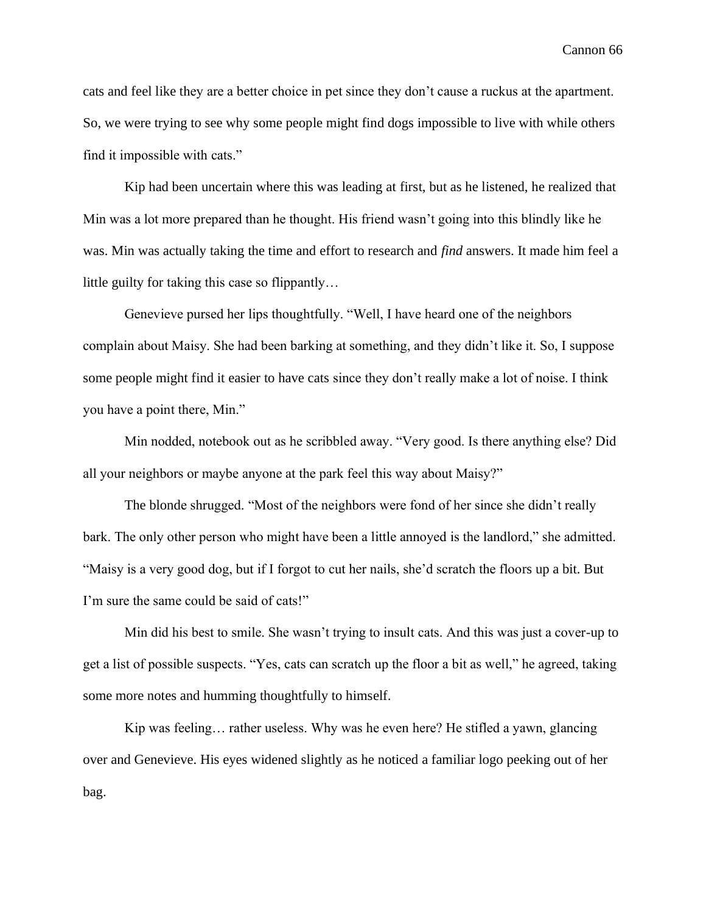cats and feel like they are a better choice in pet since they don't cause a ruckus at the apartment. So, we were trying to see why some people might find dogs impossible to live with while others find it impossible with cats."

Kip had been uncertain where this was leading at first, but as he listened, he realized that Min was a lot more prepared than he thought. His friend wasn't going into this blindly like he was. Min was actually taking the time and effort to research and *find* answers. It made him feel a little guilty for taking this case so flippantly…

Genevieve pursed her lips thoughtfully. "Well, I have heard one of the neighbors complain about Maisy. She had been barking at something, and they didn't like it. So, I suppose some people might find it easier to have cats since they don't really make a lot of noise. I think you have a point there, Min."

Min nodded, notebook out as he scribbled away. "Very good. Is there anything else? Did all your neighbors or maybe anyone at the park feel this way about Maisy?"

The blonde shrugged. "Most of the neighbors were fond of her since she didn't really bark. The only other person who might have been a little annoyed is the landlord," she admitted. "Maisy is a very good dog, but if I forgot to cut her nails, she'd scratch the floors up a bit. But I'm sure the same could be said of cats!"

Min did his best to smile. She wasn't trying to insult cats. And this was just a cover-up to get a list of possible suspects. "Yes, cats can scratch up the floor a bit as well," he agreed, taking some more notes and humming thoughtfully to himself.

Kip was feeling… rather useless. Why was he even here? He stifled a yawn, glancing over and Genevieve. His eyes widened slightly as he noticed a familiar logo peeking out of her bag.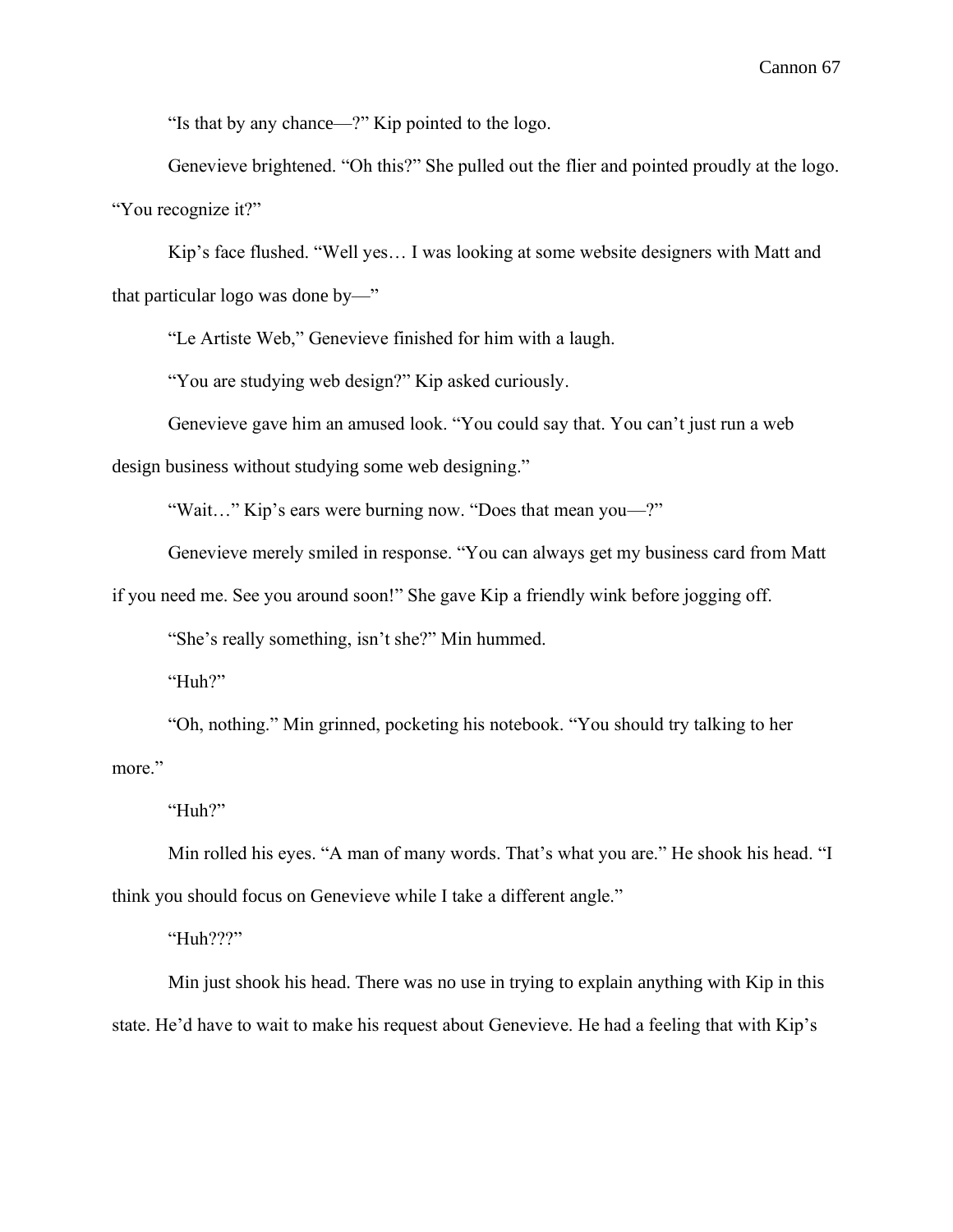"Is that by any chance—?" Kip pointed to the logo.

Genevieve brightened. "Oh this?" She pulled out the flier and pointed proudly at the logo. "You recognize it?"

Kip's face flushed. "Well yes… I was looking at some website designers with Matt and that particular logo was done by—"

"Le Artiste Web," Genevieve finished for him with a laugh.

"You are studying web design?" Kip asked curiously.

Genevieve gave him an amused look. "You could say that. You can't just run a web design business without studying some web designing."

"Wait…" Kip's ears were burning now. "Does that mean you—?"

Genevieve merely smiled in response. "You can always get my business card from Matt if you need me. See you around soon!" She gave Kip a friendly wink before jogging off.

"She's really something, isn't she?" Min hummed.

"Huh?"

"Oh, nothing." Min grinned, pocketing his notebook. "You should try talking to her more."

"Huh?"

Min rolled his eyes. "A man of many words. That's what you are." He shook his head. "I think you should focus on Genevieve while I take a different angle."

"Huh???"

Min just shook his head. There was no use in trying to explain anything with Kip in this state. He'd have to wait to make his request about Genevieve. He had a feeling that with Kip's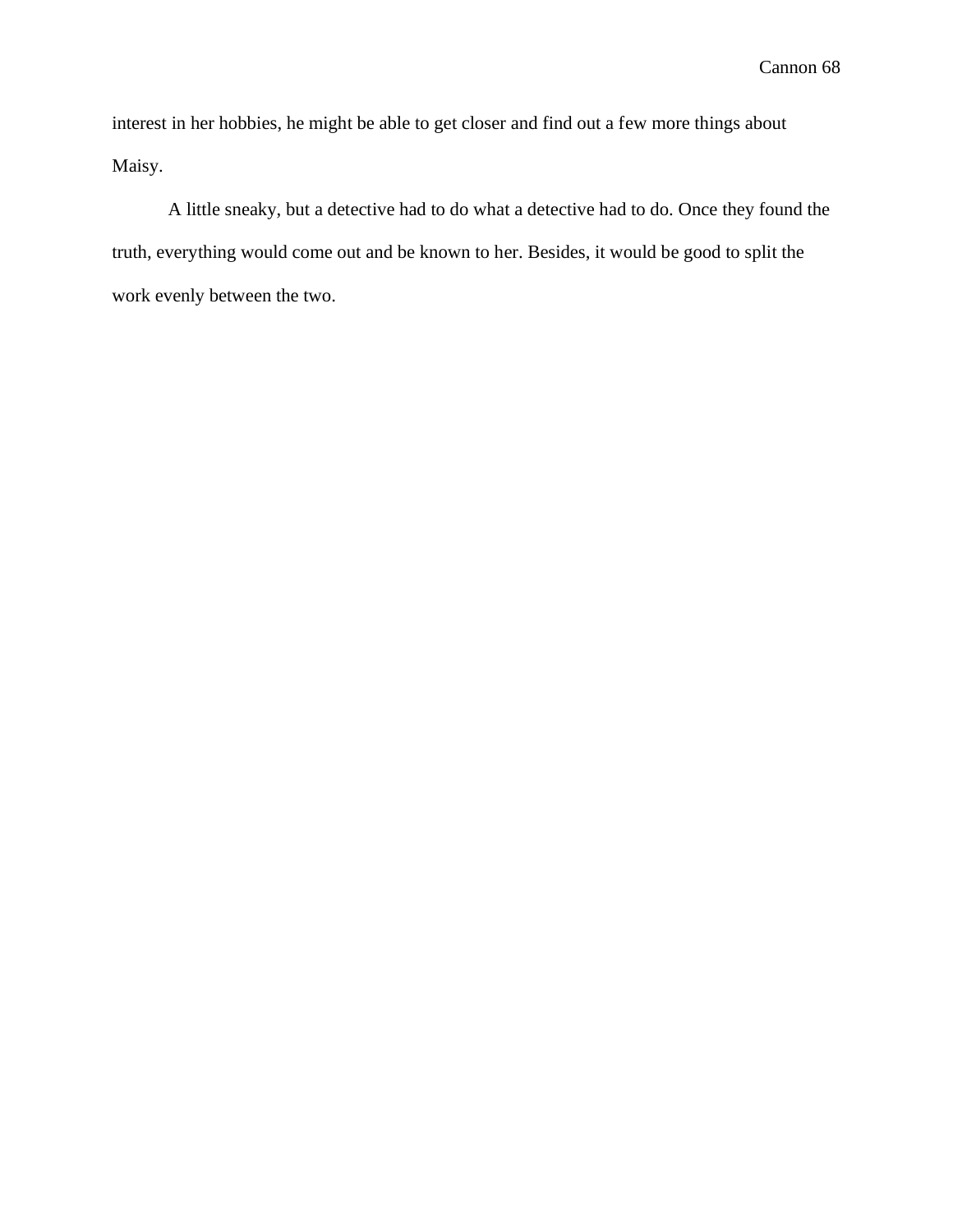interest in her hobbies, he might be able to get closer and find out a few more things about Maisy.

A little sneaky, but a detective had to do what a detective had to do. Once they found the truth, everything would come out and be known to her. Besides, it would be good to split the work evenly between the two.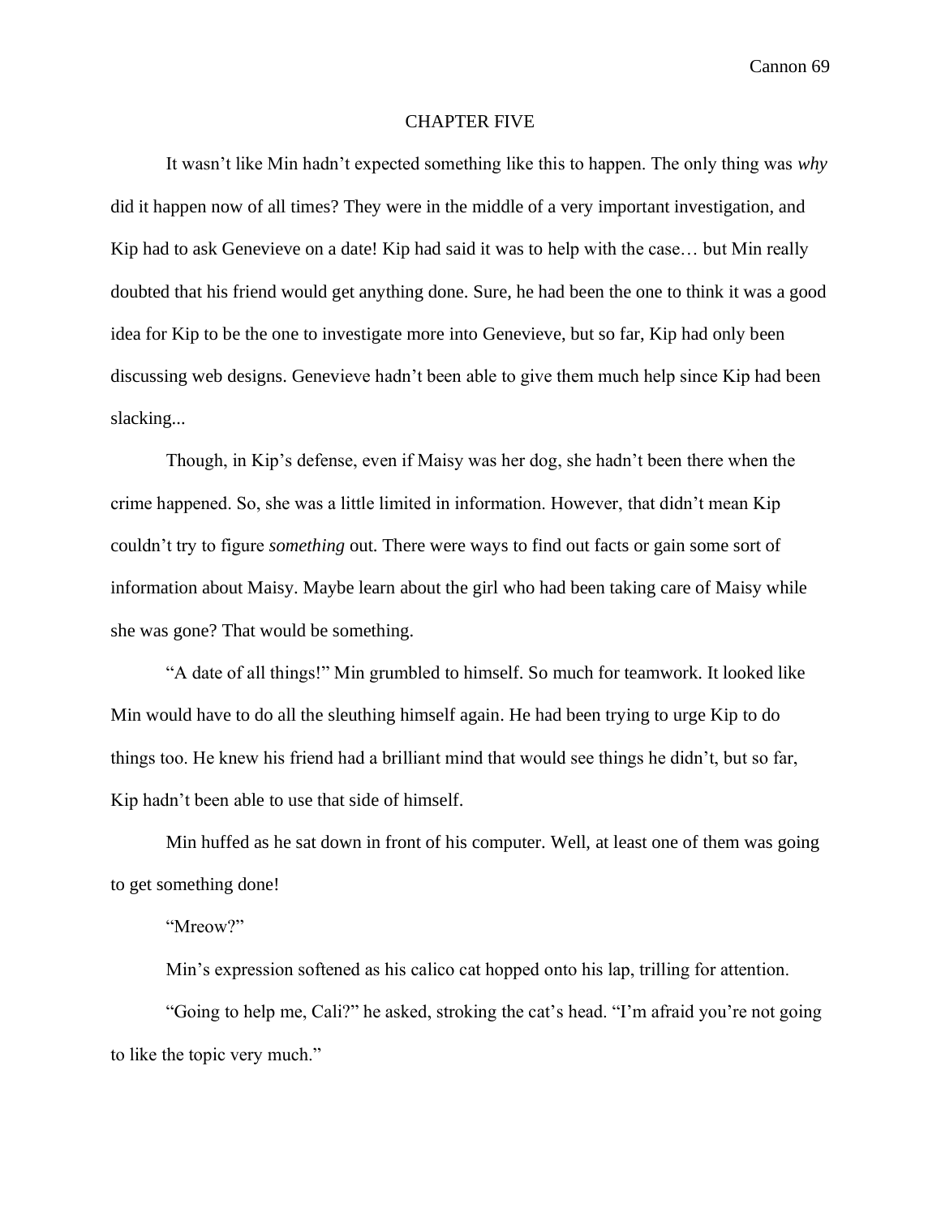# CHAPTER FIVE

It wasn’t like Min hadn’t expected something like this to happen. The only thing was *why* did it happen now of all times? They were in the middle of a very important investigation, and Kip had to ask Genevieve on a date! Kip had said it was to help with the case… but Min really doubted that his friend would get anything done. Sure, he had been the one to think it was a good idea for Kip to be the one to investigate more into Genevieve, but so far, Kip had only been discussing web designs. Genevieve hadn’t been able to give them much help since Kip had been slacking...

Though, in Kip’s defense, even if Maisy was her dog, she hadn’t been there when the crime happened. So, she was a little limited in information. However, that didn’t mean Kip couldn’t try to figure *something* out. There were ways to find out facts or gain some sort of information about Maisy. Maybe learn about the girl who had been taking care of Maisy while she was gone? That would be something.

“A date of all things!” Min grumbled to himself. So much for teamwork. It looked like Min would have to do all the sleuthing himself again. He had been trying to urge Kip to do things too. He knew his friend had a brilliant mind that would see things he didn’t, but so far, Kip hadn’t been able to use that side of himself.

Min huffed as he sat down in front of his computer. Well, at least one of them was going to get something done!

“Mreow?”

Min’s expression softened as his calico cat hopped onto his lap, trilling for attention.

“Going to help me, Cali?” he asked, stroking the cat’s head. “I’m afraid you’re not going to like the topic very much.”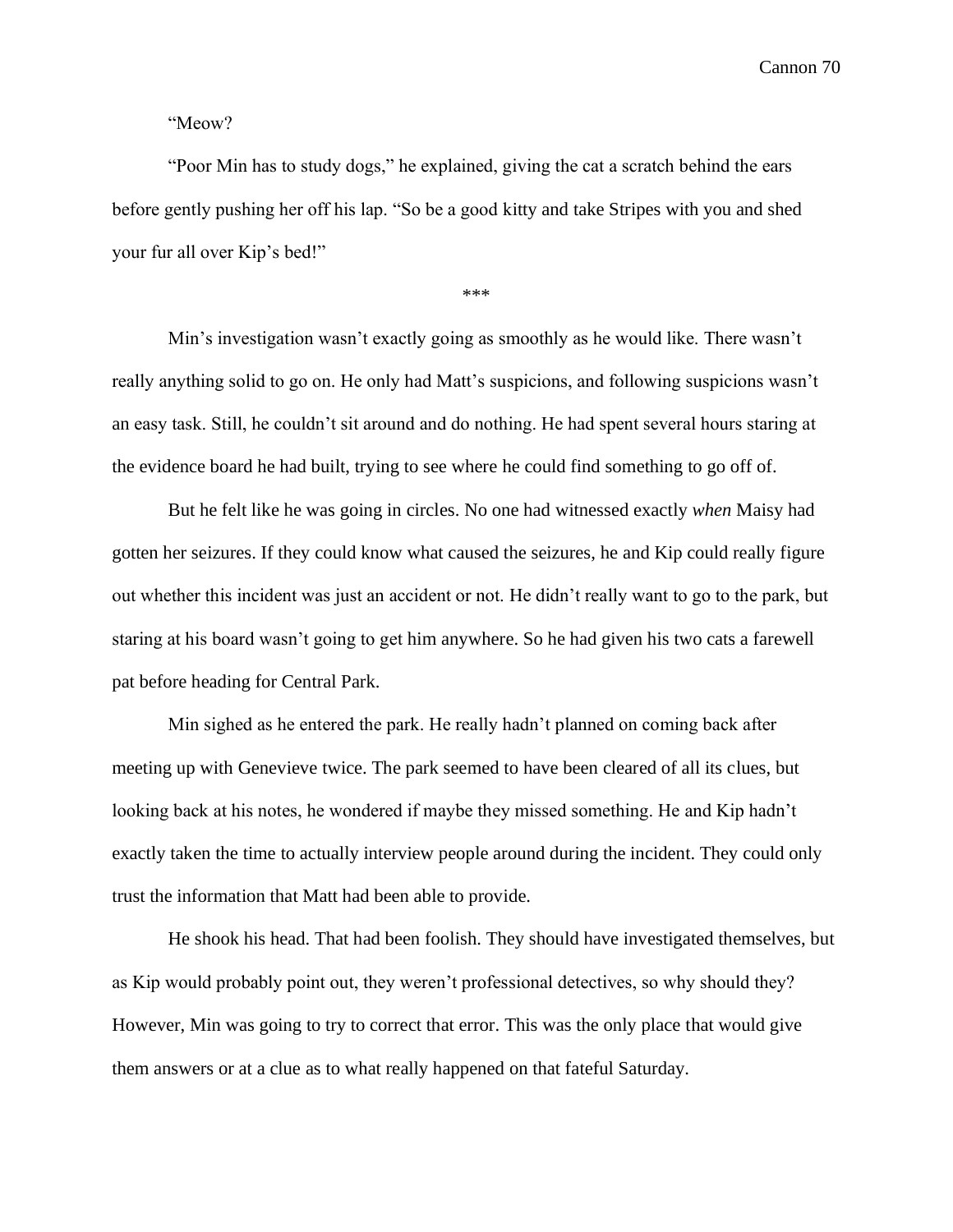"Meow?

"Poor Min has to study dogs," he explained, giving the cat a scratch behind the ears before gently pushing her off his lap. "So be a good kitty and take Stripes with you and shed your fur all over Kip's bed!"

***

Min's investigation wasn't exactly going as smoothly as he would like. There wasn't really anything solid to go on. He only had Matt's suspicions, and following suspicions wasn't an easy task. Still, he couldn't sit around and do nothing. He had spent several hours staring at the evidence board he had built, trying to see where he could find something to go off of.

But he felt like he was going in circles. No one had witnessed exactly *when* Maisy had gotten her seizures. If they could know what caused the seizures, he and Kip could really figure out whether this incident was just an accident or not. He didn't really want to go to the park, but staring at his board wasn't going to get him anywhere. So he had given his two cats a farewell pat before heading for Central Park.

Min sighed as he entered the park. He really hadn't planned on coming back after meeting up with Genevieve twice. The park seemed to have been cleared of all its clues, but looking back at his notes, he wondered if maybe they missed something. He and Kip hadn't exactly taken the time to actually interview people around during the incident. They could only trust the information that Matt had been able to provide.

He shook his head. That had been foolish. They should have investigated themselves, but as Kip would probably point out, they weren't professional detectives, so why should they? However, Min was going to try to correct that error. This was the only place that would give them answers or at a clue as to what really happened on that fateful Saturday.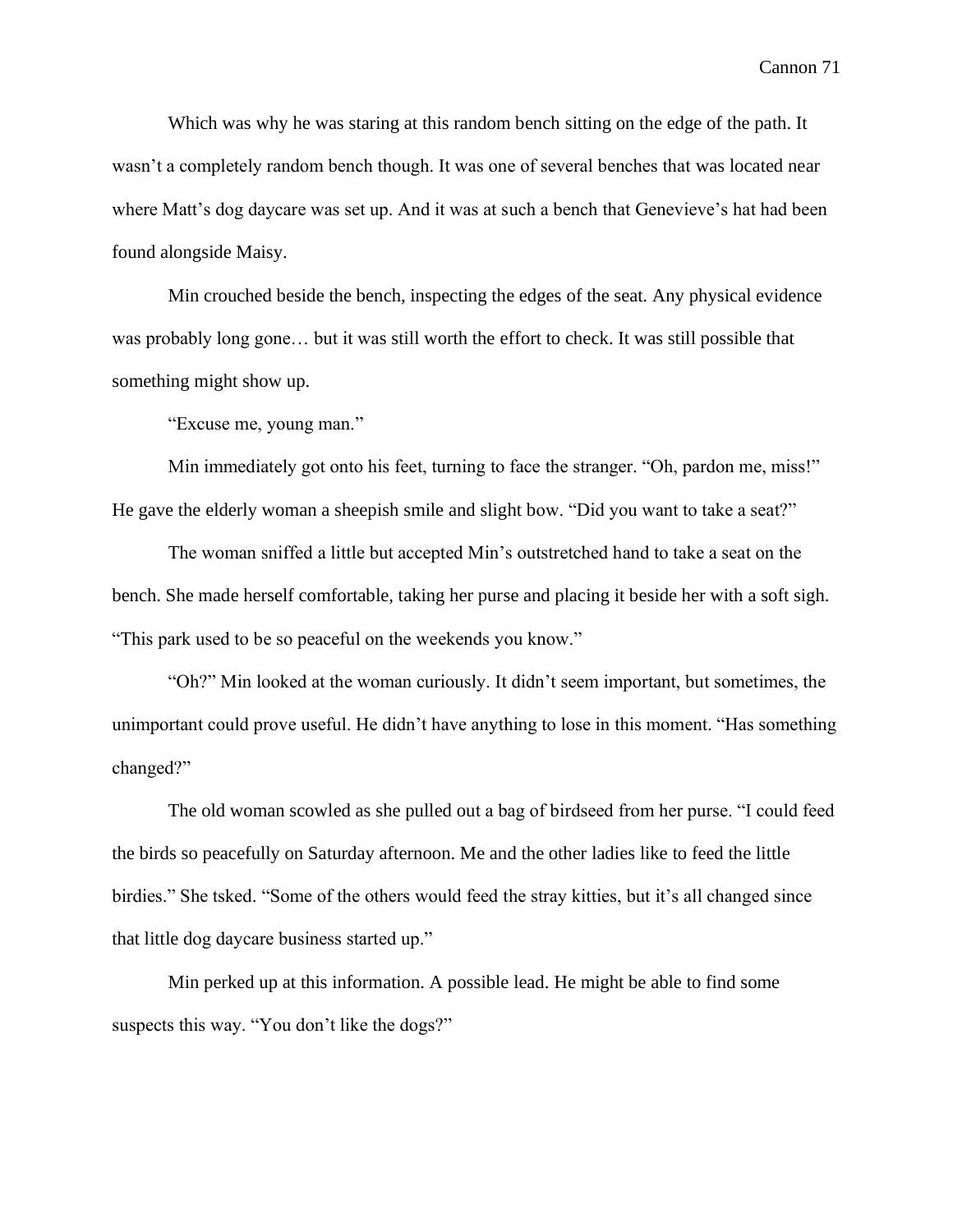Which was why he was staring at this random bench sitting on the edge of the path. It wasn't a completely random bench though. It was one of several benches that was located near where Matt's dog daycare was set up. And it was at such a bench that Genevieve's hat had been found alongside Maisy.

Min crouched beside the bench, inspecting the edges of the seat. Any physical evidence was probably long gone… but it was still worth the effort to check. It was still possible that something might show up.

"Excuse me, young man."

Min immediately got onto his feet, turning to face the stranger. "Oh, pardon me, miss!" He gave the elderly woman a sheepish smile and slight bow. "Did you want to take a seat?"

The woman sniffed a little but accepted Min's outstretched hand to take a seat on the bench. She made herself comfortable, taking her purse and placing it beside her with a soft sigh. "This park used to be so peaceful on the weekends you know."

"Oh?" Min looked at the woman curiously. It didn't seem important, but sometimes, the unimportant could prove useful. He didn't have anything to lose in this moment. "Has something changed?"

The old woman scowled as she pulled out a bag of birdseed from her purse. "I could feed the birds so peacefully on Saturday afternoon. Me and the other ladies like to feed the little birdies." She tsked. "Some of the others would feed the stray kitties, but it's all changed since that little dog daycare business started up."

Min perked up at this information. A possible lead. He might be able to find some suspects this way. "You don't like the dogs?"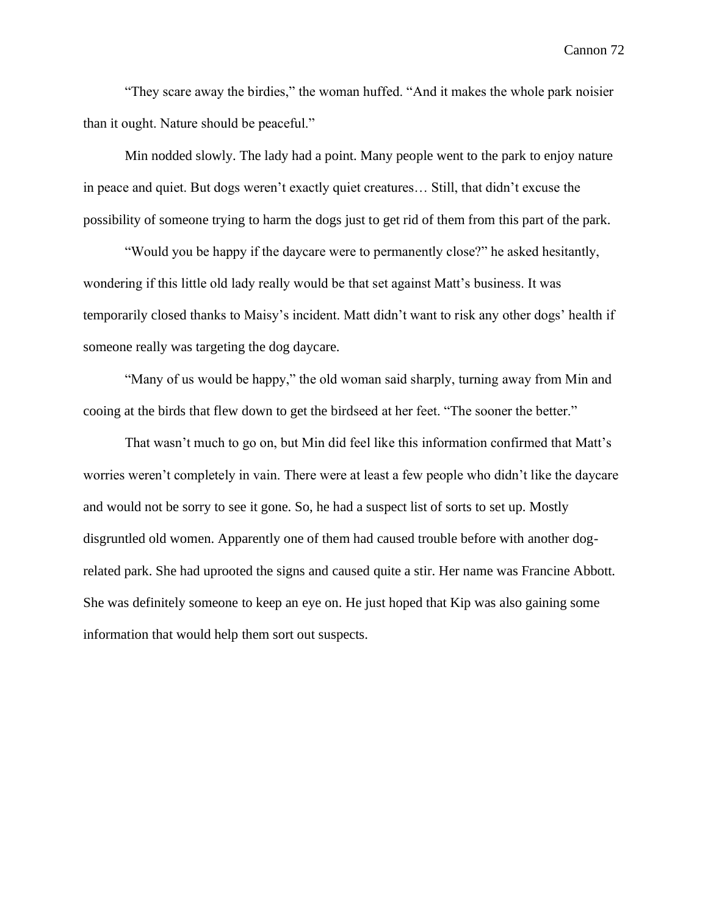"They scare away the birdies," the woman huffed. "And it makes the whole park noisier than it ought. Nature should be peaceful."

Min nodded slowly. The lady had a point. Many people went to the park to enjoy nature in peace and quiet. But dogs weren't exactly quiet creatures… Still, that didn't excuse the possibility of someone trying to harm the dogs just to get rid of them from this part of the park.

"Would you be happy if the daycare were to permanently close?" he asked hesitantly, wondering if this little old lady really would be that set against Matt's business. It was temporarily closed thanks to Maisy's incident. Matt didn't want to risk any other dogs' health if someone really was targeting the dog daycare.

"Many of us would be happy," the old woman said sharply, turning away from Min and cooing at the birds that flew down to get the birdseed at her feet. "The sooner the better."

That wasn't much to go on, but Min did feel like this information confirmed that Matt's worries weren't completely in vain. There were at least a few people who didn't like the daycare and would not be sorry to see it gone. So, he had a suspect list of sorts to set up. Mostly disgruntled old women. Apparently one of them had caused trouble before with another dog-related park. She had uprooted the signs and caused quite a stir. Her name was Francine Abbott. She was definitely someone to keep an eye on. He just hoped that Kip was also gaining some information that would help them sort out suspects.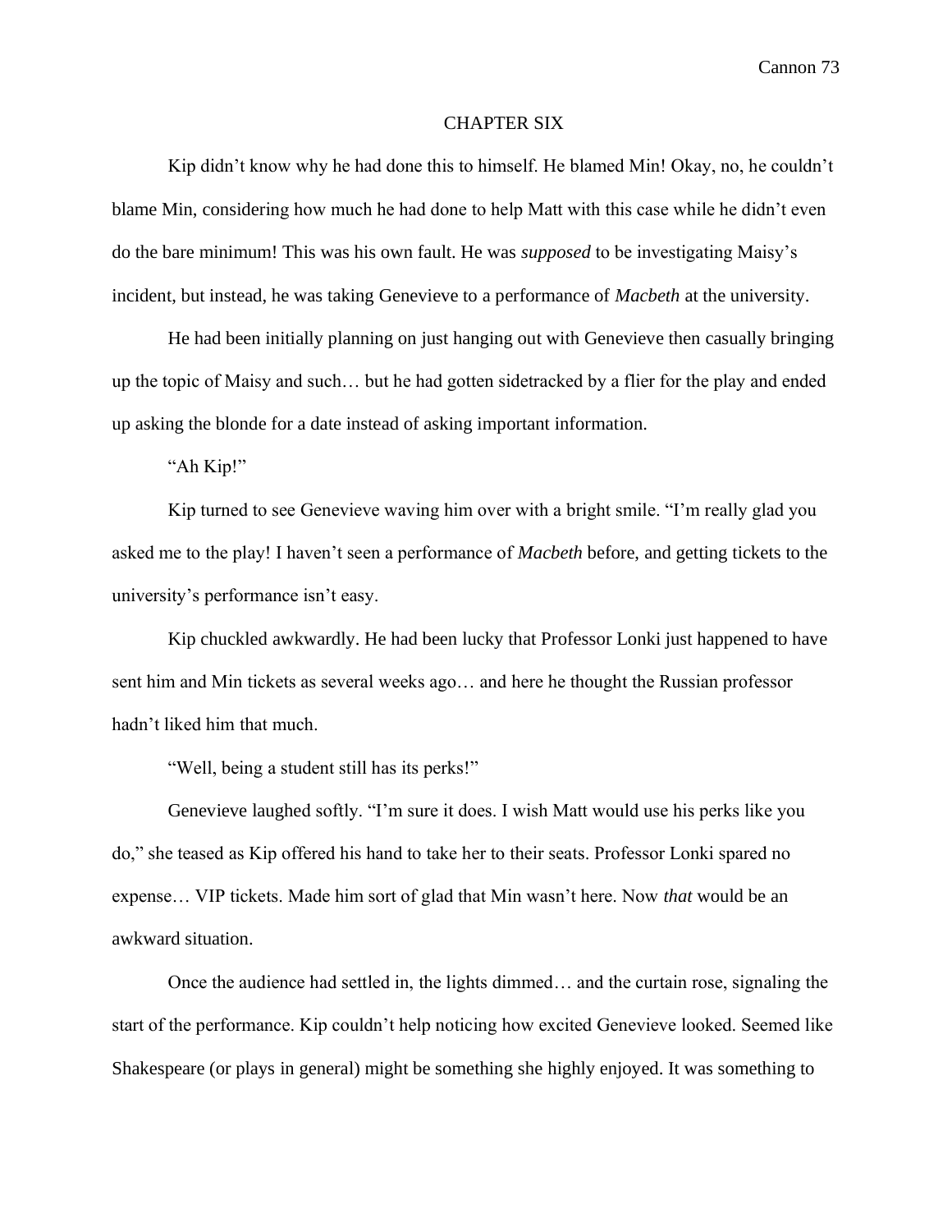# CHAPTER SIX

Kip didn't know why he had done this to himself. He blamed Min! Okay, no, he couldn't blame Min, considering how much he had done to help Matt with this case while he didn't even do the bare minimum! This was his own fault. He was *supposed* to be investigating Maisy's incident, but instead, he was taking Genevieve to a performance of *Macbeth* at the university.

He had been initially planning on just hanging out with Genevieve then casually bringing up the topic of Maisy and such… but he had gotten sidetracked by a flier for the play and ended up asking the blonde for a date instead of asking important information.

"Ah Kip!"

Kip turned to see Genevieve waving him over with a bright smile. "I'm really glad you asked me to the play! I haven't seen a performance of *Macbeth* before, and getting tickets to the university's performance isn't easy.

Kip chuckled awkwardly. He had been lucky that Professor Lonki just happened to have sent him and Min tickets as several weeks ago… and here he thought the Russian professor hadn't liked him that much.

"Well, being a student still has its perks!"

Genevieve laughed softly. "I'm sure it does. I wish Matt would use his perks like you do," she teased as Kip offered his hand to take her to their seats. Professor Lonki spared no expense… VIP tickets. Made him sort of glad that Min wasn't here. Now *that* would be an awkward situation.

Once the audience had settled in, the lights dimmed… and the curtain rose, signaling the start of the performance. Kip couldn't help noticing how excited Genevieve looked. Seemed like Shakespeare (or plays in general) might be something she highly enjoyed. It was something to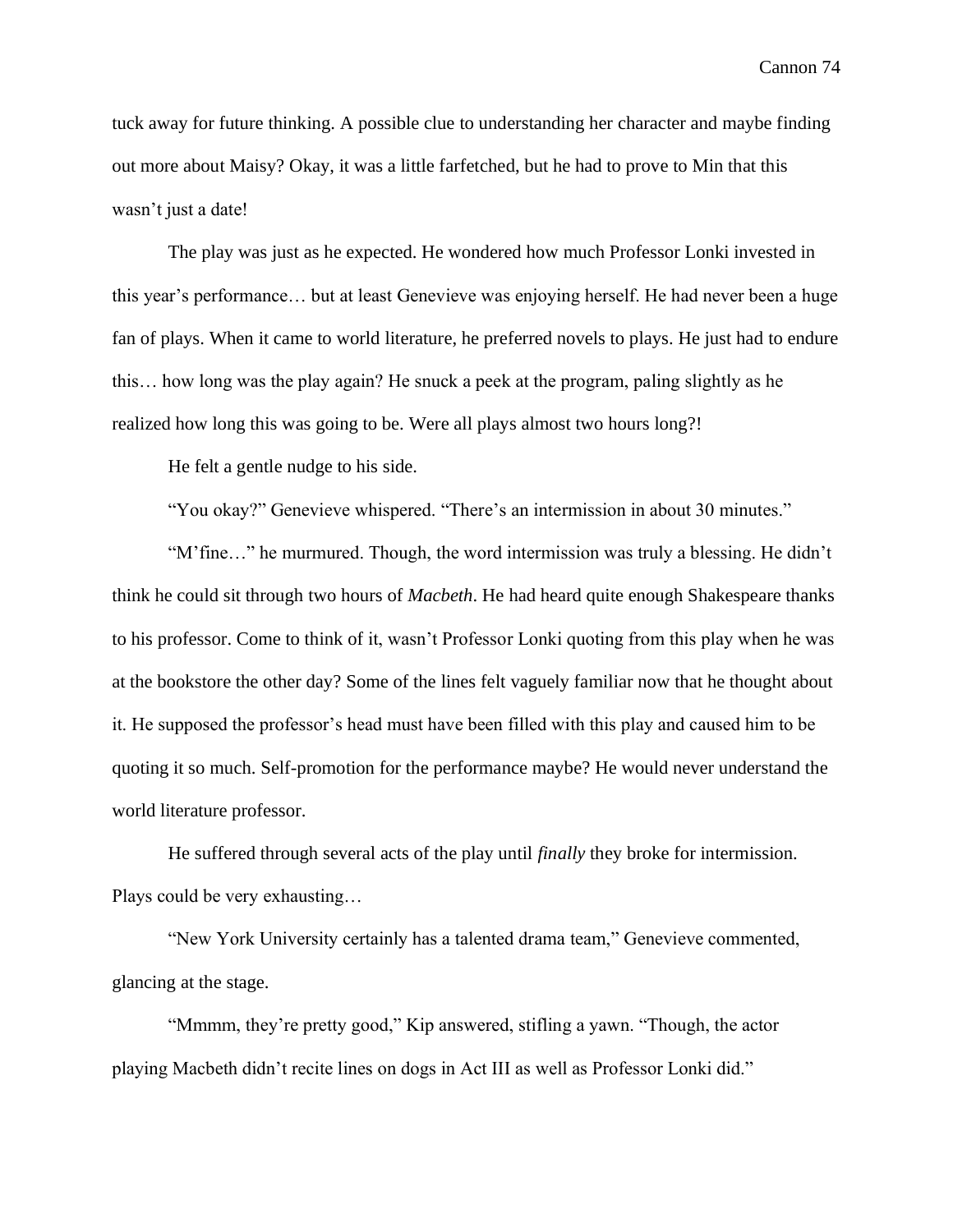tuck away for future thinking. A possible clue to understanding her character and maybe finding out more about Maisy? Okay, it was a little farfetched, but he had to prove to Min that this wasn't just a date!

The play was just as he expected. He wondered how much Professor Lonki invested in this year's performance… but at least Genevieve was enjoying herself. He had never been a huge fan of plays. When it came to world literature, he preferred novels to plays. He just had to endure this… how long was the play again? He snuck a peek at the program, paling slightly as he realized how long this was going to be. Were all plays almost two hours long?!

He felt a gentle nudge to his side.

"You okay?" Genevieve whispered. "There's an intermission in about 30 minutes."

"M'fine…" he murmured. Though, the word intermission was truly a blessing. He didn't think he could sit through two hours of *Macbeth*. He had heard quite enough Shakespeare thanks to his professor. Come to think of it, wasn't Professor Lonki quoting from this play when he was at the bookstore the other day? Some of the lines felt vaguely familiar now that he thought about it. He supposed the professor's head must have been filled with this play and caused him to be quoting it so much. Self-promotion for the performance maybe? He would never understand the world literature professor.

He suffered through several acts of the play until *finally* they broke for intermission. Plays could be very exhausting…

"New York University certainly has a talented drama team," Genevieve commented, glancing at the stage.

"Mmmm, they're pretty good," Kip answered, stifling a yawn. "Though, the actor playing Macbeth didn't recite lines on dogs in Act III as well as Professor Lonki did."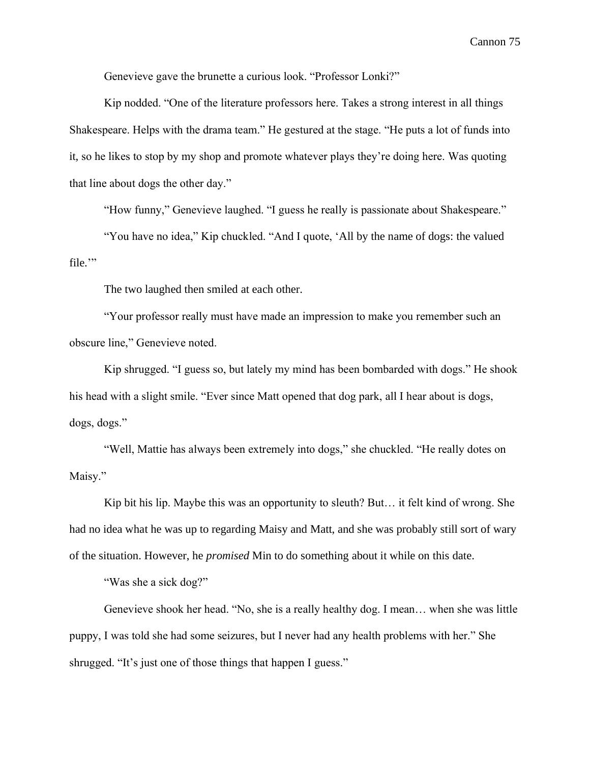Genevieve gave the brunette a curious look. "Professor Lonki?"

Kip nodded. "One of the literature professors here. Takes a strong interest in all things Shakespeare. Helps with the drama team." He gestured at the stage. "He puts a lot of funds into it, so he likes to stop by my shop and promote whatever plays they're doing here. Was quoting that line about dogs the other day."

"How funny," Genevieve laughed. "I guess he really is passionate about Shakespeare."

"You have no idea," Kip chuckled. "And I quote, 'All by the name of dogs: the valued file.'"

The two laughed then smiled at each other.

"Your professor really must have made an impression to make you remember such an obscure line," Genevieve noted.

Kip shrugged. "I guess so, but lately my mind has been bombarded with dogs." He shook his head with a slight smile. "Ever since Matt opened that dog park, all I hear about is dogs, dogs, dogs."

"Well, Mattie has always been extremely into dogs," she chuckled. "He really dotes on Maisy."

Kip bit his lip. Maybe this was an opportunity to sleuth? But… it felt kind of wrong. She had no idea what he was up to regarding Maisy and Matt, and she was probably still sort of wary of the situation. However, he *promised* Min to do something about it while on this date.

"Was she a sick dog?"

Genevieve shook her head. "No, she is a really healthy dog. I mean… when she was little puppy, I was told she had some seizures, but I never had any health problems with her." She shrugged. "It's just one of those things that happen I guess."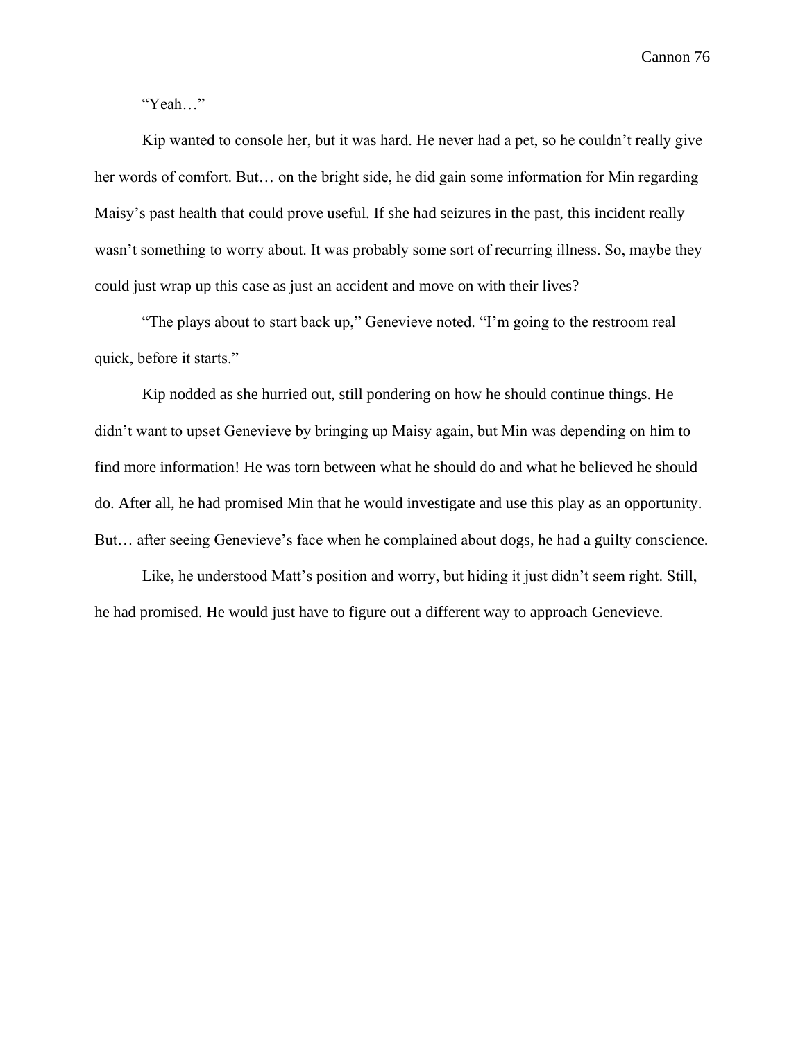"Yeah…"

Kip wanted to console her, but it was hard. He never had a pet, so he couldn't really give her words of comfort. But… on the bright side, he did gain some information for Min regarding Maisy's past health that could prove useful. If she had seizures in the past, this incident really wasn't something to worry about. It was probably some sort of recurring illness. So, maybe they could just wrap up this case as just an accident and move on with their lives?

"The plays about to start back up," Genevieve noted. "I'm going to the restroom real quick, before it starts."

Kip nodded as she hurried out, still pondering on how he should continue things. He didn't want to upset Genevieve by bringing up Maisy again, but Min was depending on him to find more information! He was torn between what he should do and what he believed he should do. After all, he had promised Min that he would investigate and use this play as an opportunity. But… after seeing Genevieve's face when he complained about dogs, he had a guilty conscience.

Like, he understood Matt's position and worry, but hiding it just didn't seem right. Still, he had promised. He would just have to figure out a different way to approach Genevieve.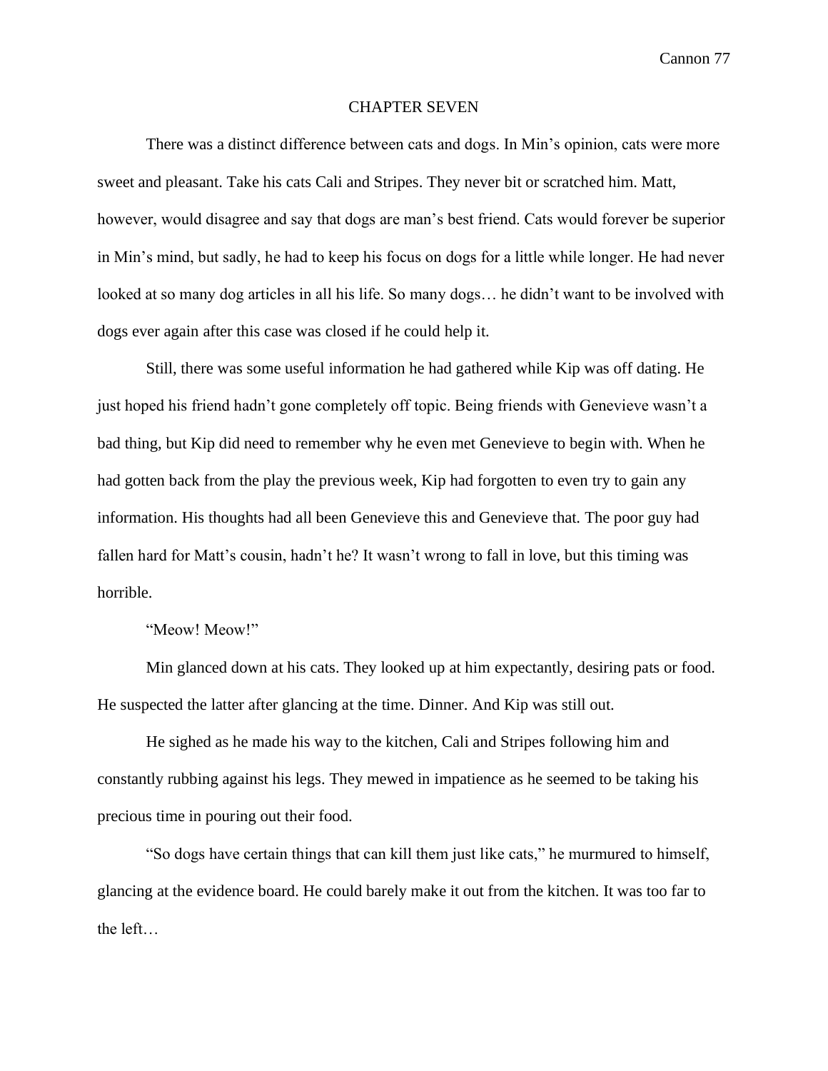# CHAPTER SEVEN

There was a distinct difference between cats and dogs. In Min's opinion, cats were more sweet and pleasant. Take his cats Cali and Stripes. They never bit or scratched him. Matt, however, would disagree and say that dogs are man's best friend. Cats would forever be superior in Min's mind, but sadly, he had to keep his focus on dogs for a little while longer. He had never looked at so many dog articles in all his life. So many dogs… he didn't want to be involved with dogs ever again after this case was closed if he could help it.

Still, there was some useful information he had gathered while Kip was off dating. He just hoped his friend hadn't gone completely off topic. Being friends with Genevieve wasn't a bad thing, but Kip did need to remember why he even met Genevieve to begin with. When he had gotten back from the play the previous week, Kip had forgotten to even try to gain any information. His thoughts had all been Genevieve this and Genevieve that. The poor guy had fallen hard for Matt's cousin, hadn't he? It wasn't wrong to fall in love, but this timing was horrible.

"Meow! Meow!"

Min glanced down at his cats. They looked up at him expectantly, desiring pats or food. He suspected the latter after glancing at the time. Dinner. And Kip was still out.

He sighed as he made his way to the kitchen, Cali and Stripes following him and constantly rubbing against his legs. They mewed in impatience as he seemed to be taking his precious time in pouring out their food.

"So dogs have certain things that can kill them just like cats," he murmured to himself, glancing at the evidence board. He could barely make it out from the kitchen. It was too far to the left…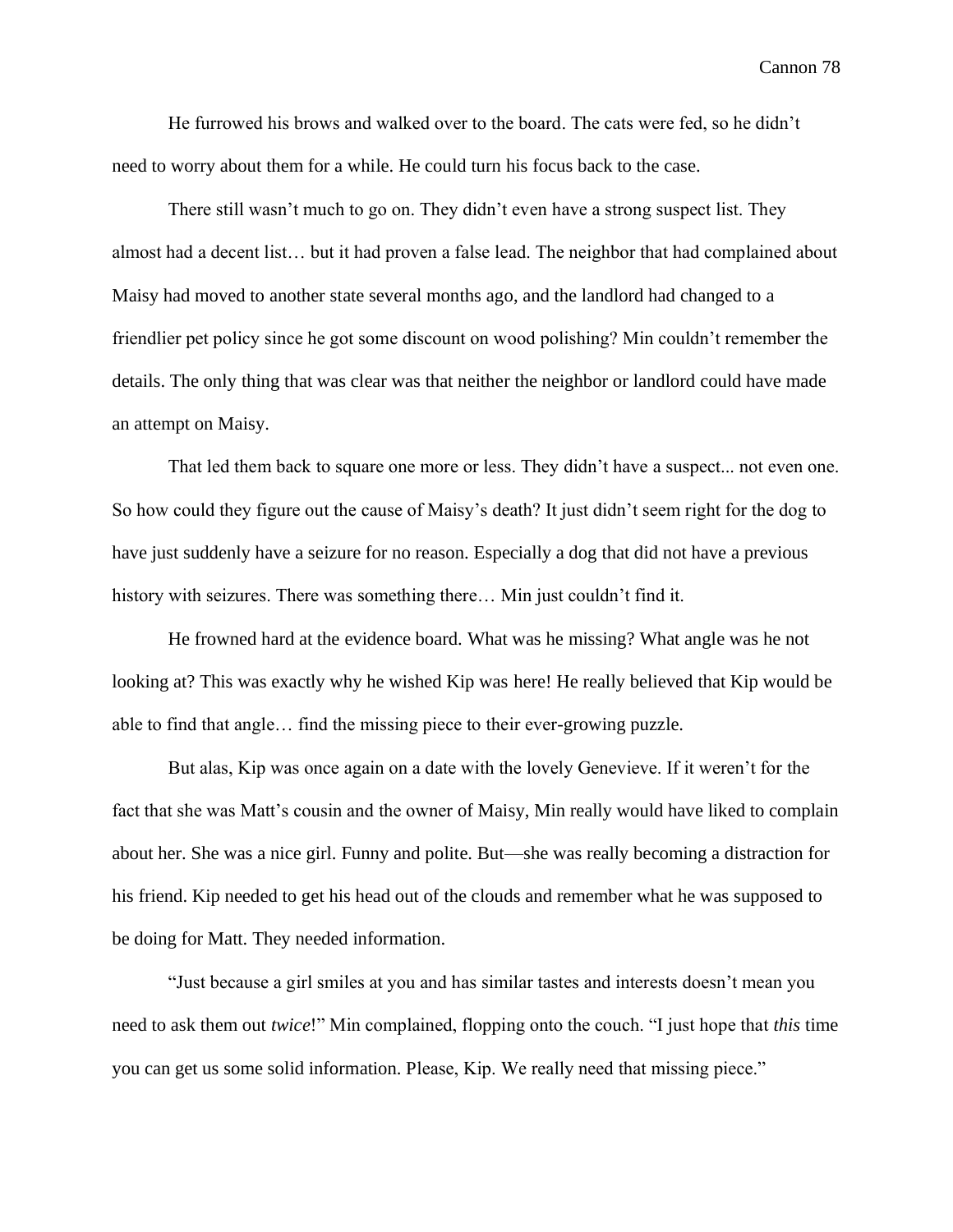He furrowed his brows and walked over to the board. The cats were fed, so he didn't need to worry about them for a while. He could turn his focus back to the case.

There still wasn't much to go on. They didn't even have a strong suspect list. They almost had a decent list… but it had proven a false lead. The neighbor that had complained about Maisy had moved to another state several months ago, and the landlord had changed to a friendlier pet policy since he got some discount on wood polishing? Min couldn't remember the details. The only thing that was clear was that neither the neighbor or landlord could have made an attempt on Maisy.

That led them back to square one more or less. They didn't have a suspect... not even one. So how could they figure out the cause of Maisy's death? It just didn't seem right for the dog to have just suddenly have a seizure for no reason. Especially a dog that did not have a previous history with seizures. There was something there… Min just couldn't find it.

He frowned hard at the evidence board. What was he missing? What angle was he not looking at? This was exactly why he wished Kip was here! He really believed that Kip would be able to find that angle… find the missing piece to their ever-growing puzzle.

But alas, Kip was once again on a date with the lovely Genevieve. If it weren't for the fact that she was Matt's cousin and the owner of Maisy, Min really would have liked to complain about her. She was a nice girl. Funny and polite. But—she was really becoming a distraction for his friend. Kip needed to get his head out of the clouds and remember what he was supposed to be doing for Matt. They needed information.

"Just because a girl smiles at you and has similar tastes and interests doesn't mean you need to ask them out *twice*!" Min complained, flopping onto the couch. "I just hope that *this* time you can get us some solid information. Please, Kip. We really need that missing piece."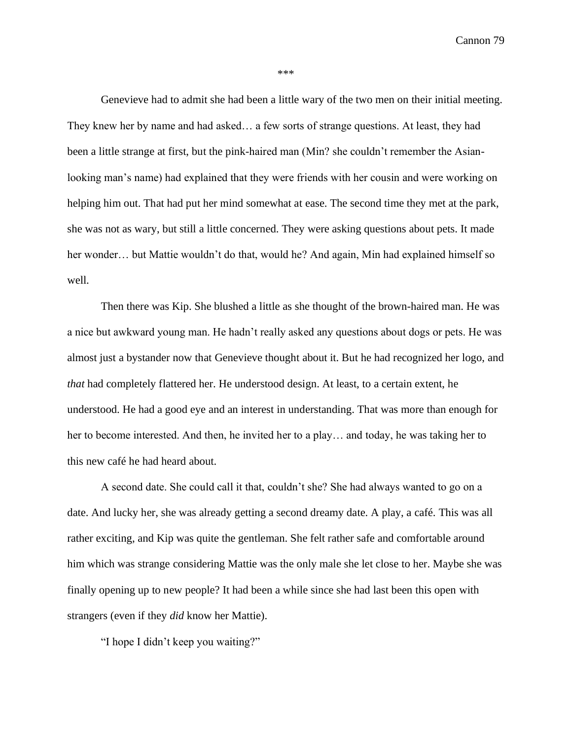***

Genevieve had to admit she had been a little wary of the two men on their initial meeting. They knew her by name and had asked… a few sorts of strange questions. At least, they had been a little strange at first, but the pink-haired man (Min? she couldn't remember the Asian-looking man's name) had explained that they were friends with her cousin and were working on helping him out. That had put her mind somewhat at ease. The second time they met at the park, she was not as wary, but still a little concerned. They were asking questions about pets. It made her wonder… but Mattie wouldn't do that, would he? And again, Min had explained himself so well.

Then there was Kip. She blushed a little as she thought of the brown-haired man. He was a nice but awkward young man. He hadn't really asked any questions about dogs or pets. He was almost just a bystander now that Genevieve thought about it. But he had recognized her logo, and *that* had completely flattered her. He understood design. At least, to a certain extent, he understood. He had a good eye and an interest in understanding. That was more than enough for her to become interested. And then, he invited her to a play… and today, he was taking her to this new café he had heard about.

A second date. She could call it that, couldn't she? She had always wanted to go on a date. And lucky her, she was already getting a second dreamy date. A play, a café. This was all rather exciting, and Kip was quite the gentleman. She felt rather safe and comfortable around him which was strange considering Mattie was the only male she let close to her. Maybe she was finally opening up to new people? It had been a while since she had last been this open with strangers (even if they *did* know her Mattie).

"I hope I didn't keep you waiting?"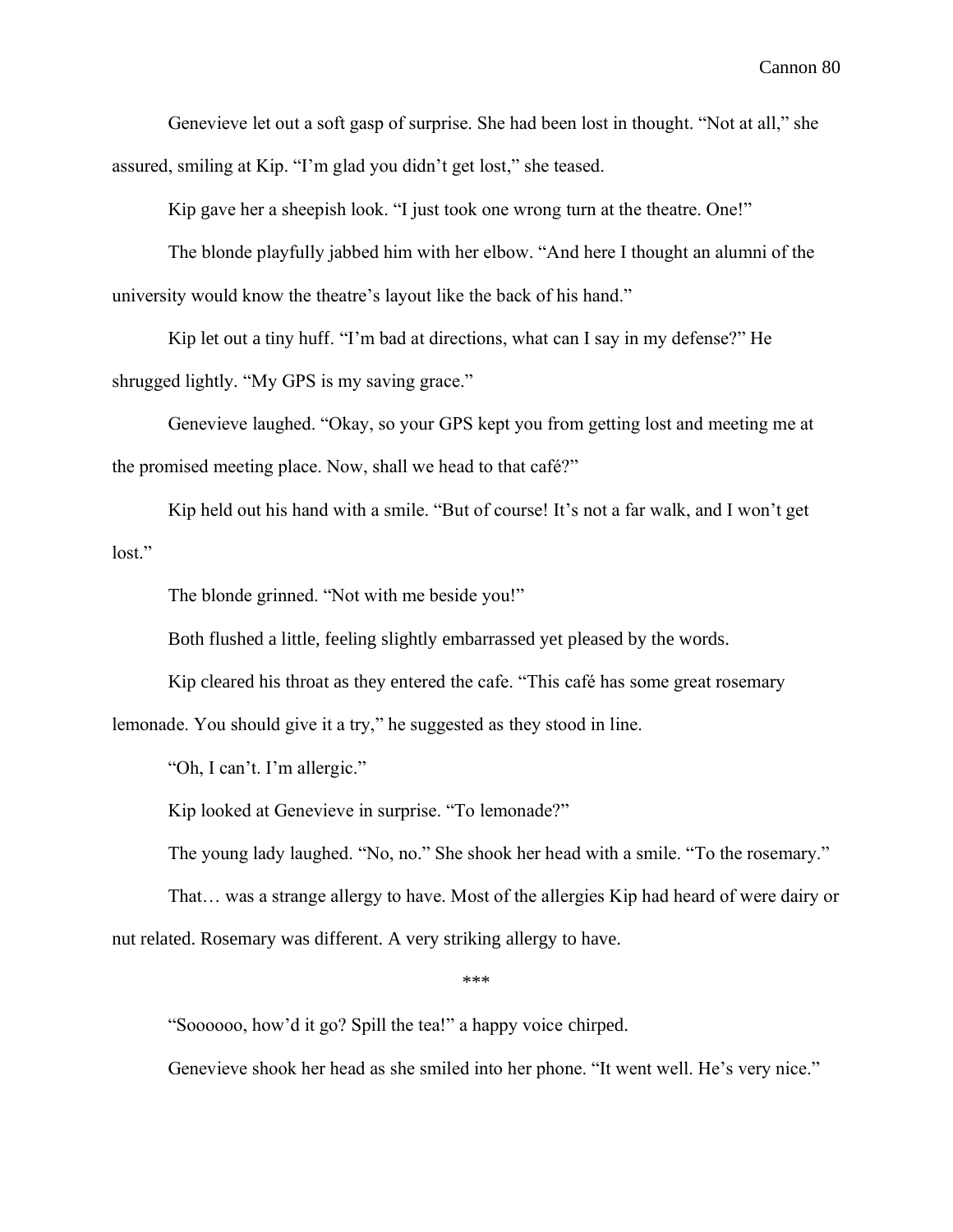Genevieve let out a soft gasp of surprise. She had been lost in thought. "Not at all," she assured, smiling at Kip. "I'm glad you didn't get lost," she teased.

Kip gave her a sheepish look. "I just took one wrong turn at the theatre. One!"

The blonde playfully jabbed him with her elbow. "And here I thought an alumni of the university would know the theatre's layout like the back of his hand."

Kip let out a tiny huff. "I'm bad at directions, what can I say in my defense?" He shrugged lightly. "My GPS is my saving grace."

Genevieve laughed. "Okay, so your GPS kept you from getting lost and meeting me at the promised meeting place. Now, shall we head to that café?"

Kip held out his hand with a smile. "But of course! It's not a far walk, and I won't get lost."

The blonde grinned. "Not with me beside you!"

Both flushed a little, feeling slightly embarrassed yet pleased by the words.

Kip cleared his throat as they entered the cafe. "This café has some great rosemary lemonade. You should give it a try," he suggested as they stood in line.

"Oh, I can't. I'm allergic."

Kip looked at Genevieve in surprise. "To lemonade?"

The young lady laughed. "No, no." She shook her head with a smile. "To the rosemary."

That… was a strange allergy to have. Most of the allergies Kip had heard of were dairy or nut related. Rosemary was different. A very striking allergy to have.

\*\*\*

"Soooooo, how'd it go? Spill the tea!" a happy voice chirped.

Genevieve shook her head as she smiled into her phone. "It went well. He's very nice."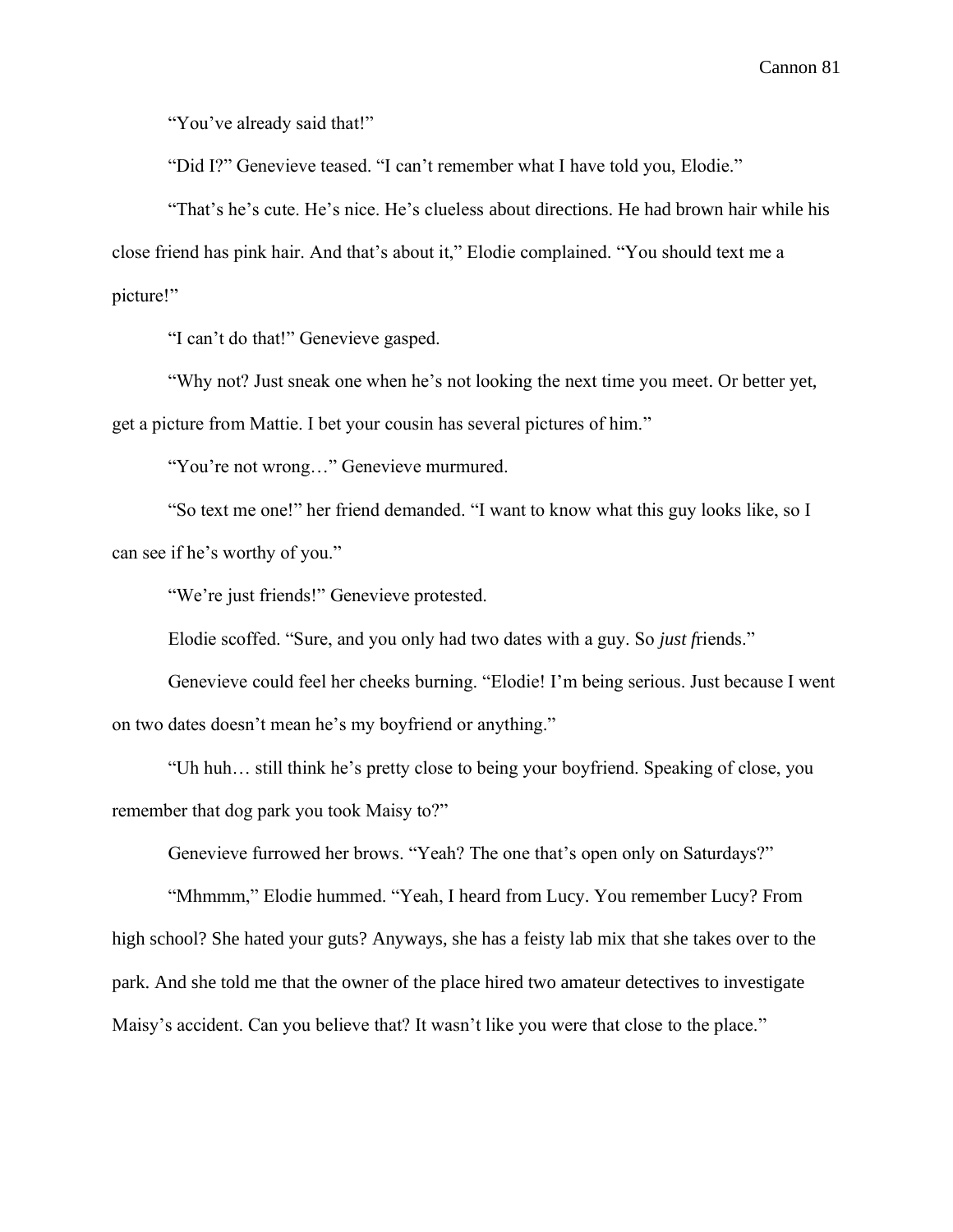"You've already said that!"

"Did I?" Genevieve teased. "I can't remember what I have told you, Elodie."

"That's he's cute. He's nice. He's clueless about directions. He had brown hair while his close friend has pink hair. And that's about it," Elodie complained. "You should text me a picture!"

"I can't do that!" Genevieve gasped.

"Why not? Just sneak one when he's not looking the next time you meet. Or better yet, get a picture from Mattie. I bet your cousin has several pictures of him."

"You're not wrong…" Genevieve murmured.

"So text me one!" her friend demanded. "I want to know what this guy looks like, so I can see if he's worthy of you."

"We're just friends!" Genevieve protested.

Elodie scoffed. "Sure, and you only had two dates with a guy. So *just f*riends."

Genevieve could feel her cheeks burning. "Elodie! I'm being serious. Just because I went on two dates doesn't mean he's my boyfriend or anything."

"Uh huh… still think he's pretty close to being your boyfriend. Speaking of close, you remember that dog park you took Maisy to?"

Genevieve furrowed her brows. "Yeah? The one that's open only on Saturdays?"

"Mhmmm," Elodie hummed. "Yeah, I heard from Lucy. You remember Lucy? From high school? She hated your guts? Anyways, she has a feisty lab mix that she takes over to the park. And she told me that the owner of the place hired two amateur detectives to investigate Maisy's accident. Can you believe that? It wasn't like you were that close to the place."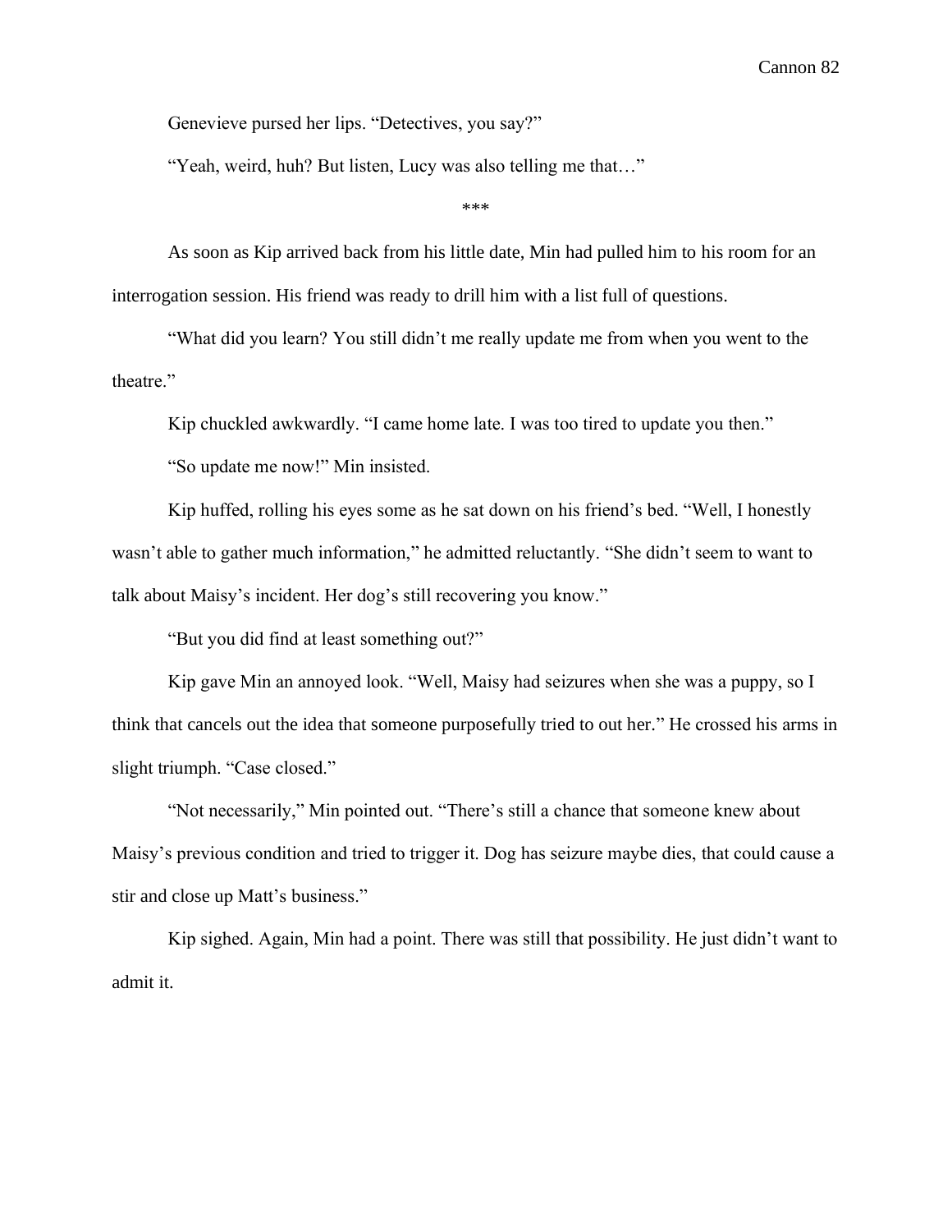Genevieve pursed her lips. "Detectives, you say?"

"Yeah, weird, huh? But listen, Lucy was also telling me that…"

***

As soon as Kip arrived back from his little date, Min had pulled him to his room for an interrogation session. His friend was ready to drill him with a list full of questions.

"What did you learn? You still didn't me really update me from when you went to the theatre."

Kip chuckled awkwardly. "I came home late. I was too tired to update you then."

"So update me now!" Min insisted.

Kip huffed, rolling his eyes some as he sat down on his friend's bed. "Well, I honestly wasn't able to gather much information," he admitted reluctantly. "She didn't seem to want to talk about Maisy's incident. Her dog's still recovering you know."

"But you did find at least something out?"

Kip gave Min an annoyed look. "Well, Maisy had seizures when she was a puppy, so I think that cancels out the idea that someone purposefully tried to out her." He crossed his arms in slight triumph. "Case closed."

"Not necessarily," Min pointed out. "There's still a chance that someone knew about Maisy's previous condition and tried to trigger it. Dog has seizure maybe dies, that could cause a stir and close up Matt's business."

Kip sighed. Again, Min had a point. There was still that possibility. He just didn't want to admit it.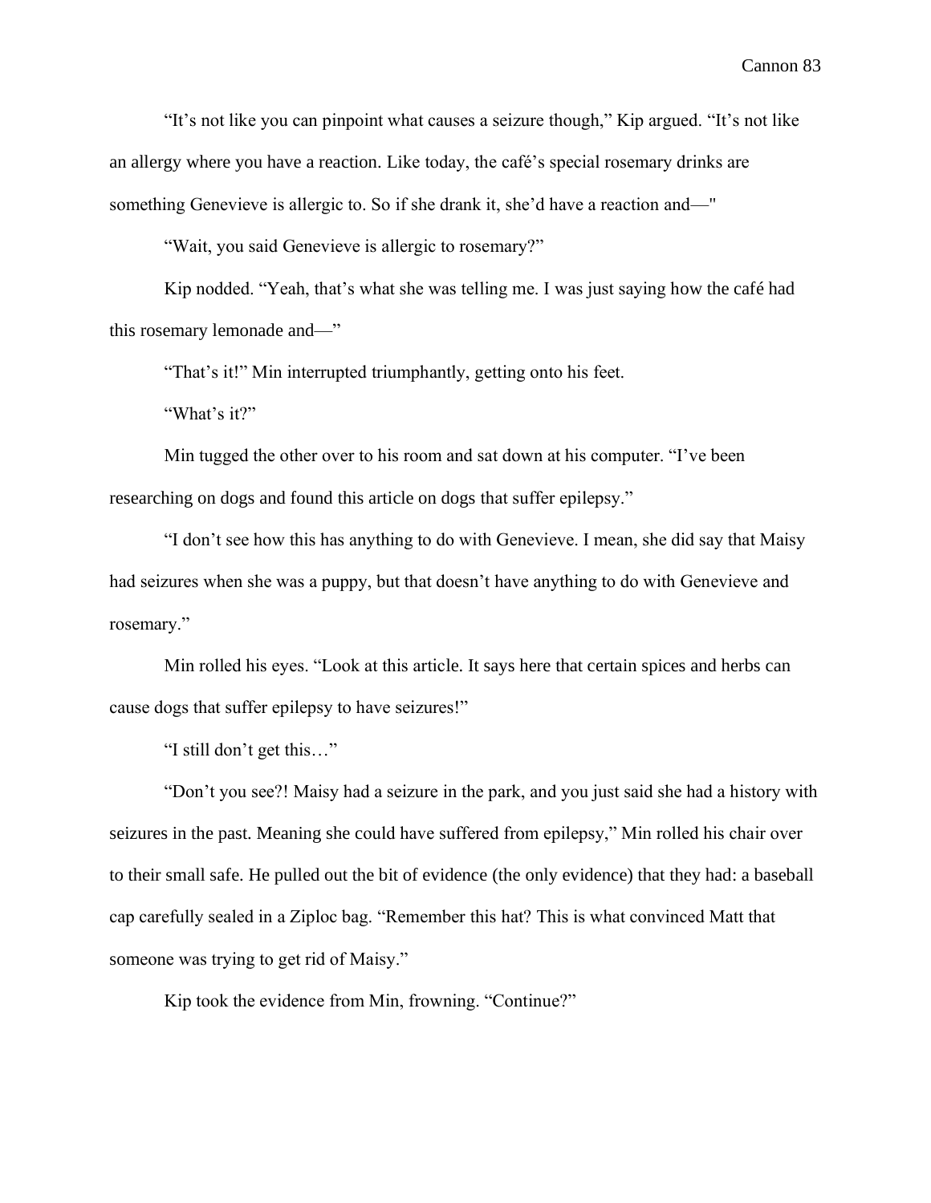"It's not like you can pinpoint what causes a seizure though," Kip argued. "It's not like an allergy where you have a reaction. Like today, the café's special rosemary drinks are something Genevieve is allergic to. So if she drank it, she'd have a reaction and—"

"Wait, you said Genevieve is allergic to rosemary?"

Kip nodded. "Yeah, that's what she was telling me. I was just saying how the café had this rosemary lemonade and—"

"That's it!" Min interrupted triumphantly, getting onto his feet.

"What's it?"

Min tugged the other over to his room and sat down at his computer. "I've been researching on dogs and found this article on dogs that suffer epilepsy."

"I don't see how this has anything to do with Genevieve. I mean, she did say that Maisy had seizures when she was a puppy, but that doesn't have anything to do with Genevieve and rosemary."

Min rolled his eyes. "Look at this article. It says here that certain spices and herbs can cause dogs that suffer epilepsy to have seizures!"

"I still don't get this…"

"Don't you see?! Maisy had a seizure in the park, and you just said she had a history with seizures in the past. Meaning she could have suffered from epilepsy," Min rolled his chair over to their small safe. He pulled out the bit of evidence (the only evidence) that they had: a baseball cap carefully sealed in a Ziploc bag. "Remember this hat? This is what convinced Matt that someone was trying to get rid of Maisy."

Kip took the evidence from Min, frowning. "Continue?"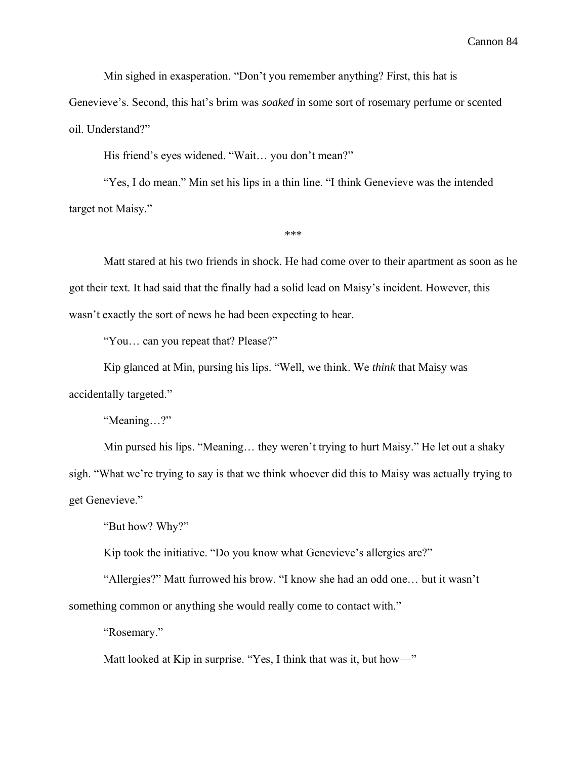Min sighed in exasperation. "Don't you remember anything? First, this hat is Genevieve's. Second, this hat's brim was *soaked* in some sort of rosemary perfume or scented oil. Understand?"

His friend's eyes widened. "Wait… you don't mean?"

"Yes, I do mean." Min set his lips in a thin line. "I think Genevieve was the intended target not Maisy."

\*\*\*

Matt stared at his two friends in shock. He had come over to their apartment as soon as he got their text. It had said that the finally had a solid lead on Maisy's incident. However, this wasn't exactly the sort of news he had been expecting to hear.

"You… can you repeat that? Please?"

Kip glanced at Min, pursing his lips. "Well, we think. We *think* that Maisy was accidentally targeted."

"Meaning…?"

Min pursed his lips. "Meaning… they weren't trying to hurt Maisy." He let out a shaky sigh. "What we're trying to say is that we think whoever did this to Maisy was actually trying to get Genevieve."

"But how? Why?"

Kip took the initiative. "Do you know what Genevieve's allergies are?"

"Allergies?" Matt furrowed his brow. "I know she had an odd one… but it wasn't something common or anything she would really come to contact with."

"Rosemary."

Matt looked at Kip in surprise. "Yes, I think that was it, but how—"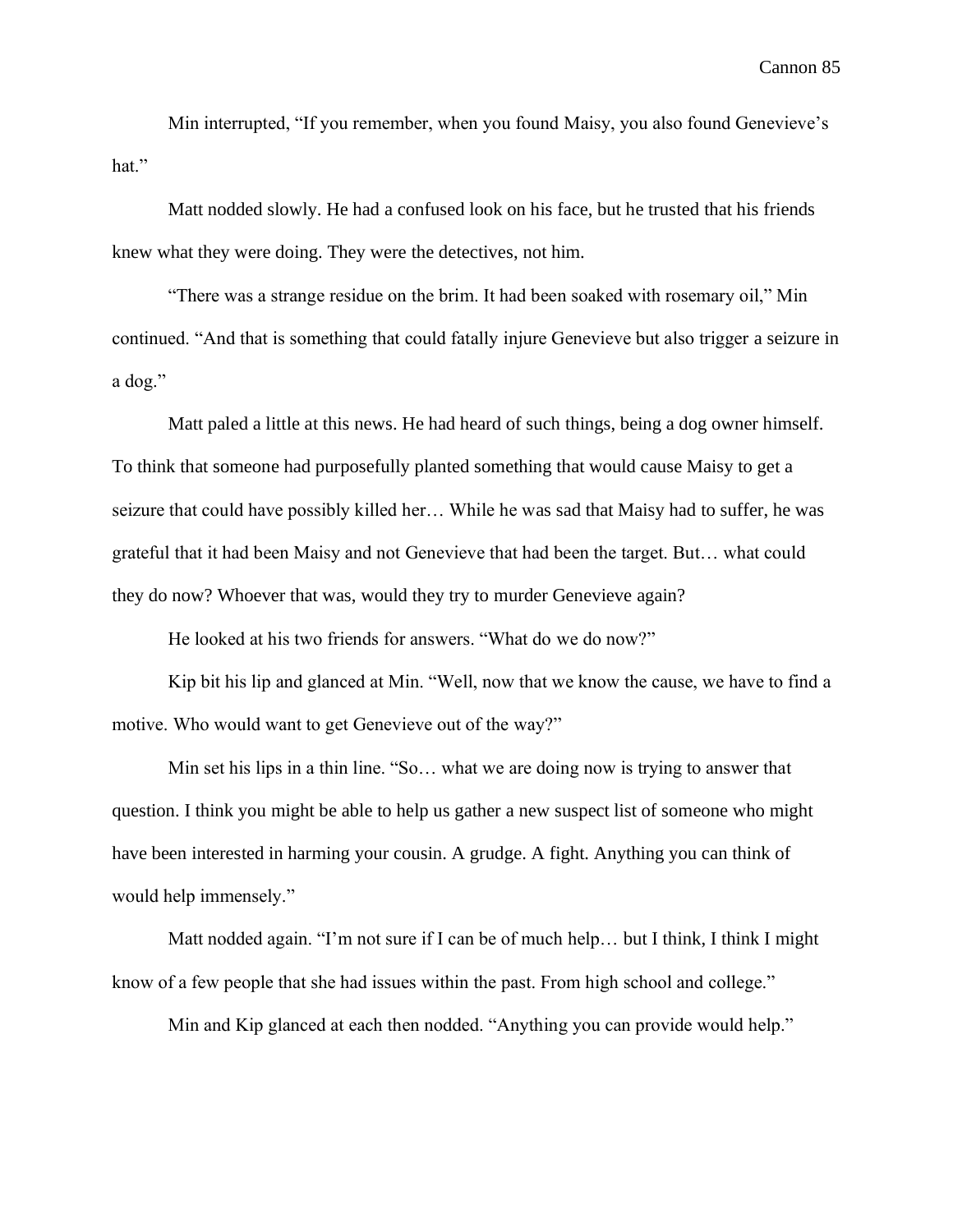Min interrupted, "If you remember, when you found Maisy, you also found Genevieve's hat."

Matt nodded slowly. He had a confused look on his face, but he trusted that his friends knew what they were doing. They were the detectives, not him.

"There was a strange residue on the brim. It had been soaked with rosemary oil," Min continued. "And that is something that could fatally injure Genevieve but also trigger a seizure in a dog."

Matt paled a little at this news. He had heard of such things, being a dog owner himself. To think that someone had purposefully planted something that would cause Maisy to get a seizure that could have possibly killed her… While he was sad that Maisy had to suffer, he was grateful that it had been Maisy and not Genevieve that had been the target. But… what could they do now? Whoever that was, would they try to murder Genevieve again?

He looked at his two friends for answers. "What do we do now?"

Kip bit his lip and glanced at Min. "Well, now that we know the cause, we have to find a motive. Who would want to get Genevieve out of the way?"

Min set his lips in a thin line. "So… what we are doing now is trying to answer that question. I think you might be able to help us gather a new suspect list of someone who might have been interested in harming your cousin. A grudge. A fight. Anything you can think of would help immensely."

Matt nodded again. "I'm not sure if I can be of much help… but I think, I think I might know of a few people that she had issues within the past. From high school and college."

Min and Kip glanced at each then nodded. "Anything you can provide would help."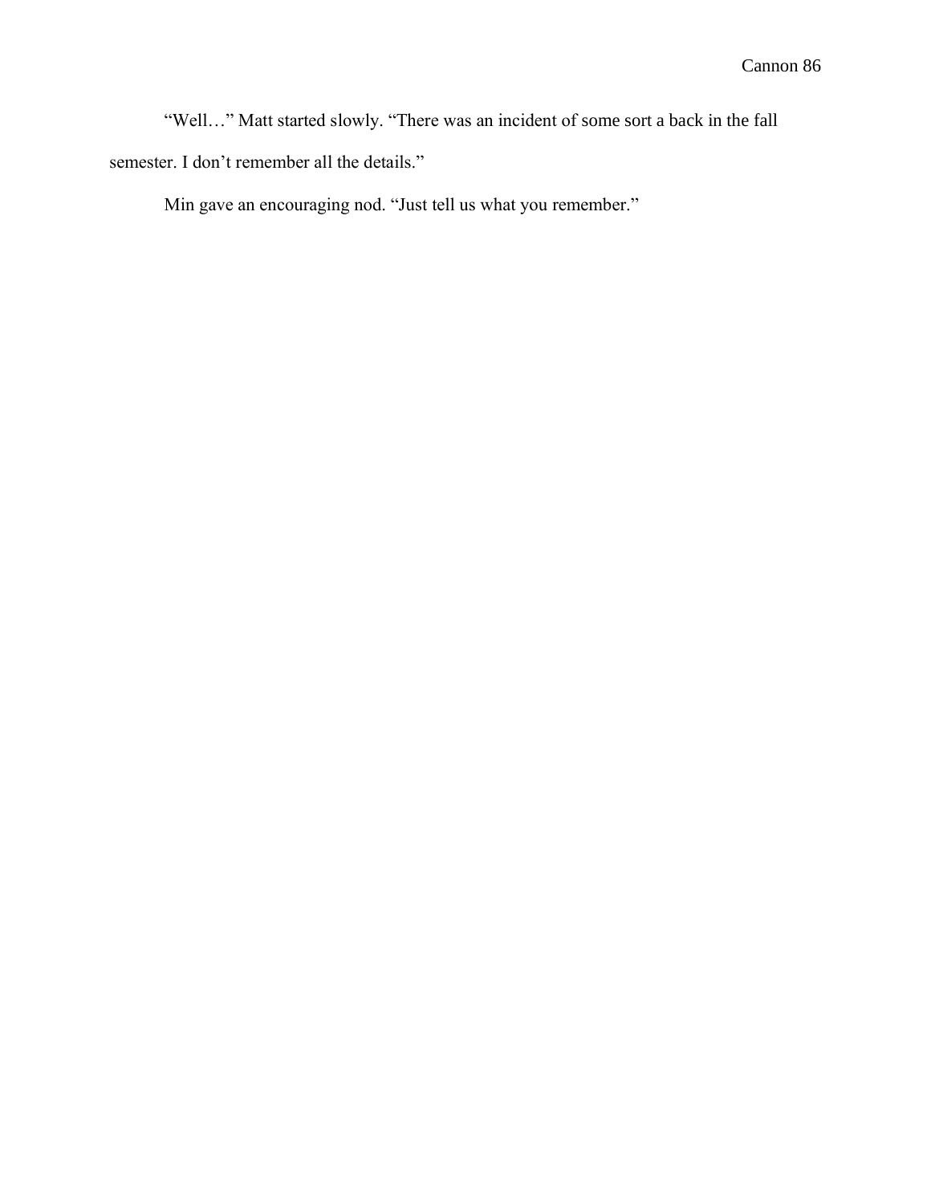"Well…" Matt started slowly. "There was an incident of some sort a back in the fall semester. I don't remember all the details."

Min gave an encouraging nod. "Just tell us what you remember."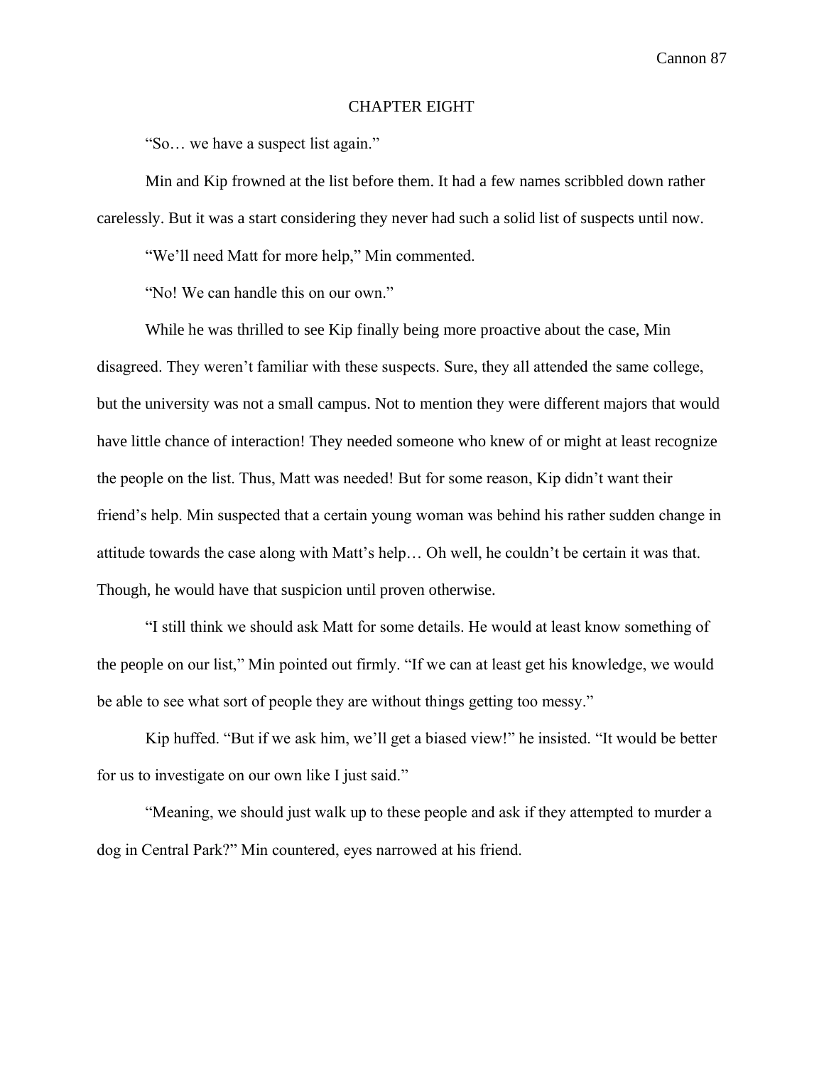## CHAPTER EIGHT

"So… we have a suspect list again."

Min and Kip frowned at the list before them. It had a few names scribbled down rather carelessly. But it was a start considering they never had such a solid list of suspects until now.

"We'll need Matt for more help," Min commented.

"No! We can handle this on our own."

While he was thrilled to see Kip finally being more proactive about the case, Min disagreed. They weren't familiar with these suspects. Sure, they all attended the same college, but the university was not a small campus. Not to mention they were different majors that would have little chance of interaction! They needed someone who knew of or might at least recognize the people on the list. Thus, Matt was needed! But for some reason, Kip didn't want their friend's help. Min suspected that a certain young woman was behind his rather sudden change in attitude towards the case along with Matt's help… Oh well, he couldn't be certain it was that. Though, he would have that suspicion until proven otherwise.

"I still think we should ask Matt for some details. He would at least know something of the people on our list," Min pointed out firmly. "If we can at least get his knowledge, we would be able to see what sort of people they are without things getting too messy."

Kip huffed. "But if we ask him, we'll get a biased view!" he insisted. "It would be better for us to investigate on our own like I just said."

"Meaning, we should just walk up to these people and ask if they attempted to murder a dog in Central Park?" Min countered, eyes narrowed at his friend.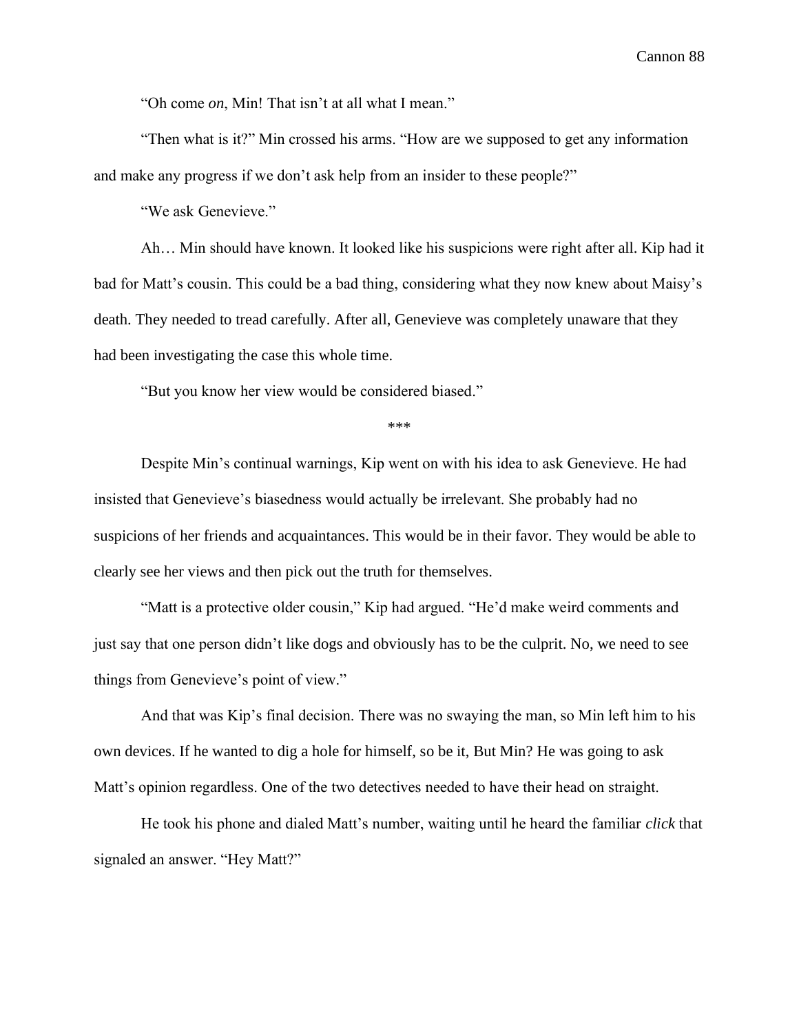“Oh come *on*, Min! That isn’t at all what I mean.”

“Then what is it?” Min crossed his arms. “How are we supposed to get any information and make any progress if we don’t ask help from an insider to these people?”

“We ask Genevieve.”

Ah… Min should have known. It looked like his suspicions were right after all. Kip had it bad for Matt’s cousin. This could be a bad thing, considering what they now knew about Maisy’s death. They needed to tread carefully. After all, Genevieve was completely unaware that they had been investigating the case this whole time.

“But you know her view would be considered biased.”

***

Despite Min’s continual warnings, Kip went on with his idea to ask Genevieve. He had insisted that Genevieve’s biasedness would actually be irrelevant. She probably had no suspicions of her friends and acquaintances. This would be in their favor. They would be able to clearly see her views and then pick out the truth for themselves.

“Matt is a protective older cousin,” Kip had argued. “He’d make weird comments and just say that one person didn’t like dogs and obviously has to be the culprit. No, we need to see things from Genevieve’s point of view.”

And that was Kip’s final decision. There was no swaying the man, so Min left him to his own devices. If he wanted to dig a hole for himself, so be it, But Min? He was going to ask Matt’s opinion regardless. One of the two detectives needed to have their head on straight.

He took his phone and dialed Matt’s number, waiting until he heard the familiar *click* that signaled an answer. “Hey Matt?”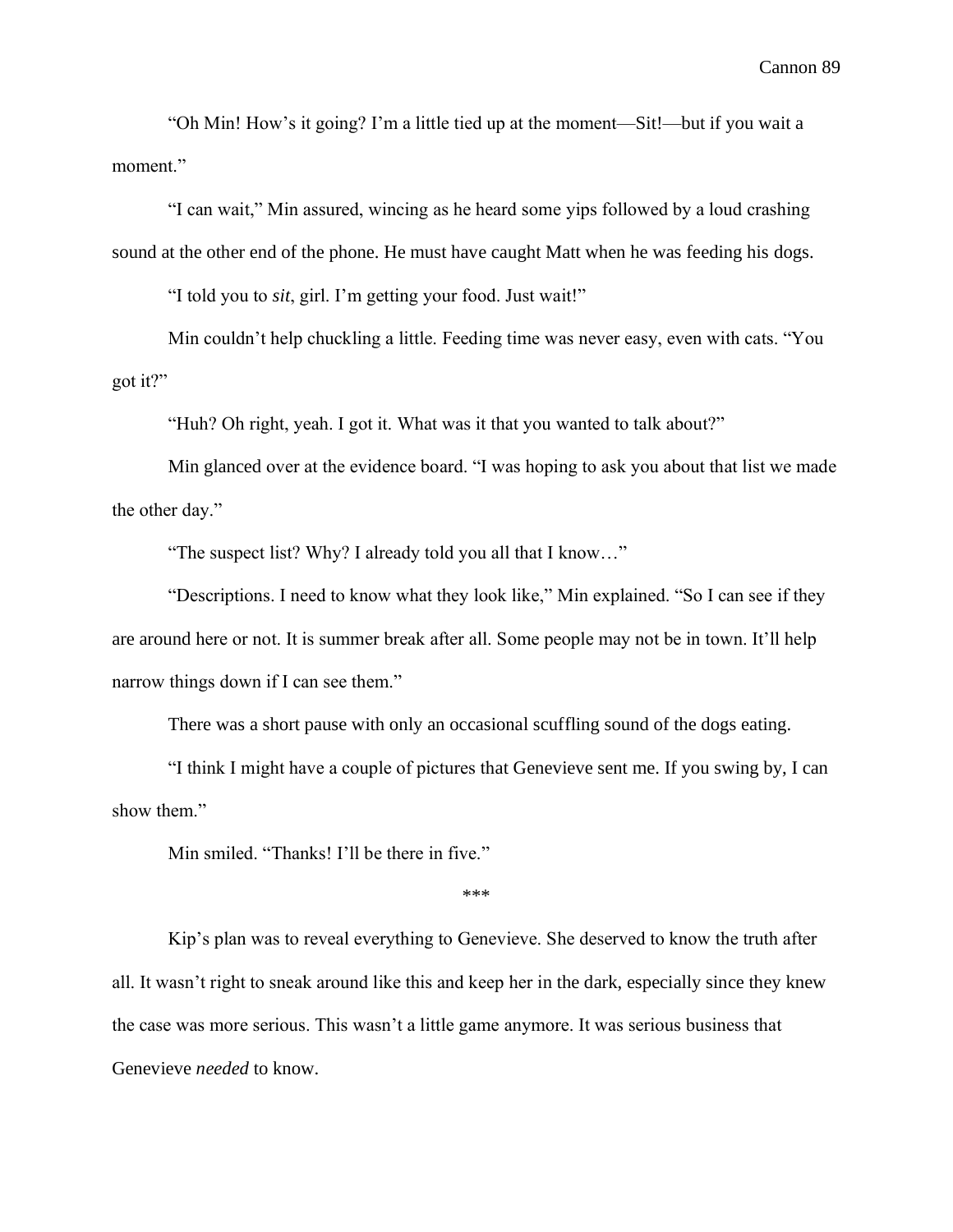"Oh Min! How's it going? I'm a little tied up at the moment—Sit!—but if you wait a moment."

"I can wait," Min assured, wincing as he heard some yips followed by a loud crashing sound at the other end of the phone. He must have caught Matt when he was feeding his dogs.

"I told you to *sit*, girl. I'm getting your food. Just wait!"

Min couldn't help chuckling a little. Feeding time was never easy, even with cats. "You got it?"

"Huh? Oh right, yeah. I got it. What was it that you wanted to talk about?"

Min glanced over at the evidence board. "I was hoping to ask you about that list we made the other day."

"The suspect list? Why? I already told you all that I know…"

"Descriptions. I need to know what they look like," Min explained. "So I can see if they are around here or not. It is summer break after all. Some people may not be in town. It'll help narrow things down if I can see them."

There was a short pause with only an occasional scuffling sound of the dogs eating.

"I think I might have a couple of pictures that Genevieve sent me. If you swing by, I can show them."

Min smiled. "Thanks! I'll be there in five."

***

Kip's plan was to reveal everything to Genevieve. She deserved to know the truth after all. It wasn't right to sneak around like this and keep her in the dark, especially since they knew the case was more serious. This wasn't a little game anymore. It was serious business that Genevieve *needed* to know.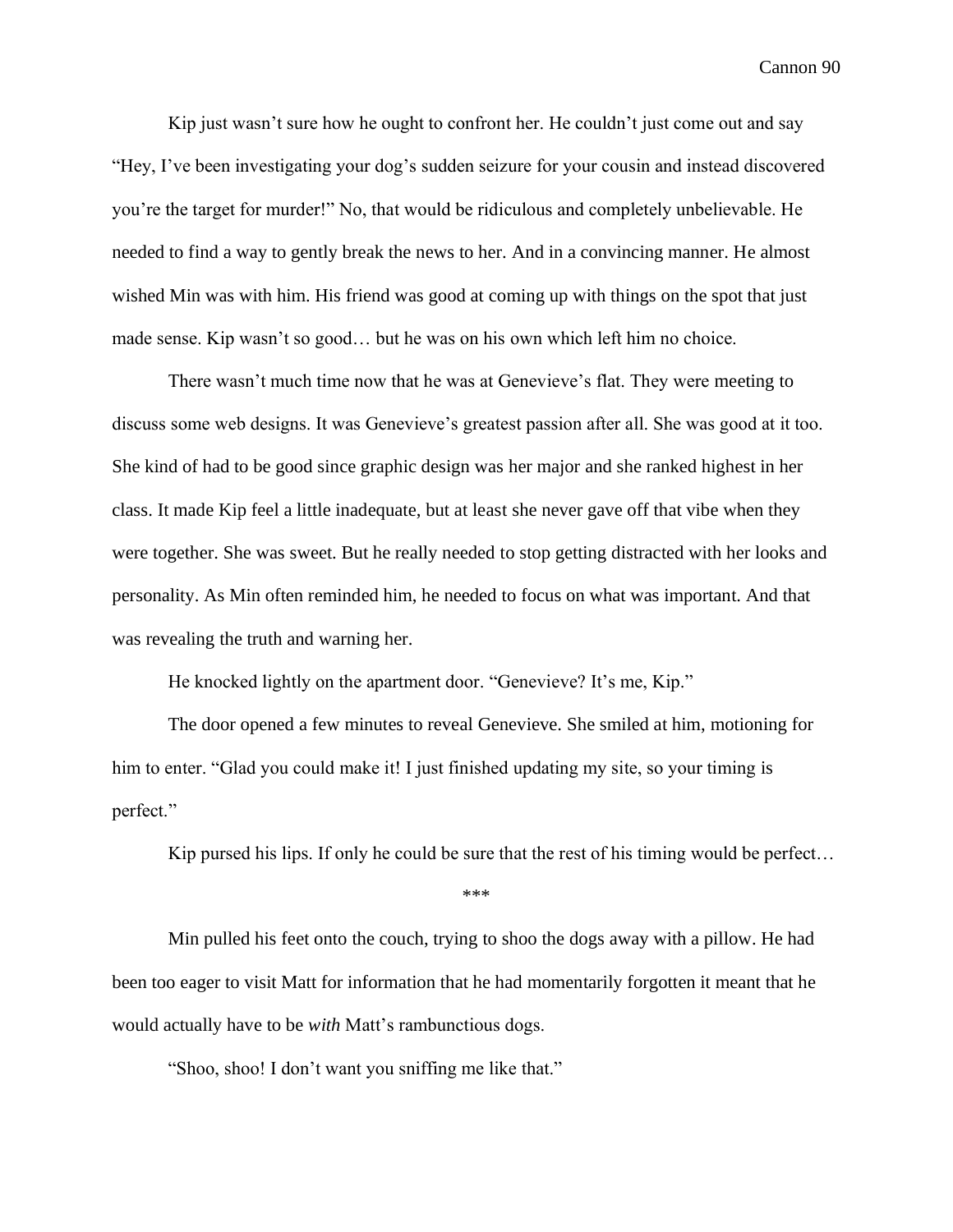Kip just wasn’t sure how he ought to confront her. He couldn’t just come out and say “Hey, I’ve been investigating your dog’s sudden seizure for your cousin and instead discovered you’re the target for murder!” No, that would be ridiculous and completely unbelievable. He needed to find a way to gently break the news to her. And in a convincing manner. He almost wished Min was with him. His friend was good at coming up with things on the spot that just made sense. Kip wasn’t so good… but he was on his own which left him no choice.

There wasn’t much time now that he was at Genevieve’s flat. They were meeting to discuss some web designs. It was Genevieve’s greatest passion after all. She was good at it too. She kind of had to be good since graphic design was her major and she ranked highest in her class. It made Kip feel a little inadequate, but at least she never gave off that vibe when they were together. She was sweet. But he really needed to stop getting distracted with her looks and personality. As Min often reminded him, he needed to focus on what was important. And that was revealing the truth and warning her.

He knocked lightly on the apartment door. “Genevieve? It’s me, Kip.”

The door opened a few minutes to reveal Genevieve. She smiled at him, motioning for him to enter. “Glad you could make it! I just finished updating my site, so your timing is perfect.”

Kip pursed his lips. If only he could be sure that the rest of his timing would be perfect…

***

Min pulled his feet onto the couch, trying to shoo the dogs away with a pillow. He had been too eager to visit Matt for information that he had momentarily forgotten it meant that he would actually have to be *with* Matt’s rambunctious dogs.

“Shoo, shoo! I don’t want you sniffing me like that.”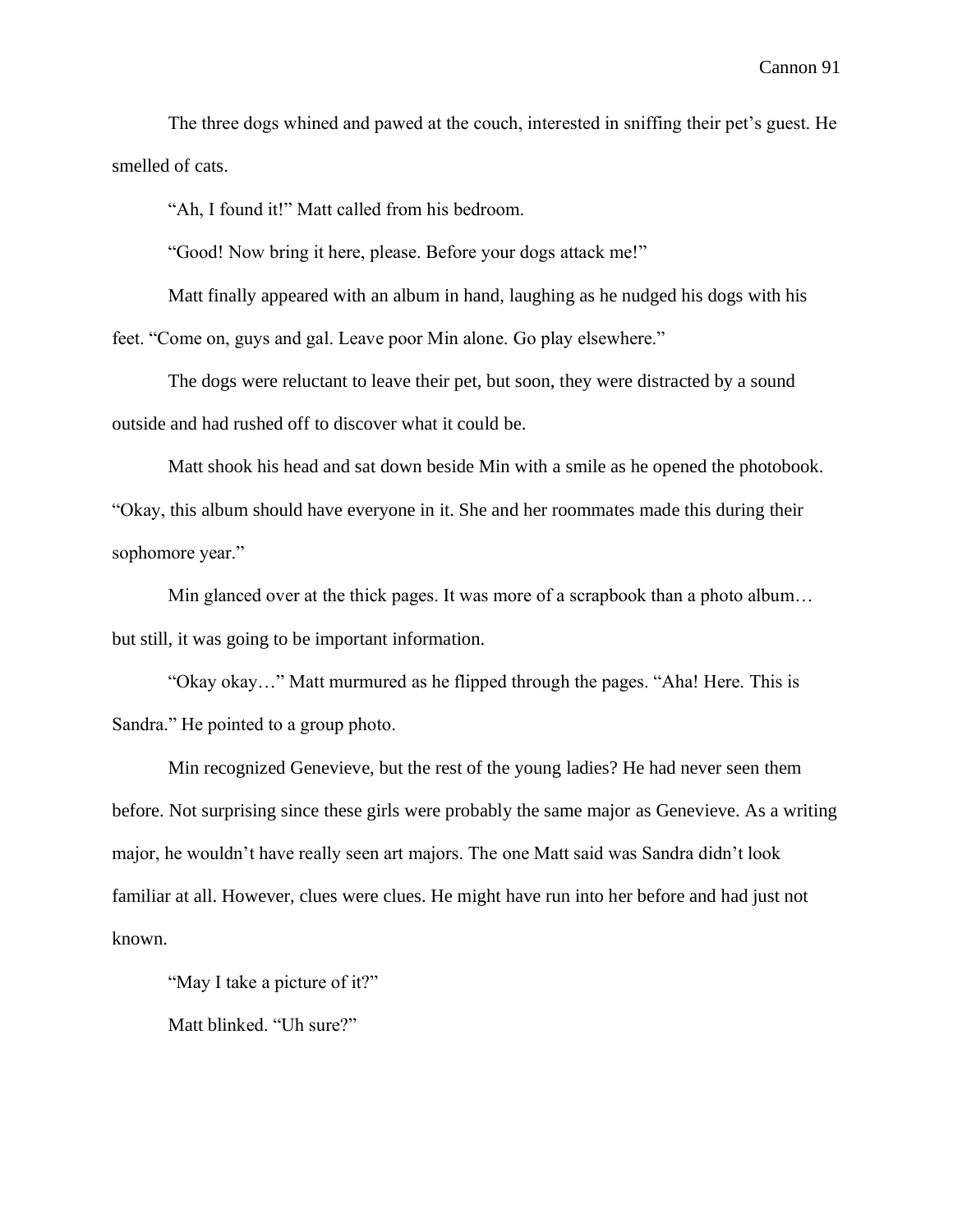The three dogs whined and pawed at the couch, interested in sniffing their pet's guest. He smelled of cats.

"Ah, I found it!" Matt called from his bedroom.

"Good! Now bring it here, please. Before your dogs attack me!"

Matt finally appeared with an album in hand, laughing as he nudged his dogs with his feet. "Come on, guys and gal. Leave poor Min alone. Go play elsewhere."

The dogs were reluctant to leave their pet, but soon, they were distracted by a sound outside and had rushed off to discover what it could be.

Matt shook his head and sat down beside Min with a smile as he opened the photobook. "Okay, this album should have everyone in it. She and her roommates made this during their sophomore year."

Min glanced over at the thick pages. It was more of a scrapbook than a photo album… but still, it was going to be important information.

"Okay okay…" Matt murmured as he flipped through the pages. "Aha! Here. This is Sandra." He pointed to a group photo.

Min recognized Genevieve, but the rest of the young ladies? He had never seen them before. Not surprising since these girls were probably the same major as Genevieve. As a writing major, he wouldn't have really seen art majors. The one Matt said was Sandra didn't look familiar at all. However, clues were clues. He might have run into her before and had just not known.

"May I take a picture of it?"

Matt blinked. "Uh sure?"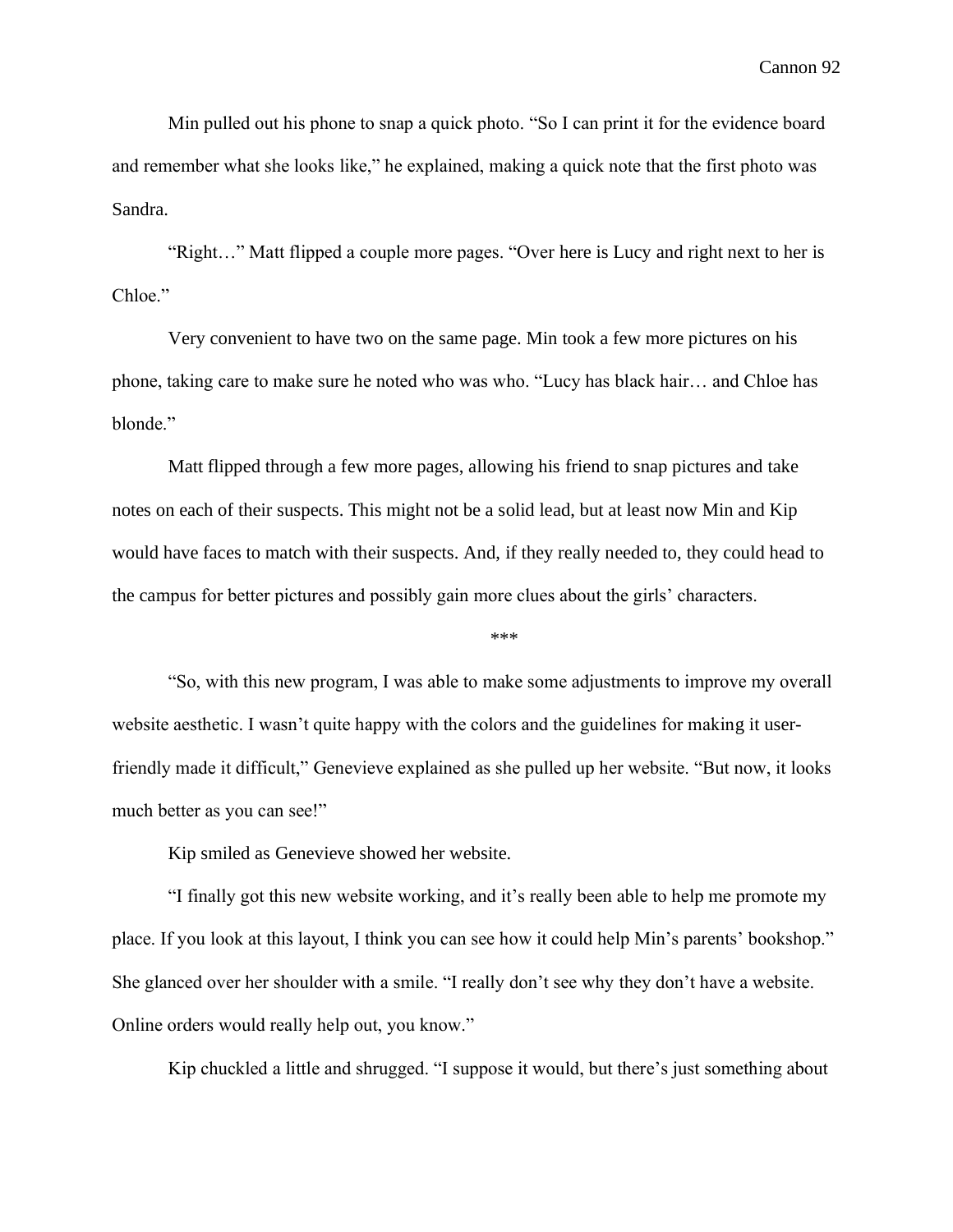Min pulled out his phone to snap a quick photo. "So I can print it for the evidence board and remember what she looks like," he explained, making a quick note that the first photo was Sandra.

"Right…" Matt flipped a couple more pages. "Over here is Lucy and right next to her is Chloe."

Very convenient to have two on the same page. Min took a few more pictures on his phone, taking care to make sure he noted who was who. "Lucy has black hair… and Chloe has blonde."

Matt flipped through a few more pages, allowing his friend to snap pictures and take notes on each of their suspects. This might not be a solid lead, but at least now Min and Kip would have faces to match with their suspects. And, if they really needed to, they could head to the campus for better pictures and possibly gain more clues about the girls' characters.

***

"So, with this new program, I was able to make some adjustments to improve my overall website aesthetic. I wasn't quite happy with the colors and the guidelines for making it user-friendly made it difficult," Genevieve explained as she pulled up her website. "But now, it looks much better as you can see!"

Kip smiled as Genevieve showed her website.

"I finally got this new website working, and it's really been able to help me promote my place. If you look at this layout, I think you can see how it could help Min's parents' bookshop." She glanced over her shoulder with a smile. "I really don't see why they don't have a website. Online orders would really help out, you know."

Kip chuckled a little and shrugged. "I suppose it would, but there's just something about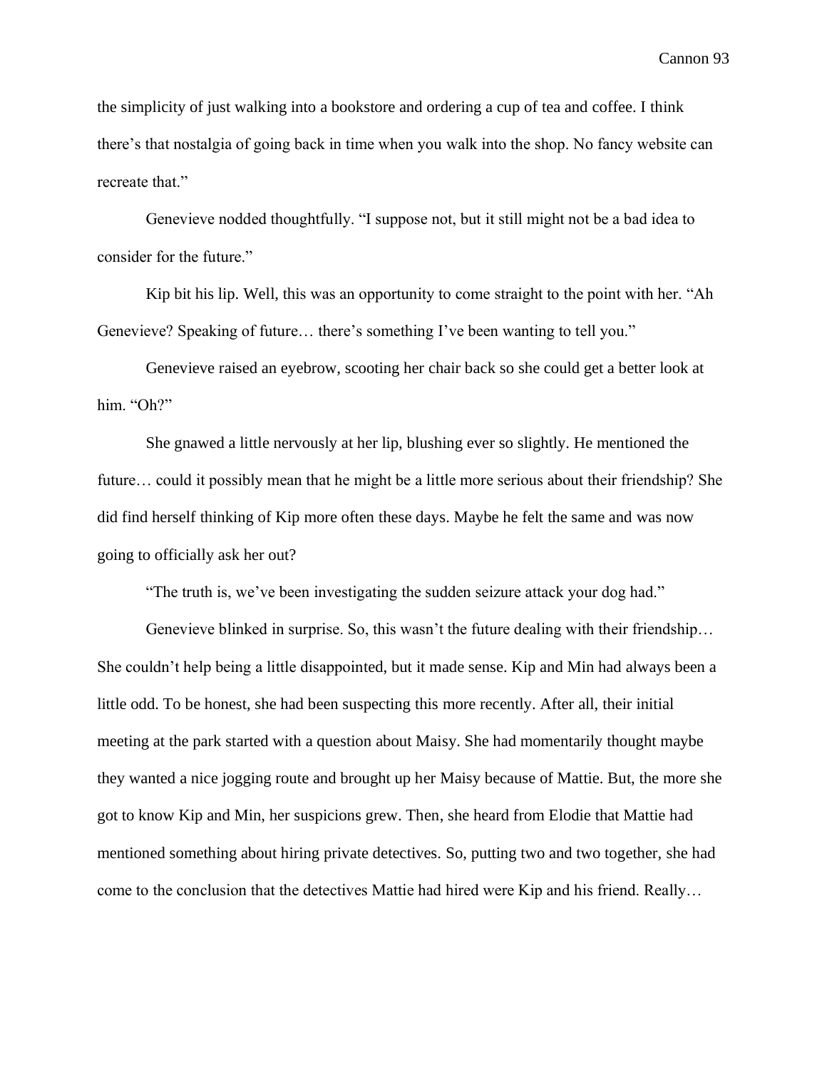the simplicity of just walking into a bookstore and ordering a cup of tea and coffee. I think there's that nostalgia of going back in time when you walk into the shop. No fancy website can recreate that."

Genevieve nodded thoughtfully. "I suppose not, but it still might not be a bad idea to consider for the future."

Kip bit his lip. Well, this was an opportunity to come straight to the point with her. "Ah Genevieve? Speaking of future… there's something I've been wanting to tell you."

Genevieve raised an eyebrow, scooting her chair back so she could get a better look at him. "Oh?"

She gnawed a little nervously at her lip, blushing ever so slightly. He mentioned the future… could it possibly mean that he might be a little more serious about their friendship? She did find herself thinking of Kip more often these days. Maybe he felt the same and was now going to officially ask her out?

"The truth is, we've been investigating the sudden seizure attack your dog had."

Genevieve blinked in surprise. So, this wasn't the future dealing with their friendship… She couldn't help being a little disappointed, but it made sense. Kip and Min had always been a little odd. To be honest, she had been suspecting this more recently. After all, their initial meeting at the park started with a question about Maisy. She had momentarily thought maybe they wanted a nice jogging route and brought up her Maisy because of Mattie. But, the more she got to know Kip and Min, her suspicions grew. Then, she heard from Elodie that Mattie had mentioned something about hiring private detectives. So, putting two and two together, she had come to the conclusion that the detectives Mattie had hired were Kip and his friend. Really…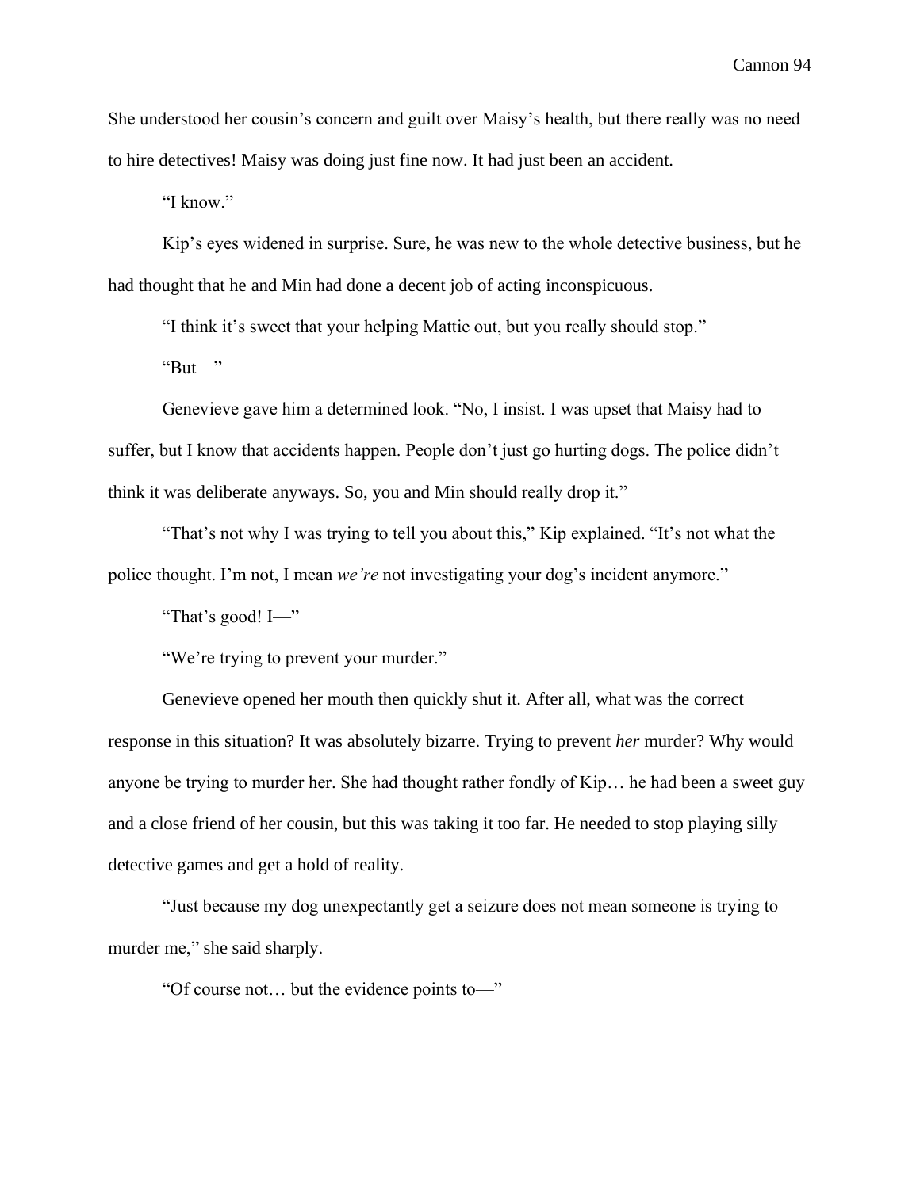She understood her cousin's concern and guilt over Maisy's health, but there really was no need to hire detectives! Maisy was doing just fine now. It had just been an accident.

"I know."

Kip's eyes widened in surprise. Sure, he was new to the whole detective business, but he had thought that he and Min had done a decent job of acting inconspicuous.

"I think it's sweet that your helping Mattie out, but you really should stop."

"But—"

Genevieve gave him a determined look. "No, I insist. I was upset that Maisy had to suffer, but I know that accidents happen. People don't just go hurting dogs. The police didn't think it was deliberate anyways. So, you and Min should really drop it."

"That's not why I was trying to tell you about this," Kip explained. "It's not what the police thought. I'm not, I mean *we're* not investigating your dog's incident anymore."

"That's good! I—"

"We're trying to prevent your murder."

Genevieve opened her mouth then quickly shut it. After all, what was the correct response in this situation? It was absolutely bizarre. Trying to prevent *her* murder? Why would anyone be trying to murder her. She had thought rather fondly of Kip… he had been a sweet guy and a close friend of her cousin, but this was taking it too far. He needed to stop playing silly detective games and get a hold of reality.

"Just because my dog unexpectantly get a seizure does not mean someone is trying to murder me," she said sharply.

"Of course not… but the evidence points to—"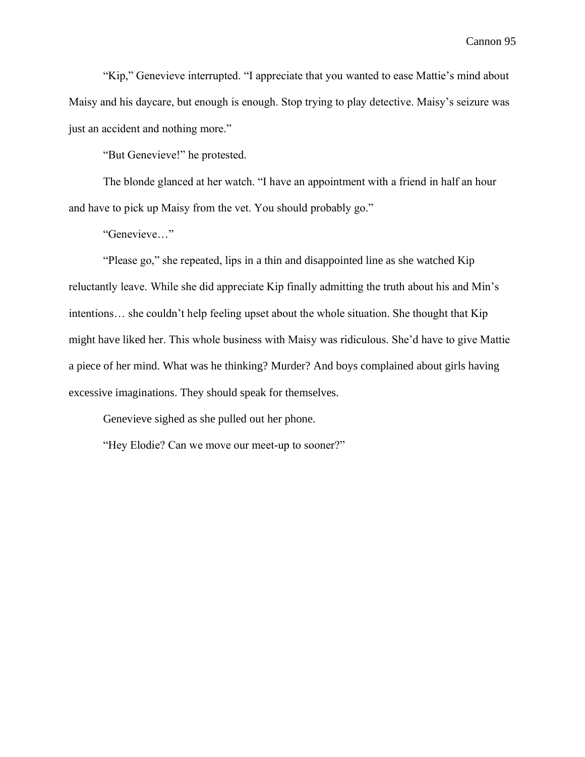"Kip," Genevieve interrupted. "I appreciate that you wanted to ease Mattie's mind about Maisy and his daycare, but enough is enough. Stop trying to play detective. Maisy's seizure was just an accident and nothing more."

"But Genevieve!" he protested.

The blonde glanced at her watch. "I have an appointment with a friend in half an hour and have to pick up Maisy from the vet. You should probably go."

"Genevieve…"

"Please go," she repeated, lips in a thin and disappointed line as she watched Kip reluctantly leave. While she did appreciate Kip finally admitting the truth about his and Min's intentions… she couldn't help feeling upset about the whole situation. She thought that Kip might have liked her. This whole business with Maisy was ridiculous. She'd have to give Mattie a piece of her mind. What was he thinking? Murder? And boys complained about girls having excessive imaginations. They should speak for themselves.

Genevieve sighed as she pulled out her phone.

"Hey Elodie? Can we move our meet-up to sooner?"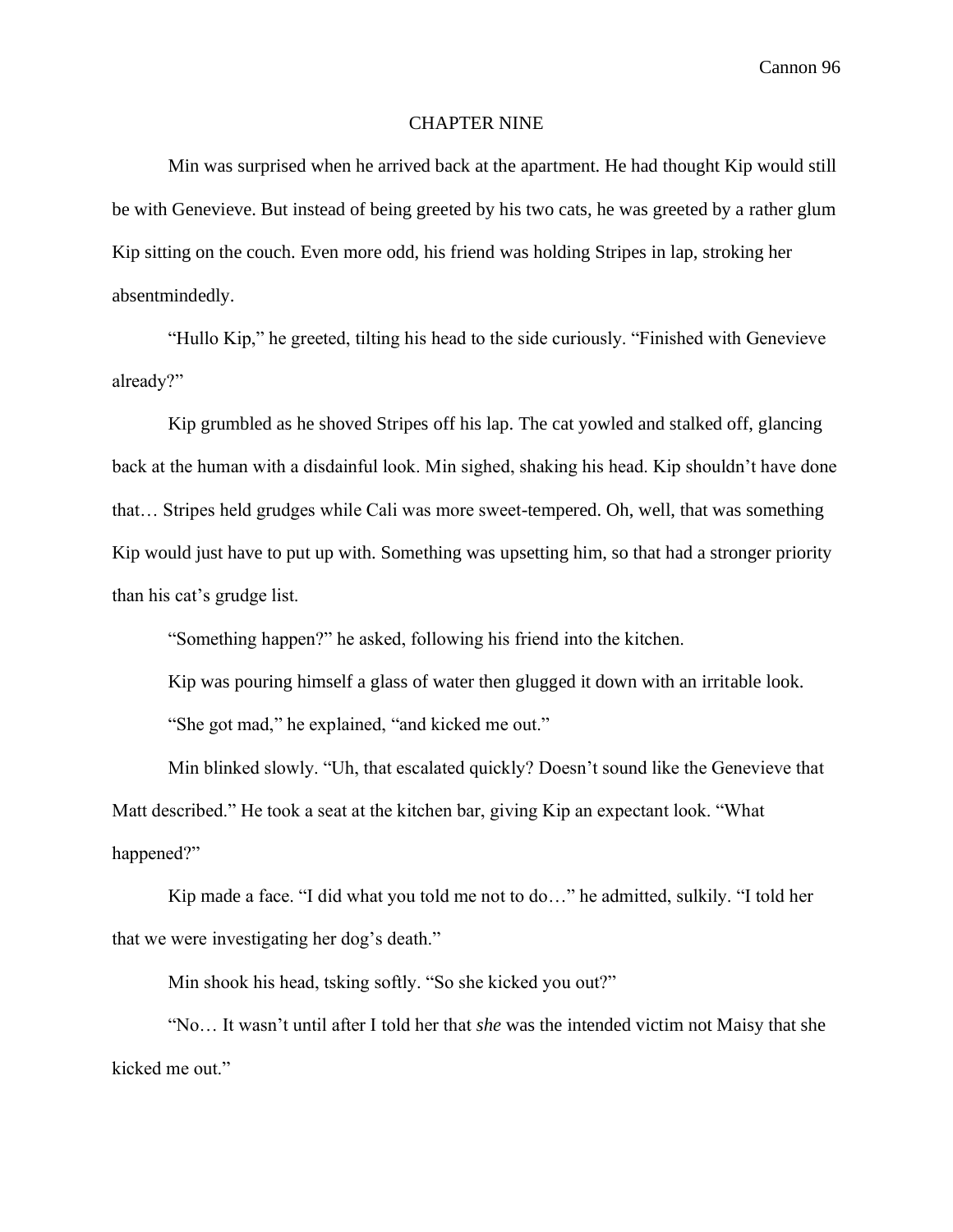# CHAPTER NINE

Min was surprised when he arrived back at the apartment. He had thought Kip would still be with Genevieve. But instead of being greeted by his two cats, he was greeted by a rather glum Kip sitting on the couch. Even more odd, his friend was holding Stripes in lap, stroking her absentmindedly.

"Hullo Kip," he greeted, tilting his head to the side curiously. "Finished with Genevieve already?"

Kip grumbled as he shoved Stripes off his lap. The cat yowled and stalked off, glancing back at the human with a disdainful look. Min sighed, shaking his head. Kip shouldn't have done that… Stripes held grudges while Cali was more sweet-tempered. Oh, well, that was something Kip would just have to put up with. Something was upsetting him, so that had a stronger priority than his cat's grudge list.

"Something happen?" he asked, following his friend into the kitchen.

Kip was pouring himself a glass of water then glugged it down with an irritable look.

"She got mad," he explained, "and kicked me out."

Min blinked slowly. "Uh, that escalated quickly? Doesn't sound like the Genevieve that Matt described." He took a seat at the kitchen bar, giving Kip an expectant look. "What happened?"

Kip made a face. "I did what you told me not to do…" he admitted, sulkily. "I told her that we were investigating her dog's death."

Min shook his head, tsking softly. "So she kicked you out?"

"No… It wasn't until after I told her that *she* was the intended victim not Maisy that she kicked me out."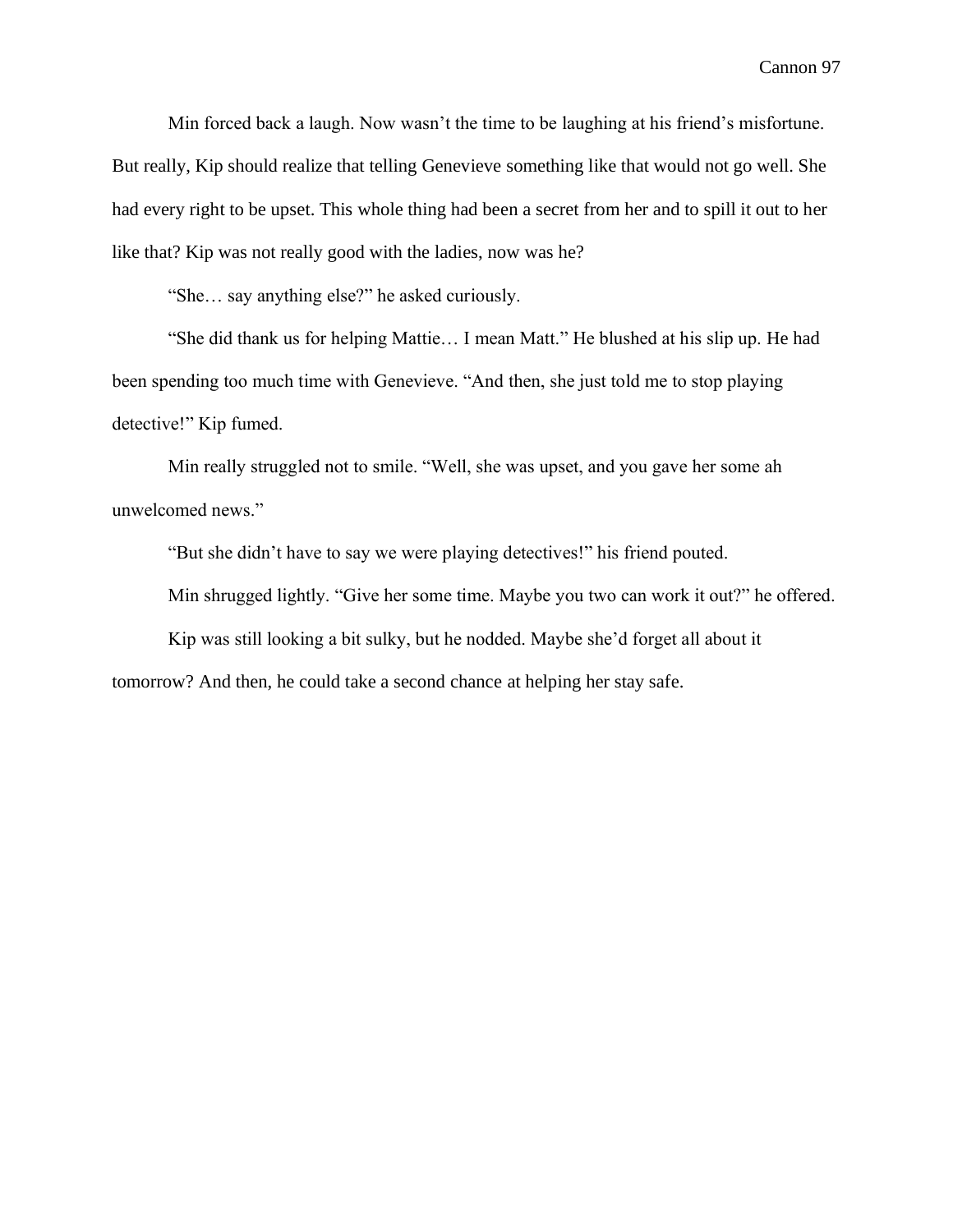Min forced back a laugh. Now wasn't the time to be laughing at his friend's misfortune. But really, Kip should realize that telling Genevieve something like that would not go well. She had every right to be upset. This whole thing had been a secret from her and to spill it out to her like that? Kip was not really good with the ladies, now was he?

"She… say anything else?" he asked curiously.

"She did thank us for helping Mattie… I mean Matt." He blushed at his slip up. He had been spending too much time with Genevieve. "And then, she just told me to stop playing detective!" Kip fumed.

Min really struggled not to smile. "Well, she was upset, and you gave her some ah unwelcomed news."

"But she didn't have to say we were playing detectives!" his friend pouted.

Min shrugged lightly. "Give her some time. Maybe you two can work it out?" he offered.

Kip was still looking a bit sulky, but he nodded. Maybe she'd forget all about it tomorrow? And then, he could take a second chance at helping her stay safe.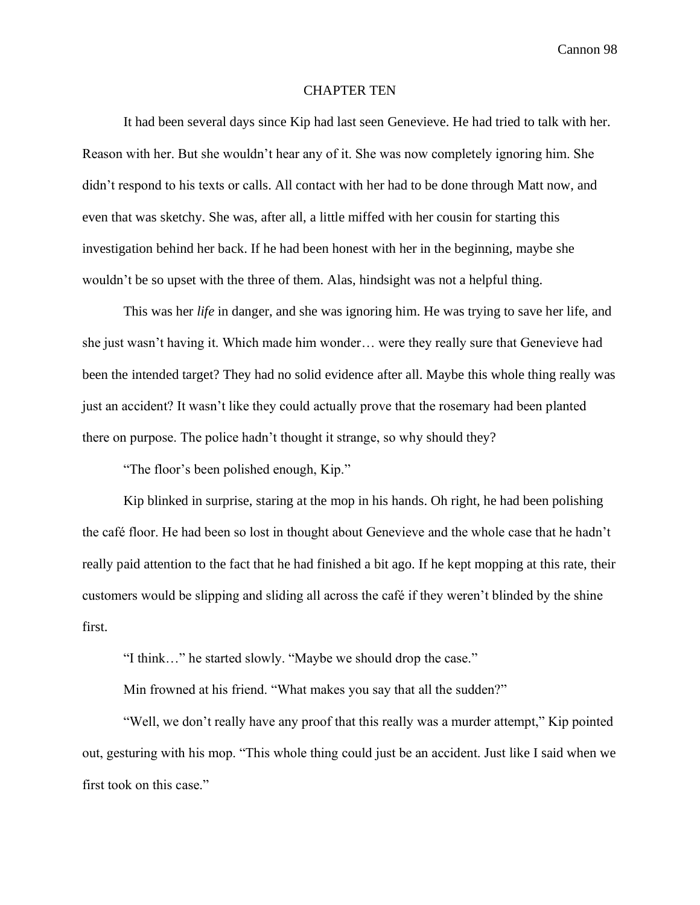# CHAPTER TEN

It had been several days since Kip had last seen Genevieve. He had tried to talk with her. Reason with her. But she wouldn't hear any of it. She was now completely ignoring him. She didn't respond to his texts or calls. All contact with her had to be done through Matt now, and even that was sketchy. She was, after all, a little miffed with her cousin for starting this investigation behind her back. If he had been honest with her in the beginning, maybe she wouldn't be so upset with the three of them. Alas, hindsight was not a helpful thing.

This was her *life* in danger, and she was ignoring him. He was trying to save her life, and she just wasn't having it. Which made him wonder… were they really sure that Genevieve had been the intended target? They had no solid evidence after all. Maybe this whole thing really was just an accident? It wasn't like they could actually prove that the rosemary had been planted there on purpose. The police hadn't thought it strange, so why should they?

"The floor's been polished enough, Kip."

Kip blinked in surprise, staring at the mop in his hands. Oh right, he had been polishing the café floor. He had been so lost in thought about Genevieve and the whole case that he hadn't really paid attention to the fact that he had finished a bit ago. If he kept mopping at this rate, their customers would be slipping and sliding all across the café if they weren't blinded by the shine first.

"I think…" he started slowly. "Maybe we should drop the case."

Min frowned at his friend. "What makes you say that all the sudden?"

"Well, we don't really have any proof that this really was a murder attempt," Kip pointed out, gesturing with his mop. "This whole thing could just be an accident. Just like I said when we first took on this case."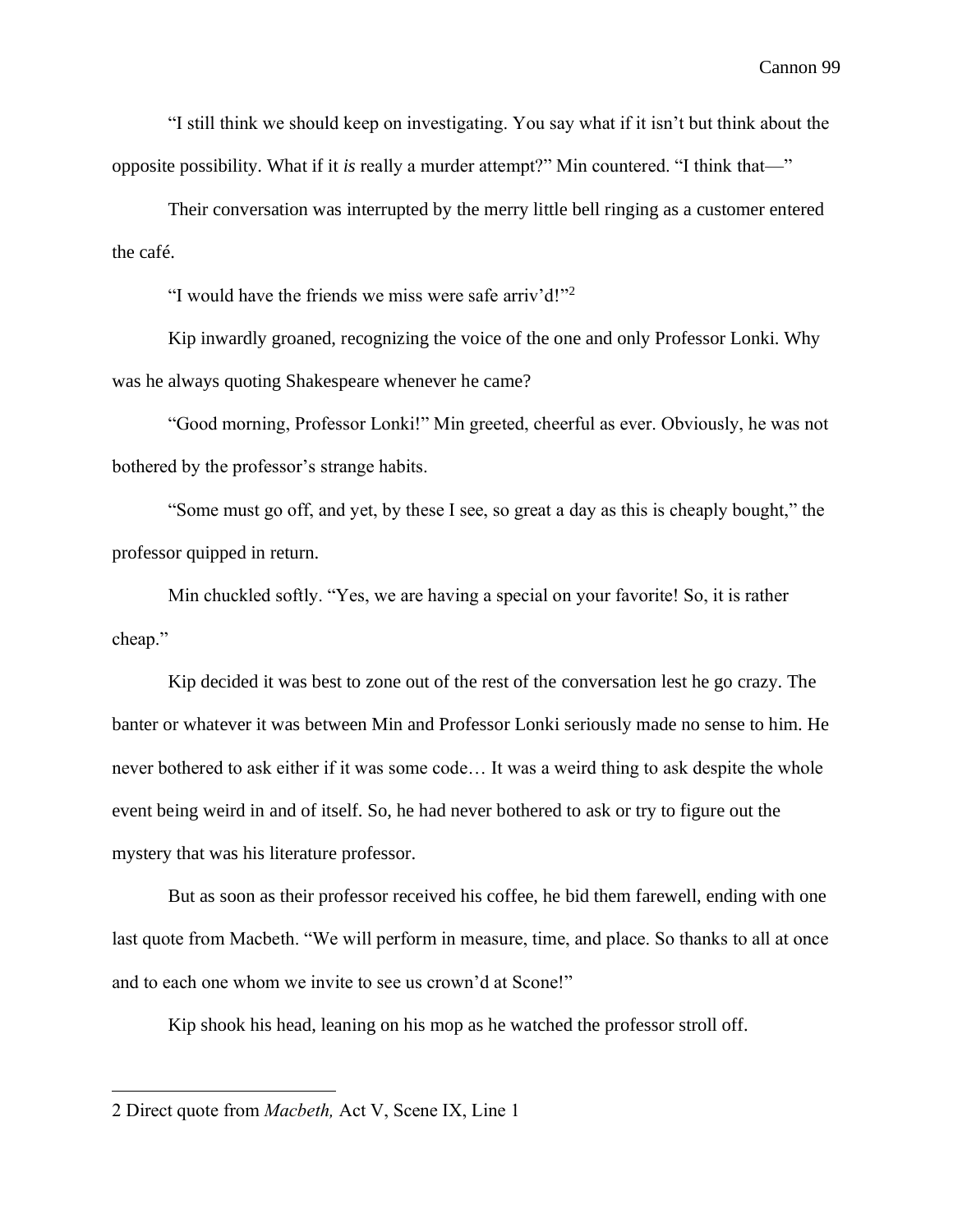"I still think we should keep on investigating. You say what if it isn't but think about the opposite possibility. What if it *is* really a murder attempt?" Min countered. "I think that—"

Their conversation was interrupted by the merry little bell ringing as a customer entered the café.

"I would have the friends we miss were safe arriv'd!"[2]

Kip inwardly groaned, recognizing the voice of the one and only Professor Lonki. Why was he always quoting Shakespeare whenever he came?

"Good morning, Professor Lonki!" Min greeted, cheerful as ever. Obviously, he was not bothered by the professor's strange habits.

"Some must go off, and yet, by these I see, so great a day as this is cheaply bought," the professor quipped in return.

Min chuckled softly. "Yes, we are having a special on your favorite! So, it is rather cheap."

Kip decided it was best to zone out of the rest of the conversation lest he go crazy. The banter or whatever it was between Min and Professor Lonki seriously made no sense to him. He never bothered to ask either if it was some code… It was a weird thing to ask despite the whole event being weird in and of itself. So, he had never bothered to ask or try to figure out the mystery that was his literature professor.

But as soon as their professor received his coffee, he bid them farewell, ending with one last quote from Macbeth. "We will perform in measure, time, and place. So thanks to all at once and to each one whom we invite to see us crown'd at Scone!"

Kip shook his head, leaning on his mop as he watched the professor stroll off.

---

2 Direct quote from *Macbeth,* Act V, Scene IX, Line 1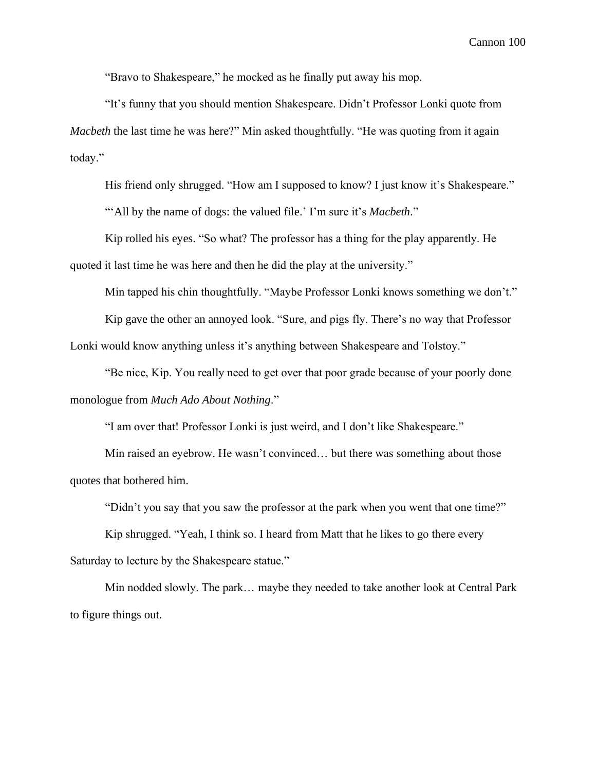"Bravo to Shakespeare," he mocked as he finally put away his mop.

"It's funny that you should mention Shakespeare. Didn't Professor Lonki quote from *Macbeth* the last time he was here?" Min asked thoughtfully. "He was quoting from it again today."

His friend only shrugged. "How am I supposed to know? I just know it's Shakespeare."

"'All by the name of dogs: the valued file.' I'm sure it's *Macbeth*."

Kip rolled his eyes. "So what? The professor has a thing for the play apparently. He quoted it last time he was here and then he did the play at the university."

Min tapped his chin thoughtfully. "Maybe Professor Lonki knows something we don't."

Kip gave the other an annoyed look. "Sure, and pigs fly. There's no way that Professor Lonki would know anything unless it's anything between Shakespeare and Tolstoy."

"Be nice, Kip. You really need to get over that poor grade because of your poorly done monologue from *Much Ado About Nothing*."

"I am over that! Professor Lonki is just weird, and I don't like Shakespeare."

Min raised an eyebrow. He wasn't convinced… but there was something about those quotes that bothered him.

"Didn't you say that you saw the professor at the park when you went that one time?"

Kip shrugged. "Yeah, I think so. I heard from Matt that he likes to go there every Saturday to lecture by the Shakespeare statue."

Min nodded slowly. The park… maybe they needed to take another look at Central Park to figure things out.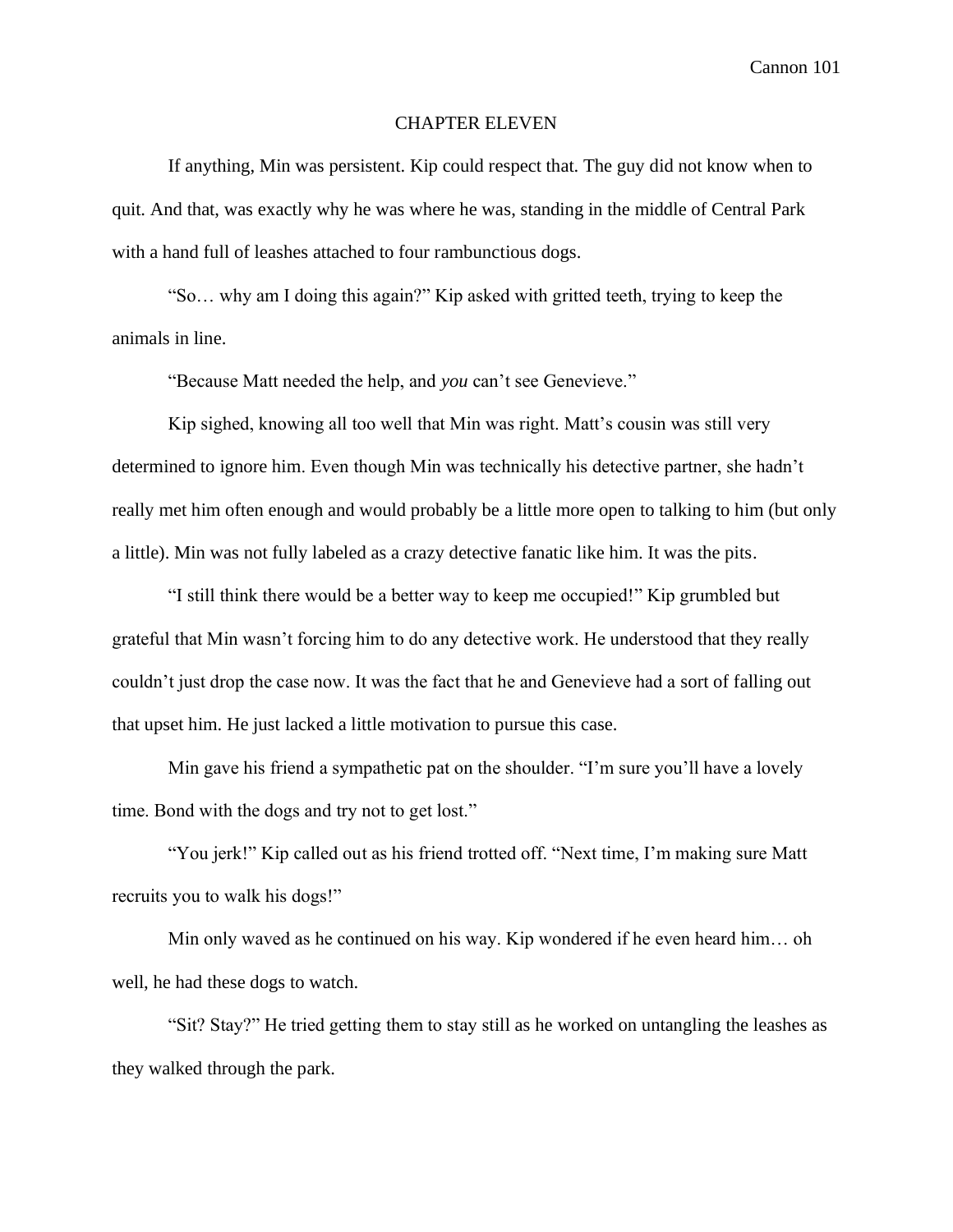# CHAPTER ELEVEN

If anything, Min was persistent. Kip could respect that. The guy did not know when to quit. And that, was exactly why he was where he was, standing in the middle of Central Park with a hand full of leashes attached to four rambunctious dogs.

"So… why am I doing this again?" Kip asked with gritted teeth, trying to keep the animals in line.

"Because Matt needed the help, and *you* can't see Genevieve."

Kip sighed, knowing all too well that Min was right. Matt's cousin was still very determined to ignore him. Even though Min was technically his detective partner, she hadn't really met him often enough and would probably be a little more open to talking to him (but only a little). Min was not fully labeled as a crazy detective fanatic like him. It was the pits.

"I still think there would be a better way to keep me occupied!" Kip grumbled but grateful that Min wasn't forcing him to do any detective work. He understood that they really couldn't just drop the case now. It was the fact that he and Genevieve had a sort of falling out that upset him. He just lacked a little motivation to pursue this case.

Min gave his friend a sympathetic pat on the shoulder. "I'm sure you'll have a lovely time. Bond with the dogs and try not to get lost."

"You jerk!" Kip called out as his friend trotted off. "Next time, I'm making sure Matt recruits you to walk his dogs!"

Min only waved as he continued on his way. Kip wondered if he even heard him… oh well, he had these dogs to watch.

"Sit? Stay?" He tried getting them to stay still as he worked on untangling the leashes as they walked through the park.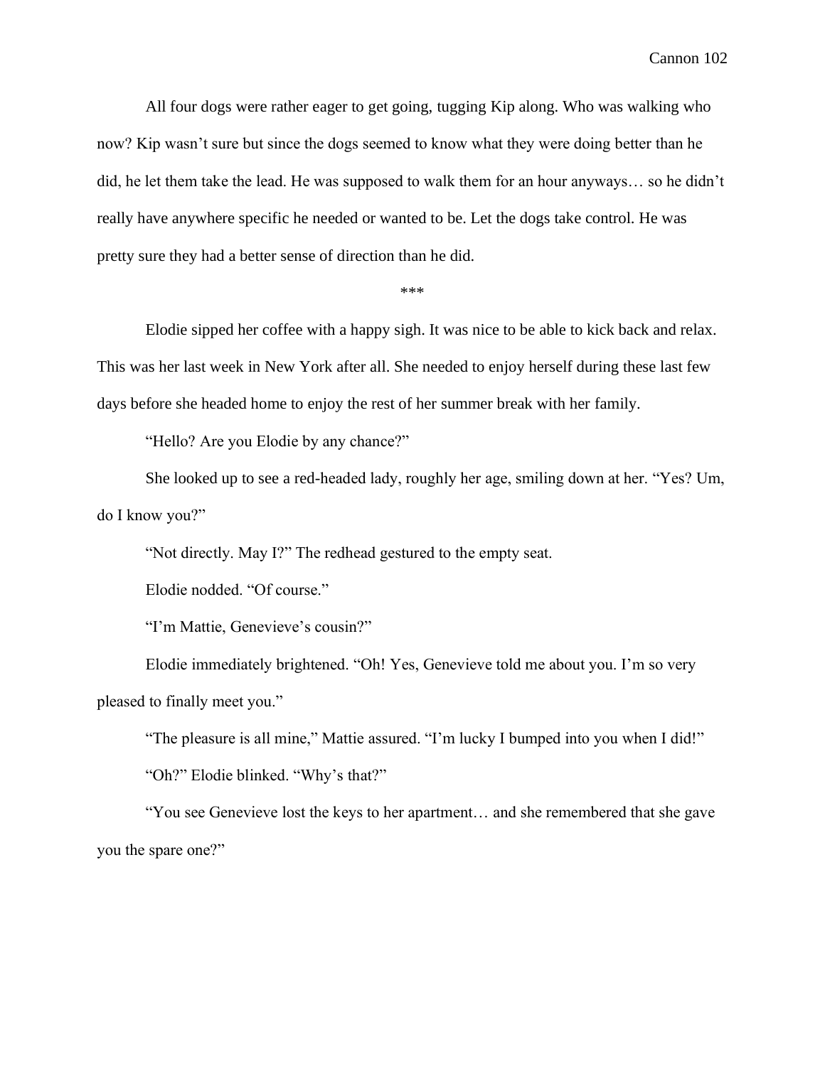All four dogs were rather eager to get going, tugging Kip along. Who was walking who now? Kip wasn't sure but since the dogs seemed to know what they were doing better than he did, he let them take the lead. He was supposed to walk them for an hour anyways… so he didn't really have anywhere specific he needed or wanted to be. Let the dogs take control. He was pretty sure they had a better sense of direction than he did.

***

Elodie sipped her coffee with a happy sigh. It was nice to be able to kick back and relax. This was her last week in New York after all. She needed to enjoy herself during these last few days before she headed home to enjoy the rest of her summer break with her family.

"Hello? Are you Elodie by any chance?"

She looked up to see a red-headed lady, roughly her age, smiling down at her. "Yes? Um, do I know you?"

"Not directly. May I?" The redhead gestured to the empty seat.

Elodie nodded. "Of course."

"I'm Mattie, Genevieve's cousin?"

Elodie immediately brightened. "Oh! Yes, Genevieve told me about you. I'm so very pleased to finally meet you."

"The pleasure is all mine," Mattie assured. "I'm lucky I bumped into you when I did!"

"Oh?" Elodie blinked. "Why's that?"

"You see Genevieve lost the keys to her apartment… and she remembered that she gave you the spare one?"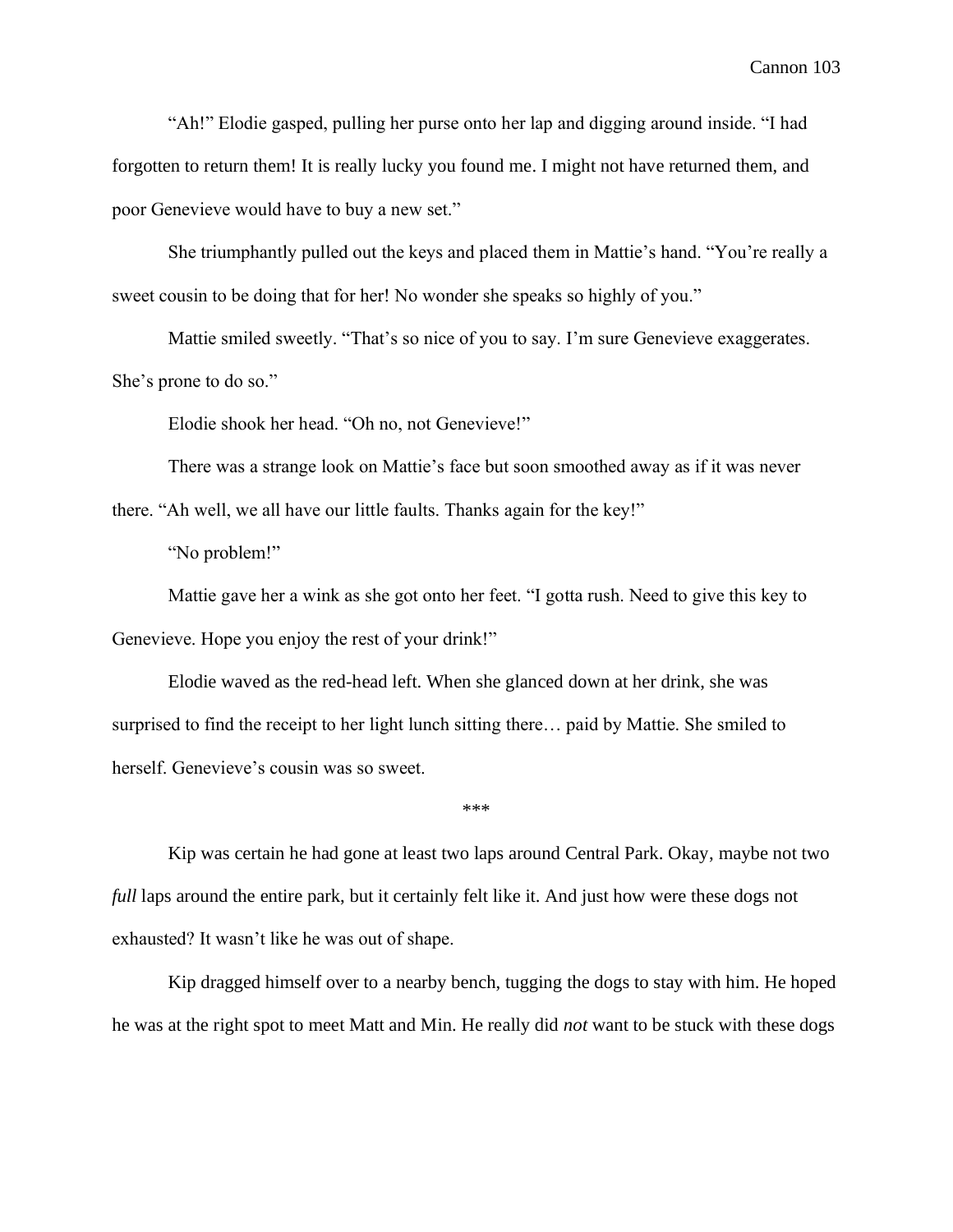"Ah!" Elodie gasped, pulling her purse onto her lap and digging around inside. "I had forgotten to return them! It is really lucky you found me. I might not have returned them, and poor Genevieve would have to buy a new set."

She triumphantly pulled out the keys and placed them in Mattie's hand. "You're really a sweet cousin to be doing that for her! No wonder she speaks so highly of you."

Mattie smiled sweetly. "That's so nice of you to say. I'm sure Genevieve exaggerates. She's prone to do so."

Elodie shook her head. "Oh no, not Genevieve!"

There was a strange look on Mattie's face but soon smoothed away as if it was never there. "Ah well, we all have our little faults. Thanks again for the key!"

"No problem!"

Mattie gave her a wink as she got onto her feet. "I gotta rush. Need to give this key to Genevieve. Hope you enjoy the rest of your drink!"

Elodie waved as the red-head left. When she glanced down at her drink, she was surprised to find the receipt to her light lunch sitting there… paid by Mattie. She smiled to herself. Genevieve's cousin was so sweet.

\*\*\*

Kip was certain he had gone at least two laps around Central Park. Okay, maybe not two *full* laps around the entire park, but it certainly felt like it. And just how were these dogs not exhausted? It wasn't like he was out of shape.

Kip dragged himself over to a nearby bench, tugging the dogs to stay with him. He hoped he was at the right spot to meet Matt and Min. He really did *not* want to be stuck with these dogs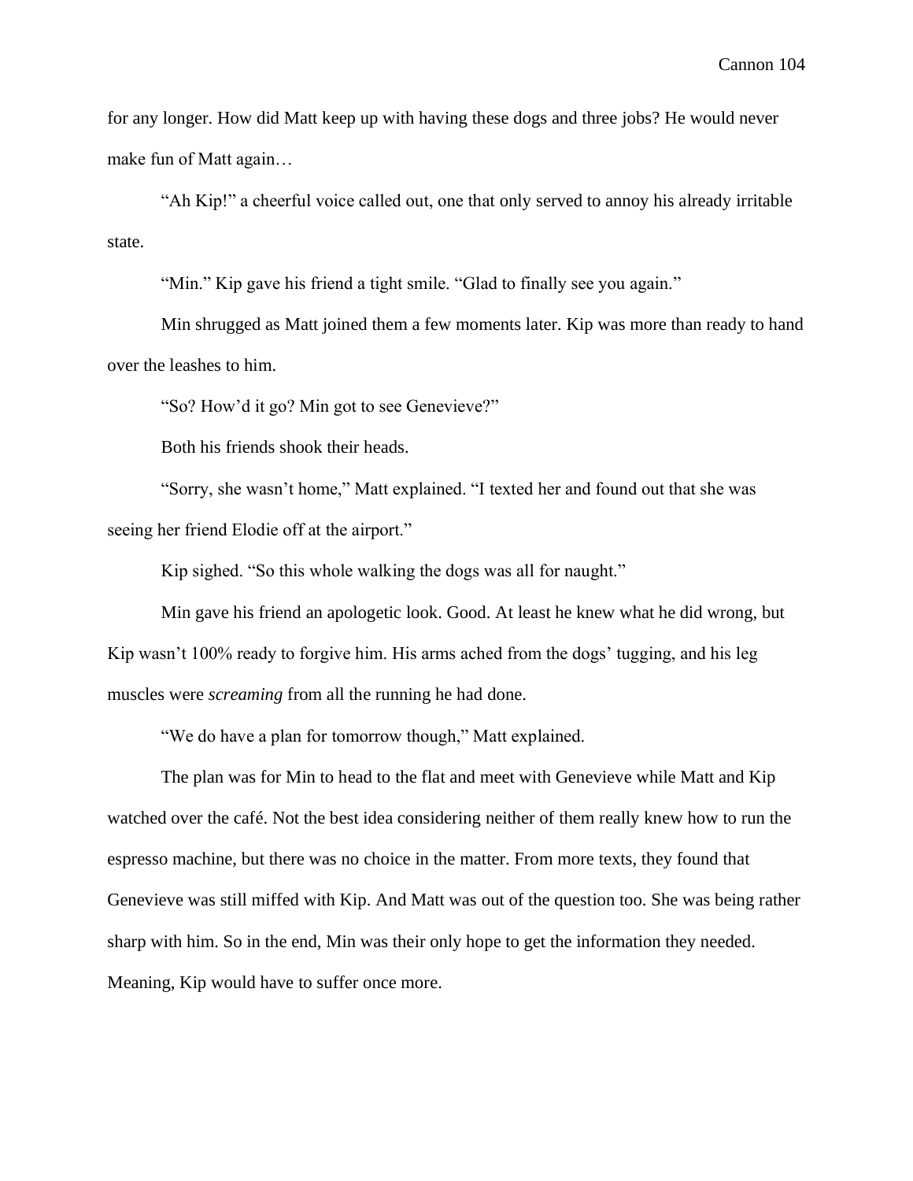for any longer. How did Matt keep up with having these dogs and three jobs? He would never make fun of Matt again…

"Ah Kip!" a cheerful voice called out, one that only served to annoy his already irritable state.

"Min." Kip gave his friend a tight smile. "Glad to finally see you again."

Min shrugged as Matt joined them a few moments later. Kip was more than ready to hand over the leashes to him.

"So? How'd it go? Min got to see Genevieve?"

Both his friends shook their heads.

"Sorry, she wasn't home," Matt explained. "I texted her and found out that she was seeing her friend Elodie off at the airport."

Kip sighed. "So this whole walking the dogs was all for naught."

Min gave his friend an apologetic look. Good. At least he knew what he did wrong, but Kip wasn't 100% ready to forgive him. His arms ached from the dogs' tugging, and his leg muscles were *screaming* from all the running he had done.

"We do have a plan for tomorrow though," Matt explained.

The plan was for Min to head to the flat and meet with Genevieve while Matt and Kip watched over the café. Not the best idea considering neither of them really knew how to run the espresso machine, but there was no choice in the matter. From more texts, they found that Genevieve was still miffed with Kip. And Matt was out of the question too. She was being rather sharp with him. So in the end, Min was their only hope to get the information they needed. Meaning, Kip would have to suffer once more.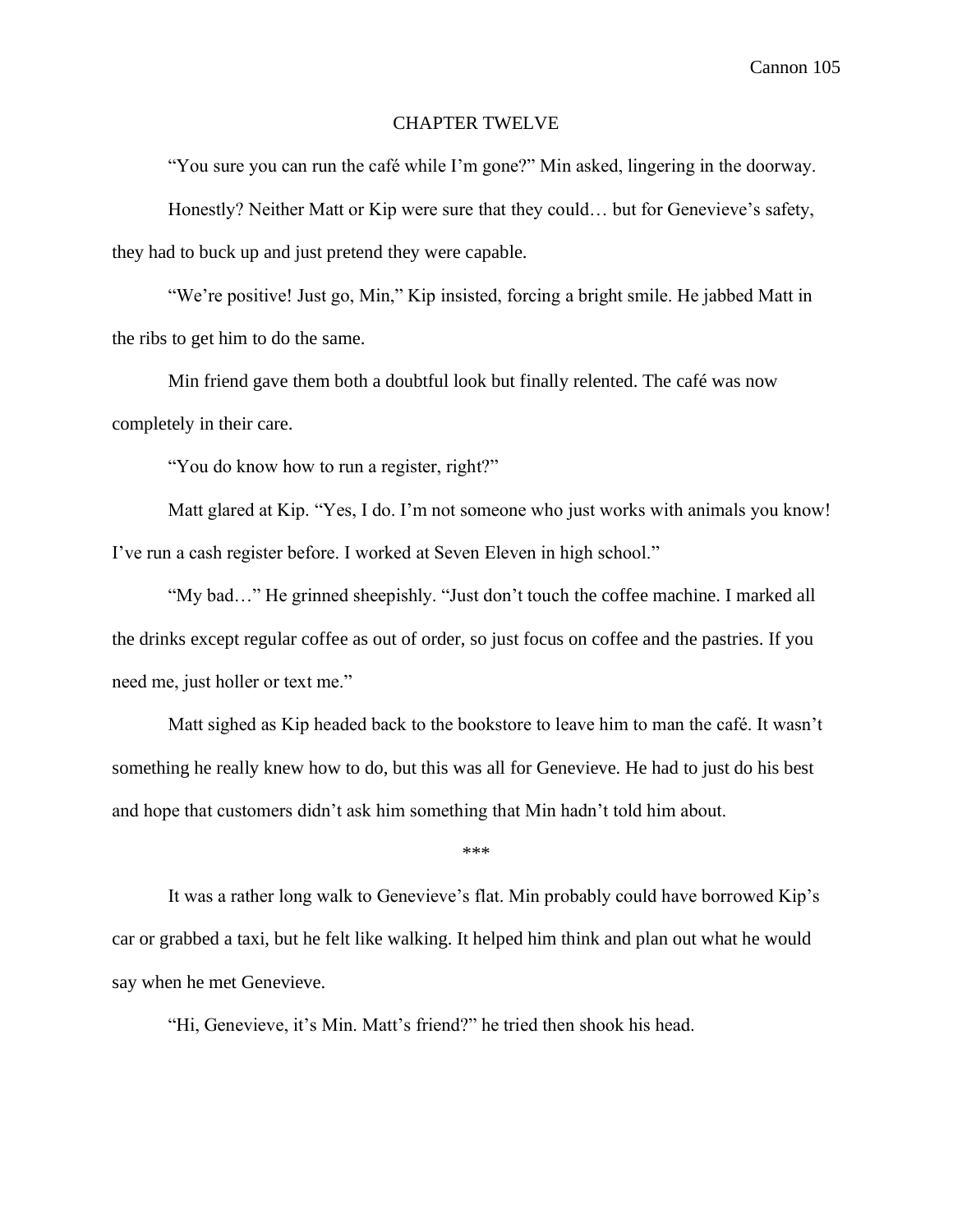# CHAPTER TWELVE

"You sure you can run the café while I'm gone?" Min asked, lingering in the doorway.

Honestly? Neither Matt or Kip were sure that they could… but for Genevieve's safety, they had to buck up and just pretend they were capable.

"We're positive! Just go, Min," Kip insisted, forcing a bright smile. He jabbed Matt in the ribs to get him to do the same.

Min friend gave them both a doubtful look but finally relented. The café was now completely in their care.

"You do know how to run a register, right?"

Matt glared at Kip. "Yes, I do. I'm not someone who just works with animals you know! I've run a cash register before. I worked at Seven Eleven in high school."

"My bad…" He grinned sheepishly. "Just don't touch the coffee machine. I marked all the drinks except regular coffee as out of order, so just focus on coffee and the pastries. If you need me, just holler or text me."

Matt sighed as Kip headed back to the bookstore to leave him to man the café. It wasn't something he really knew how to do, but this was all for Genevieve. He had to just do his best and hope that customers didn't ask him something that Min hadn't told him about.

\*\*\*

It was a rather long walk to Genevieve's flat. Min probably could have borrowed Kip's car or grabbed a taxi, but he felt like walking. It helped him think and plan out what he would say when he met Genevieve.

"Hi, Genevieve, it's Min. Matt's friend?" he tried then shook his head.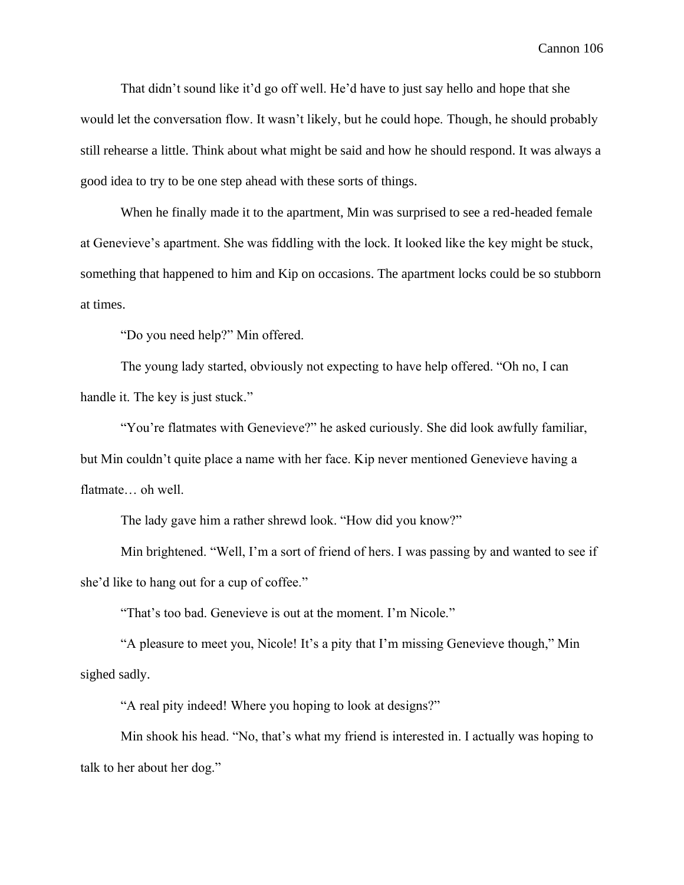That didn't sound like it'd go off well. He'd have to just say hello and hope that she would let the conversation flow. It wasn't likely, but he could hope. Though, he should probably still rehearse a little. Think about what might be said and how he should respond. It was always a good idea to try to be one step ahead with these sorts of things.

When he finally made it to the apartment, Min was surprised to see a red-headed female at Genevieve's apartment. She was fiddling with the lock. It looked like the key might be stuck, something that happened to him and Kip on occasions. The apartment locks could be so stubborn at times.

"Do you need help?" Min offered.

The young lady started, obviously not expecting to have help offered. "Oh no, I can handle it. The key is just stuck."

"You're flatmates with Genevieve?" he asked curiously. She did look awfully familiar, but Min couldn't quite place a name with her face. Kip never mentioned Genevieve having a flatmate… oh well.

The lady gave him a rather shrewd look. "How did you know?"

Min brightened. "Well, I'm a sort of friend of hers. I was passing by and wanted to see if she'd like to hang out for a cup of coffee."

"That's too bad. Genevieve is out at the moment. I'm Nicole."

"A pleasure to meet you, Nicole! It's a pity that I'm missing Genevieve though," Min sighed sadly.

"A real pity indeed! Where you hoping to look at designs?"

Min shook his head. "No, that's what my friend is interested in. I actually was hoping to talk to her about her dog."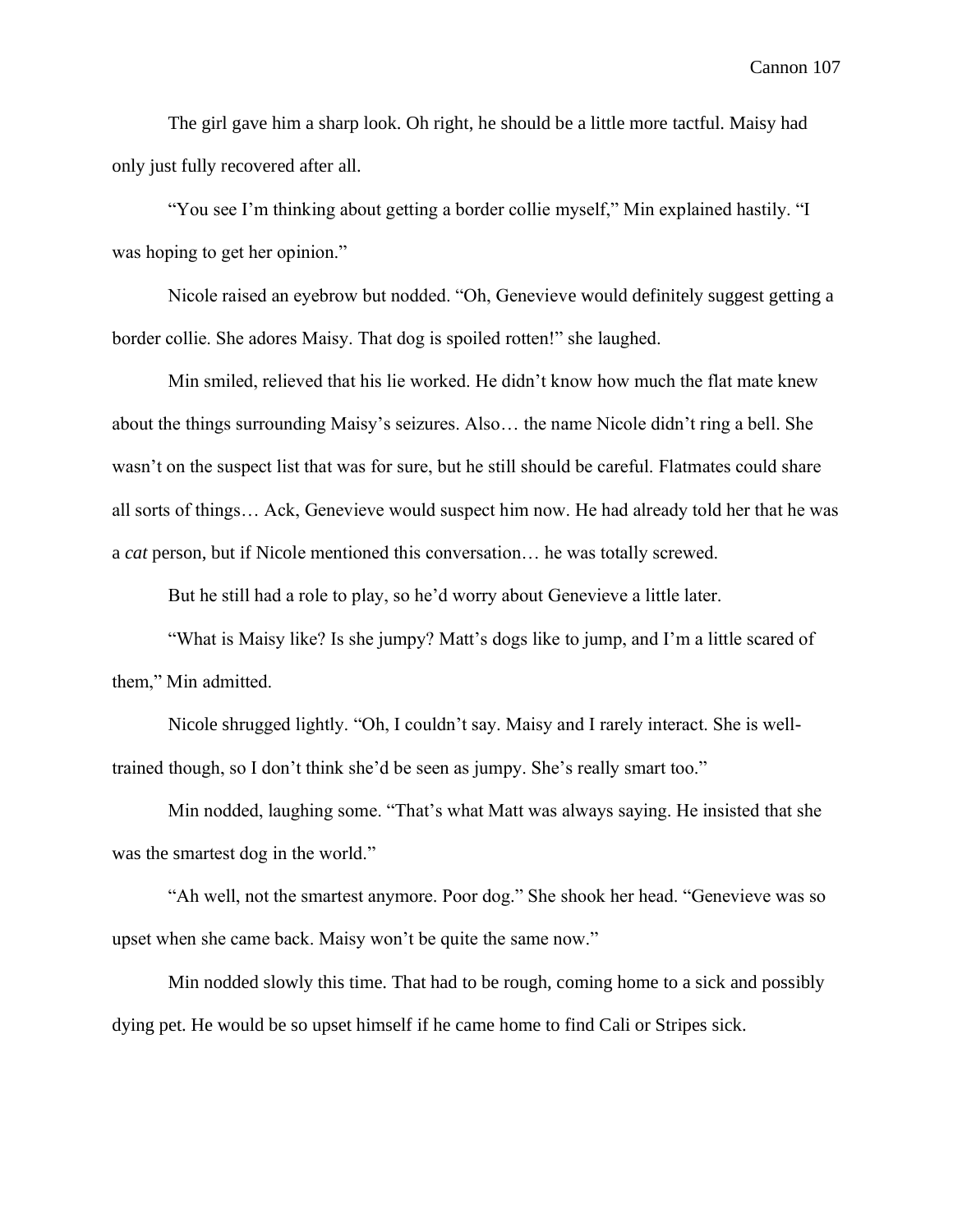The girl gave him a sharp look. Oh right, he should be a little more tactful. Maisy had only just fully recovered after all.

"You see I'm thinking about getting a border collie myself," Min explained hastily. "I was hoping to get her opinion."

Nicole raised an eyebrow but nodded. "Oh, Genevieve would definitely suggest getting a border collie. She adores Maisy. That dog is spoiled rotten!" she laughed.

Min smiled, relieved that his lie worked. He didn't know how much the flat mate knew about the things surrounding Maisy's seizures. Also… the name Nicole didn't ring a bell. She wasn't on the suspect list that was for sure, but he still should be careful. Flatmates could share all sorts of things… Ack, Genevieve would suspect him now. He had already told her that he was a *cat* person, but if Nicole mentioned this conversation… he was totally screwed.

But he still had a role to play, so he'd worry about Genevieve a little later.

"What is Maisy like? Is she jumpy? Matt's dogs like to jump, and I'm a little scared of them," Min admitted.

Nicole shrugged lightly. "Oh, I couldn't say. Maisy and I rarely interact. She is well-trained though, so I don't think she'd be seen as jumpy. She's really smart too."

Min nodded, laughing some. "That's what Matt was always saying. He insisted that she was the smartest dog in the world."

"Ah well, not the smartest anymore. Poor dog." She shook her head. "Genevieve was so upset when she came back. Maisy won't be quite the same now."

Min nodded slowly this time. That had to be rough, coming home to a sick and possibly dying pet. He would be so upset himself if he came home to find Cali or Stripes sick.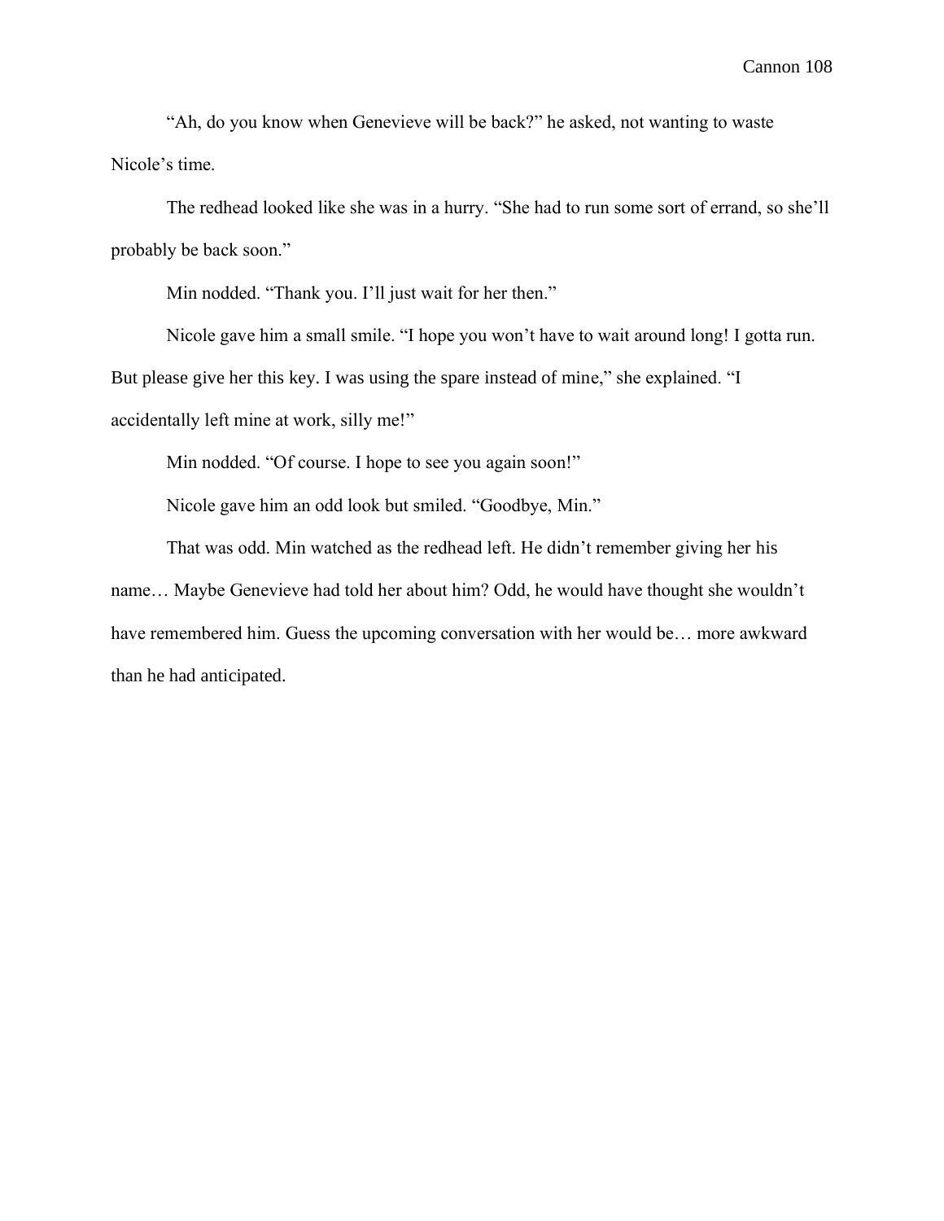"Ah, do you know when Genevieve will be back?" he asked, not wanting to waste Nicole's time.

The redhead looked like she was in a hurry. "She had to run some sort of errand, so she'll probably be back soon."

Min nodded. "Thank you. I'll just wait for her then."

Nicole gave him a small smile. "I hope you won't have to wait around long! I gotta run. But please give her this key. I was using the spare instead of mine," she explained. "I accidentally left mine at work, silly me!"

Min nodded. "Of course. I hope to see you again soon!"

Nicole gave him an odd look but smiled. "Goodbye, Min."

That was odd. Min watched as the redhead left. He didn't remember giving her his name… Maybe Genevieve had told her about him? Odd, he would have thought she wouldn't have remembered him. Guess the upcoming conversation with her would be… more awkward than he had anticipated.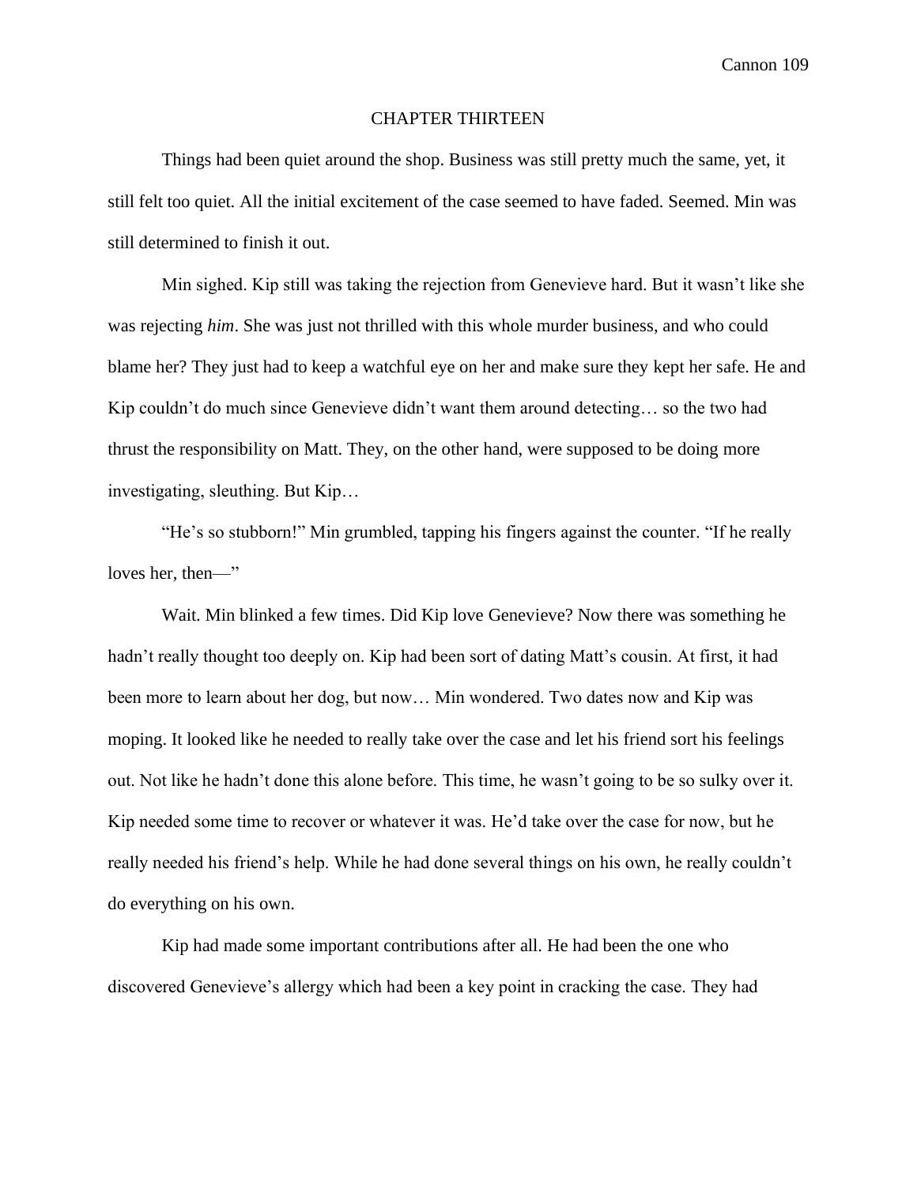# CHAPTER THIRTEEN

Things had been quiet around the shop. Business was still pretty much the same, yet, it still felt too quiet. All the initial excitement of the case seemed to have faded. Seemed. Min was still determined to finish it out.

Min sighed. Kip still was taking the rejection from Genevieve hard. But it wasn't like she was rejecting *him*. She was just not thrilled with this whole murder business, and who could blame her? They just had to keep a watchful eye on her and make sure they kept her safe. He and Kip couldn't do much since Genevieve didn't want them around detecting… so the two had thrust the responsibility on Matt. They, on the other hand, were supposed to be doing more investigating, sleuthing. But Kip…

"He's so stubborn!" Min grumbled, tapping his fingers against the counter. "If he really loves her, then—"

Wait. Min blinked a few times. Did Kip love Genevieve? Now there was something he hadn't really thought too deeply on. Kip had been sort of dating Matt's cousin. At first, it had been more to learn about her dog, but now… Min wondered. Two dates now and Kip was moping. It looked like he needed to really take over the case and let his friend sort his feelings out. Not like he hadn't done this alone before. This time, he wasn't going to be so sulky over it. Kip needed some time to recover or whatever it was. He'd take over the case for now, but he really needed his friend's help. While he had done several things on his own, he really couldn't do everything on his own.

Kip had made some important contributions after all. He had been the one who discovered Genevieve's allergy which had been a key point in cracking the case. They had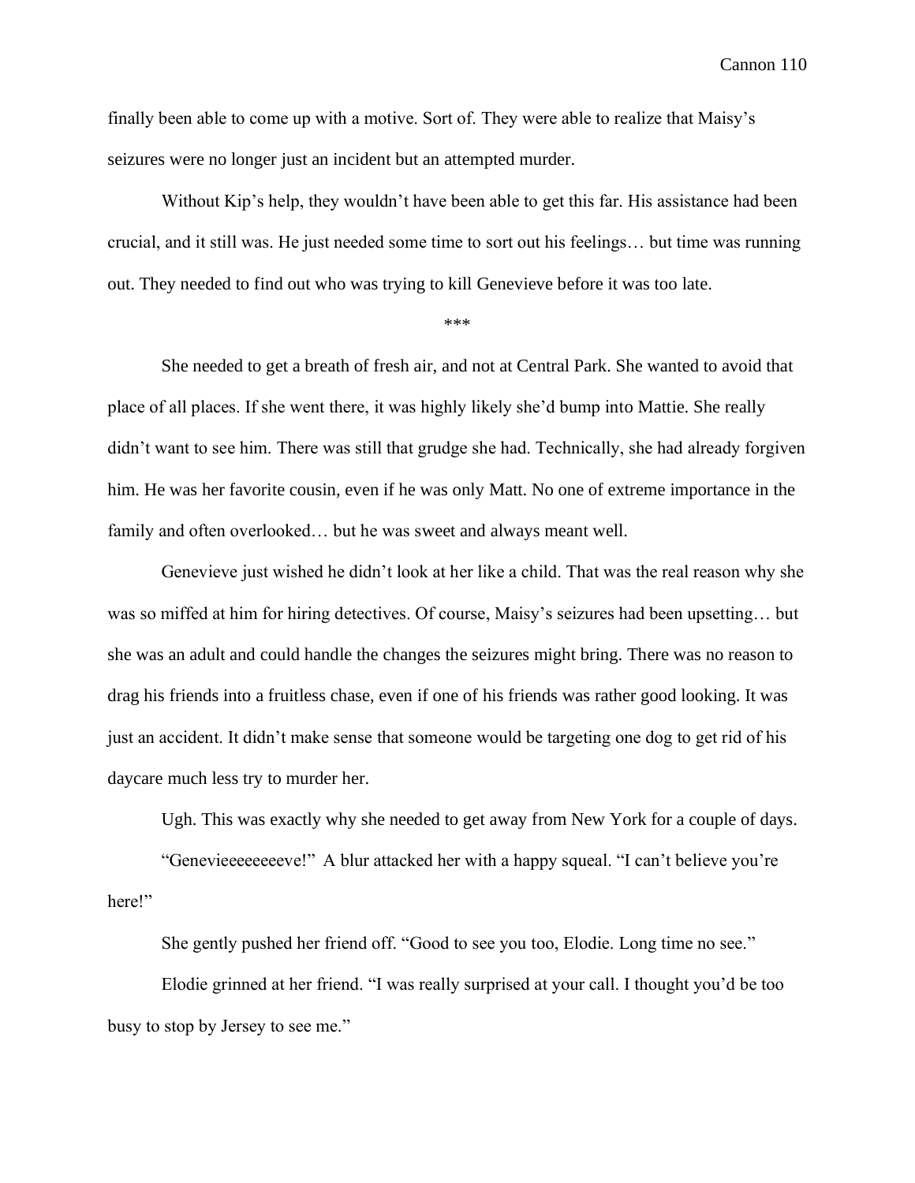finally been able to come up with a motive. Sort of. They were able to realize that Maisy's seizures were no longer just an incident but an attempted murder.

Without Kip's help, they wouldn't have been able to get this far. His assistance had been crucial, and it still was. He just needed some time to sort out his feelings… but time was running out. They needed to find out who was trying to kill Genevieve before it was too late.

***

She needed to get a breath of fresh air, and not at Central Park. She wanted to avoid that place of all places. If she went there, it was highly likely she'd bump into Mattie. She really didn't want to see him. There was still that grudge she had. Technically, she had already forgiven him. He was her favorite cousin, even if he was only Matt. No one of extreme importance in the family and often overlooked… but he was sweet and always meant well.

Genevieve just wished he didn't look at her like a child. That was the real reason why she was so miffed at him for hiring detectives. Of course, Maisy's seizures had been upsetting… but she was an adult and could handle the changes the seizures might bring. There was no reason to drag his friends into a fruitless chase, even if one of his friends was rather good looking. It was just an accident. It didn't make sense that someone would be targeting one dog to get rid of his daycare much less try to murder her.

Ugh. This was exactly why she needed to get away from New York for a couple of days.

"Genevieeeeeeeeve!" A blur attacked her with a happy squeal. "I can't believe you're here!"

She gently pushed her friend off. "Good to see you too, Elodie. Long time no see."

Elodie grinned at her friend. "I was really surprised at your call. I thought you'd be too busy to stop by Jersey to see me."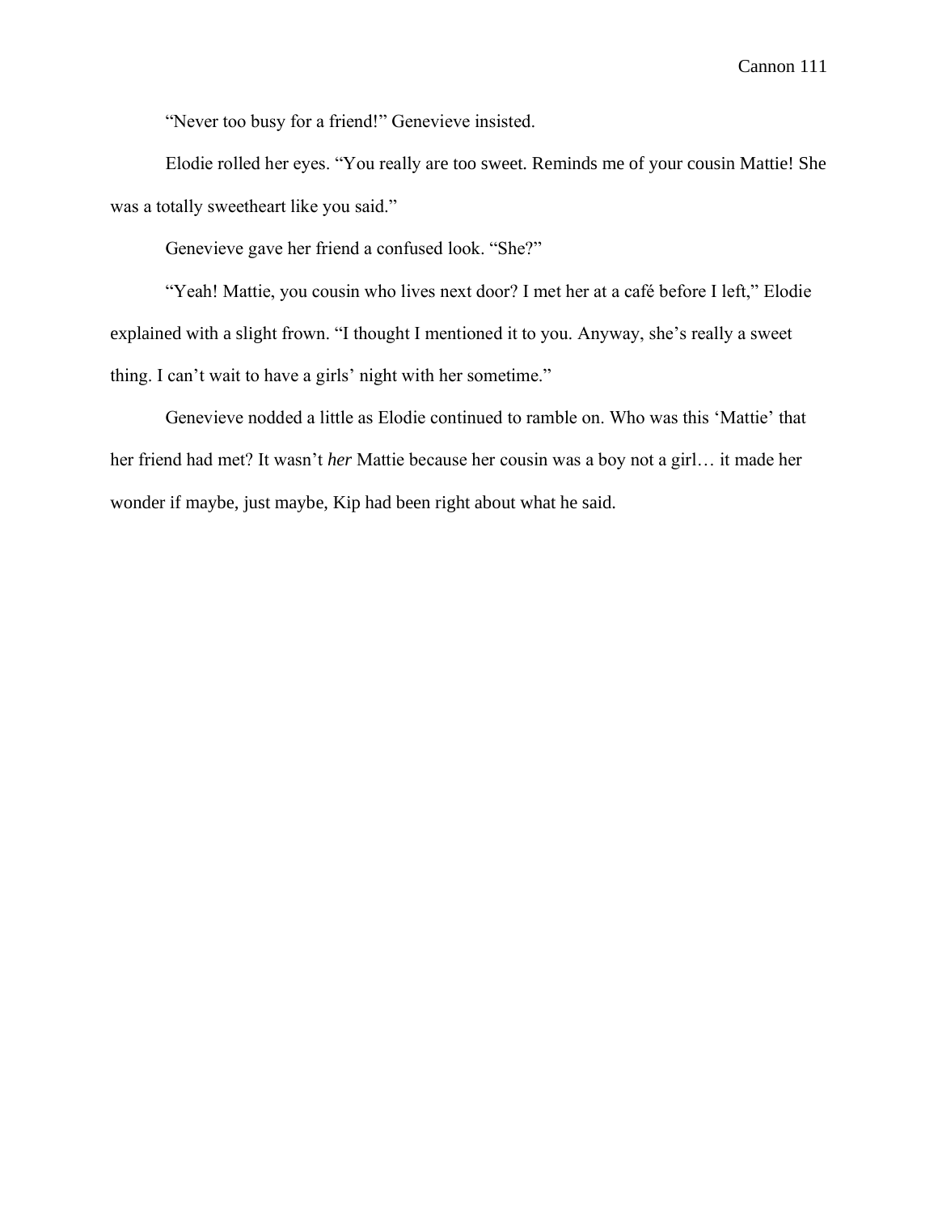"Never too busy for a friend!" Genevieve insisted.

Elodie rolled her eyes. "You really are too sweet. Reminds me of your cousin Mattie! She was a totally sweetheart like you said."

Genevieve gave her friend a confused look. "She?"

"Yeah! Mattie, you cousin who lives next door? I met her at a café before I left," Elodie explained with a slight frown. "I thought I mentioned it to you. Anyway, she's really a sweet thing. I can't wait to have a girls' night with her sometime."

Genevieve nodded a little as Elodie continued to ramble on. Who was this 'Mattie' that her friend had met? It wasn't *her* Mattie because her cousin was a boy not a girl… it made her wonder if maybe, just maybe, Kip had been right about what he said.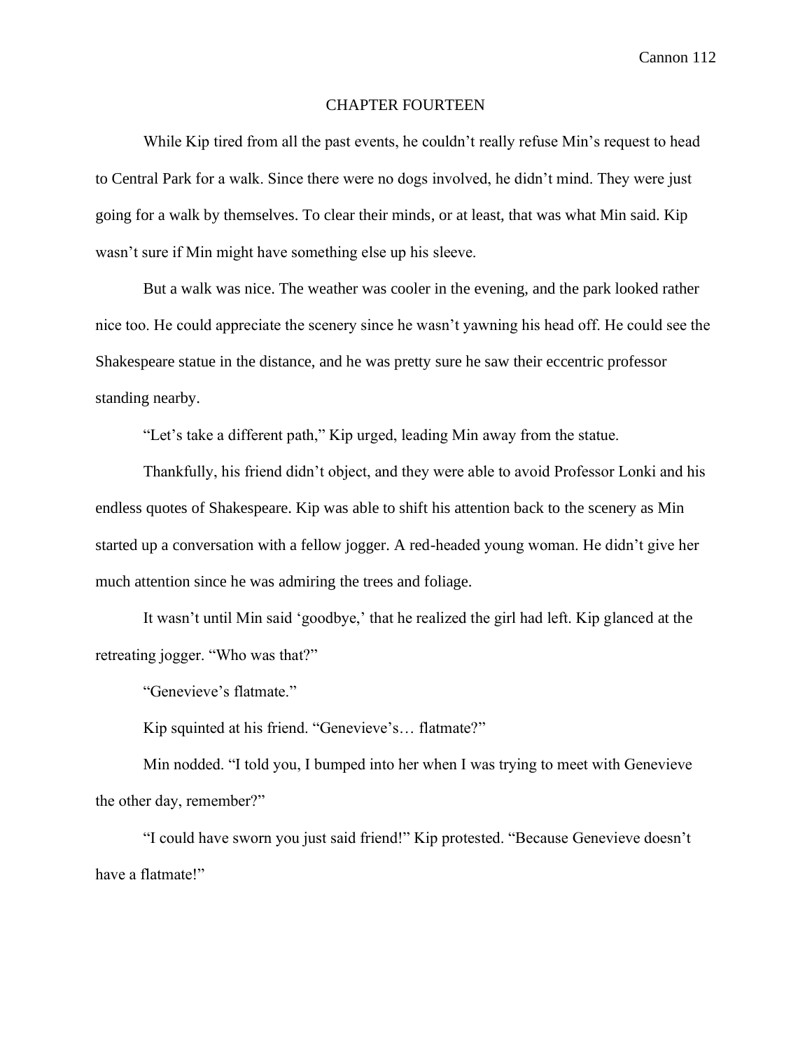# CHAPTER FOURTEEN

While Kip tired from all the past events, he couldn't really refuse Min's request to head to Central Park for a walk. Since there were no dogs involved, he didn't mind. They were just going for a walk by themselves. To clear their minds, or at least, that was what Min said. Kip wasn't sure if Min might have something else up his sleeve.

But a walk was nice. The weather was cooler in the evening, and the park looked rather nice too. He could appreciate the scenery since he wasn't yawning his head off. He could see the Shakespeare statue in the distance, and he was pretty sure he saw their eccentric professor standing nearby.

"Let's take a different path," Kip urged, leading Min away from the statue.

Thankfully, his friend didn't object, and they were able to avoid Professor Lonki and his endless quotes of Shakespeare. Kip was able to shift his attention back to the scenery as Min started up a conversation with a fellow jogger. A red-headed young woman. He didn't give her much attention since he was admiring the trees and foliage.

It wasn't until Min said 'goodbye,' that he realized the girl had left. Kip glanced at the retreating jogger. "Who was that?"

"Genevieve's flatmate."

Kip squinted at his friend. "Genevieve's… flatmate?"

Min nodded. "I told you, I bumped into her when I was trying to meet with Genevieve the other day, remember?"

"I could have sworn you just said friend!" Kip protested. "Because Genevieve doesn't have a flatmate!"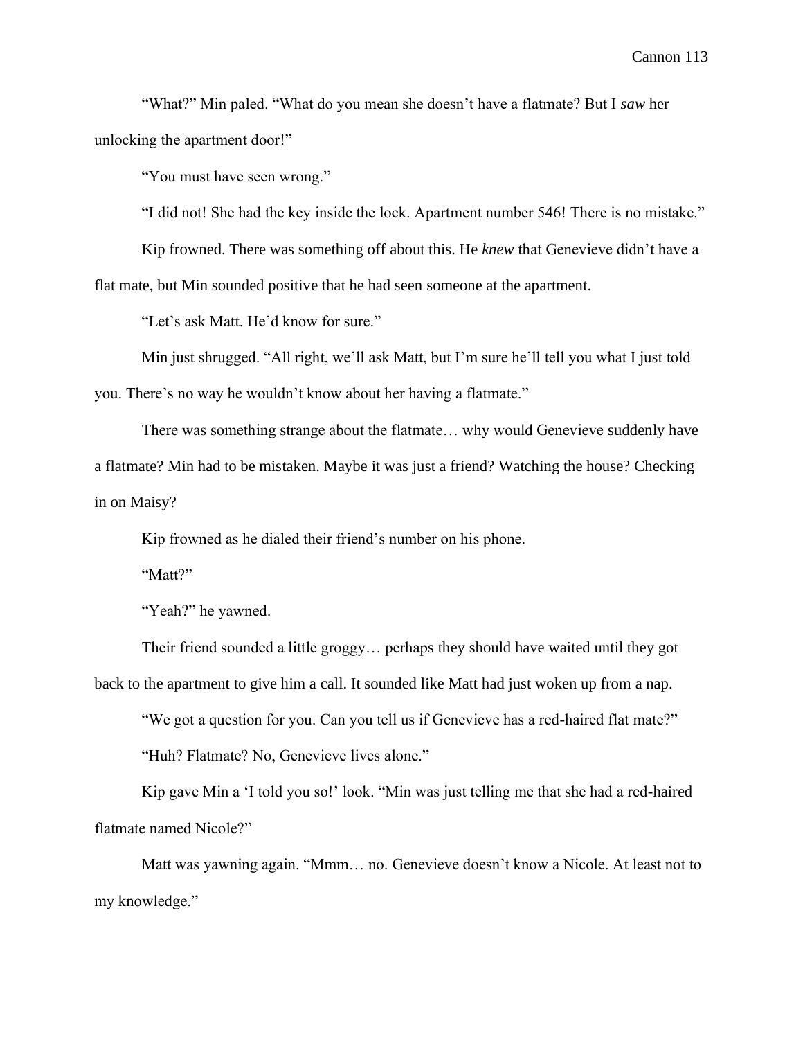"What?" Min paled. "What do you mean she doesn't have a flatmate? But I *saw* her unlocking the apartment door!"

"You must have seen wrong."

"I did not! She had the key inside the lock. Apartment number 546! There is no mistake."

Kip frowned. There was something off about this. He *knew* that Genevieve didn't have a flat mate, but Min sounded positive that he had seen someone at the apartment.

"Let's ask Matt. He'd know for sure."

Min just shrugged. "All right, we'll ask Matt, but I'm sure he'll tell you what I just told you. There's no way he wouldn't know about her having a flatmate."

There was something strange about the flatmate… why would Genevieve suddenly have a flatmate? Min had to be mistaken. Maybe it was just a friend? Watching the house? Checking in on Maisy?

Kip frowned as he dialed their friend's number on his phone.

"Matt?"

"Yeah?" he yawned.

Their friend sounded a little groggy… perhaps they should have waited until they got back to the apartment to give him a call. It sounded like Matt had just woken up from a nap.

"We got a question for you. Can you tell us if Genevieve has a red-haired flat mate?"

"Huh? Flatmate? No, Genevieve lives alone."

Kip gave Min a 'I told you so!' look. "Min was just telling me that she had a red-haired flatmate named Nicole?"

Matt was yawning again. "Mmm… no. Genevieve doesn't know a Nicole. At least not to my knowledge."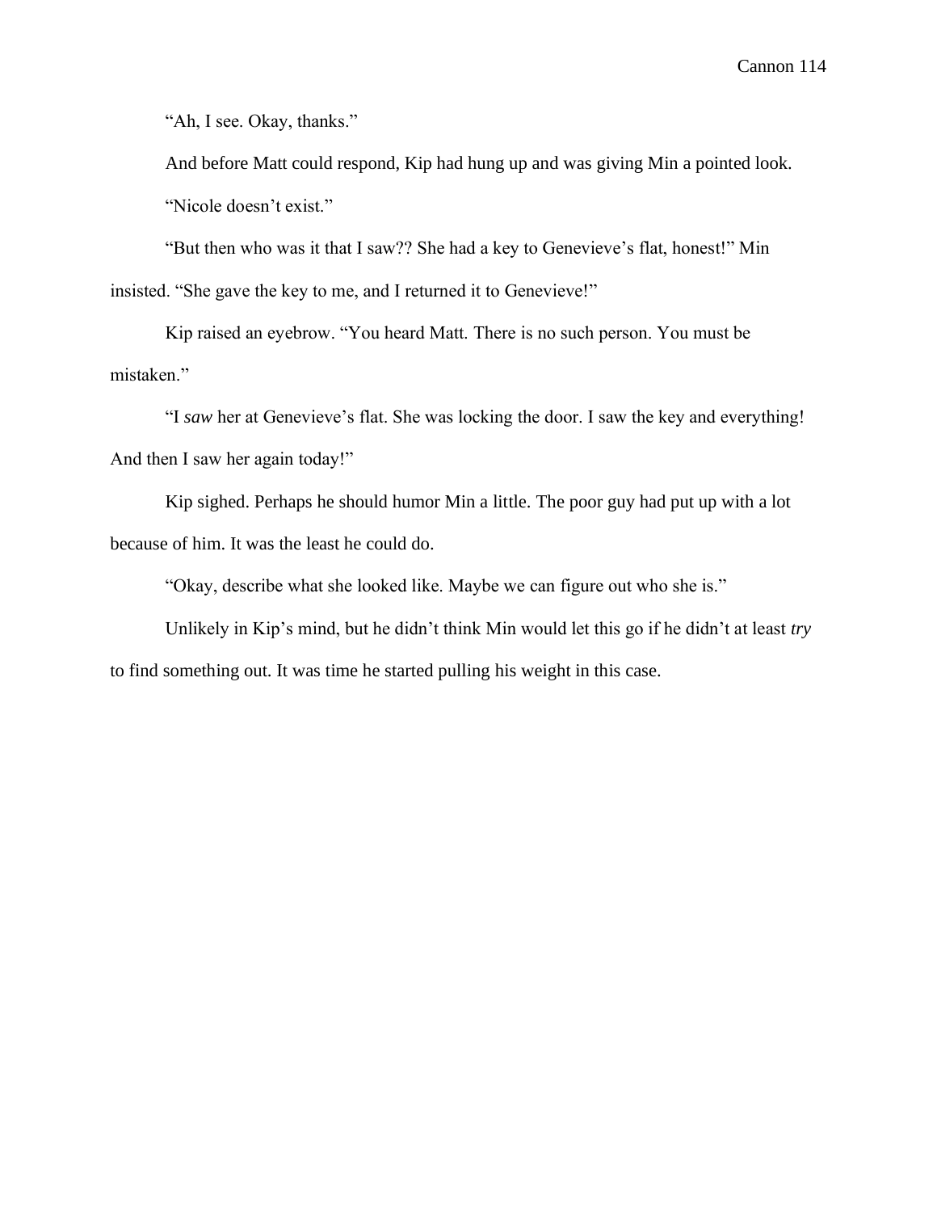"Ah, I see. Okay, thanks."

And before Matt could respond, Kip had hung up and was giving Min a pointed look.

"Nicole doesn't exist."

"But then who was it that I saw?? She had a key to Genevieve's flat, honest!" Min insisted. "She gave the key to me, and I returned it to Genevieve!"

Kip raised an eyebrow. "You heard Matt. There is no such person. You must be mistaken."

"I *saw* her at Genevieve's flat. She was locking the door. I saw the key and everything! And then I saw her again today!"

Kip sighed. Perhaps he should humor Min a little. The poor guy had put up with a lot because of him. It was the least he could do.

"Okay, describe what she looked like. Maybe we can figure out who she is."

Unlikely in Kip's mind, but he didn't think Min would let this go if he didn't at least *try* to find something out. It was time he started pulling his weight in this case.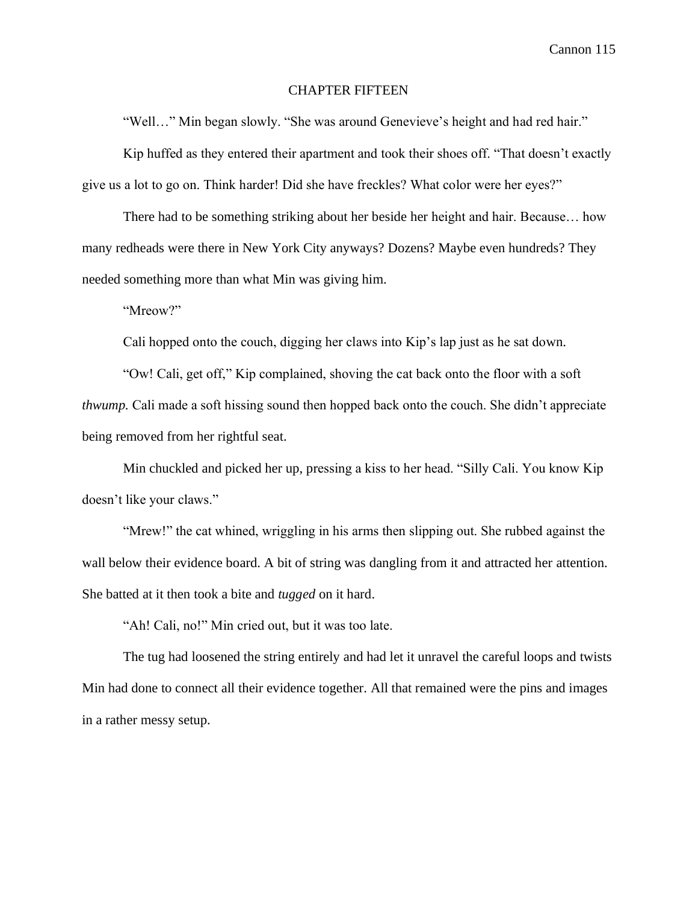# CHAPTER FIFTEEN

"Well…" Min began slowly. "She was around Genevieve's height and had red hair."

Kip huffed as they entered their apartment and took their shoes off. "That doesn't exactly give us a lot to go on. Think harder! Did she have freckles? What color were her eyes?"

There had to be something striking about her beside her height and hair. Because… how many redheads were there in New York City anyways? Dozens? Maybe even hundreds? They needed something more than what Min was giving him.

"Mreow?"

Cali hopped onto the couch, digging her claws into Kip's lap just as he sat down.

"Ow! Cali, get off," Kip complained, shoving the cat back onto the floor with a soft *thwump.* Cali made a soft hissing sound then hopped back onto the couch. She didn't appreciate being removed from her rightful seat.

Min chuckled and picked her up, pressing a kiss to her head. "Silly Cali. You know Kip doesn't like your claws."

"Mrew!" the cat whined, wriggling in his arms then slipping out. She rubbed against the wall below their evidence board. A bit of string was dangling from it and attracted her attention. She batted at it then took a bite and *tugged* on it hard.

"Ah! Cali, no!" Min cried out, but it was too late.

The tug had loosened the string entirely and had let it unravel the careful loops and twists Min had done to connect all their evidence together. All that remained were the pins and images in a rather messy setup.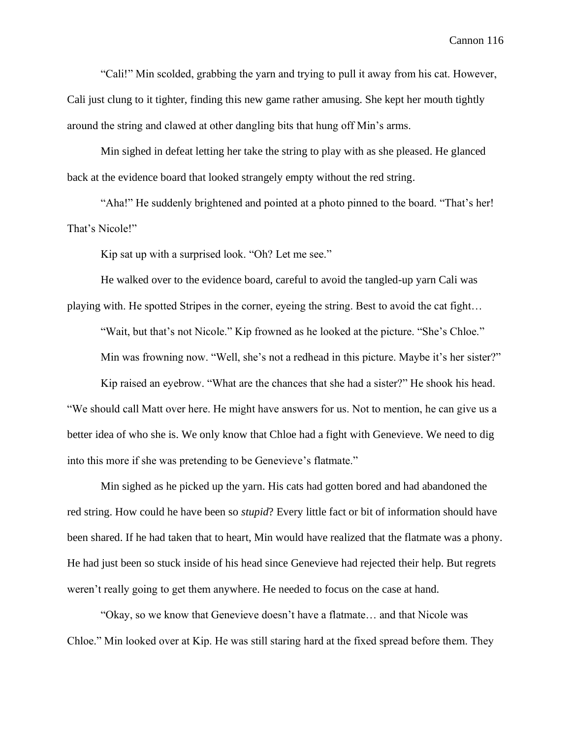"Cali!" Min scolded, grabbing the yarn and trying to pull it away from his cat. However, Cali just clung to it tighter, finding this new game rather amusing. She kept her mouth tightly around the string and clawed at other dangling bits that hung off Min's arms.

Min sighed in defeat letting her take the string to play with as she pleased. He glanced back at the evidence board that looked strangely empty without the red string.

"Aha!" He suddenly brightened and pointed at a photo pinned to the board. "That's her! That's Nicole!"

Kip sat up with a surprised look. "Oh? Let me see."

He walked over to the evidence board, careful to avoid the tangled-up yarn Cali was playing with. He spotted Stripes in the corner, eyeing the string. Best to avoid the cat fight…

"Wait, but that's not Nicole." Kip frowned as he looked at the picture. "She's Chloe."

Min was frowning now. "Well, she's not a redhead in this picture. Maybe it's her sister?"

Kip raised an eyebrow. "What are the chances that she had a sister?" He shook his head. "We should call Matt over here. He might have answers for us. Not to mention, he can give us a better idea of who she is. We only know that Chloe had a fight with Genevieve. We need to dig into this more if she was pretending to be Genevieve's flatmate."

Min sighed as he picked up the yarn. His cats had gotten bored and had abandoned the red string. How could he have been so *stupid*? Every little fact or bit of information should have been shared. If he had taken that to heart, Min would have realized that the flatmate was a phony. He had just been so stuck inside of his head since Genevieve had rejected their help. But regrets weren't really going to get them anywhere. He needed to focus on the case at hand.

"Okay, so we know that Genevieve doesn't have a flatmate… and that Nicole was Chloe." Min looked over at Kip. He was still staring hard at the fixed spread before them. They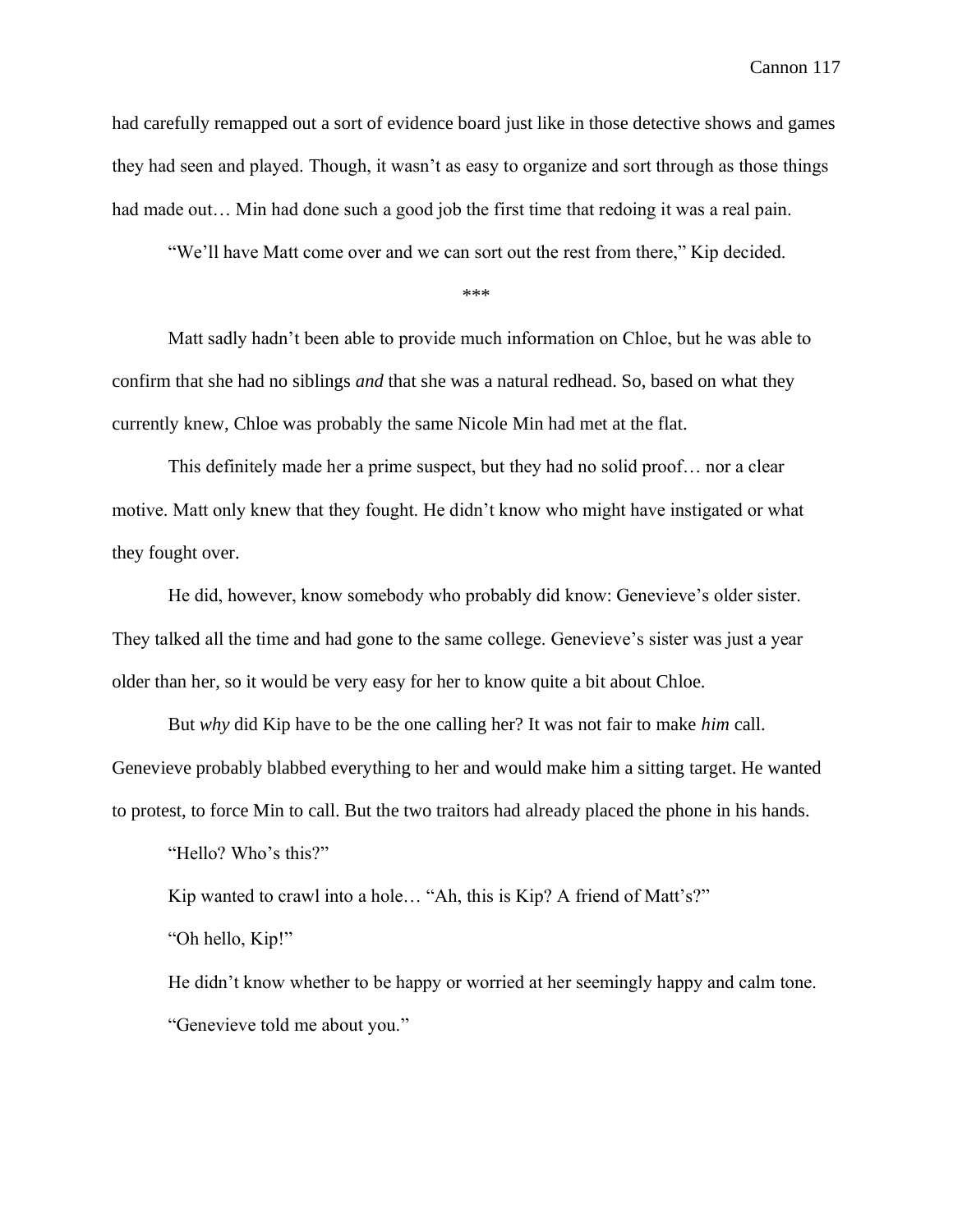had carefully remapped out a sort of evidence board just like in those detective shows and games they had seen and played. Though, it wasn't as easy to organize and sort through as those things had made out… Min had done such a good job the first time that redoing it was a real pain.

"We'll have Matt come over and we can sort out the rest from there," Kip decided.

\*\*\*

Matt sadly hadn't been able to provide much information on Chloe, but he was able to confirm that she had no siblings *and* that she was a natural redhead. So, based on what they currently knew, Chloe was probably the same Nicole Min had met at the flat.

This definitely made her a prime suspect, but they had no solid proof… nor a clear motive. Matt only knew that they fought. He didn't know who might have instigated or what they fought over.

He did, however, know somebody who probably did know: Genevieve's older sister. They talked all the time and had gone to the same college. Genevieve's sister was just a year older than her, so it would be very easy for her to know quite a bit about Chloe.

But *why* did Kip have to be the one calling her? It was not fair to make *him* call. Genevieve probably blabbed everything to her and would make him a sitting target. He wanted to protest, to force Min to call. But the two traitors had already placed the phone in his hands.

"Hello? Who's this?"

Kip wanted to crawl into a hole… "Ah, this is Kip? A friend of Matt's?"

"Oh hello, Kip!"

He didn't know whether to be happy or worried at her seemingly happy and calm tone.

"Genevieve told me about you."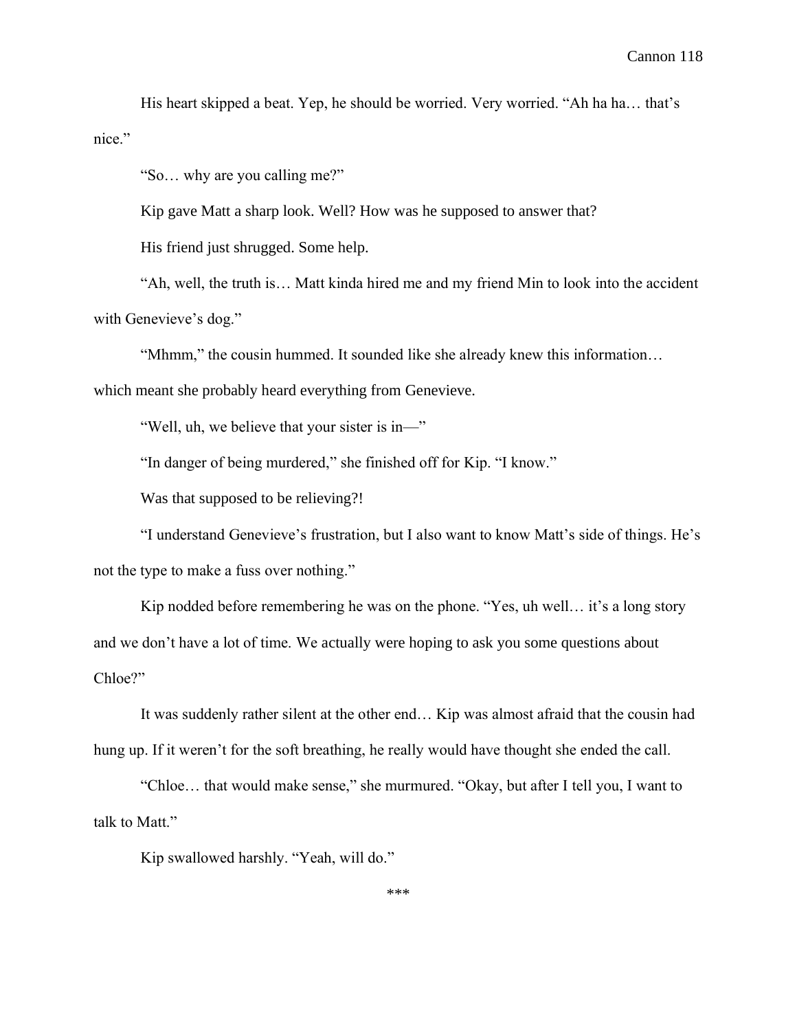His heart skipped a beat. Yep, he should be worried. Very worried. "Ah ha ha… that's nice."

"So… why are you calling me?"

Kip gave Matt a sharp look. Well? How was he supposed to answer that?

His friend just shrugged. Some help.

"Ah, well, the truth is… Matt kinda hired me and my friend Min to look into the accident with Genevieve's dog."

"Mhmm," the cousin hummed. It sounded like she already knew this information… which meant she probably heard everything from Genevieve.

"Well, uh, we believe that your sister is in—"

"In danger of being murdered," she finished off for Kip. "I know."

Was that supposed to be relieving?!

"I understand Genevieve's frustration, but I also want to know Matt's side of things. He's not the type to make a fuss over nothing."

Kip nodded before remembering he was on the phone. "Yes, uh well… it's a long story and we don't have a lot of time. We actually were hoping to ask you some questions about Chloe?"

It was suddenly rather silent at the other end… Kip was almost afraid that the cousin had hung up. If it weren't for the soft breathing, he really would have thought she ended the call.

"Chloe… that would make sense," she murmured. "Okay, but after I tell you, I want to talk to Matt."

Kip swallowed harshly. "Yeah, will do."

***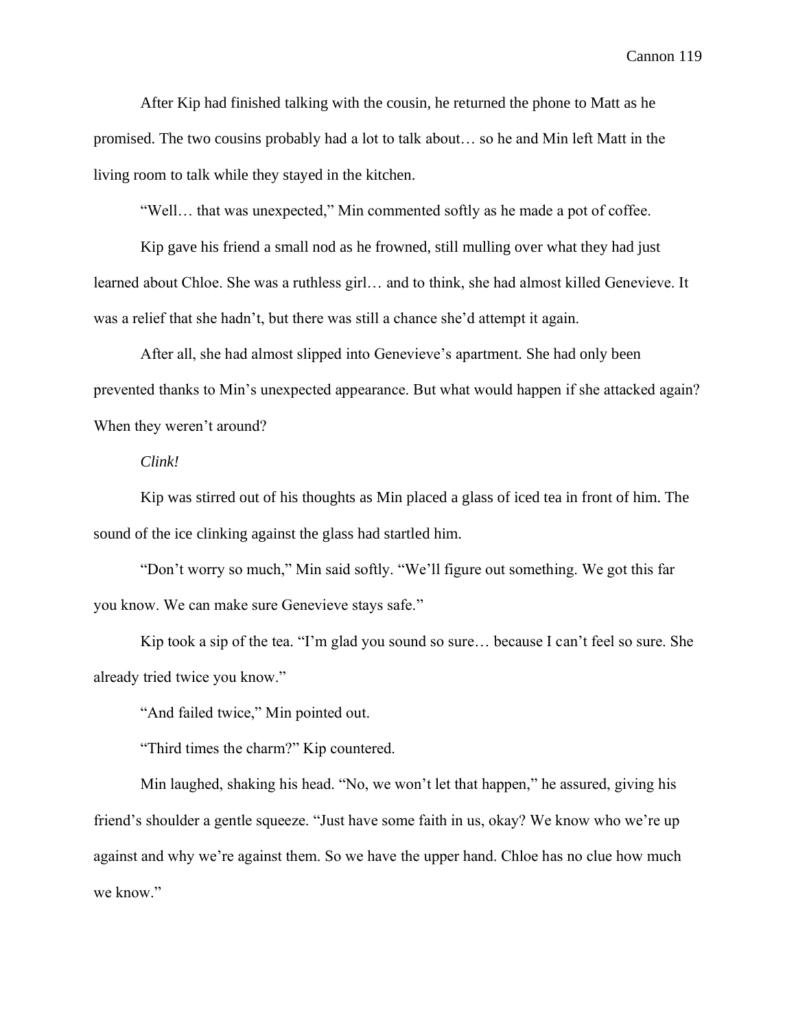After Kip had finished talking with the cousin, he returned the phone to Matt as he promised. The two cousins probably had a lot to talk about… so he and Min left Matt in the living room to talk while they stayed in the kitchen.

"Well… that was unexpected," Min commented softly as he made a pot of coffee.

Kip gave his friend a small nod as he frowned, still mulling over what they had just learned about Chloe. She was a ruthless girl… and to think, she had almost killed Genevieve. It was a relief that she hadn't, but there was still a chance she'd attempt it again.

After all, she had almost slipped into Genevieve's apartment. She had only been prevented thanks to Min's unexpected appearance. But what would happen if she attacked again? When they weren't around?

*Clink!*

Kip was stirred out of his thoughts as Min placed a glass of iced tea in front of him. The sound of the ice clinking against the glass had startled him.

"Don't worry so much," Min said softly. "We'll figure out something. We got this far you know. We can make sure Genevieve stays safe."

Kip took a sip of the tea. "I'm glad you sound so sure… because I can't feel so sure. She already tried twice you know."

"And failed twice," Min pointed out.

"Third times the charm?" Kip countered.

Min laughed, shaking his head. "No, we won't let that happen," he assured, giving his friend's shoulder a gentle squeeze. "Just have some faith in us, okay? We know who we're up against and why we're against them. So we have the upper hand. Chloe has no clue how much we know."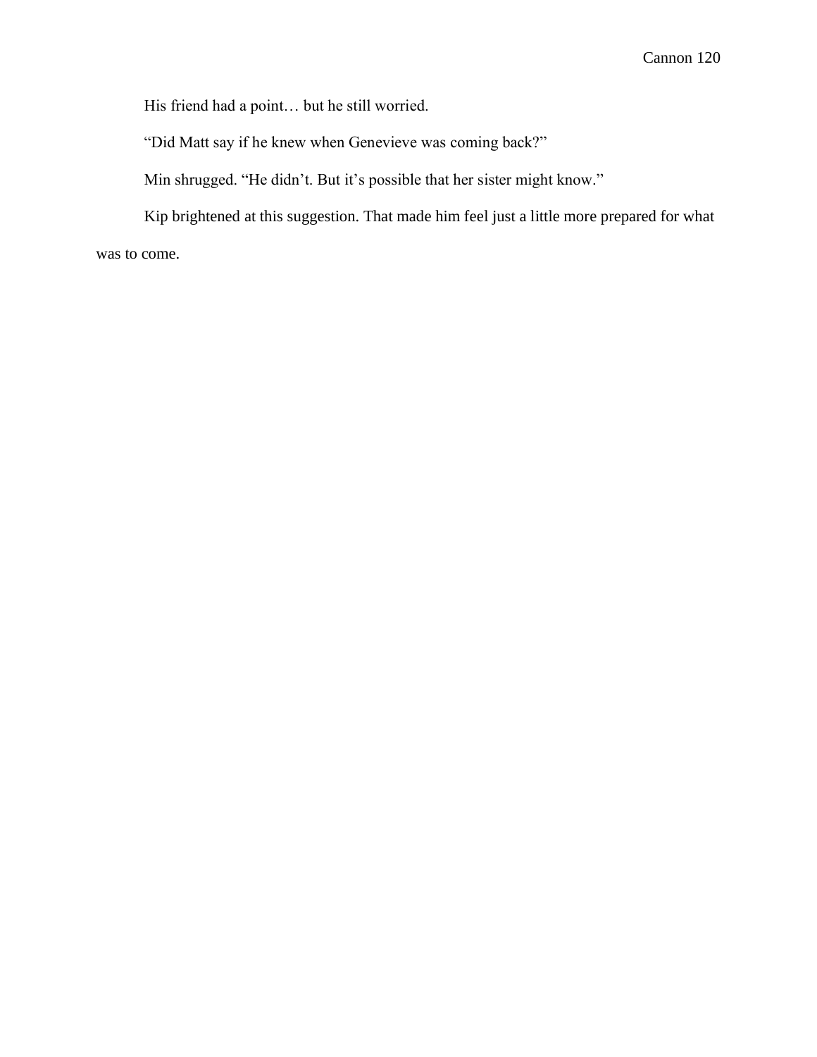His friend had a point… but he still worried.

"Did Matt say if he knew when Genevieve was coming back?"

Min shrugged. "He didn't. But it's possible that her sister might know."

Kip brightened at this suggestion. That made him feel just a little more prepared for what was to come.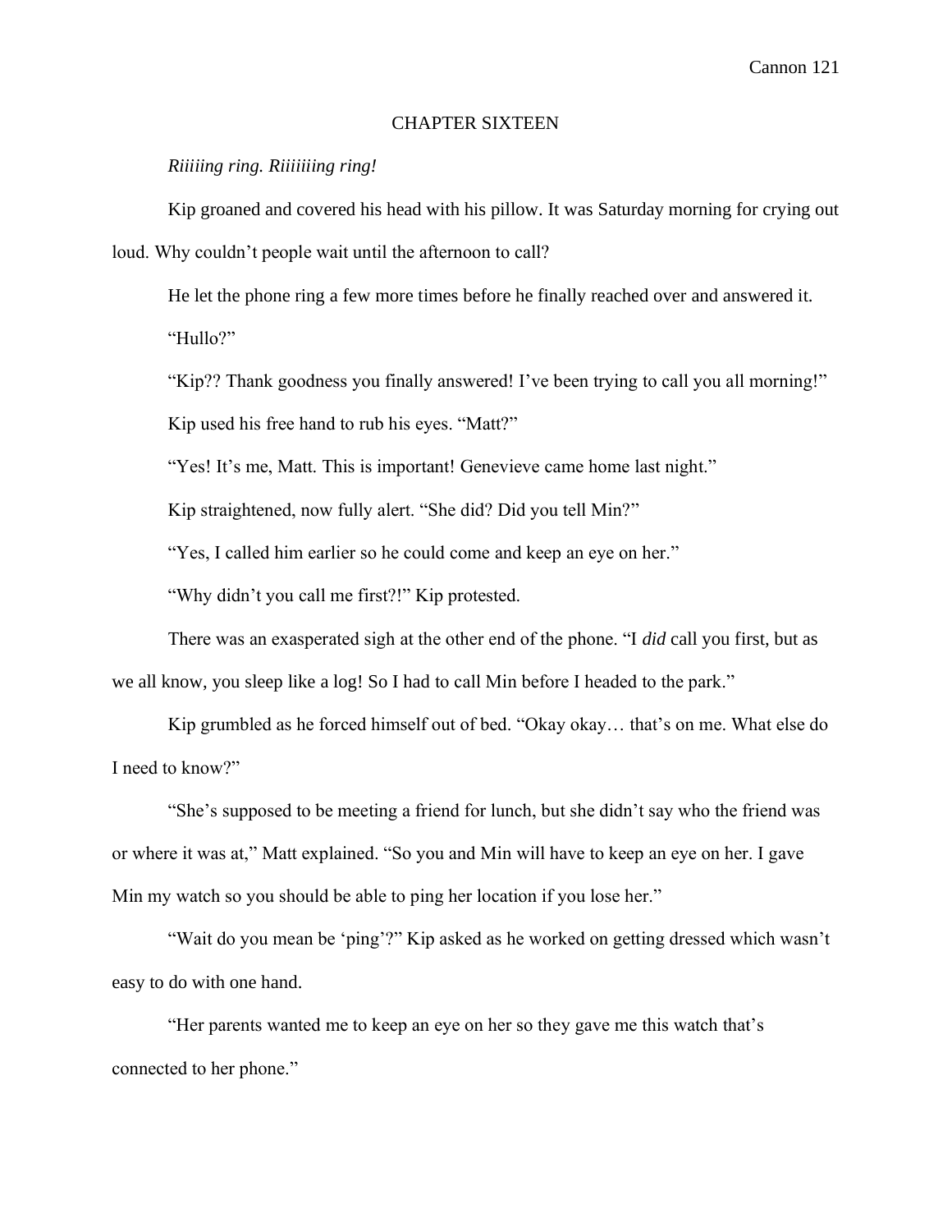# CHAPTER SIXTEEN

*Riiiiing ring. Riiiiiiing ring!*

Kip groaned and covered his head with his pillow. It was Saturday morning for crying out loud. Why couldn't people wait until the afternoon to call?

He let the phone ring a few more times before he finally reached over and answered it.

"Hullo?"

"Kip?? Thank goodness you finally answered! I've been trying to call you all morning!"

Kip used his free hand to rub his eyes. "Matt?"

"Yes! It's me, Matt. This is important! Genevieve came home last night."

Kip straightened, now fully alert. "She did? Did you tell Min?"

"Yes, I called him earlier so he could come and keep an eye on her."

"Why didn't you call me first?!" Kip protested.

There was an exasperated sigh at the other end of the phone. "I *did* call you first, but as we all know, you sleep like a log! So I had to call Min before I headed to the park."

Kip grumbled as he forced himself out of bed. "Okay okay… that's on me. What else do I need to know?"

"She's supposed to be meeting a friend for lunch, but she didn't say who the friend was or where it was at," Matt explained. "So you and Min will have to keep an eye on her. I gave Min my watch so you should be able to ping her location if you lose her."

"Wait do you mean be 'ping'?" Kip asked as he worked on getting dressed which wasn't easy to do with one hand.

"Her parents wanted me to keep an eye on her so they gave me this watch that's connected to her phone."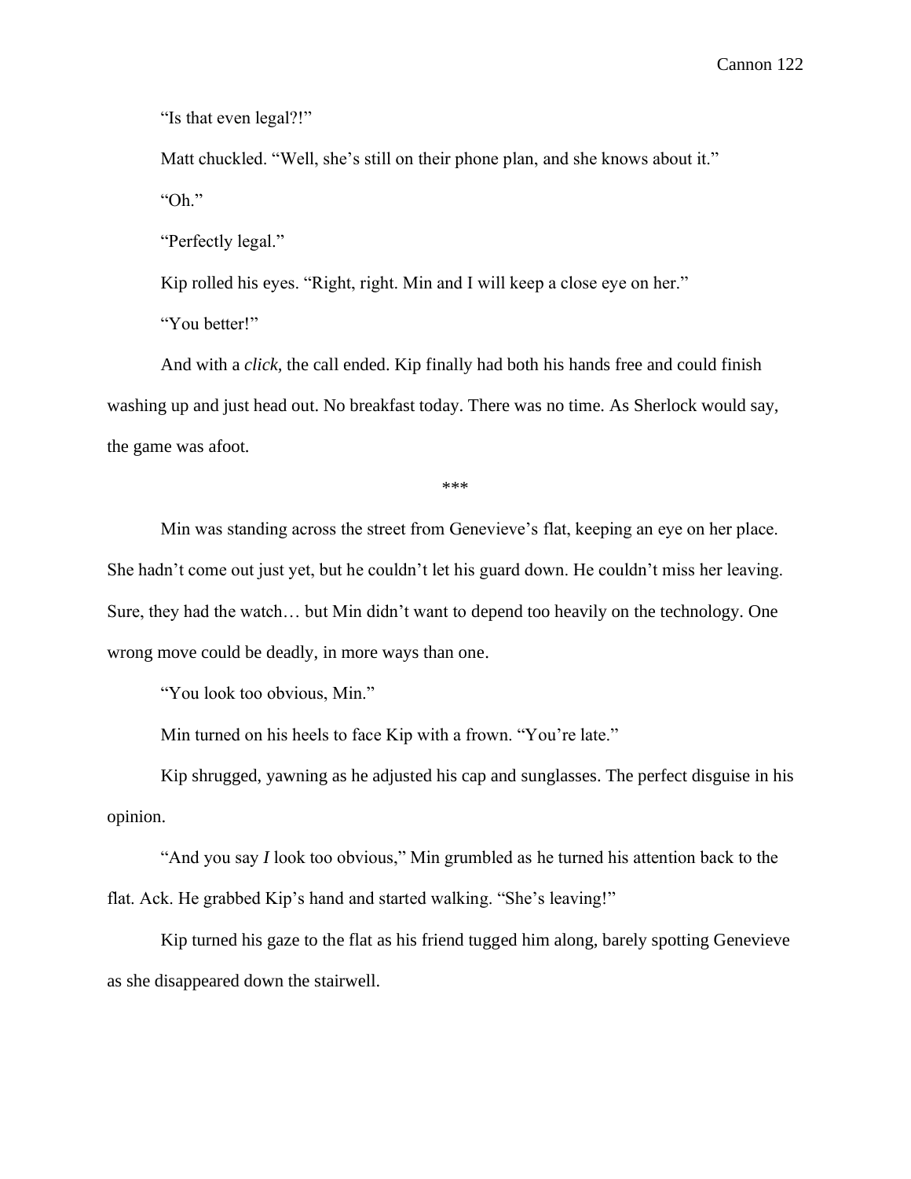"Is that even legal?!"

Matt chuckled. "Well, she's still on their phone plan, and she knows about it."

"Oh."

"Perfectly legal."

Kip rolled his eyes. "Right, right. Min and I will keep a close eye on her."

"You better!"

And with a *click,* the call ended. Kip finally had both his hands free and could finish washing up and just head out. No breakfast today. There was no time. As Sherlock would say, the game was afoot.

***

Min was standing across the street from Genevieve's flat, keeping an eye on her place. She hadn't come out just yet, but he couldn't let his guard down. He couldn't miss her leaving. Sure, they had the watch… but Min didn't want to depend too heavily on the technology. One wrong move could be deadly, in more ways than one.

"You look too obvious, Min."

Min turned on his heels to face Kip with a frown. "You're late."

Kip shrugged, yawning as he adjusted his cap and sunglasses. The perfect disguise in his opinion.

"And you say *I* look too obvious," Min grumbled as he turned his attention back to the flat. Ack. He grabbed Kip's hand and started walking. "She's leaving!"

Kip turned his gaze to the flat as his friend tugged him along, barely spotting Genevieve as she disappeared down the stairwell.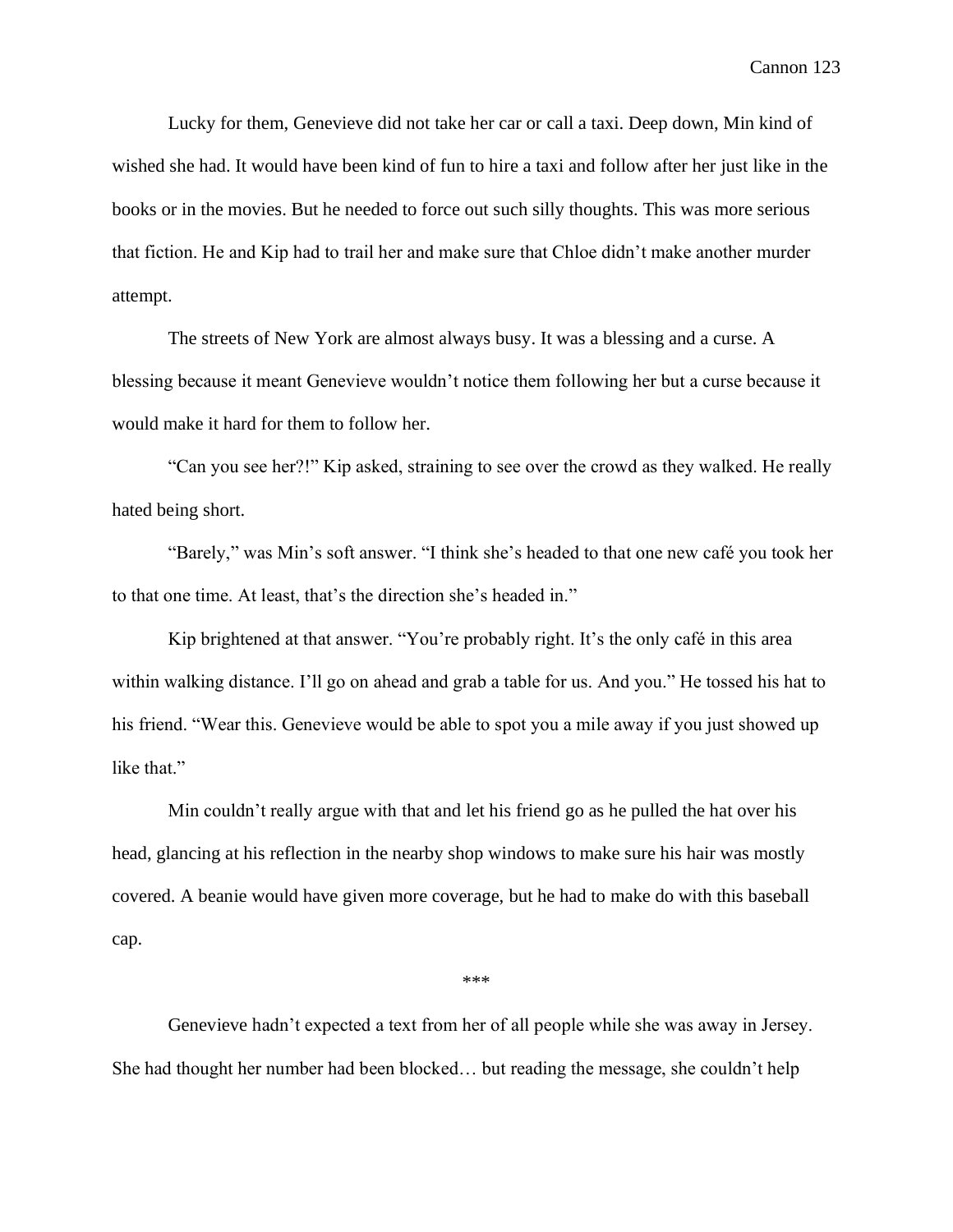Lucky for them, Genevieve did not take her car or call a taxi. Deep down, Min kind of wished she had. It would have been kind of fun to hire a taxi and follow after her just like in the books or in the movies. But he needed to force out such silly thoughts. This was more serious that fiction. He and Kip had to trail her and make sure that Chloe didn't make another murder attempt.

The streets of New York are almost always busy. It was a blessing and a curse. A blessing because it meant Genevieve wouldn't notice them following her but a curse because it would make it hard for them to follow her.

"Can you see her?!" Kip asked, straining to see over the crowd as they walked. He really hated being short.

"Barely," was Min's soft answer. "I think she's headed to that one new café you took her to that one time. At least, that's the direction she's headed in."

Kip brightened at that answer. "You're probably right. It's the only café in this area within walking distance. I'll go on ahead and grab a table for us. And you." He tossed his hat to his friend. "Wear this. Genevieve would be able to spot you a mile away if you just showed up like that."

Min couldn't really argue with that and let his friend go as he pulled the hat over his head, glancing at his reflection in the nearby shop windows to make sure his hair was mostly covered. A beanie would have given more coverage, but he had to make do with this baseball cap.

***

Genevieve hadn't expected a text from her of all people while she was away in Jersey. She had thought her number had been blocked… but reading the message, she couldn't help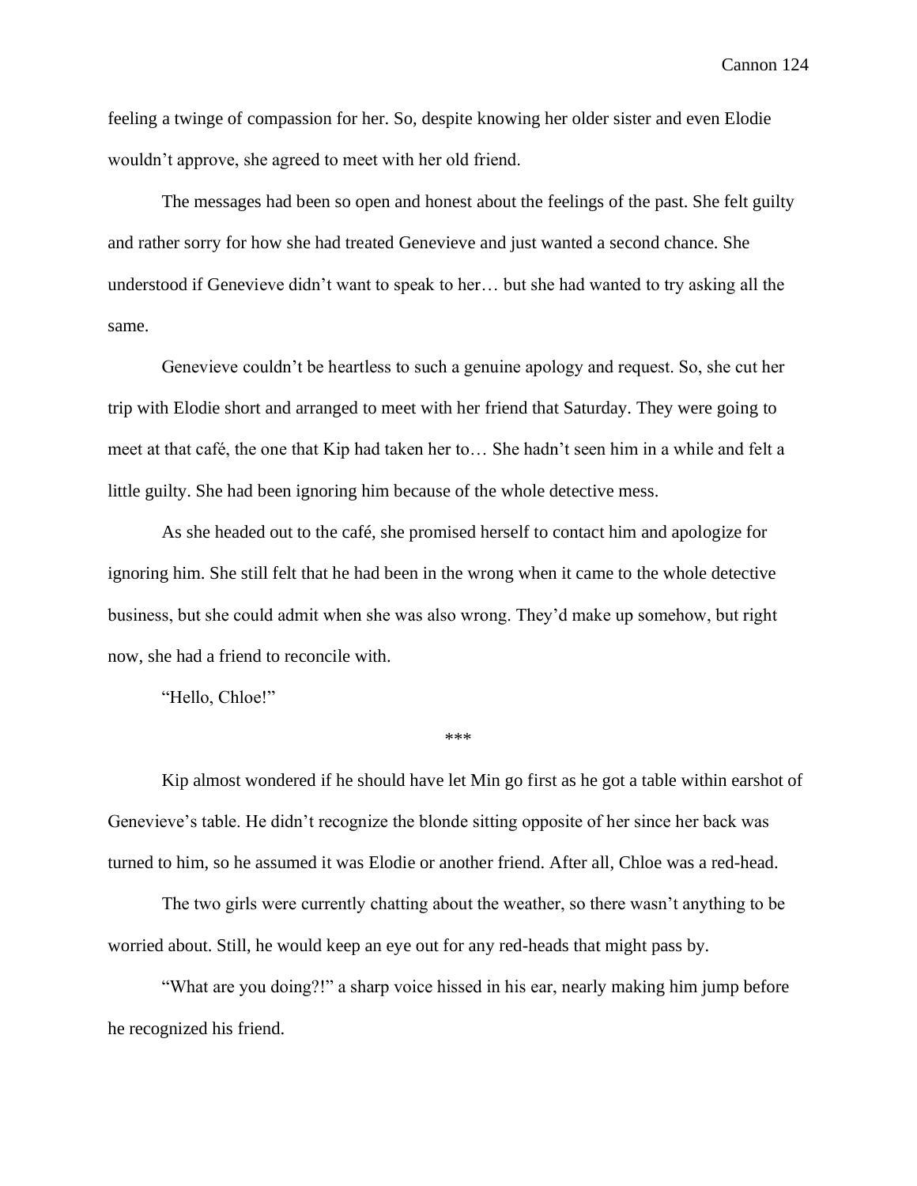feeling a twinge of compassion for her. So, despite knowing her older sister and even Elodie wouldn't approve, she agreed to meet with her old friend.

The messages had been so open and honest about the feelings of the past. She felt guilty and rather sorry for how she had treated Genevieve and just wanted a second chance. She understood if Genevieve didn't want to speak to her… but she had wanted to try asking all the same.

Genevieve couldn't be heartless to such a genuine apology and request. So, she cut her trip with Elodie short and arranged to meet with her friend that Saturday. They were going to meet at that café, the one that Kip had taken her to… She hadn't seen him in a while and felt a little guilty. She had been ignoring him because of the whole detective mess.

As she headed out to the café, she promised herself to contact him and apologize for ignoring him. She still felt that he had been in the wrong when it came to the whole detective business, but she could admit when she was also wrong. They'd make up somehow, but right now, she had a friend to reconcile with.

"Hello, Chloe!"

***

Kip almost wondered if he should have let Min go first as he got a table within earshot of Genevieve's table. He didn't recognize the blonde sitting opposite of her since her back was turned to him, so he assumed it was Elodie or another friend. After all, Chloe was a red-head.

The two girls were currently chatting about the weather, so there wasn't anything to be worried about. Still, he would keep an eye out for any red-heads that might pass by.

"What are you doing?!" a sharp voice hissed in his ear, nearly making him jump before he recognized his friend.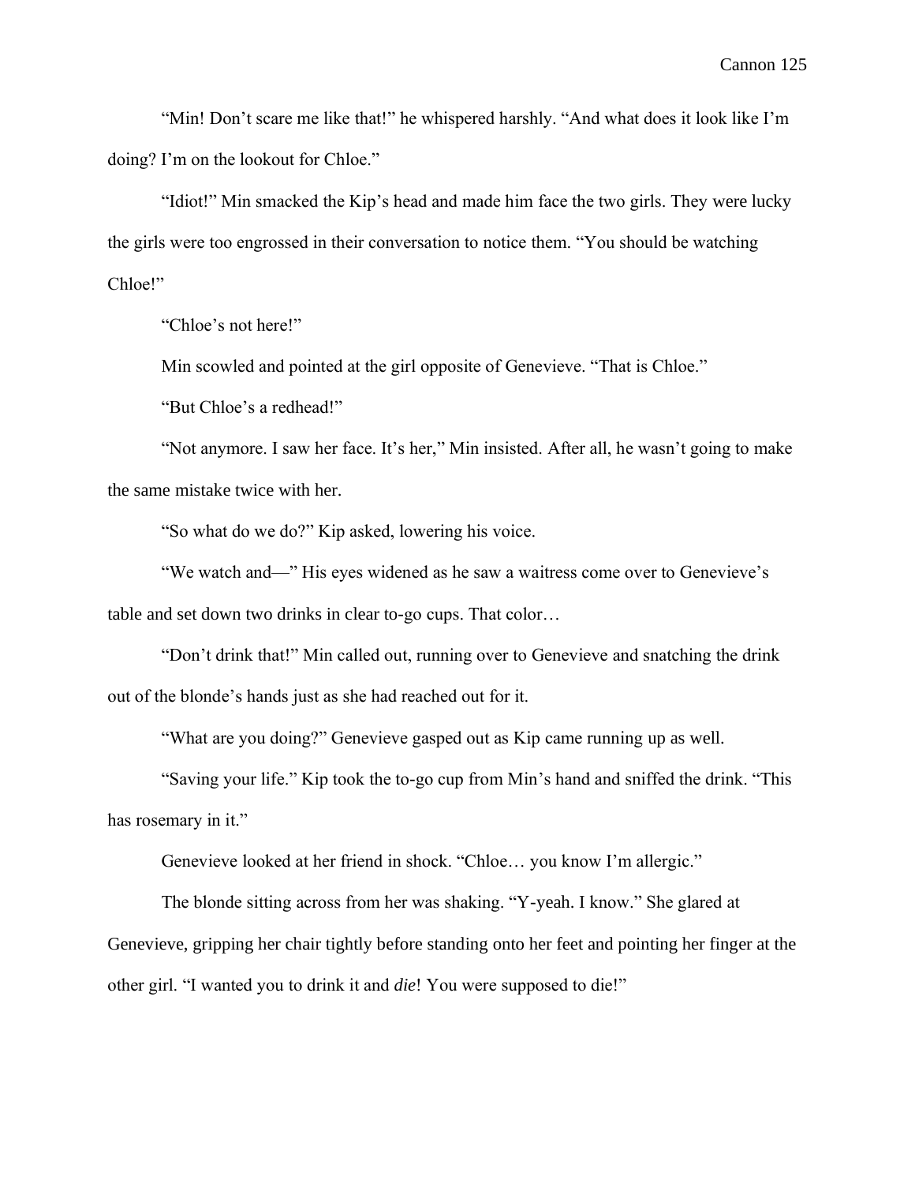"Min! Don't scare me like that!" he whispered harshly. "And what does it look like I'm doing? I'm on the lookout for Chloe."

"Idiot!" Min smacked the Kip's head and made him face the two girls. They were lucky the girls were too engrossed in their conversation to notice them. "You should be watching Chloe!"

"Chloe's not here!"

Min scowled and pointed at the girl opposite of Genevieve. "That is Chloe."

"But Chloe's a redhead!"

"Not anymore. I saw her face. It's her," Min insisted. After all, he wasn't going to make the same mistake twice with her.

"So what do we do?" Kip asked, lowering his voice.

"We watch and—" His eyes widened as he saw a waitress come over to Genevieve's table and set down two drinks in clear to-go cups. That color…

"Don't drink that!" Min called out, running over to Genevieve and snatching the drink out of the blonde's hands just as she had reached out for it.

"What are you doing?" Genevieve gasped out as Kip came running up as well.

"Saving your life." Kip took the to-go cup from Min's hand and sniffed the drink. "This has rosemary in it."

Genevieve looked at her friend in shock. "Chloe… you know I'm allergic."

The blonde sitting across from her was shaking. "Y-yeah. I know." She glared at Genevieve, gripping her chair tightly before standing onto her feet and pointing her finger at the other girl. "I wanted you to drink it and *die*! You were supposed to die!"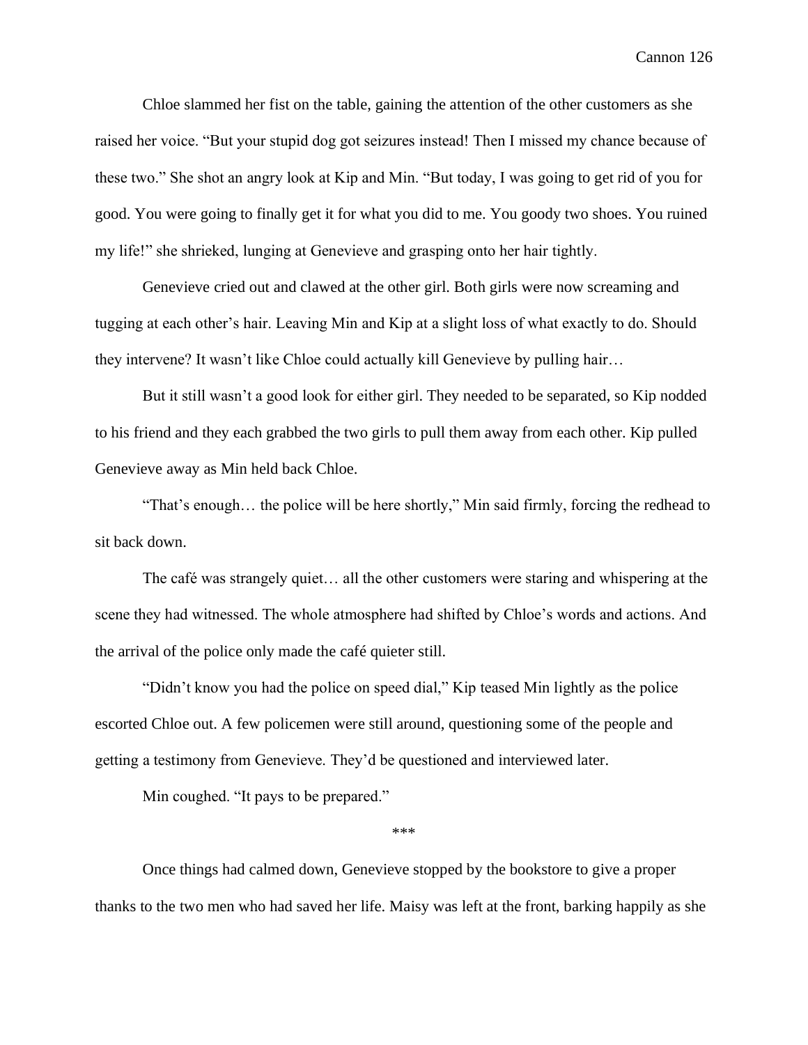Chloe slammed her fist on the table, gaining the attention of the other customers as she raised her voice. "But your stupid dog got seizures instead! Then I missed my chance because of these two." She shot an angry look at Kip and Min. "But today, I was going to get rid of you for good. You were going to finally get it for what you did to me. You goody two shoes. You ruined my life!" she shrieked, lunging at Genevieve and grasping onto her hair tightly.

Genevieve cried out and clawed at the other girl. Both girls were now screaming and tugging at each other's hair. Leaving Min and Kip at a slight loss of what exactly to do. Should they intervene? It wasn't like Chloe could actually kill Genevieve by pulling hair…

But it still wasn't a good look for either girl. They needed to be separated, so Kip nodded to his friend and they each grabbed the two girls to pull them away from each other. Kip pulled Genevieve away as Min held back Chloe.

"That's enough… the police will be here shortly," Min said firmly, forcing the redhead to sit back down.

The café was strangely quiet… all the other customers were staring and whispering at the scene they had witnessed. The whole atmosphere had shifted by Chloe's words and actions. And the arrival of the police only made the café quieter still.

"Didn't know you had the police on speed dial," Kip teased Min lightly as the police escorted Chloe out. A few policemen were still around, questioning some of the people and getting a testimony from Genevieve. They'd be questioned and interviewed later.

Min coughed. "It pays to be prepared."

***

Once things had calmed down, Genevieve stopped by the bookstore to give a proper thanks to the two men who had saved her life. Maisy was left at the front, barking happily as she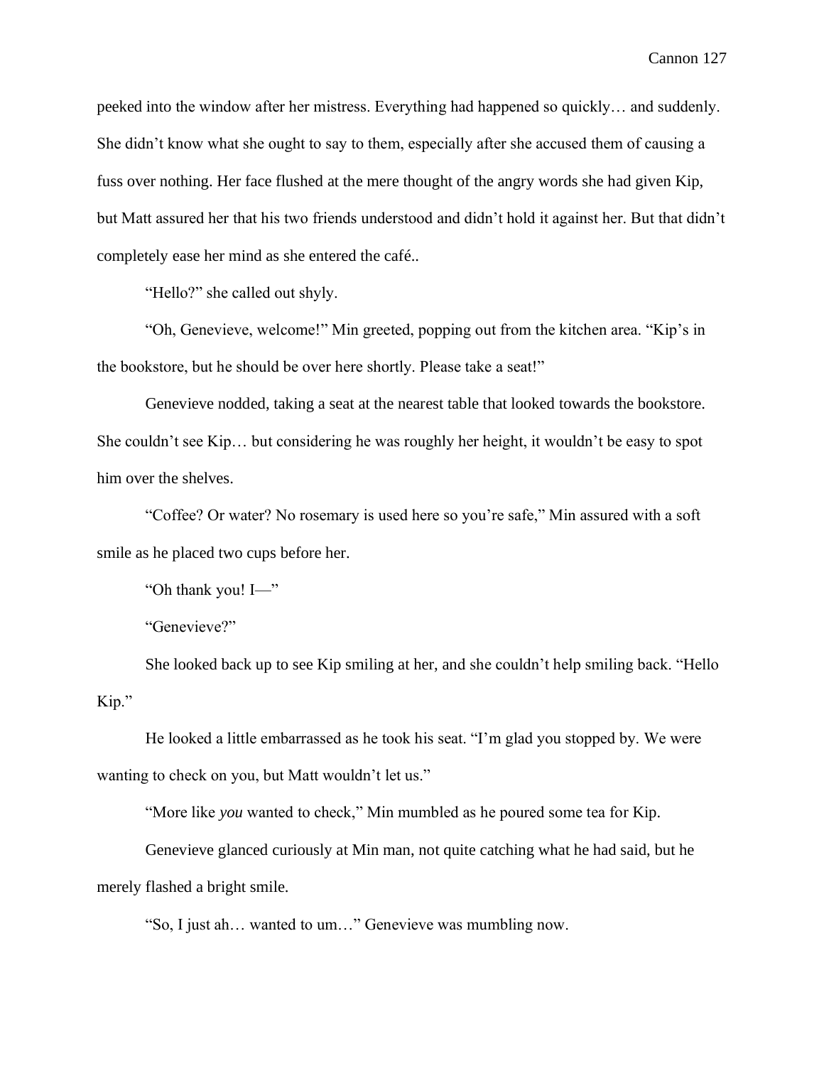peeked into the window after her mistress. Everything had happened so quickly… and suddenly. She didn't know what she ought to say to them, especially after she accused them of causing a fuss over nothing. Her face flushed at the mere thought of the angry words she had given Kip, but Matt assured her that his two friends understood and didn't hold it against her. But that didn't completely ease her mind as she entered the café..

"Hello?" she called out shyly.

"Oh, Genevieve, welcome!" Min greeted, popping out from the kitchen area. "Kip's in the bookstore, but he should be over here shortly. Please take a seat!"

Genevieve nodded, taking a seat at the nearest table that looked towards the bookstore. She couldn't see Kip… but considering he was roughly her height, it wouldn't be easy to spot him over the shelves.

"Coffee? Or water? No rosemary is used here so you're safe," Min assured with a soft smile as he placed two cups before her.

"Oh thank you! I—"

"Genevieve?"

She looked back up to see Kip smiling at her, and she couldn't help smiling back. "Hello Kip."

He looked a little embarrassed as he took his seat. "I'm glad you stopped by. We were wanting to check on you, but Matt wouldn't let us."

"More like *you* wanted to check," Min mumbled as he poured some tea for Kip.

Genevieve glanced curiously at Min man, not quite catching what he had said, but he merely flashed a bright smile.

"So, I just ah… wanted to um…" Genevieve was mumbling now.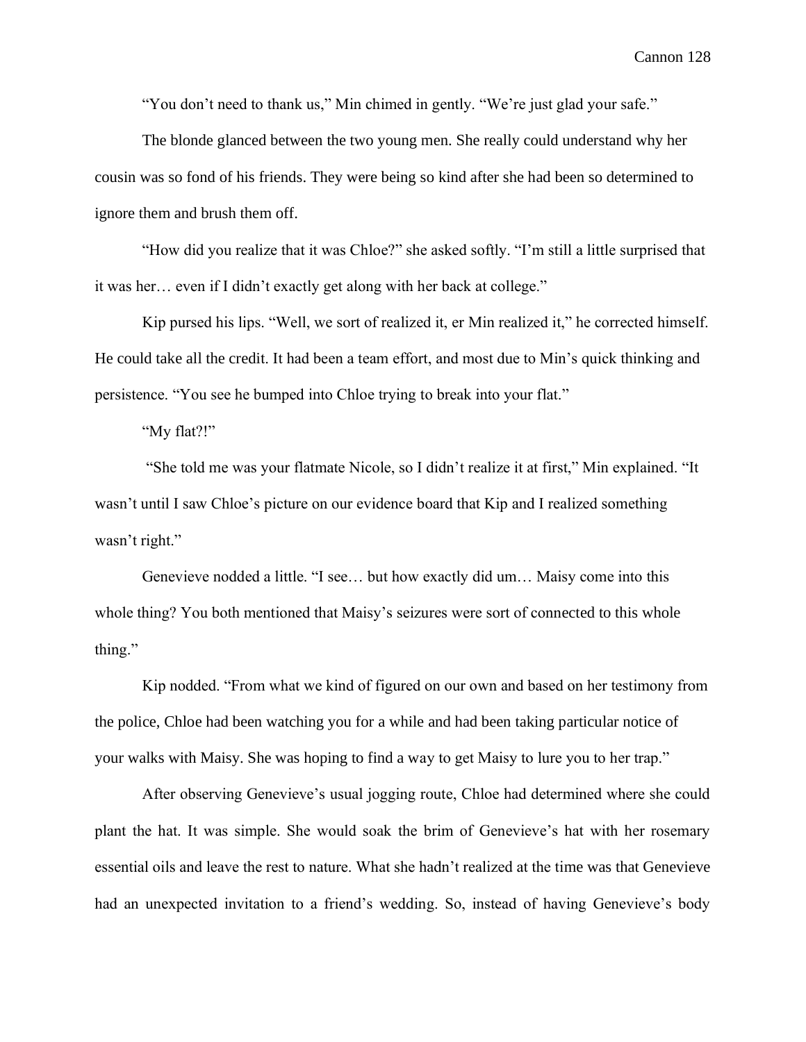"You don't need to thank us," Min chimed in gently. "We're just glad your safe."

The blonde glanced between the two young men. She really could understand why her cousin was so fond of his friends. They were being so kind after she had been so determined to ignore them and brush them off.

"How did you realize that it was Chloe?" she asked softly. "I'm still a little surprised that it was her… even if I didn't exactly get along with her back at college."

Kip pursed his lips. "Well, we sort of realized it, er Min realized it," he corrected himself. He could take all the credit. It had been a team effort, and most due to Min's quick thinking and persistence. "You see he bumped into Chloe trying to break into your flat."

"My flat?!"

"She told me was your flatmate Nicole, so I didn't realize it at first," Min explained. "It wasn't until I saw Chloe's picture on our evidence board that Kip and I realized something wasn't right."

Genevieve nodded a little. "I see… but how exactly did um… Maisy come into this whole thing? You both mentioned that Maisy's seizures were sort of connected to this whole thing."

Kip nodded. "From what we kind of figured on our own and based on her testimony from the police, Chloe had been watching you for a while and had been taking particular notice of your walks with Maisy. She was hoping to find a way to get Maisy to lure you to her trap."

After observing Genevieve's usual jogging route, Chloe had determined where she could plant the hat. It was simple. She would soak the brim of Genevieve's hat with her rosemary essential oils and leave the rest to nature. What she hadn't realized at the time was that Genevieve had an unexpected invitation to a friend's wedding. So, instead of having Genevieve's body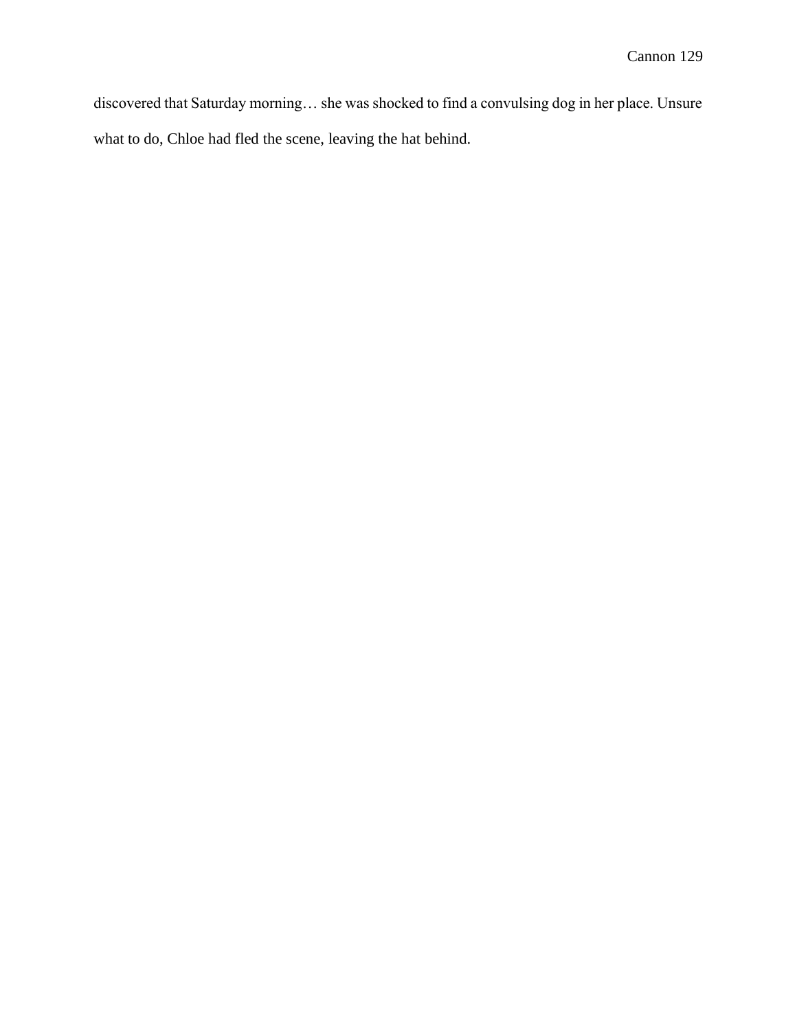discovered that Saturday morning… she was shocked to find a convulsing dog in her place. Unsure what to do, Chloe had fled the scene, leaving the hat behind.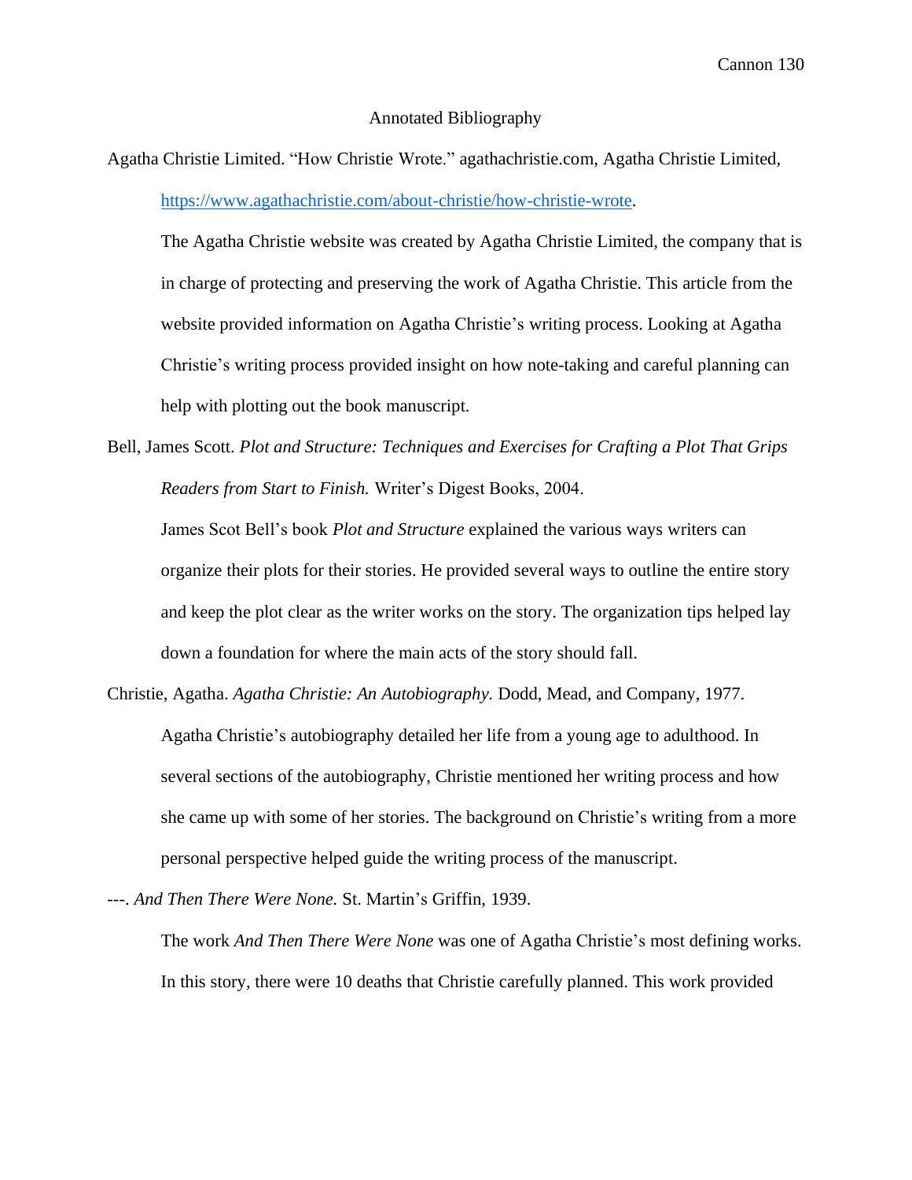# Annotated Bibliography

Agatha Christie Limited. "How Christie Wrote." agathachristie.com, Agatha Christie Limited, https://www.agathachristie.com/about-christie/how-christie-wrote.

The Agatha Christie website was created by Agatha Christie Limited, the company that is in charge of protecting and preserving the work of Agatha Christie. This article from the website provided information on Agatha Christie's writing process. Looking at Agatha Christie's writing process provided insight on how note-taking and careful planning can help with plotting out the book manuscript.

Bell, James Scott. *Plot and Structure: Techniques and Exercises for Crafting a Plot That Grips Readers from Start to Finish.* Writer's Digest Books, 2004.

James Scot Bell's book *Plot and Structure* explained the various ways writers can organize their plots for their stories. He provided several ways to outline the entire story and keep the plot clear as the writer works on the story. The organization tips helped lay down a foundation for where the main acts of the story should fall.

Christie, Agatha. *Agatha Christie: An Autobiography.* Dodd, Mead, and Company, 1977.

Agatha Christie's autobiography detailed her life from a young age to adulthood. In several sections of the autobiography, Christie mentioned her writing process and how she came up with some of her stories. The background on Christie's writing from a more personal perspective helped guide the writing process of the manuscript.

---. *And Then There Were None.* St. Martin's Griffin, 1939.

The work *And Then There Were None* was one of Agatha Christie's most defining works. In this story, there were 10 deaths that Christie carefully planned. This work provided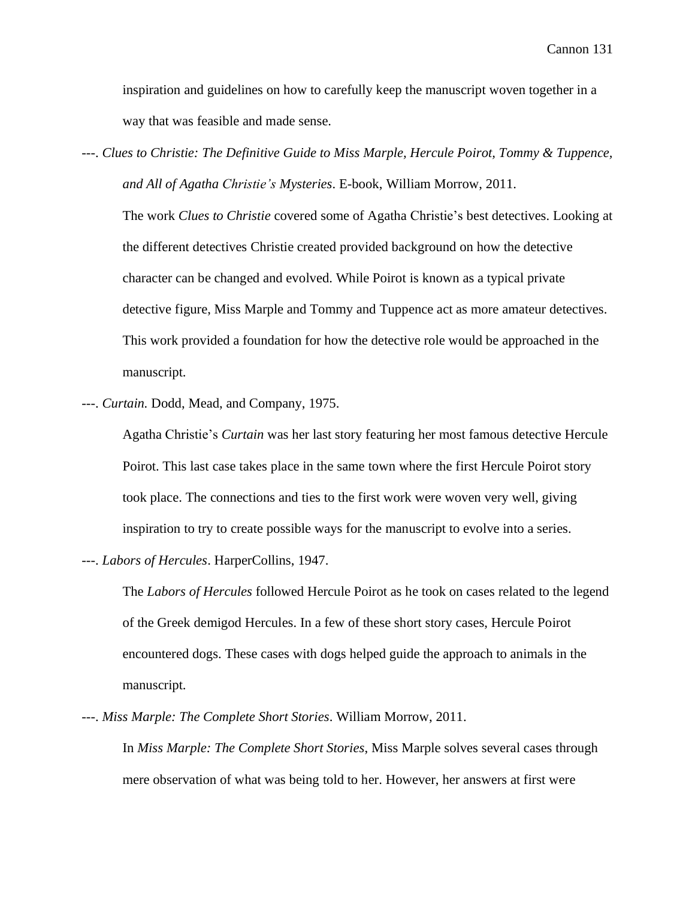inspiration and guidelines on how to carefully keep the manuscript woven together in a way that was feasible and made sense.

---. *Clues to Christie: The Definitive Guide to Miss Marple, Hercule Poirot, Tommy & Tuppence, and All of Agatha Christie's Mysteries*. E-book, William Morrow, 2011.

The work *Clues to Christie* covered some of Agatha Christie's best detectives. Looking at the different detectives Christie created provided background on how the detective character can be changed and evolved. While Poirot is known as a typical private detective figure, Miss Marple and Tommy and Tuppence act as more amateur detectives. This work provided a foundation for how the detective role would be approached in the manuscript.

---. *Curtain.* Dodd, Mead, and Company, 1975.

Agatha Christie's *Curtain* was her last story featuring her most famous detective Hercule Poirot. This last case takes place in the same town where the first Hercule Poirot story took place. The connections and ties to the first work were woven very well, giving inspiration to try to create possible ways for the manuscript to evolve into a series.

---. *Labors of Hercules*. HarperCollins, 1947.

The *Labors of Hercules* followed Hercule Poirot as he took on cases related to the legend of the Greek demigod Hercules. In a few of these short story cases, Hercule Poirot encountered dogs. These cases with dogs helped guide the approach to animals in the manuscript.

---. *Miss Marple: The Complete Short Stories*. William Morrow, 2011.

In *Miss Marple: The Complete Short Stories*, Miss Marple solves several cases through mere observation of what was being told to her. However, her answers at first were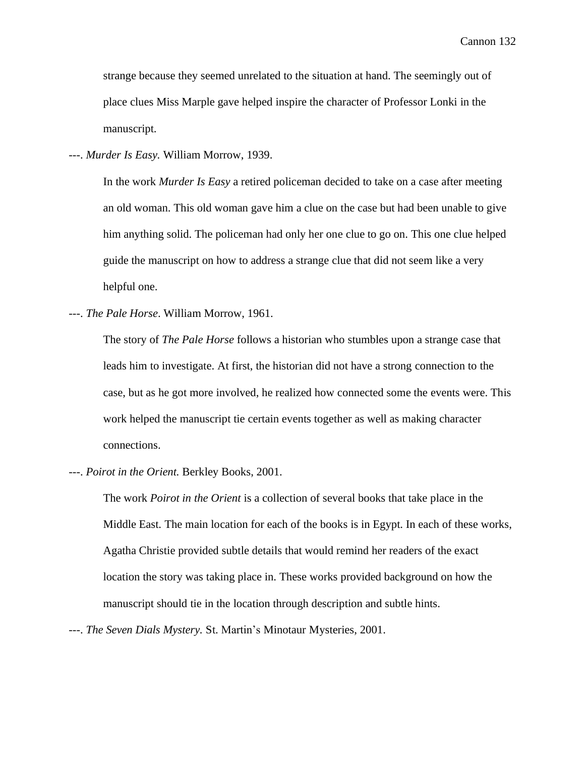strange because they seemed unrelated to the situation at hand. The seemingly out of place clues Miss Marple gave helped inspire the character of Professor Lonki in the manuscript.

---. *Murder Is Easy.* William Morrow, 1939.

In the work *Murder Is Easy* a retired policeman decided to take on a case after meeting an old woman. This old woman gave him a clue on the case but had been unable to give him anything solid. The policeman had only her one clue to go on. This one clue helped guide the manuscript on how to address a strange clue that did not seem like a very helpful one.

---. *The Pale Horse*. William Morrow, 1961.

The story of *The Pale Horse* follows a historian who stumbles upon a strange case that leads him to investigate. At first, the historian did not have a strong connection to the case, but as he got more involved, he realized how connected some the events were. This work helped the manuscript tie certain events together as well as making character connections.

---. *Poirot in the Orient.* Berkley Books, 2001.

The work *Poirot in the Orient* is a collection of several books that take place in the Middle East. The main location for each of the books is in Egypt. In each of these works, Agatha Christie provided subtle details that would remind her readers of the exact location the story was taking place in. These works provided background on how the manuscript should tie in the location through description and subtle hints.

---. *The Seven Dials Mystery.* St. Martin's Minotaur Mysteries, 2001.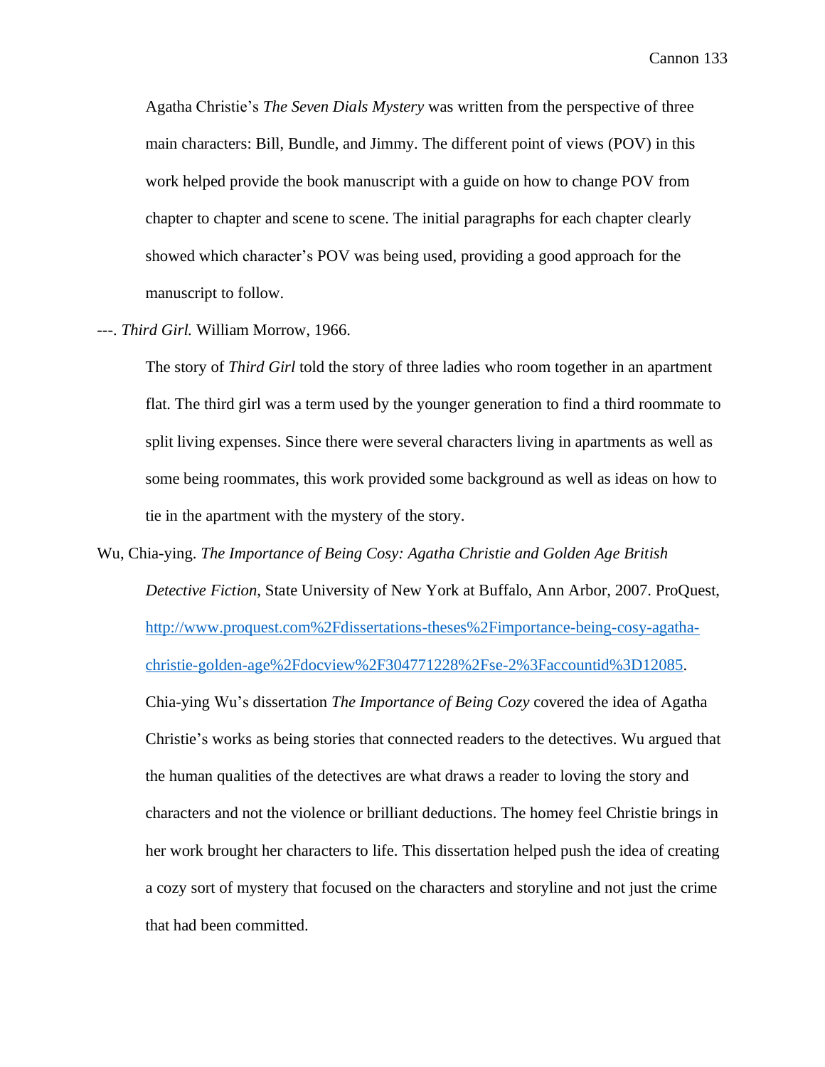Agatha Christie's *The Seven Dials Mystery* was written from the perspective of three main characters: Bill, Bundle, and Jimmy. The different point of views (POV) in this work helped provide the book manuscript with a guide on how to change POV from chapter to chapter and scene to scene. The initial paragraphs for each chapter clearly showed which character's POV was being used, providing a good approach for the manuscript to follow.

---. *Third Girl.* William Morrow, 1966.

The story of *Third Girl* told the story of three ladies who room together in an apartment flat. The third girl was a term used by the younger generation to find a third roommate to split living expenses. Since there were several characters living in apartments as well as some being roommates, this work provided some background as well as ideas on how to tie in the apartment with the mystery of the story.

Wu, Chia-ying. *The Importance of Being Cosy: Agatha Christie and Golden Age British Detective Fiction,* State University of New York at Buffalo, Ann Arbor, 2007. ProQuest, http://www.proquest.com%2Fdissertations-theses%2Fimportance-being-cosy-agatha-christie-golden-age%2Fdocview%2F304771228%2Fse-2%3Faccountid%3D12085.

Chia-ying Wu's dissertation *The Importance of Being Cozy* covered the idea of Agatha Christie's works as being stories that connected readers to the detectives. Wu argued that the human qualities of the detectives are what draws a reader to loving the story and characters and not the violence or brilliant deductions. The homey feel Christie brings in her work brought her characters to life. This dissertation helped push the idea of creating a cozy sort of mystery that focused on the characters and storyline and not just the crime that had been committed.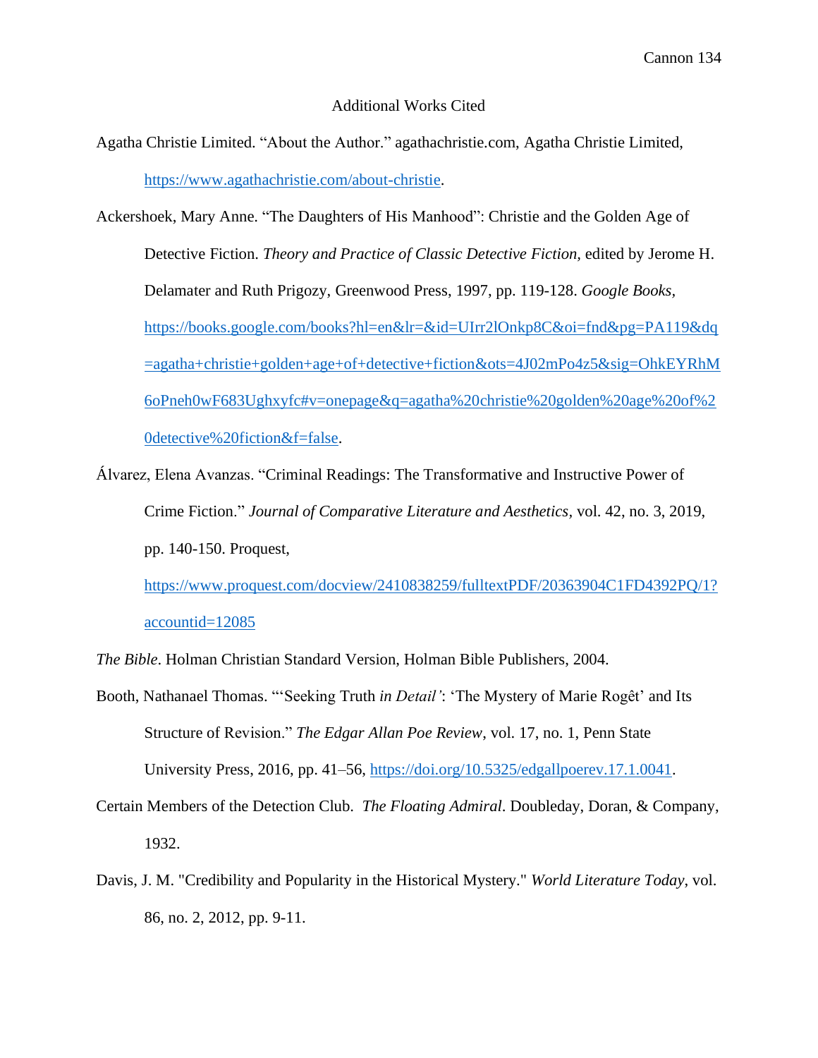## Additional Works Cited

Agatha Christie Limited. "About the Author." agathachristie.com, Agatha Christie Limited, https://www.agathachristie.com/about-christie.

Ackershoek, Mary Anne. "The Daughters of His Manhood": Christie and the Golden Age of Detective Fiction. *Theory and Practice of Classic Detective Fiction,* edited by Jerome H. Delamater and Ruth Prigozy, Greenwood Press, 1997, pp. 119-128. *Google Books,* https://books.google.com/books?hl=en&lr=&id=UIrr2lOnkp8C&oi=fnd&pg=PA119&dq=agatha+christie+golden+age+of+detective+fiction&ots=4J02mPo4z5&sig=OhkEYRhM6oPneh0wF683Ughxyfc#v=onepage&q=agatha%20christie%20golden%20age%20of%20detective%20fiction&f=false.

Álvarez, Elena Avanzas. "Criminal Readings: The Transformative and Instructive Power of Crime Fiction." *Journal of Comparative Literature and Aesthetics*, vol. 42, no. 3, 2019, pp. 140-150. Proquest, https://www.proquest.com/docview/2410838259/fulltextPDF/20363904C1FD4392PQ/1?accountid=12085

*The Bible*. Holman Christian Standard Version, Holman Bible Publishers, 2004.

Booth, Nathanael Thomas. "'Seeking Truth *in Detail'*: 'The Mystery of Marie Rogêt' and Its Structure of Revision." *The Edgar Allan Poe Review*, vol. 17, no. 1, Penn State University Press, 2016, pp. 41–56, https://doi.org/10.5325/edgallpoerev.17.1.0041.

Certain Members of the Detection Club. *The Floating Admiral*. Doubleday, Doran, & Company, 1932.

Davis, J. M. "Credibility and Popularity in the Historical Mystery." *World Literature Today*, vol. 86, no. 2, 2012, pp. 9-11.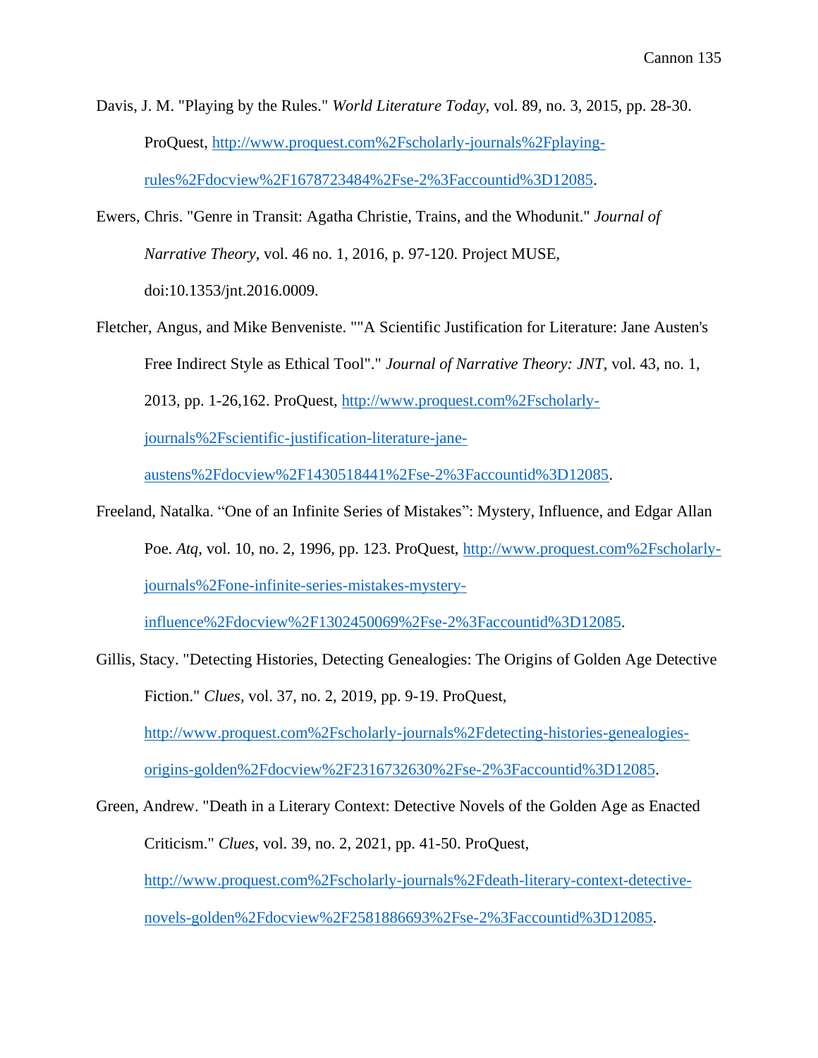Davis, J. M. "Playing by the Rules." *World Literature Today*, vol. 89, no. 3, 2015, pp. 28-30. ProQuest, http://www.proquest.com%2Fscholarly-journals%2Fplaying-rules%2Fdocview%2F1678723484%2Fse-2%3Faccountid%3D12085.

Ewers, Chris. "Genre in Transit: Agatha Christie, Trains, and the Whodunit." *Journal of Narrative Theory*, vol. 46 no. 1, 2016, p. 97-120. Project MUSE, doi:10.1353/jnt.2016.0009.

Fletcher, Angus, and Mike Benveniste. ""A Scientific Justification for Literature: Jane Austen's Free Indirect Style as Ethical Tool"." *Journal of Narrative Theory: JNT*, vol. 43, no. 1, 2013, pp. 1-26,162. ProQuest, http://www.proquest.com%2Fscholarly-journals%2Fscientific-justification-literature-jane-austens%2Fdocview%2F1430518441%2Fse-2%3Faccountid%3D12085.

Freeland, Natalka. "One of an Infinite Series of Mistakes": Mystery, Influence, and Edgar Allan Poe. *Atq*, vol. 10, no. 2, 1996, pp. 123. ProQuest, http://www.proquest.com%2Fscholarly-journals%2Fone-infinite-series-mistakes-mystery-influence%2Fdocview%2F1302450069%2Fse-2%3Faccountid%3D12085.

Gillis, Stacy. "Detecting Histories, Detecting Genealogies: The Origins of Golden Age Detective Fiction." *Clues*, vol. 37, no. 2, 2019, pp. 9-19. ProQuest, http://www.proquest.com%2Fscholarly-journals%2Fdetecting-histories-genealogies-origins-golden%2Fdocview%2F2316732630%2Fse-2%3Faccountid%3D12085.

Green, Andrew. "Death in a Literary Context: Detective Novels of the Golden Age as Enacted Criticism." *Clues*, vol. 39, no. 2, 2021, pp. 41-50. ProQuest, http://www.proquest.com%2Fscholarly-journals%2Fdeath-literary-context-detective-novels-golden%2Fdocview%2F2581886693%2Fse-2%3Faccountid%3D12085.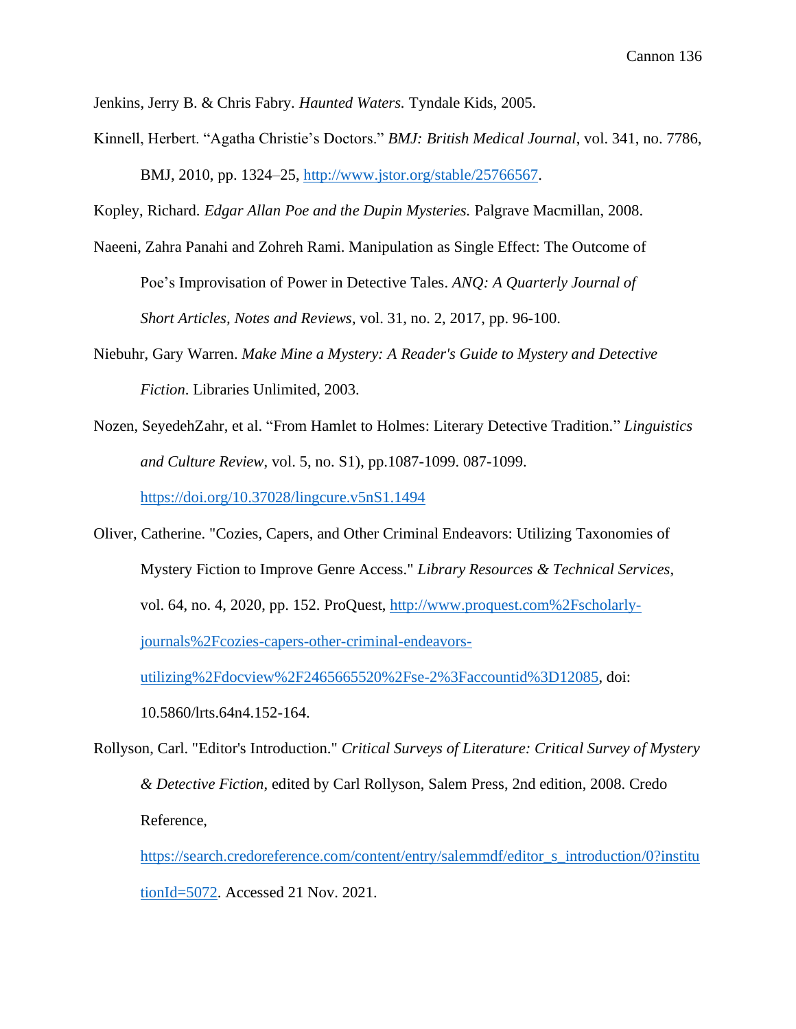Jenkins, Jerry B. & Chris Fabry. *Haunted Waters.* Tyndale Kids, 2005.

Kinnell, Herbert. "Agatha Christie's Doctors." *BMJ: British Medical Journal*, vol. 341, no. 7786, BMJ, 2010, pp. 1324–25, http://www.jstor.org/stable/25766567.

Kopley, Richard. *Edgar Allan Poe and the Dupin Mysteries.* Palgrave Macmillan, 2008.

Naeeni, Zahra Panahi and Zohreh Rami. Manipulation as Single Effect: The Outcome of Poe's Improvisation of Power in Detective Tales. *ANQ: A Quarterly Journal of Short Articles, Notes and Reviews*, vol. 31, no. 2, 2017, pp. 96-100.

Niebuhr, Gary Warren. *Make Mine a Mystery: A Reader's Guide to Mystery and Detective Fiction*. Libraries Unlimited, 2003.

Nozen, SeyedehZahr, et al. "From Hamlet to Holmes: Literary Detective Tradition." *Linguistics and Culture Review*, vol. 5, no. S1), pp.1087-1099. 087-1099. https://doi.org/10.37028/lingcure.v5nS1.1494

Oliver, Catherine. "Cozies, Capers, and Other Criminal Endeavors: Utilizing Taxonomies of Mystery Fiction to Improve Genre Access." *Library Resources & Technical Services*, vol. 64, no. 4, 2020, pp. 152. ProQuest, http://www.proquest.com%2Fscholarly-journals%2Fcozies-capers-other-criminal-endeavors-utilizing%2Fdocview%2F2465665520%2Fse-2%3Faccountid%3D12085, doi: 10.5860/lrts.64n4.152-164.

Rollyson, Carl. "Editor's Introduction." *Critical Surveys of Literature: Critical Survey of Mystery & Detective Fiction*, edited by Carl Rollyson, Salem Press, 2nd edition, 2008. Credo Reference, https://search.credoreference.com/content/entry/salemmdf/editor_s_introduction/0?institutionId=5072. Accessed 21 Nov. 2021.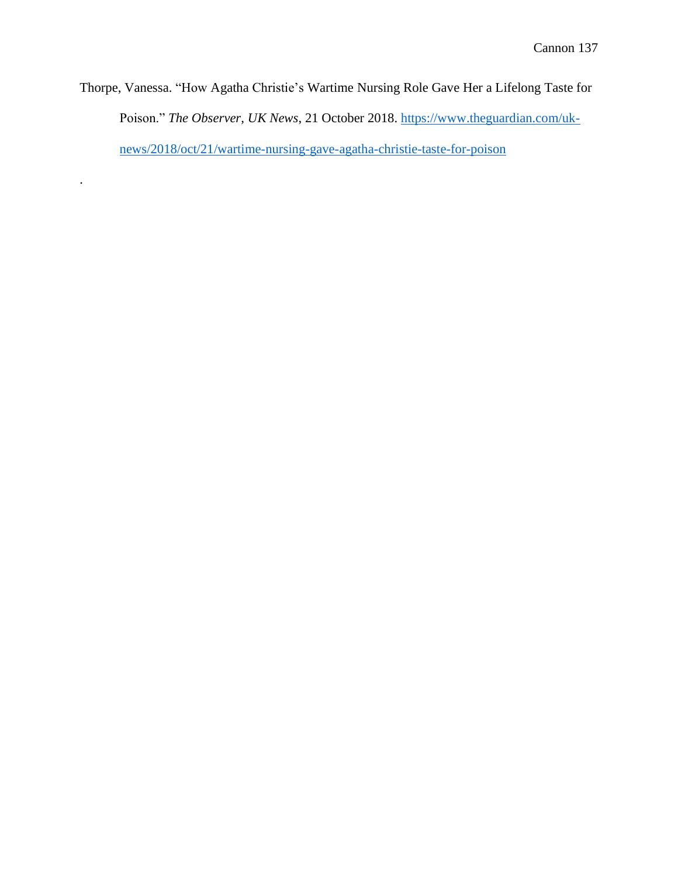Thorpe, Vanessa. "How Agatha Christie's Wartime Nursing Role Gave Her a Lifelong Taste for Poison." *The Observer*, *UK News*, 21 October 2018. https://www.theguardian.com/uk-news/2018/oct/21/wartime-nursing-gave-agatha-christie-taste-for-poison

.